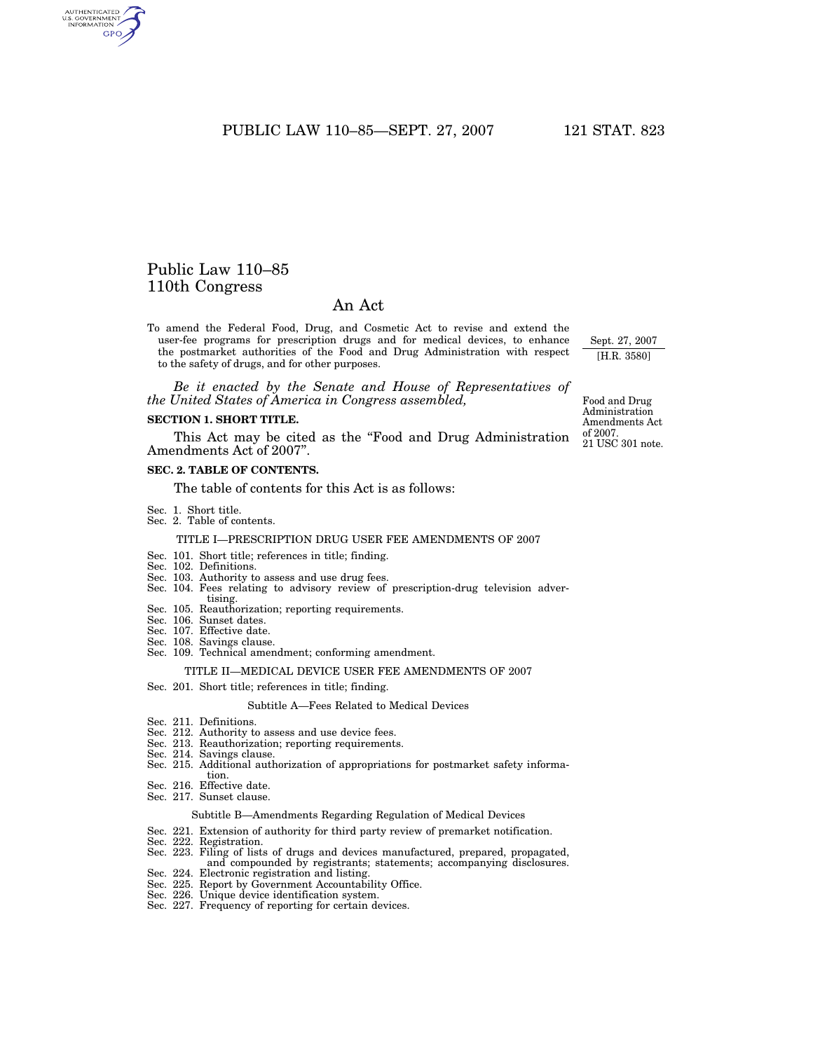# Public Law 110–85
## 110th Congress

## An Act

To amend the Federal Food, Drug, and Cosmetic Act to revise and extend the user-fee programs for prescription drugs and for medical devices, to enhance the postmarket authorities of the Food and Drug Administration with respect to the safety of drugs, and for other purposes.

Sept. 27, 2007

[H.R. 3580]

*Be it enacted by the Senate and House of Representatives of the United States of America in Congress assembled,*

Food and Drug Administration Amendments Act of 2007.
21 USC 301 note.

**SECTION 1. SHORT TITLE.**

This Act may be cited as the "Food and Drug Administration Amendments Act of 2007".

**SEC. 2. TABLE OF CONTENTS.**

The table of contents for this Act is as follows:

Sec. 1. Short title.
Sec. 2. Table of contents.

TITLE I—PRESCRIPTION DRUG USER FEE AMENDMENTS OF 2007

Sec. 101. Short title; references in title; finding.
Sec. 102. Definitions.
Sec. 103. Authority to assess and use drug fees.
Sec. 104. Fees relating to advisory review of prescription-drug television advertising.
Sec. 105. Reauthorization; reporting requirements.
Sec. 106. Sunset dates.
Sec. 107. Effective date.
Sec. 108. Savings clause.
Sec. 109. Technical amendment; conforming amendment.

TITLE II—MEDICAL DEVICE USER FEE AMENDMENTS OF 2007

Sec. 201. Short title; references in title; finding.

Subtitle A—Fees Related to Medical Devices

Sec. 211. Definitions.
Sec. 212. Authority to assess and use device fees.
Sec. 213. Reauthorization; reporting requirements.
Sec. 214. Savings clause.
Sec. 215. Additional authorization of appropriations for postmarket safety information.
Sec. 216. Effective date.
Sec. 217. Sunset clause.

Subtitle B—Amendments Regarding Regulation of Medical Devices

Sec. 221. Extension of authority for third party review of premarket notification.
Sec. 222. Registration.
Sec. 223. Filing of lists of drugs and devices manufactured, prepared, propagated, and compounded by registrants; statements; accompanying disclosures.
Sec. 224. Electronic registration and listing.
Sec. 225. Report by Government Accountability Office.
Sec. 226. Unique device identification system.
Sec. 227. Frequency of reporting for certain devices.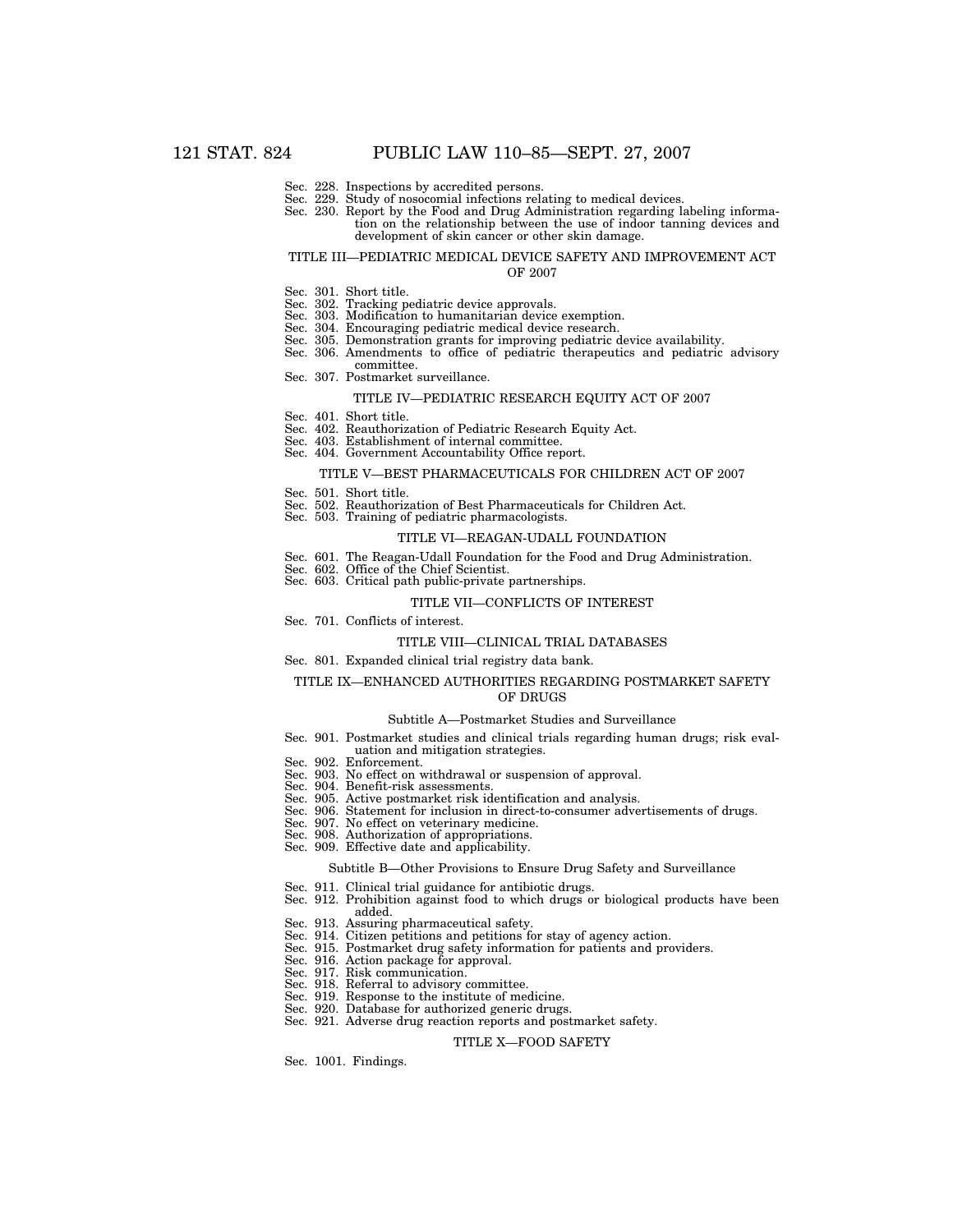Sec. 228. Inspections by accredited persons.
Sec. 229. Study of nosocomial infections relating to medical devices.
Sec. 230. Report by the Food and Drug Administration regarding labeling information on the relationship between the use of indoor tanning devices and development of skin cancer or other skin damage.

### TITLE III—PEDIATRIC MEDICAL DEVICE SAFETY AND IMPROVEMENT ACT OF 2007

Sec. 301. Short title.
Sec. 302. Tracking pediatric device approvals.
Sec. 303. Modification to humanitarian device exemption.
Sec. 304. Encouraging pediatric medical device research.
Sec. 305. Demonstration grants for improving pediatric device availability.
Sec. 306. Amendments to office of pediatric therapeutics and pediatric advisory committee.
Sec. 307. Postmarket surveillance.

### TITLE IV—PEDIATRIC RESEARCH EQUITY ACT OF 2007

Sec. 401. Short title.
Sec. 402. Reauthorization of Pediatric Research Equity Act.
Sec. 403. Establishment of internal committee.
Sec. 404. Government Accountability Office report.

### TITLE V—BEST PHARMACEUTICALS FOR CHILDREN ACT OF 2007

Sec. 501. Short title.
Sec. 502. Reauthorization of Best Pharmaceuticals for Children Act.
Sec. 503. Training of pediatric pharmacologists.

### TITLE VI—REAGAN-UDALL FOUNDATION

Sec. 601. The Reagan-Udall Foundation for the Food and Drug Administration.
Sec. 602. Office of the Chief Scientist.
Sec. 603. Critical path public-private partnerships.

### TITLE VII—CONFLICTS OF INTEREST

Sec. 701. Conflicts of interest.

### TITLE VIII—CLINICAL TRIAL DATABASES

Sec. 801. Expanded clinical trial registry data bank.

### TITLE IX—ENHANCED AUTHORITIES REGARDING POSTMARKET SAFETY OF DRUGS

#### Subtitle A—Postmarket Studies and Surveillance

Sec. 901. Postmarket studies and clinical trials regarding human drugs; risk evaluation and mitigation strategies.
Sec. 902. Enforcement.
Sec. 903. No effect on withdrawal or suspension of approval.
Sec. 904. Benefit-risk assessments.
Sec. 905. Active postmarket risk identification and analysis.
Sec. 906. Statement for inclusion in direct-to-consumer advertisements of drugs.
Sec. 907. No effect on veterinary medicine.
Sec. 908. Authorization of appropriations.
Sec. 909. Effective date and applicability.

#### Subtitle B—Other Provisions to Ensure Drug Safety and Surveillance

Sec. 911. Clinical trial guidance for antibiotic drugs.
Sec. 912. Prohibition against food to which drugs or biological products have been added.
Sec. 913. Assuring pharmaceutical safety.
Sec. 914. Citizen petitions and petitions for stay of agency action.
Sec. 915. Postmarket drug safety information for patients and providers.
Sec. 916. Action package for approval.
Sec. 917. Risk communication.
Sec. 918. Referral to advisory committee.
Sec. 919. Response to the institute of medicine.
Sec. 920. Database for authorized generic drugs.
Sec. 921. Adverse drug reaction reports and postmarket safety.

### TITLE X—FOOD SAFETY

Sec. 1001. Findings.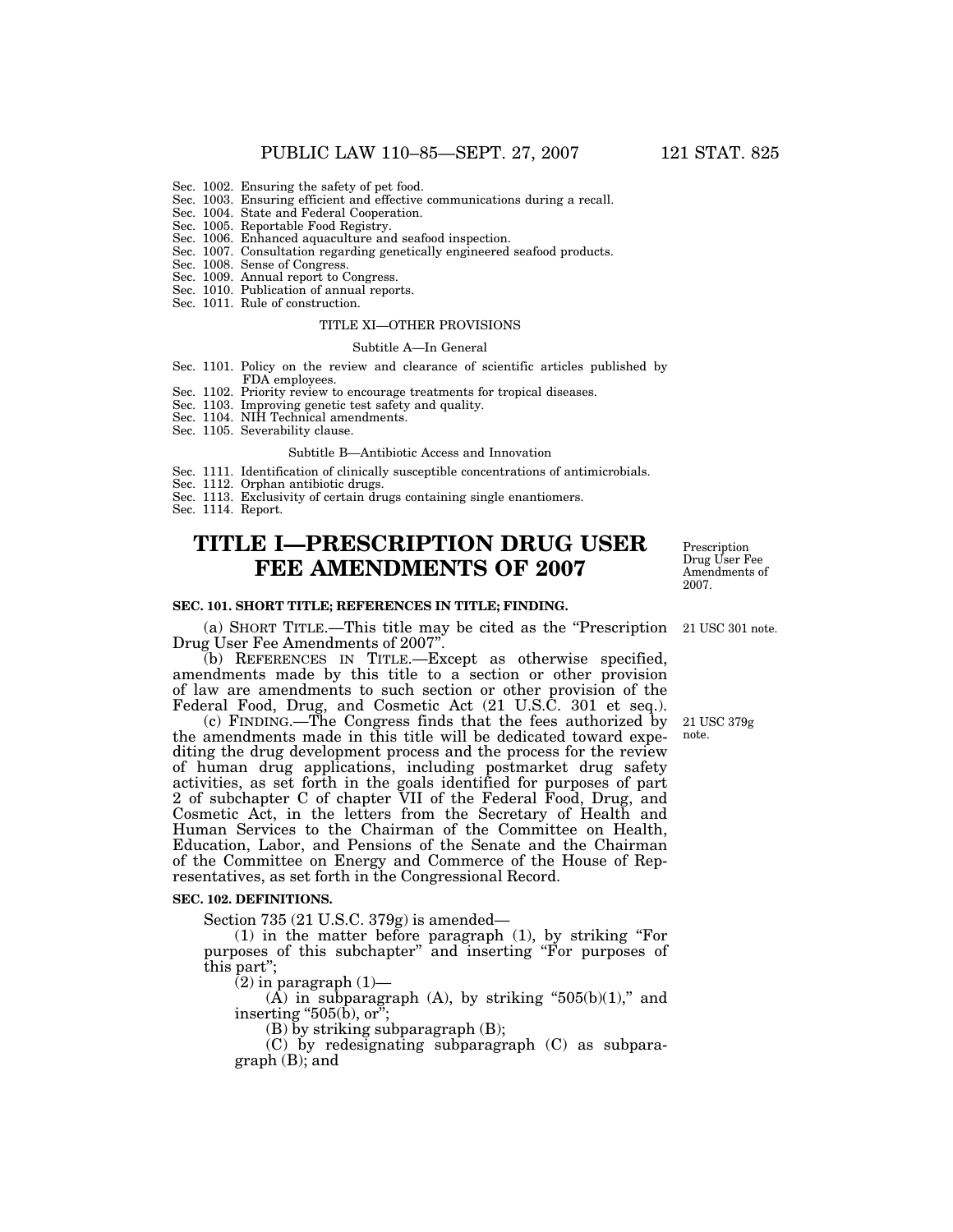Sec. 1002. Ensuring the safety of pet food.
Sec. 1003. Ensuring efficient and effective communications during a recall.
Sec. 1004. State and Federal Cooperation.
Sec. 1005. Reportable Food Registry.
Sec. 1006. Enhanced aquaculture and seafood inspection.
Sec. 1007. Consultation regarding genetically engineered seafood products.
Sec. 1008. Sense of Congress.
Sec. 1009. Annual report to Congress.
Sec. 1010. Publication of annual reports.
Sec. 1011. Rule of construction.

TITLE XI—OTHER PROVISIONS

Subtitle A—In General

Sec. 1101. Policy on the review and clearance of scientific articles published by FDA employees.
Sec. 1102. Priority review to encourage treatments for tropical diseases.
Sec. 1103. Improving genetic test safety and quality.
Sec. 1104. NIH Technical amendments.
Sec. 1105. Severability clause.

Subtitle B—Antibiotic Access and Innovation

Sec. 1111. Identification of clinically susceptible concentrations of antimicrobials.
Sec. 1112. Orphan antibiotic drugs.
Sec. 1113. Exclusivity of certain drugs containing single enantiomers.
Sec. 1114. Report.

# TITLE I—PRESCRIPTION DRUG USER FEE AMENDMENTS OF 2007

Prescription Drug User Fee Amendments of 2007.

**SEC. 101. SHORT TITLE; REFERENCES IN TITLE; FINDING.**

21 USC 301 note.

(a) SHORT TITLE.—This title may be cited as the "Prescription Drug User Fee Amendments of 2007".

(b) REFERENCES IN TITLE.—Except as otherwise specified, amendments made by this title to a section or other provision of law are amendments to such section or other provision of the Federal Food, Drug, and Cosmetic Act (21 U.S.C. 301 et seq.).

21 USC 379g note.

(c) FINDING.—The Congress finds that the fees authorized by the amendments made in this title will be dedicated toward expediting the drug development process and the process for the review of human drug applications, including postmarket drug safety activities, as set forth in the goals identified for purposes of part 2 of subchapter C of chapter VII of the Federal Food, Drug, and Cosmetic Act, in the letters from the Secretary of Health and Human Services to the Chairman of the Committee on Health, Education, Labor, and Pensions of the Senate and the Chairman of the Committee on Energy and Commerce of the House of Representatives, as set forth in the Congressional Record.

**SEC. 102. DEFINITIONS.**

Section 735 (21 U.S.C. 379g) is amended—

(1) in the matter before paragraph (1), by striking "For purposes of this subchapter" and inserting "For purposes of this part";

(2) in paragraph (1)—

(A) in subparagraph (A), by striking "505(b)(1)," and inserting "505(b), or";

(B) by striking subparagraph (B);

(C) by redesignating subparagraph (C) as subparagraph (B); and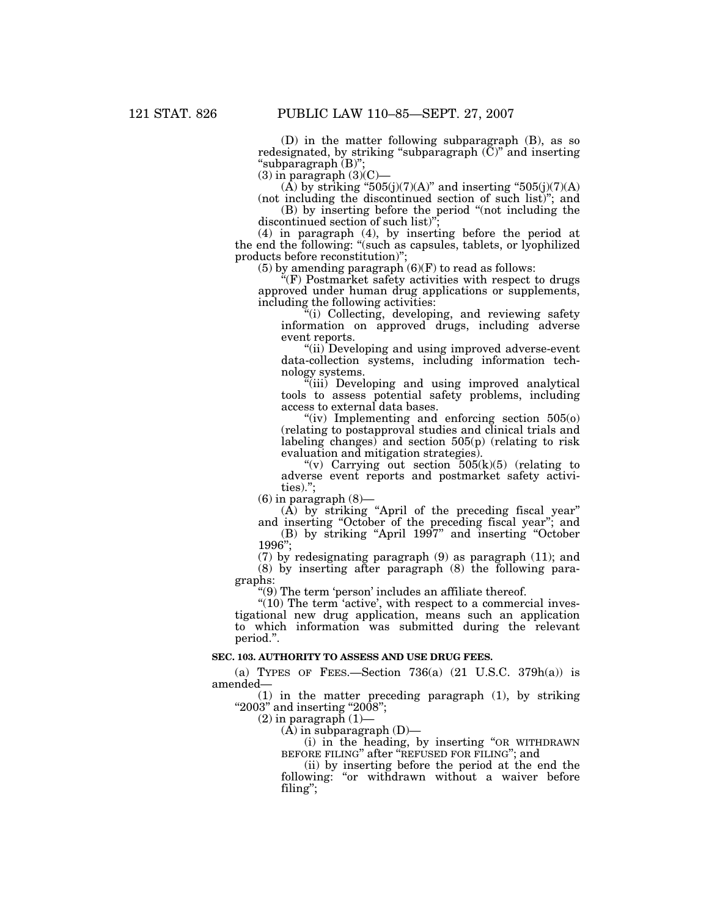(D) in the matter following subparagraph (B), as so redesignated, by striking "subparagraph (C)" and inserting "subparagraph (B)";

(3) in paragraph (3)(C)—

(A) by striking "505(j)(7)(A)" and inserting "505(j)(7)(A) (not including the discontinued section of such list)"; and

(B) by inserting before the period "(not including the discontinued section of such list)";

(4) in paragraph (4), by inserting before the period at the end the following: "(such as capsules, tablets, or lyophilized products before reconstitution)";

(5) by amending paragraph (6)(F) to read as follows:

"(F) Postmarket safety activities with respect to drugs approved under human drug applications or supplements, including the following activities:

"(i) Collecting, developing, and reviewing safety information on approved drugs, including adverse event reports.

"(ii) Developing and using improved adverse-event data-collection systems, including information technology systems.

"(iii) Developing and using improved analytical tools to assess potential safety problems, including access to external data bases.

"(iv) Implementing and enforcing section 505(o) (relating to postapproval studies and clinical trials and labeling changes) and section 505(p) (relating to risk evaluation and mitigation strategies).

"(v) Carrying out section 505(k)(5) (relating to adverse event reports and postmarket safety activities).";

(6) in paragraph (8)—

(A) by striking "April of the preceding fiscal year" and inserting "October of the preceding fiscal year"; and

(B) by striking "April 1997" and inserting "October 1996";

(7) by redesignating paragraph (9) as paragraph (11); and

(8) by inserting after paragraph (8) the following paragraphs:

"(9) The term 'person' includes an affiliate thereof.

"(10) The term 'active', with respect to a commercial investigational new drug application, means such an application to which information was submitted during the relevant period.".

**SEC. 103. AUTHORITY TO ASSESS AND USE DRUG FEES.**

(a) TYPES OF FEES.—Section 736(a) (21 U.S.C. 379h(a)) is amended—

(1) in the matter preceding paragraph (1), by striking "2003" and inserting "2008";

(2) in paragraph (1)—

(A) in subparagraph (D)—

(i) in the heading, by inserting "OR WITHDRAWN BEFORE FILING" after "REFUSED FOR FILING"; and

(ii) by inserting before the period at the end the following: "or withdrawn without a waiver before filing";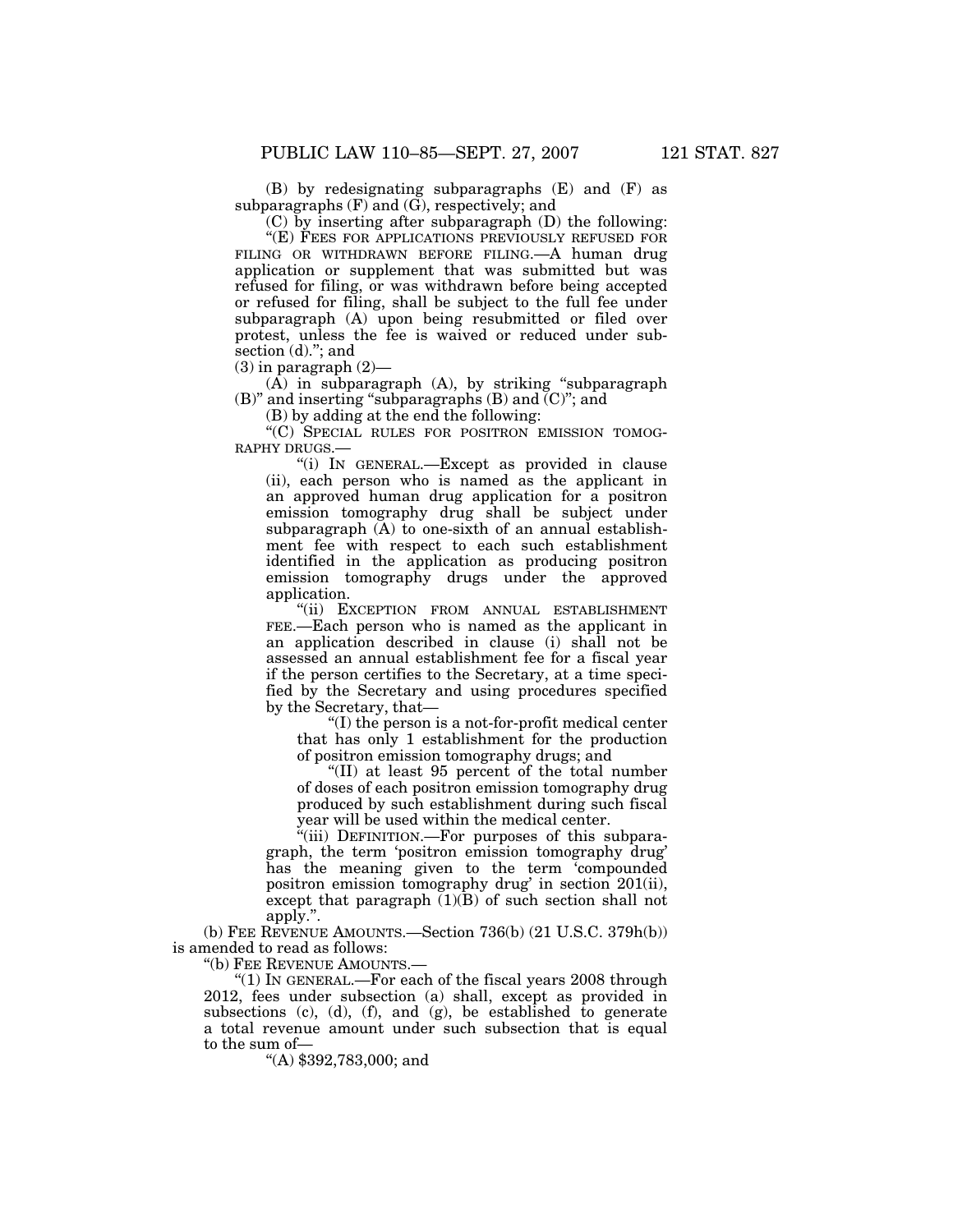(B) by redesignating subparagraphs (E) and (F) as subparagraphs (F) and (G), respectively; and

(C) by inserting after subparagraph (D) the following:

"(E) FEES FOR APPLICATIONS PREVIOUSLY REFUSED FOR FILING OR WITHDRAWN BEFORE FILING.—A human drug application or supplement that was submitted but was refused for filing, or was withdrawn before being accepted or refused for filing, shall be subject to the full fee under subparagraph (A) upon being resubmitted or filed over protest, unless the fee is waived or reduced under subsection (d)."; and

(3) in paragraph (2)—

(A) in subparagraph (A), by striking "subparagraph (B)" and inserting "subparagraphs (B) and (C)"; and

(B) by adding at the end the following:

"(C) SPECIAL RULES FOR POSITRON EMISSION TOMOGRAPHY DRUGS.—

"(i) IN GENERAL.—Except as provided in clause (ii), each person who is named as the applicant in an approved human drug application for a positron emission tomography drug shall be subject under subparagraph (A) to one-sixth of an annual establishment fee with respect to each such establishment identified in the application as producing positron emission tomography drugs under the approved application.

"(ii) EXCEPTION FROM ANNUAL ESTABLISHMENT FEE.—Each person who is named as the applicant in an application described in clause (i) shall not be assessed an annual establishment fee for a fiscal year if the person certifies to the Secretary, at a time specified by the Secretary and using procedures specified by the Secretary, that—

"(I) the person is a not-for-profit medical center that has only 1 establishment for the production of positron emission tomography drugs; and

"(II) at least 95 percent of the total number of doses of each positron emission tomography drug produced by such establishment during such fiscal year will be used within the medical center.

"(iii) DEFINITION.—For purposes of this subparagraph, the term 'positron emission tomography drug' has the meaning given to the term 'compounded positron emission tomography drug' in section 201(ii), except that paragraph (1)(B) of such section shall not apply.".

(b) FEE REVENUE AMOUNTS.—Section 736(b) (21 U.S.C. 379h(b)) is amended to read as follows:

"(b) FEE REVENUE AMOUNTS.—

"(1) IN GENERAL.—For each of the fiscal years 2008 through 2012, fees under subsection (a) shall, except as provided in subsections (c), (d), (f), and (g), be established to generate a total revenue amount under such subsection that is equal to the sum of—

"(A) $392,783,000; and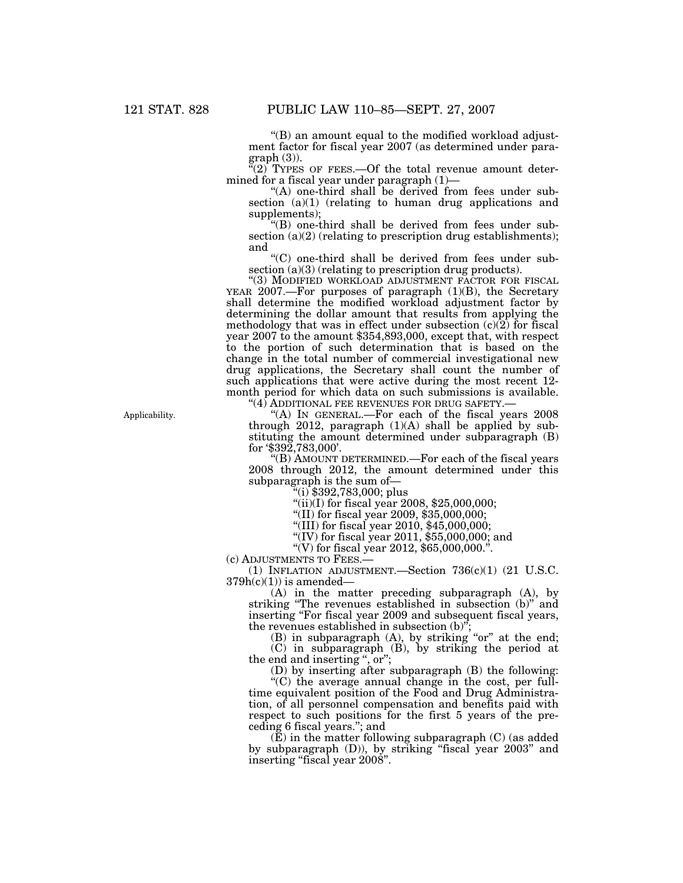"(B) an amount equal to the modified workload adjustment factor for fiscal year 2007 (as determined under paragraph (3)).

"(2) TYPES OF FEES.—Of the total revenue amount determined for a fiscal year under paragraph (1)—

"(A) one-third shall be derived from fees under subsection (a)(1) (relating to human drug applications and supplements);

"(B) one-third shall be derived from fees under subsection (a)(2) (relating to prescription drug establishments); and

"(C) one-third shall be derived from fees under subsection (a)(3) (relating to prescription drug products).

"(3) MODIFIED WORKLOAD ADJUSTMENT FACTOR FOR FISCAL YEAR 2007.—For purposes of paragraph (1)(B), the Secretary shall determine the modified workload adjustment factor by determining the dollar amount that results from applying the methodology that was in effect under subsection (c)(2) for fiscal year 2007 to the amount $354,893,000, except that, with respect to the portion of such determination that is based on the change in the total number of commercial investigational new drug applications, the Secretary shall count the number of such applications that were active during the most recent 12-month period for which data on such submissions is available.

"(4) ADDITIONAL FEE REVENUES FOR DRUG SAFETY.—

Applicability.

"(A) IN GENERAL.—For each of the fiscal years 2008 through 2012, paragraph (1)(A) shall be applied by substituting the amount determined under subparagraph (B) for '$392,783,000'.

"(B) AMOUNT DETERMINED.—For each of the fiscal years 2008 through 2012, the amount determined under this subparagraph is the sum of—

"(i) $392,783,000; plus

"(ii)(I) for fiscal year 2008, $25,000,000;

"(II) for fiscal year 2009, $35,000,000;

"(III) for fiscal year 2010, $45,000,000;

"(IV) for fiscal year 2011, $55,000,000; and

"(V) for fiscal year 2012, $65,000,000.".

(c) ADJUSTMENTS TO FEES.—

(1) INFLATION ADJUSTMENT.—Section 736(c)(1) (21 U.S.C. 379h(c)(1)) is amended—

(A) in the matter preceding subparagraph (A), by striking "The revenues established in subsection (b)" and inserting "For fiscal year 2009 and subsequent fiscal years, the revenues established in subsection (b)";

(B) in subparagraph (A), by striking "or" at the end;

(C) in subparagraph (B), by striking the period at the end and inserting ", or";

(D) by inserting after subparagraph (B) the following:

"(C) the average annual change in the cost, per full-time equivalent position of the Food and Drug Administration, of all personnel compensation and benefits paid with respect to such positions for the first 5 years of the preceding 6 fiscal years."; and

(E) in the matter following subparagraph (C) (as added by subparagraph (D)), by striking "fiscal year 2003" and inserting "fiscal year 2008".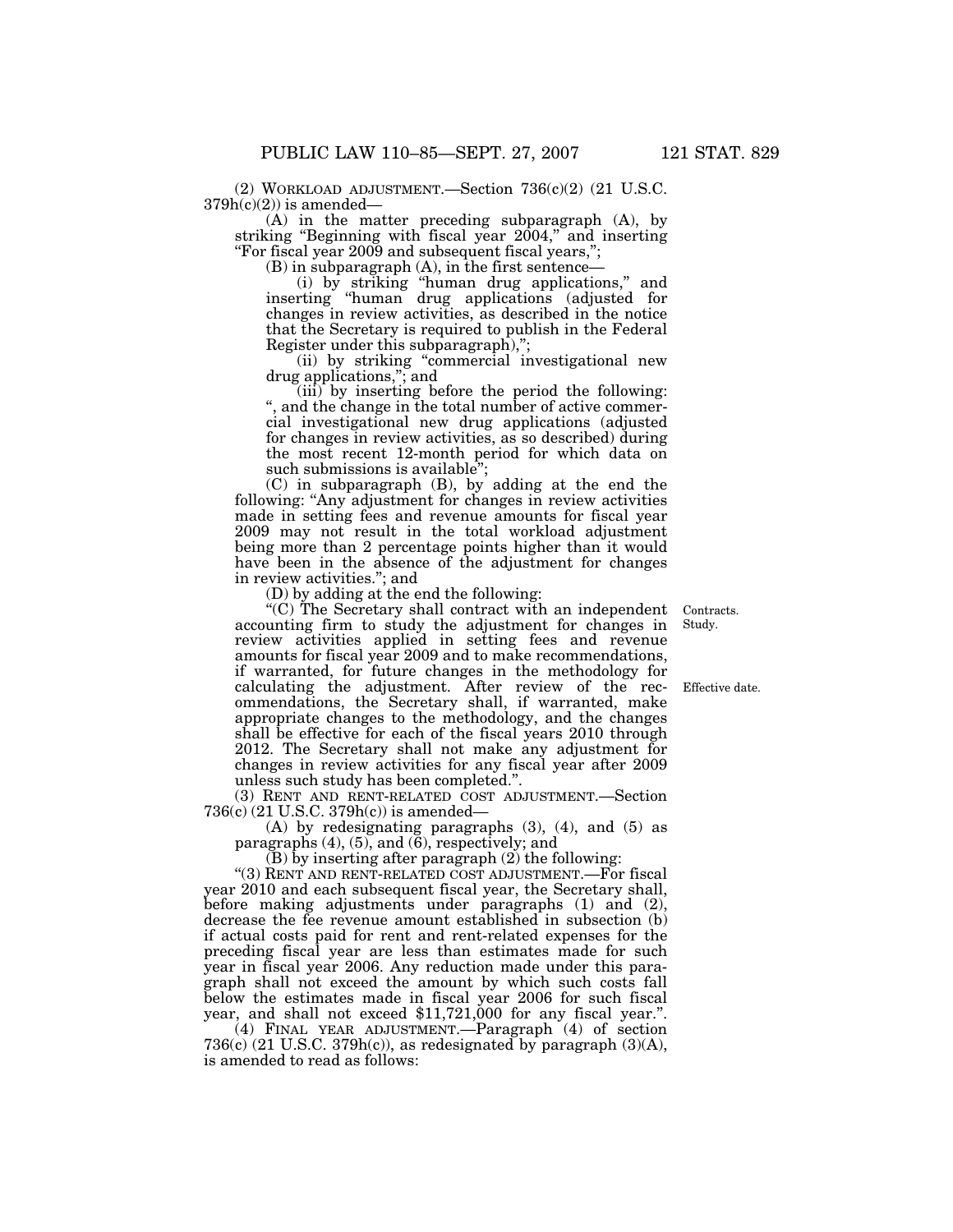(2) WORKLOAD ADJUSTMENT.—Section 736(c)(2) (21 U.S.C. 379h(c)(2)) is amended—

(A) in the matter preceding subparagraph (A), by striking "Beginning with fiscal year 2004," and inserting "For fiscal year 2009 and subsequent fiscal years,";

(B) in subparagraph (A), in the first sentence—

(i) by striking "human drug applications," and inserting "human drug applications (adjusted for changes in review activities, as described in the notice that the Secretary is required to publish in the Federal Register under this subparagraph),";

(ii) by striking "commercial investigational new drug applications,"; and

(iii) by inserting before the period the following: ", and the change in the total number of active commercial investigational new drug applications (adjusted for changes in review activities, as so described) during the most recent 12-month period for which data on such submissions is available";

(C) in subparagraph (B), by adding at the end the following: "Any adjustment for changes in review activities made in setting fees and revenue amounts for fiscal year 2009 may not result in the total workload adjustment being more than 2 percentage points higher than it would have been in the absence of the adjustment for changes in review activities."; and

(D) by adding at the end the following:

Contracts. Study.

"(C) The Secretary shall contract with an independent accounting firm to study the adjustment for changes in review activities applied in setting fees and revenue amounts for fiscal year 2009 and to make recommendations, if warranted, for future changes in the methodology for calculating the adjustment. After review of the recommendations, the Secretary shall, if warranted, make appropriate changes to the methodology, and the changes shall be effective for each of the fiscal years 2010 through 2012. The Secretary shall not make any adjustment for changes in review activities for any fiscal year after 2009 unless such study has been completed.".

Effective date.

(3) RENT AND RENT-RELATED COST ADJUSTMENT.—Section 736(c) (21 U.S.C. 379h(c)) is amended—

(A) by redesignating paragraphs (3), (4), and (5) as paragraphs (4), (5), and (6), respectively; and

(B) by inserting after paragraph (2) the following:

"(3) RENT AND RENT-RELATED COST ADJUSTMENT.—For fiscal year 2010 and each subsequent fiscal year, the Secretary shall, before making adjustments under paragraphs (1) and (2), decrease the fee revenue amount established in subsection (b) if actual costs paid for rent and rent-related expenses for the preceding fiscal year are less than estimates made for such year in fiscal year 2006. Any reduction made under this paragraph shall not exceed the amount by which such costs fall below the estimates made in fiscal year 2006 for such fiscal year, and shall not exceed $11,721,000 for any fiscal year.".

(4) FINAL YEAR ADJUSTMENT.—Paragraph (4) of section 736(c) (21 U.S.C. 379h(c)), as redesignated by paragraph (3)(A), is amended to read as follows: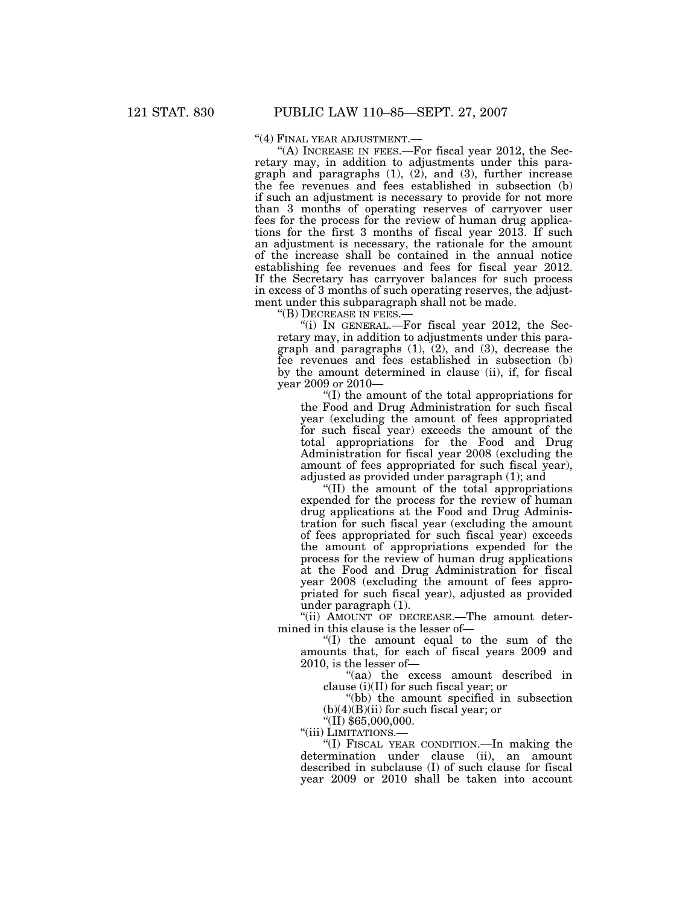"(4) FINAL YEAR ADJUSTMENT.—

"(A) INCREASE IN FEES.—For fiscal year 2012, the Secretary may, in addition to adjustments under this paragraph and paragraphs (1), (2), and (3), further increase the fee revenues and fees established in subsection (b) if such an adjustment is necessary to provide for not more than 3 months of operating reserves of carryover user fees for the process for the review of human drug applications for the first 3 months of fiscal year 2013. If such an adjustment is necessary, the rationale for the amount of the increase shall be contained in the annual notice establishing fee revenues and fees for fiscal year 2012. If the Secretary has carryover balances for such process in excess of 3 months of such operating reserves, the adjustment under this subparagraph shall not be made.

"(B) DECREASE IN FEES.—

"(i) IN GENERAL.—For fiscal year 2012, the Secretary may, in addition to adjustments under this paragraph and paragraphs (1), (2), and (3), decrease the fee revenues and fees established in subsection (b) by the amount determined in clause (ii), if, for fiscal year 2009 or 2010—

"(I) the amount of the total appropriations for the Food and Drug Administration for such fiscal year (excluding the amount of fees appropriated for such fiscal year) exceeds the amount of the total appropriations for the Food and Drug Administration for fiscal year 2008 (excluding the amount of fees appropriated for such fiscal year), adjusted as provided under paragraph (1); and

"(II) the amount of the total appropriations expended for the process for the review of human drug applications at the Food and Drug Administration for such fiscal year (excluding the amount of fees appropriated for such fiscal year) exceeds the amount of appropriations expended for the process for the review of human drug applications at the Food and Drug Administration for fiscal year 2008 (excluding the amount of fees appropriated for such fiscal year), adjusted as provided under paragraph (1).

"(ii) AMOUNT OF DECREASE.—The amount determined in this clause is the lesser of—

"(I) the amount equal to the sum of the amounts that, for each of fiscal years 2009 and 2010, is the lesser of—

"(aa) the excess amount described in clause (i)(II) for such fiscal year; or

"(bb) the amount specified in subsection (b)(4)(B)(ii) for such fiscal year; or

"(II) $65,000,000.

"(iii) LIMITATIONS.—

"(I) FISCAL YEAR CONDITION.—In making the determination under clause (ii), an amount described in subclause (I) of such clause for fiscal year 2009 or 2010 shall be taken into account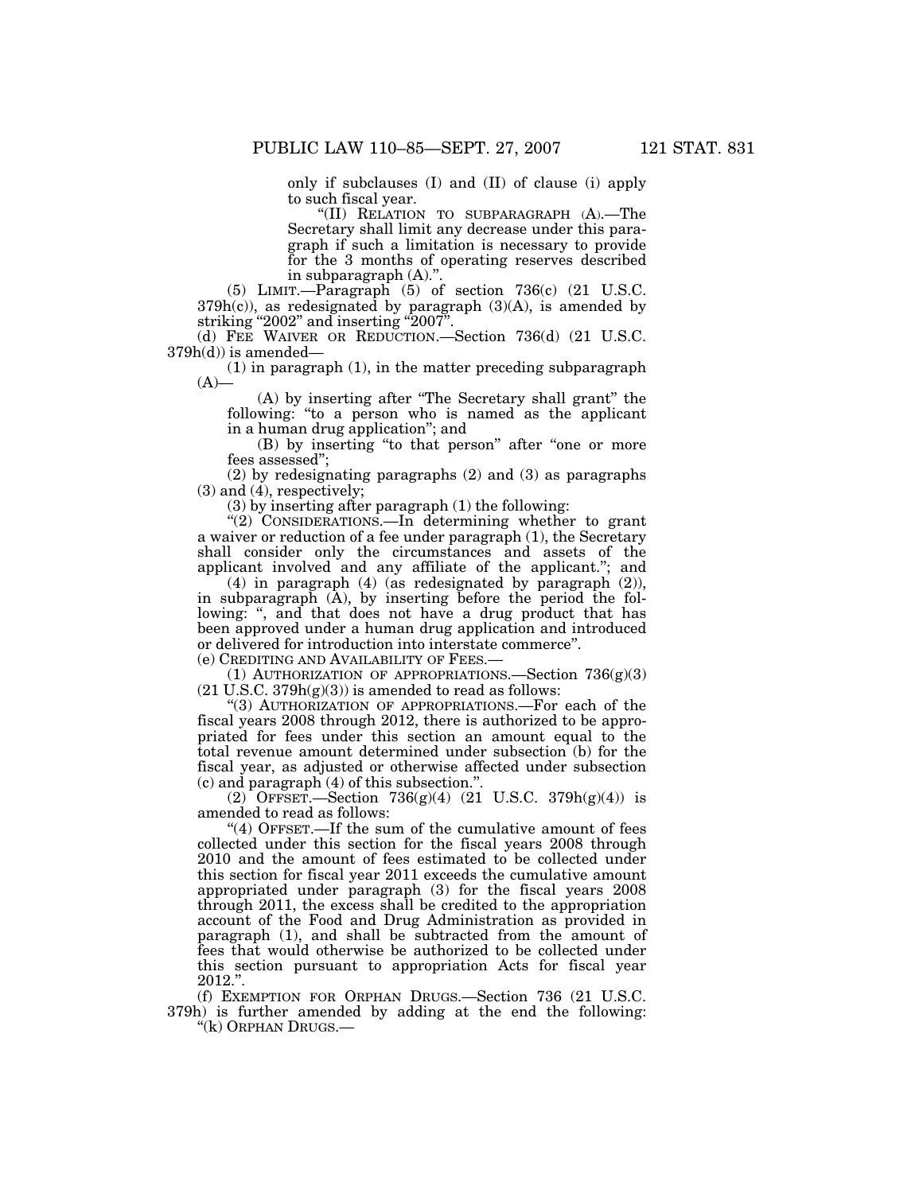only if subclauses (I) and (II) of clause (i) apply to such fiscal year.

"(II) RELATION TO SUBPARAGRAPH (A).—The Secretary shall limit any decrease under this paragraph if such a limitation is necessary to provide for the 3 months of operating reserves described in subparagraph (A).".

(5) LIMIT.—Paragraph (5) of section 736(c) (21 U.S.C. 379h(c)), as redesignated by paragraph (3)(A), is amended by striking "2002" and inserting "2007".

(d) FEE WAIVER OR REDUCTION.—Section 736(d) (21 U.S.C. 379h(d)) is amended—

(1) in paragraph (1), in the matter preceding subparagraph (A)—

(A) by inserting after "The Secretary shall grant" the following: "to a person who is named as the applicant in a human drug application"; and

(B) by inserting "to that person" after "one or more fees assessed";

(2) by redesignating paragraphs (2) and (3) as paragraphs (3) and (4), respectively;

(3) by inserting after paragraph (1) the following:

"(2) CONSIDERATIONS.—In determining whether to grant a waiver or reduction of a fee under paragraph (1), the Secretary shall consider only the circumstances and assets of the applicant involved and any affiliate of the applicant."; and

(4) in paragraph (4) (as redesignated by paragraph (2)), in subparagraph (A), by inserting before the period the following: ", and that does not have a drug product that has been approved under a human drug application and introduced or delivered for introduction into interstate commerce".

(e) CREDITING AND AVAILABILITY OF FEES.—

(1) AUTHORIZATION OF APPROPRIATIONS.—Section 736(g)(3) (21 U.S.C. 379h(g)(3)) is amended to read as follows:

"(3) AUTHORIZATION OF APPROPRIATIONS.—For each of the fiscal years 2008 through 2012, there is authorized to be appropriated for fees under this section an amount equal to the total revenue amount determined under subsection (b) for the fiscal year, as adjusted or otherwise affected under subsection (c) and paragraph (4) of this subsection.".

(2) OFFSET.—Section 736(g)(4) (21 U.S.C. 379h(g)(4)) is amended to read as follows:

"(4) OFFSET.—If the sum of the cumulative amount of fees collected under this section for the fiscal years 2008 through 2010 and the amount of fees estimated to be collected under this section for fiscal year 2011 exceeds the cumulative amount appropriated under paragraph (3) for the fiscal years 2008 through 2011, the excess shall be credited to the appropriation account of the Food and Drug Administration as provided in paragraph (1), and shall be subtracted from the amount of fees that would otherwise be authorized to be collected under this section pursuant to appropriation Acts for fiscal year 2012.".

(f) EXEMPTION FOR ORPHAN DRUGS.—Section 736 (21 U.S.C. 379h) is further amended by adding at the end the following:

"(k) ORPHAN DRUGS.—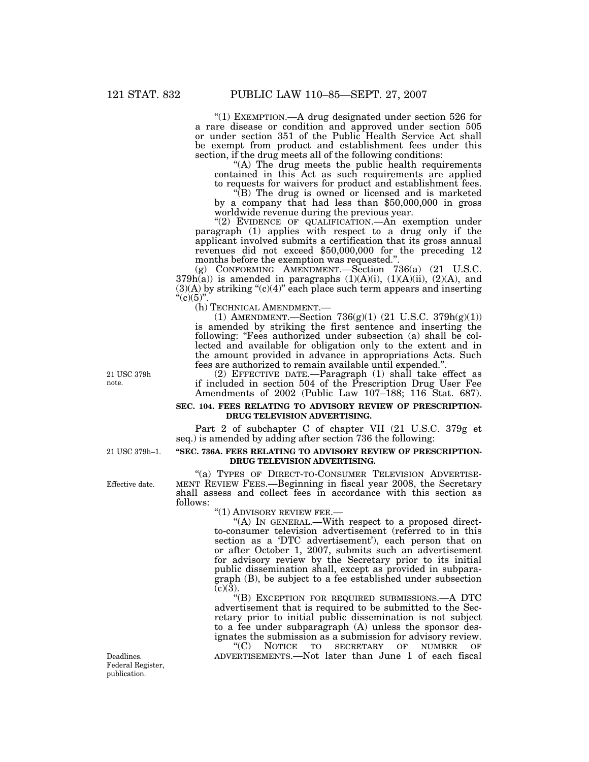"(1) EXEMPTION.—A drug designated under section 526 for a rare disease or condition and approved under section 505 or under section 351 of the Public Health Service Act shall be exempt from product and establishment fees under this section, if the drug meets all of the following conditions:

"(A) The drug meets the public health requirements contained in this Act as such requirements are applied to requests for waivers for product and establishment fees.

"(B) The drug is owned or licensed and is marketed by a company that had less than $50,000,000 in gross worldwide revenue during the previous year.

"(2) EVIDENCE OF QUALIFICATION.—An exemption under paragraph (1) applies with respect to a drug only if the applicant involved submits a certification that its gross annual revenues did not exceed $50,000,000 for the preceding 12 months before the exemption was requested.".

(g) CONFORMING AMENDMENT.—Section 736(a) (21 U.S.C. 379h(a)) is amended in paragraphs (1)(A)(i), (1)(A)(ii), (2)(A), and (3)(A) by striking "(c)(4)" each place such term appears and inserting "(c)(5)".

(h) TECHNICAL AMENDMENT.—

(1) AMENDMENT.—Section 736(g)(1) (21 U.S.C. 379h(g)(1)) is amended by striking the first sentence and inserting the following: "Fees authorized under subsection (a) shall be collected and available for obligation only to the extent and in the amount provided in advance in appropriations Acts. Such fees are authorized to remain available until expended.".

21 USC 379h note.

(2) EFFECTIVE DATE.—Paragraph (1) shall take effect as if included in section 504 of the Prescription Drug User Fee Amendments of 2002 (Public Law 107–188; 116 Stat. 687).

**SEC. 104. FEES RELATING TO ADVISORY REVIEW OF PRESCRIPTION-DRUG TELEVISION ADVERTISING.**

Part 2 of subchapter C of chapter VII (21 U.S.C. 379g et seq.) is amended by adding after section 736 the following:

21 USC 379h–1.

**"SEC. 736A. FEES RELATING TO ADVISORY REVIEW OF PRESCRIPTION-DRUG TELEVISION ADVERTISING.**

Effective date.

"(a) TYPES OF DIRECT-TO-CONSUMER TELEVISION ADVERTISEMENT REVIEW FEES.—Beginning in fiscal year 2008, the Secretary shall assess and collect fees in accordance with this section as follows:

"(1) ADVISORY REVIEW FEE.—

"(A) IN GENERAL.—With respect to a proposed direct-to-consumer television advertisement (referred to in this section as a 'DTC advertisement'), each person that on or after October 1, 2007, submits such an advertisement for advisory review by the Secretary prior to its initial public dissemination shall, except as provided in subparagraph (B), be subject to a fee established under subsection (c)(3).

"(B) EXCEPTION FOR REQUIRED SUBMISSIONS.—A DTC advertisement that is required to be submitted to the Secretary prior to initial public dissemination is not subject to a fee under subparagraph (A) unless the sponsor designates the submission as a submission for advisory review.

Deadlines. Federal Register, publication.

"(C) NOTICE TO SECRETARY OF NUMBER OF ADVERTISEMENTS.—Not later than June 1 of each fiscal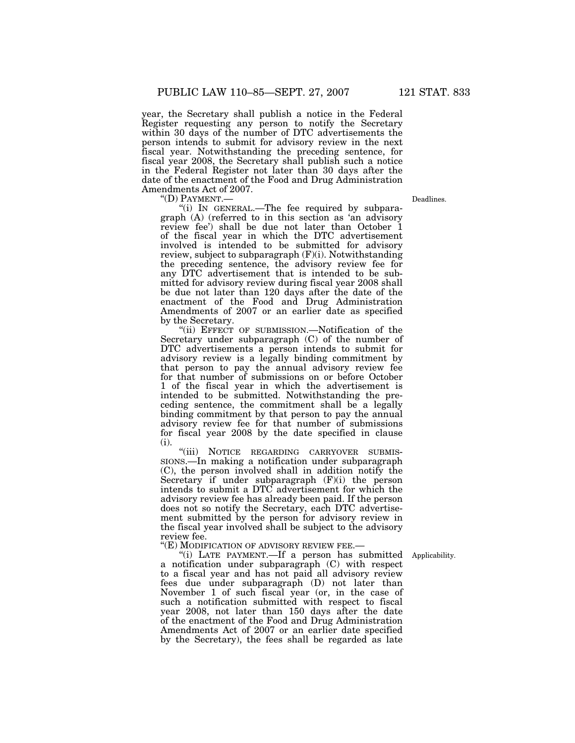year, the Secretary shall publish a notice in the Federal Register requesting any person to notify the Secretary within 30 days of the number of DTC advertisements the person intends to submit for advisory review in the next fiscal year. Notwithstanding the preceding sentence, for fiscal year 2008, the Secretary shall publish such a notice in the Federal Register not later than 30 days after the date of the enactment of the Food and Drug Administration Amendments Act of 2007.

"(D) PAYMENT.—

Deadlines.

"(i) IN GENERAL.—The fee required by subparagraph (A) (referred to in this section as 'an advisory review fee') shall be due not later than October 1 of the fiscal year in which the DTC advertisement involved is intended to be submitted for advisory review, subject to subparagraph (F)(i). Notwithstanding the preceding sentence, the advisory review fee for any DTC advertisement that is intended to be submitted for advisory review during fiscal year 2008 shall be due not later than 120 days after the date of the enactment of the Food and Drug Administration Amendments of 2007 or an earlier date as specified by the Secretary.

"(ii) EFFECT OF SUBMISSION.—Notification of the Secretary under subparagraph (C) of the number of DTC advertisements a person intends to submit for advisory review is a legally binding commitment by that person to pay the annual advisory review fee for that number of submissions on or before October 1 of the fiscal year in which the advertisement is intended to be submitted. Notwithstanding the preceding sentence, the commitment shall be a legally binding commitment by that person to pay the annual advisory review fee for that number of submissions for fiscal year 2008 by the date specified in clause (i).

"(iii) NOTICE REGARDING CARRYOVER SUBMISSIONS.—In making a notification under subparagraph (C), the person involved shall in addition notify the Secretary if under subparagraph (F)(i) the person intends to submit a DTC advertisement for which the advisory review fee has already been paid. If the person does not so notify the Secretary, each DTC advertisement submitted by the person for advisory review in the fiscal year involved shall be subject to the advisory review fee.

"(E) MODIFICATION OF ADVISORY REVIEW FEE.—

Applicability.

"(i) LATE PAYMENT.—If a person has submitted a notification under subparagraph (C) with respect to a fiscal year and has not paid all advisory review fees due under subparagraph (D) not later than November 1 of such fiscal year (or, in the case of such a notification submitted with respect to fiscal year 2008, not later than 150 days after the date of the enactment of the Food and Drug Administration Amendments Act of 2007 or an earlier date specified by the Secretary), the fees shall be regarded as late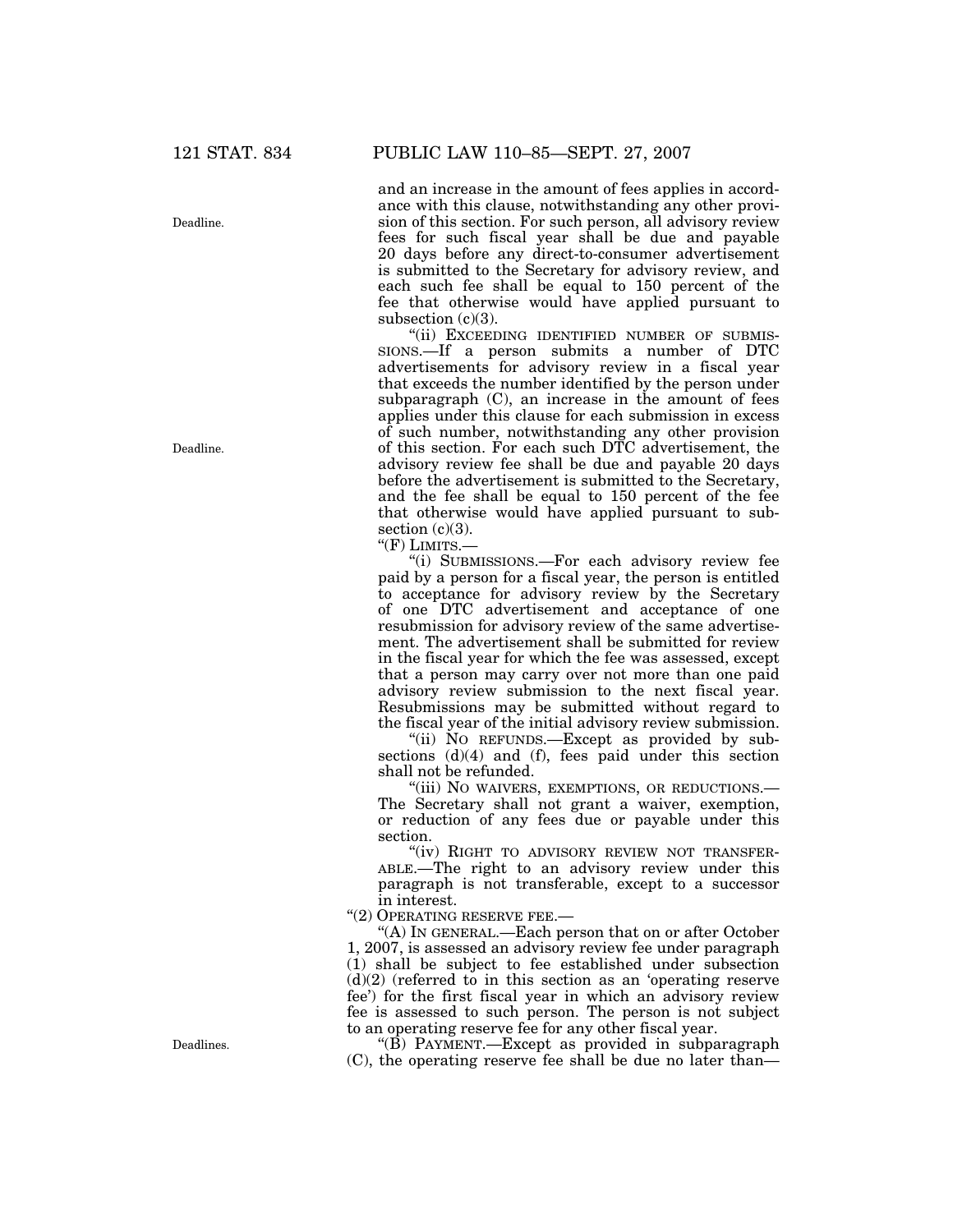and an increase in the amount of fees applies in accordance with this clause, notwithstanding any other provision of this section. For such person, all advisory review fees for such fiscal year shall be due and payable 20 days before any direct-to-consumer advertisement is submitted to the Secretary for advisory review, and each such fee shall be equal to 150 percent of the fee that otherwise would have applied pursuant to subsection (c)(3).

Deadline.

"(ii) EXCEEDING IDENTIFIED NUMBER OF SUBMISSIONS.—If a person submits a number of DTC advertisements for advisory review in a fiscal year that exceeds the number identified by the person under subparagraph (C), an increase in the amount of fees applies under this clause for each submission in excess of such number, notwithstanding any other provision of this section. For each such DTC advertisement, the advisory review fee shall be due and payable 20 days before the advertisement is submitted to the Secretary, and the fee shall be equal to 150 percent of the fee that otherwise would have applied pursuant to subsection (c)(3).

Deadline.

"(F) LIMITS.—

"(i) SUBMISSIONS.—For each advisory review fee paid by a person for a fiscal year, the person is entitled to acceptance for advisory review by the Secretary of one DTC advertisement and acceptance of one resubmission for advisory review of the same advertisement. The advertisement shall be submitted for review in the fiscal year for which the fee was assessed, except that a person may carry over not more than one paid advisory review submission to the next fiscal year. Resubmissions may be submitted without regard to the fiscal year of the initial advisory review submission.

"(ii) NO REFUNDS.—Except as provided by subsections (d)(4) and (f), fees paid under this section shall not be refunded.

"(iii) NO WAIVERS, EXEMPTIONS, OR REDUCTIONS.—The Secretary shall not grant a waiver, exemption, or reduction of any fees due or payable under this section.

"(iv) RIGHT TO ADVISORY REVIEW NOT TRANSFERABLE.—The right to an advisory review under this paragraph is not transferable, except to a successor in interest.

"(2) OPERATING RESERVE FEE.—

"(A) IN GENERAL.—Each person that on or after October 1, 2007, is assessed an advisory review fee under paragraph (1) shall be subject to fee established under subsection (d)(2) (referred to in this section as an 'operating reserve fee') for the first fiscal year in which an advisory review fee is assessed to such person. The person is not subject to an operating reserve fee for any other fiscal year.

Deadlines.

"(B) PAYMENT.—Except as provided in subparagraph (C), the operating reserve fee shall be due no later than—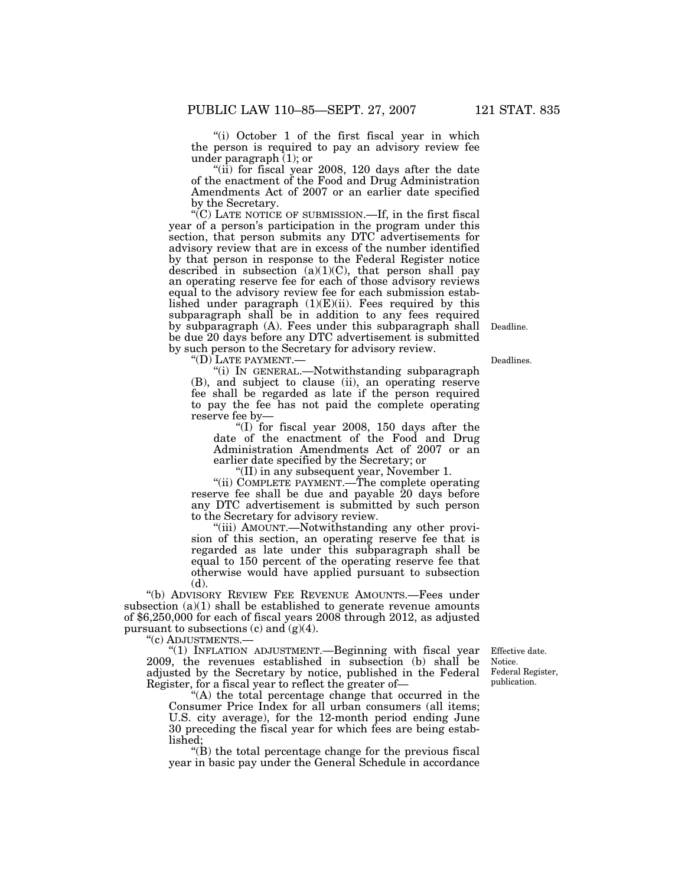"(i) October 1 of the first fiscal year in which the person is required to pay an advisory review fee under paragraph (1); or

"(ii) for fiscal year 2008, 120 days after the date of the enactment of the Food and Drug Administration Amendments Act of 2007 or an earlier date specified by the Secretary.

"(C) LATE NOTICE OF SUBMISSION.—If, in the first fiscal year of a person's participation in the program under this section, that person submits any DTC advertisements for advisory review that are in excess of the number identified by that person in response to the Federal Register notice described in subsection (a)(1)(C), that person shall pay an operating reserve fee for each of those advisory reviews equal to the advisory review fee for each submission established under paragraph (1)(E)(ii). Fees required by this subparagraph shall be in addition to any fees required by subparagraph (A). Fees under this subparagraph shall be due 20 days before any DTC advertisement is submitted by such person to the Secretary for advisory review.

Deadline.

"(D) LATE PAYMENT.—

Deadlines.

"(i) IN GENERAL.—Notwithstanding subparagraph (B), and subject to clause (ii), an operating reserve fee shall be regarded as late if the person required to pay the fee has not paid the complete operating reserve fee by—

"(I) for fiscal year 2008, 150 days after the date of the enactment of the Food and Drug Administration Amendments Act of 2007 or an earlier date specified by the Secretary; or

"(II) in any subsequent year, November 1.

"(ii) COMPLETE PAYMENT.—The complete operating reserve fee shall be due and payable 20 days before any DTC advertisement is submitted by such person to the Secretary for advisory review.

"(iii) AMOUNT.—Notwithstanding any other provision of this section, an operating reserve fee that is regarded as late under this subparagraph shall be equal to 150 percent of the operating reserve fee that otherwise would have applied pursuant to subsection (d).

"(b) ADVISORY REVIEW FEE REVENUE AMOUNTS.—Fees under subsection (a)(1) shall be established to generate revenue amounts of $6,250,000 for each of fiscal years 2008 through 2012, as adjusted pursuant to subsections (c) and (g)(4).

"(c) ADJUSTMENTS.—

"(1) INFLATION ADJUSTMENT.—Beginning with fiscal year 2009, the revenues established in subsection (b) shall be adjusted by the Secretary by notice, published in the Federal Register, for a fiscal year to reflect the greater of—

Effective date.
Notice.
Federal Register, publication.

"(A) the total percentage change that occurred in the Consumer Price Index for all urban consumers (all items; U.S. city average), for the 12-month period ending June 30 preceding the fiscal year for which fees are being established;

"(B) the total percentage change for the previous fiscal year in basic pay under the General Schedule in accordance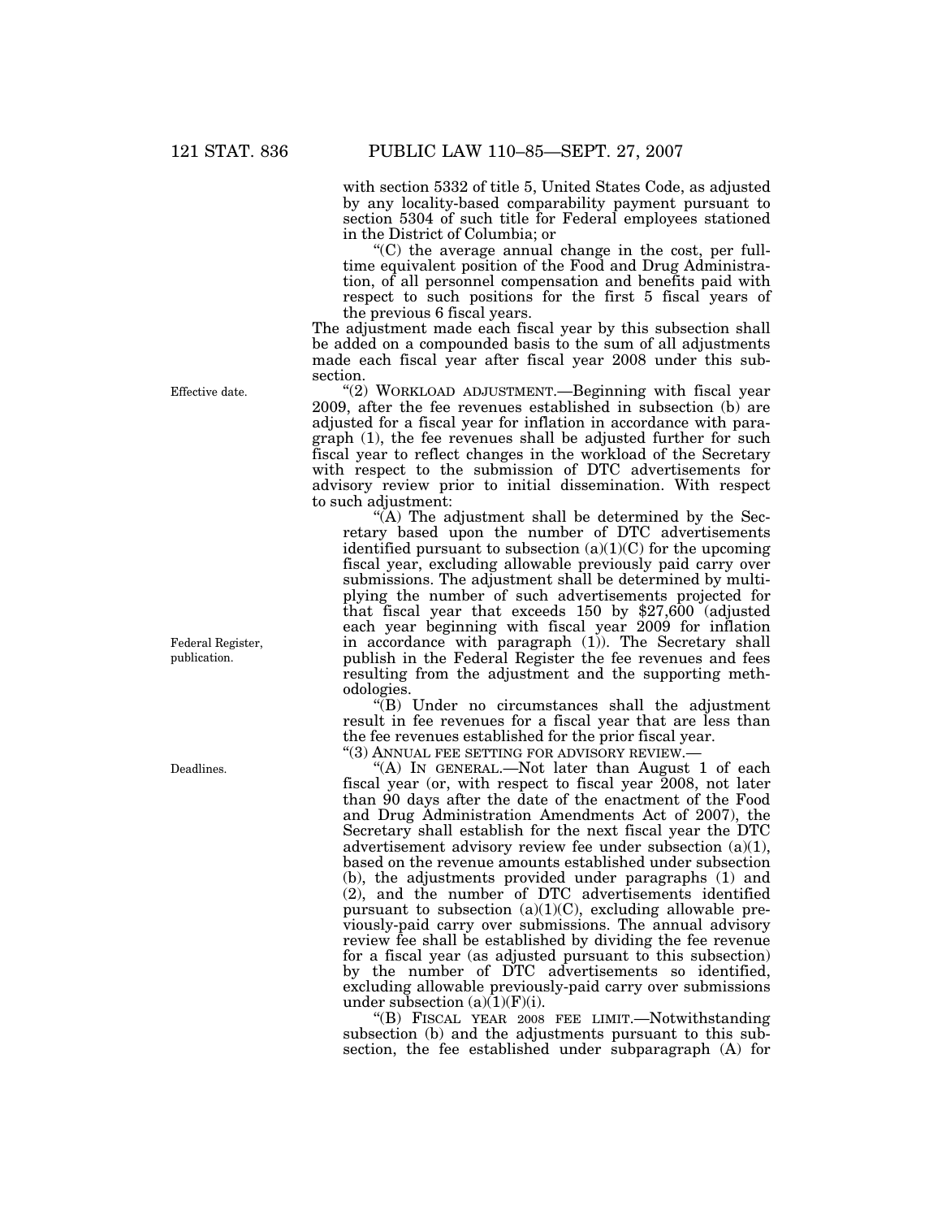with section 5332 of title 5, United States Code, as adjusted by any locality-based comparability payment pursuant to section 5304 of such title for Federal employees stationed in the District of Columbia; or

"(C) the average annual change in the cost, per full-time equivalent position of the Food and Drug Administration, of all personnel compensation and benefits paid with respect to such positions for the first 5 fiscal years of the previous 6 fiscal years.

The adjustment made each fiscal year by this subsection shall be added on a compounded basis to the sum of all adjustments made each fiscal year after fiscal year 2008 under this subsection.

Effective date.

"(2) WORKLOAD ADJUSTMENT.—Beginning with fiscal year 2009, after the fee revenues established in subsection (b) are adjusted for a fiscal year for inflation in accordance with paragraph (1), the fee revenues shall be adjusted further for such fiscal year to reflect changes in the workload of the Secretary with respect to the submission of DTC advertisements for advisory review prior to initial dissemination. With respect to such adjustment:

"(A) The adjustment shall be determined by the Secretary based upon the number of DTC advertisements identified pursuant to subsection (a)(1)(C) for the upcoming fiscal year, excluding allowable previously paid carry over submissions. The adjustment shall be determined by multiplying the number of such advertisements projected for that fiscal year that exceeds 150 by $27,600 (adjusted each year beginning with fiscal year 2009 for inflation in accordance with paragraph (1)). The Secretary shall publish in the Federal Register the fee revenues and fees resulting from the adjustment and the supporting methodologies.

Federal Register, publication.

"(B) Under no circumstances shall the adjustment result in fee revenues for a fiscal year that are less than the fee revenues established for the prior fiscal year.

"(3) ANNUAL FEE SETTING FOR ADVISORY REVIEW.—

Deadlines.

"(A) IN GENERAL.—Not later than August 1 of each fiscal year (or, with respect to fiscal year 2008, not later than 90 days after the date of the enactment of the Food and Drug Administration Amendments Act of 2007), the Secretary shall establish for the next fiscal year the DTC advertisement advisory review fee under subsection (a)(1), based on the revenue amounts established under subsection (b), the adjustments provided under paragraphs (1) and (2), and the number of DTC advertisements identified pursuant to subsection (a)(1)(C), excluding allowable previously-paid carry over submissions. The annual advisory review fee shall be established by dividing the fee revenue for a fiscal year (as adjusted pursuant to this subsection) by the number of DTC advertisements so identified, excluding allowable previously-paid carry over submissions under subsection (a)(1)(F)(i).

"(B) FISCAL YEAR 2008 FEE LIMIT.—Notwithstanding subsection (b) and the adjustments pursuant to this subsection, the fee established under subparagraph (A) for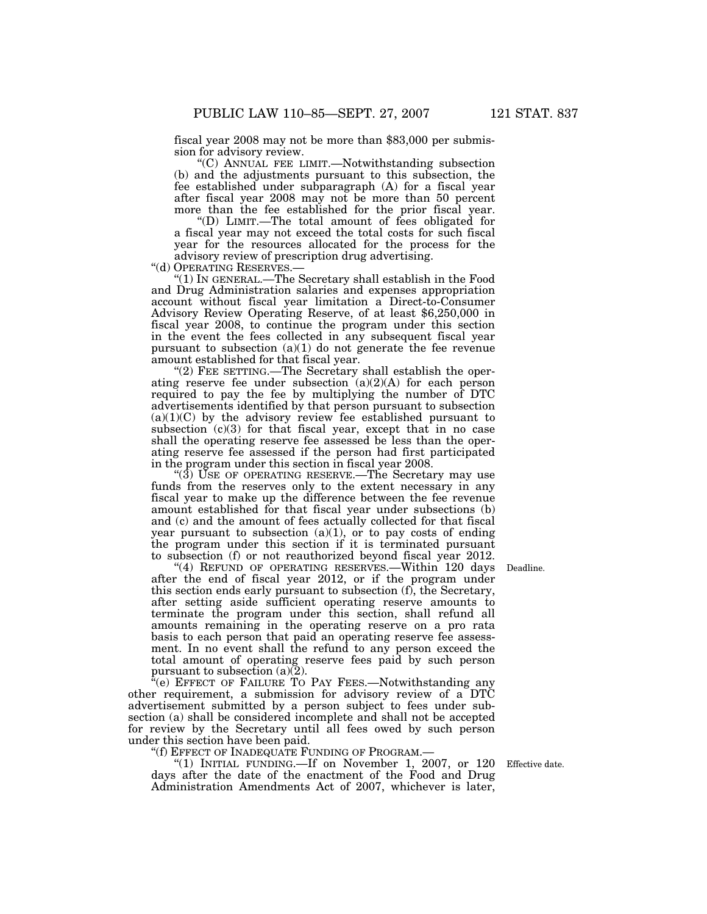fiscal year 2008 may not be more than $83,000 per submission for advisory review.

"(C) ANNUAL FEE LIMIT.—Notwithstanding subsection (b) and the adjustments pursuant to this subsection, the fee established under subparagraph (A) for a fiscal year after fiscal year 2008 may not be more than 50 percent more than the fee established for the prior fiscal year.

"(D) LIMIT.—The total amount of fees obligated for a fiscal year may not exceed the total costs for such fiscal year for the resources allocated for the process for the advisory review of prescription drug advertising.

"(d) OPERATING RESERVES.—

"(1) IN GENERAL.—The Secretary shall establish in the Food and Drug Administration salaries and expenses appropriation account without fiscal year limitation a Direct-to-Consumer Advisory Review Operating Reserve, of at least $6,250,000 in fiscal year 2008, to continue the program under this section in the event the fees collected in any subsequent fiscal year pursuant to subsection (a)(1) do not generate the fee revenue amount established for that fiscal year.

"(2) FEE SETTING.—The Secretary shall establish the operating reserve fee under subsection (a)(2)(A) for each person required to pay the fee by multiplying the number of DTC advertisements identified by that person pursuant to subsection (a)(1)(C) by the advisory review fee established pursuant to subsection (c)(3) for that fiscal year, except that in no case shall the operating reserve fee assessed be less than the operating reserve fee assessed if the person had first participated in the program under this section in fiscal year 2008.

"(3) USE OF OPERATING RESERVE.—The Secretary may use funds from the reserves only to the extent necessary in any fiscal year to make up the difference between the fee revenue amount established for that fiscal year under subsections (b) and (c) and the amount of fees actually collected for that fiscal year pursuant to subsection (a)(1), or to pay costs of ending the program under this section if it is terminated pursuant to subsection (f) or not reauthorized beyond fiscal year 2012.

Deadline.

"(4) REFUND OF OPERATING RESERVES.—Within 120 days after the end of fiscal year 2012, or if the program under this section ends early pursuant to subsection (f), the Secretary, after setting aside sufficient operating reserve amounts to terminate the program under this section, shall refund all amounts remaining in the operating reserve on a pro rata basis to each person that paid an operating reserve fee assessment. In no event shall the refund to any person exceed the total amount of operating reserve fees paid by such person pursuant to subsection (a)(2).

"(e) EFFECT OF FAILURE TO PAY FEES.—Notwithstanding any other requirement, a submission for advisory review of a DTC advertisement submitted by a person subject to fees under subsection (a) shall be considered incomplete and shall not be accepted for review by the Secretary until all fees owed by such person under this section have been paid.

"(f) EFFECT OF INADEQUATE FUNDING OF PROGRAM.—

Effective date.

"(1) INITIAL FUNDING.—If on November 1, 2007, or 120 days after the date of the enactment of the Food and Drug Administration Amendments Act of 2007, whichever is later,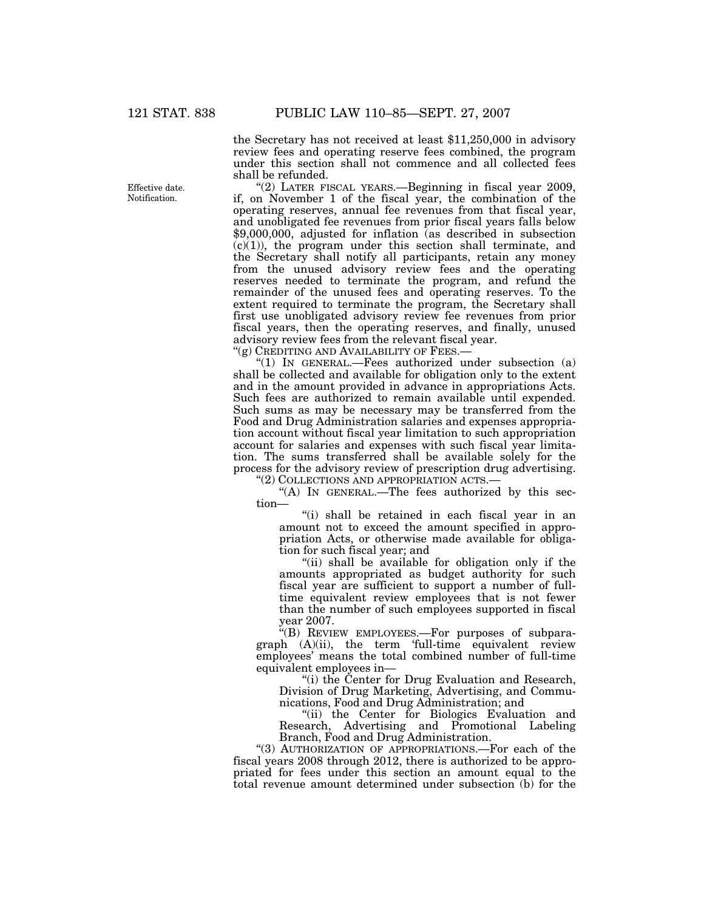the Secretary has not received at least $11,250,000 in advisory review fees and operating reserve fees combined, the program under this section shall not commence and all collected fees shall be refunded.

Effective date. Notification.

"(2) LATER FISCAL YEARS.—Beginning in fiscal year 2009, if, on November 1 of the fiscal year, the combination of the operating reserves, annual fee revenues from that fiscal year, and unobligated fee revenues from prior fiscal years falls below $9,000,000, adjusted for inflation (as described in subsection (c)(1)), the program under this section shall terminate, and the Secretary shall notify all participants, retain any money from the unused advisory review fees and the operating reserves needed to terminate the program, and refund the remainder of the unused fees and operating reserves. To the extent required to terminate the program, the Secretary shall first use unobligated advisory review fee revenues from prior fiscal years, then the operating reserves, and finally, unused advisory review fees from the relevant fiscal year.

"(g) CREDITING AND AVAILABILITY OF FEES.—

"(1) IN GENERAL.—Fees authorized under subsection (a) shall be collected and available for obligation only to the extent and in the amount provided in advance in appropriations Acts. Such fees are authorized to remain available until expended. Such sums as may be necessary may be transferred from the Food and Drug Administration salaries and expenses appropriation account without fiscal year limitation to such appropriation account for salaries and expenses with such fiscal year limitation. The sums transferred shall be available solely for the process for the advisory review of prescription drug advertising.

"(2) COLLECTIONS AND APPROPRIATION ACTS.—

"(A) IN GENERAL.—The fees authorized by this section—

"(i) shall be retained in each fiscal year in an amount not to exceed the amount specified in appropriation Acts, or otherwise made available for obligation for such fiscal year; and

"(ii) shall be available for obligation only if the amounts appropriated as budget authority for such fiscal year are sufficient to support a number of full-time equivalent review employees that is not fewer than the number of such employees supported in fiscal year 2007.

"(B) REVIEW EMPLOYEES.—For purposes of subparagraph (A)(ii), the term 'full-time equivalent review employees' means the total combined number of full-time equivalent employees in—

"(i) the Center for Drug Evaluation and Research, Division of Drug Marketing, Advertising, and Communications, Food and Drug Administration; and

"(ii) the Center for Biologics Evaluation and Research, Advertising and Promotional Labeling Branch, Food and Drug Administration.

"(3) AUTHORIZATION OF APPROPRIATIONS.—For each of the fiscal years 2008 through 2012, there is authorized to be appropriated for fees under this section an amount equal to the total revenue amount determined under subsection (b) for the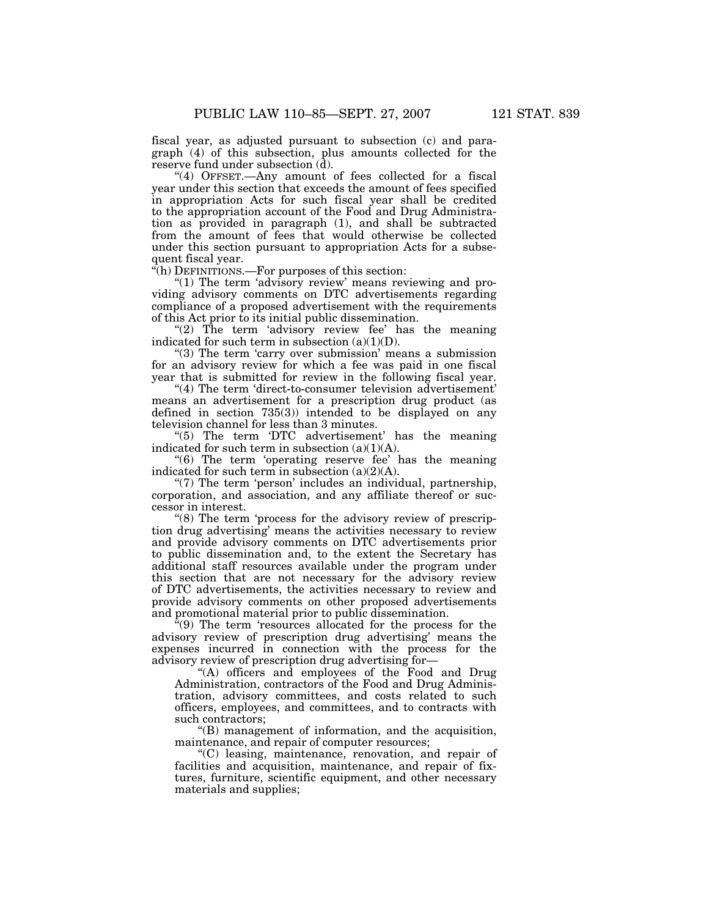fiscal year, as adjusted pursuant to subsection (c) and paragraph (4) of this subsection, plus amounts collected for the reserve fund under subsection (d).

"(4) OFFSET.—Any amount of fees collected for a fiscal year under this section that exceeds the amount of fees specified in appropriation Acts for such fiscal year shall be credited to the appropriation account of the Food and Drug Administration as provided in paragraph (1), and shall be subtracted from the amount of fees that would otherwise be collected under this section pursuant to appropriation Acts for a subsequent fiscal year.

"(h) DEFINITIONS.—For purposes of this section:

"(1) The term 'advisory review' means reviewing and providing advisory comments on DTC advertisements regarding compliance of a proposed advertisement with the requirements of this Act prior to its initial public dissemination.

"(2) The term 'advisory review fee' has the meaning indicated for such term in subsection (a)(1)(D).

"(3) The term 'carry over submission' means a submission for an advisory review for which a fee was paid in one fiscal year that is submitted for review in the following fiscal year.

"(4) The term 'direct-to-consumer television advertisement' means an advertisement for a prescription drug product (as defined in section 735(3)) intended to be displayed on any television channel for less than 3 minutes.

"(5) The term 'DTC advertisement' has the meaning indicated for such term in subsection (a)(1)(A).

"(6) The term 'operating reserve fee' has the meaning indicated for such term in subsection (a)(2)(A).

"(7) The term 'person' includes an individual, partnership, corporation, and association, and any affiliate thereof or successor in interest.

"(8) The term 'process for the advisory review of prescription drug advertising' means the activities necessary to review and provide advisory comments on DTC advertisements prior to public dissemination and, to the extent the Secretary has additional staff resources available under the program under this section that are not necessary for the advisory review of DTC advertisements, the activities necessary to review and provide advisory comments on other proposed advertisements and promotional material prior to public dissemination.

"(9) The term 'resources allocated for the process for the advisory review of prescription drug advertising' means the expenses incurred in connection with the process for the advisory review of prescription drug advertising for—

"(A) officers and employees of the Food and Drug Administration, contractors of the Food and Drug Administration, advisory committees, and costs related to such officers, employees, and committees, and to contracts with such contractors;

"(B) management of information, and the acquisition, maintenance, and repair of computer resources;

"(C) leasing, maintenance, renovation, and repair of facilities and acquisition, maintenance, and repair of fixtures, furniture, scientific equipment, and other necessary materials and supplies;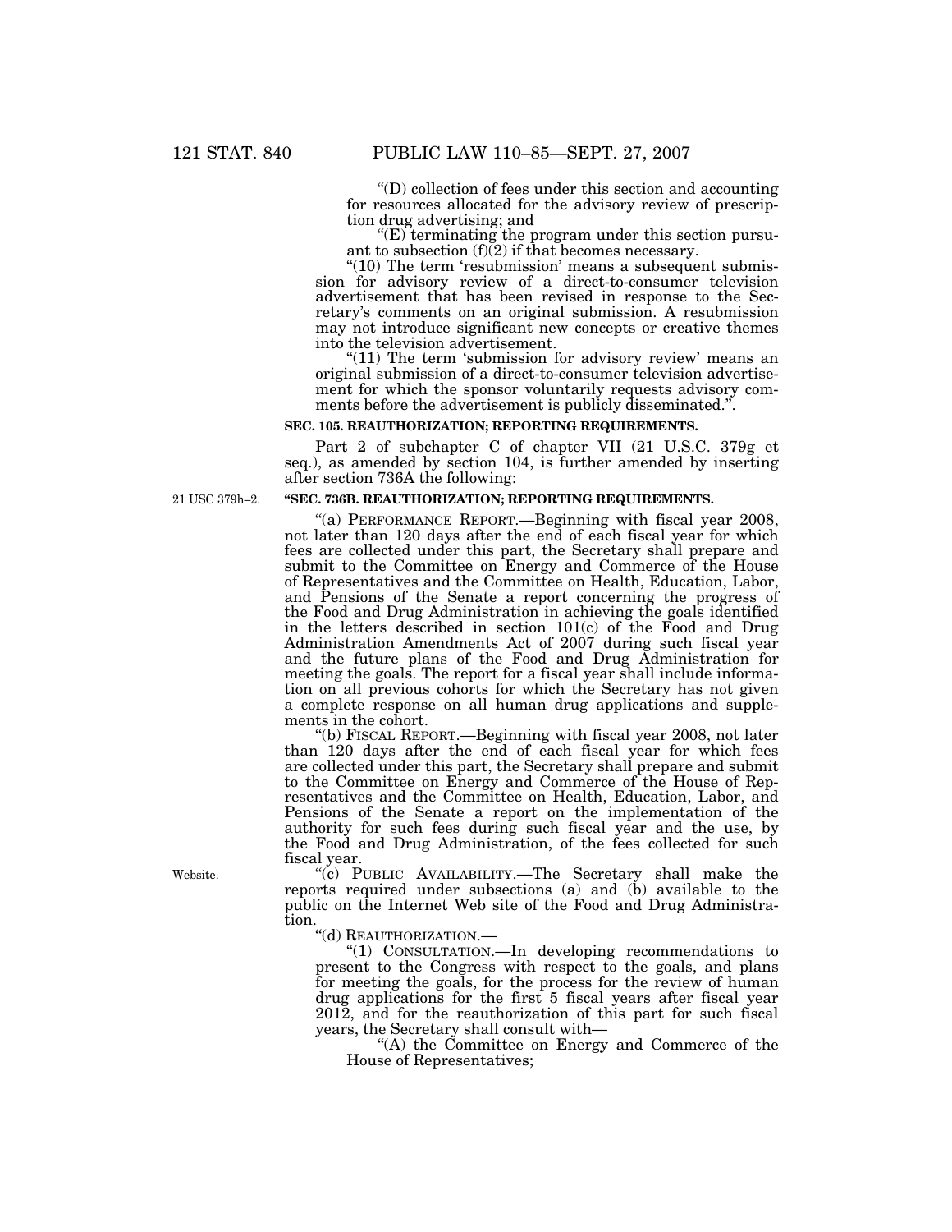"(D) collection of fees under this section and accounting for resources allocated for the advisory review of prescription drug advertising; and

"(E) terminating the program under this section pursuant to subsection (f)(2) if that becomes necessary.

"(10) The term 'resubmission' means a subsequent submission for advisory review of a direct-to-consumer television advertisement that has been revised in response to the Secretary's comments on an original submission. A resubmission may not introduce significant new concepts or creative themes into the television advertisement.

"(11) The term 'submission for advisory review' means an original submission of a direct-to-consumer television advertisement for which the sponsor voluntarily requests advisory comments before the advertisement is publicly disseminated.".

**SEC. 105. REAUTHORIZATION; REPORTING REQUIREMENTS.**

Part 2 of subchapter C of chapter VII (21 U.S.C. 379g et seq.), as amended by section 104, is further amended by inserting after section 736A the following:

21 USC 379h–2.

**"SEC. 736B. REAUTHORIZATION; REPORTING REQUIREMENTS.**

"(a) PERFORMANCE REPORT.—Beginning with fiscal year 2008, not later than 120 days after the end of each fiscal year for which fees are collected under this part, the Secretary shall prepare and submit to the Committee on Energy and Commerce of the House of Representatives and the Committee on Health, Education, Labor, and Pensions of the Senate a report concerning the progress of the Food and Drug Administration in achieving the goals identified in the letters described in section 101(c) of the Food and Drug Administration Amendments Act of 2007 during such fiscal year and the future plans of the Food and Drug Administration for meeting the goals. The report for a fiscal year shall include information on all previous cohorts for which the Secretary has not given a complete response on all human drug applications and supplements in the cohort.

"(b) FISCAL REPORT.—Beginning with fiscal year 2008, not later than 120 days after the end of each fiscal year for which fees are collected under this part, the Secretary shall prepare and submit to the Committee on Energy and Commerce of the House of Representatives and the Committee on Health, Education, Labor, and Pensions of the Senate a report on the implementation of the authority for such fees during such fiscal year and the use, by the Food and Drug Administration, of the fees collected for such fiscal year.

Website.

"(c) PUBLIC AVAILABILITY.—The Secretary shall make the reports required under subsections (a) and (b) available to the public on the Internet Web site of the Food and Drug Administration.

"(d) REAUTHORIZATION.—

"(1) CONSULTATION.—In developing recommendations to present to the Congress with respect to the goals, and plans for meeting the goals, for the process for the review of human drug applications for the first 5 fiscal years after fiscal year 2012, and for the reauthorization of this part for such fiscal years, the Secretary shall consult with—

"(A) the Committee on Energy and Commerce of the House of Representatives;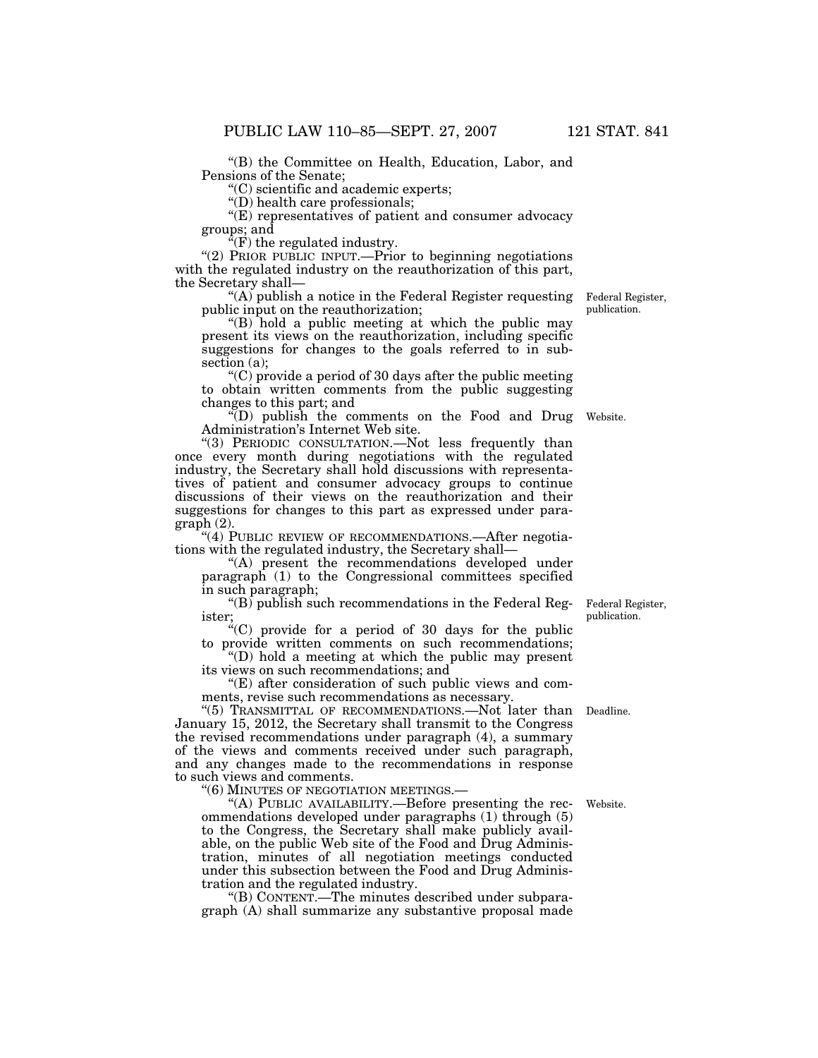"(B) the Committee on Health, Education, Labor, and Pensions of the Senate;

"(C) scientific and academic experts;

"(D) health care professionals;

"(E) representatives of patient and consumer advocacy groups; and

"(F) the regulated industry.

"(2) PRIOR PUBLIC INPUT.—Prior to beginning negotiations with the regulated industry on the reauthorization of this part, the Secretary shall—

"(A) publish a notice in the Federal Register requesting public input on the reauthorization;

Federal Register, publication.

"(B) hold a public meeting at which the public may present its views on the reauthorization, including specific suggestions for changes to the goals referred to in subsection (a);

"(C) provide a period of 30 days after the public meeting to obtain written comments from the public suggesting changes to this part; and

"(D) publish the comments on the Food and Drug Administration's Internet Web site.

Website.

"(3) PERIODIC CONSULTATION.—Not less frequently than once every month during negotiations with the regulated industry, the Secretary shall hold discussions with representatives of patient and consumer advocacy groups to continue discussions of their views on the reauthorization and their suggestions for changes to this part as expressed under paragraph (2).

"(4) PUBLIC REVIEW OF RECOMMENDATIONS.—After negotiations with the regulated industry, the Secretary shall—

"(A) present the recommendations developed under paragraph (1) to the Congressional committees specified in such paragraph;

"(B) publish such recommendations in the Federal Register;

Federal Register, publication.

"(C) provide for a period of 30 days for the public to provide written comments on such recommendations;

"(D) hold a meeting at which the public may present its views on such recommendations; and

"(E) after consideration of such public views and comments, revise such recommendations as necessary.

"(5) TRANSMITTAL OF RECOMMENDATIONS.—Not later than January 15, 2012, the Secretary shall transmit to the Congress the revised recommendations under paragraph (4), a summary of the views and comments received under such paragraph, and any changes made to the recommendations in response to such views and comments.

Deadline.

"(6) MINUTES OF NEGOTIATION MEETINGS.—

"(A) PUBLIC AVAILABILITY.—Before presenting the recommendations developed under paragraphs (1) through (5) to the Congress, the Secretary shall make publicly available, on the public Web site of the Food and Drug Administration, minutes of all negotiation meetings conducted under this subsection between the Food and Drug Administration and the regulated industry.

Website.

"(B) CONTENT.—The minutes described under subparagraph (A) shall summarize any substantive proposal made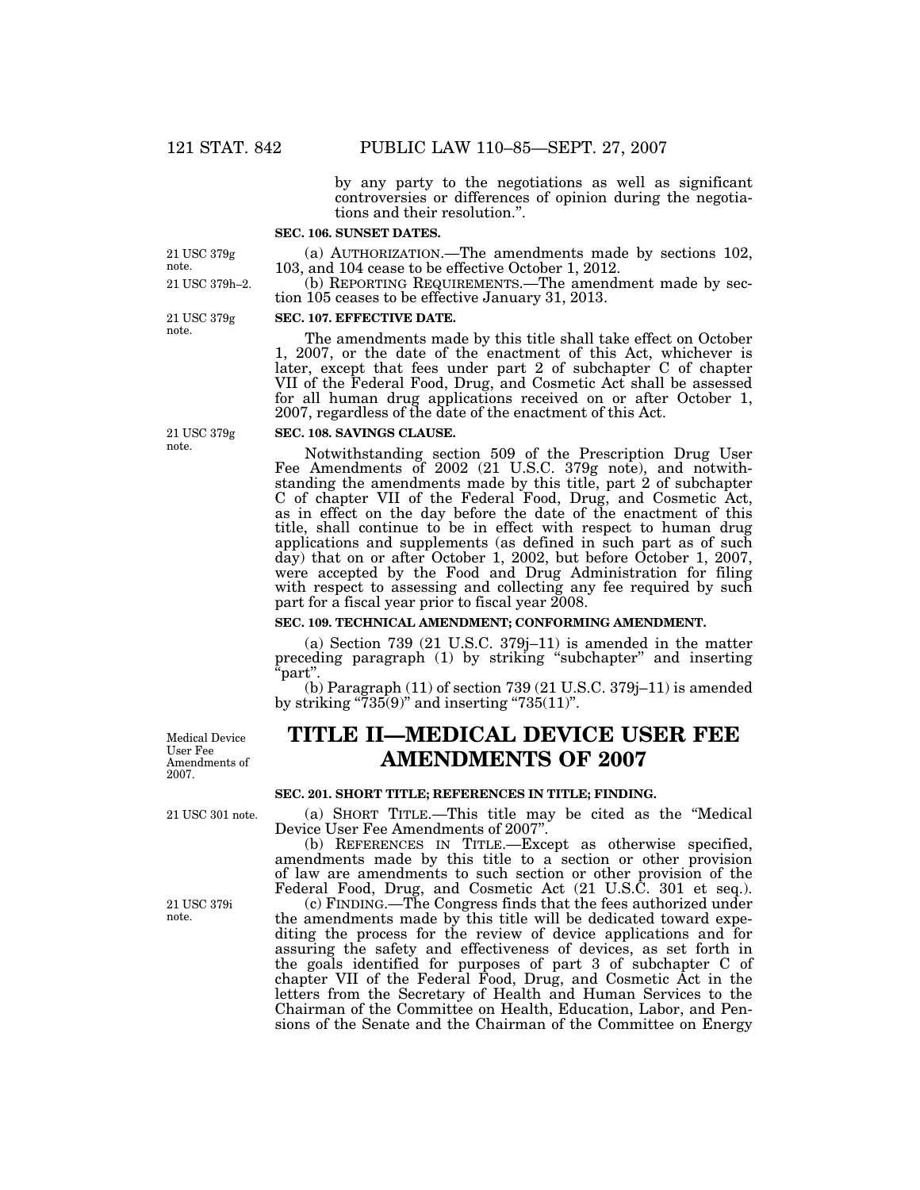by any party to the negotiations as well as significant controversies or differences of opinion during the negotiations and their resolution.".

**SEC. 106. SUNSET DATES.**

21 USC 379g note.

(a) AUTHORIZATION.—The amendments made by sections 102, 103, and 104 cease to be effective October 1, 2012.

21 USC 379h–2.

(b) REPORTING REQUIREMENTS.—The amendment made by section 105 ceases to be effective January 31, 2013.

21 USC 379g note.

**SEC. 107. EFFECTIVE DATE.**

The amendments made by this title shall take effect on October 1, 2007, or the date of the enactment of this Act, whichever is later, except that fees under part 2 of subchapter C of chapter VII of the Federal Food, Drug, and Cosmetic Act shall be assessed for all human drug applications received on or after October 1, 2007, regardless of the date of the enactment of this Act.

21 USC 379g note.

**SEC. 108. SAVINGS CLAUSE.**

Notwithstanding section 509 of the Prescription Drug User Fee Amendments of 2002 (21 U.S.C. 379g note), and notwithstanding the amendments made by this title, part 2 of subchapter C of chapter VII of the Federal Food, Drug, and Cosmetic Act, as in effect on the day before the date of the enactment of this title, shall continue to be in effect with respect to human drug applications and supplements (as defined in such part as of such day) that on or after October 1, 2002, but before October 1, 2007, were accepted by the Food and Drug Administration for filing with respect to assessing and collecting any fee required by such part for a fiscal year prior to fiscal year 2008.

**SEC. 109. TECHNICAL AMENDMENT; CONFORMING AMENDMENT.**

(a) Section 739 (21 U.S.C. 379j–11) is amended in the matter preceding paragraph (1) by striking "subchapter" and inserting "part".

(b) Paragraph (11) of section 739 (21 U.S.C. 379j–11) is amended by striking "735(9)" and inserting "735(11)".

Medical Device User Fee Amendments of 2007.

# TITLE II—MEDICAL DEVICE USER FEE AMENDMENTS OF 2007

**SEC. 201. SHORT TITLE; REFERENCES IN TITLE; FINDING.**

21 USC 301 note.

(a) SHORT TITLE.—This title may be cited as the "Medical Device User Fee Amendments of 2007".

(b) REFERENCES IN TITLE.—Except as otherwise specified, amendments made by this title to a section or other provision of law are amendments to such section or other provision of the Federal Food, Drug, and Cosmetic Act (21 U.S.C. 301 et seq.).

21 USC 379i note.

(c) FINDING.—The Congress finds that the fees authorized under the amendments made by this title will be dedicated toward expediting the process for the review of device applications and for assuring the safety and effectiveness of devices, as set forth in the goals identified for purposes of part 3 of subchapter C of chapter VII of the Federal Food, Drug, and Cosmetic Act in the letters from the Secretary of Health and Human Services to the Chairman of the Committee on Health, Education, Labor, and Pensions of the Senate and the Chairman of the Committee on Energy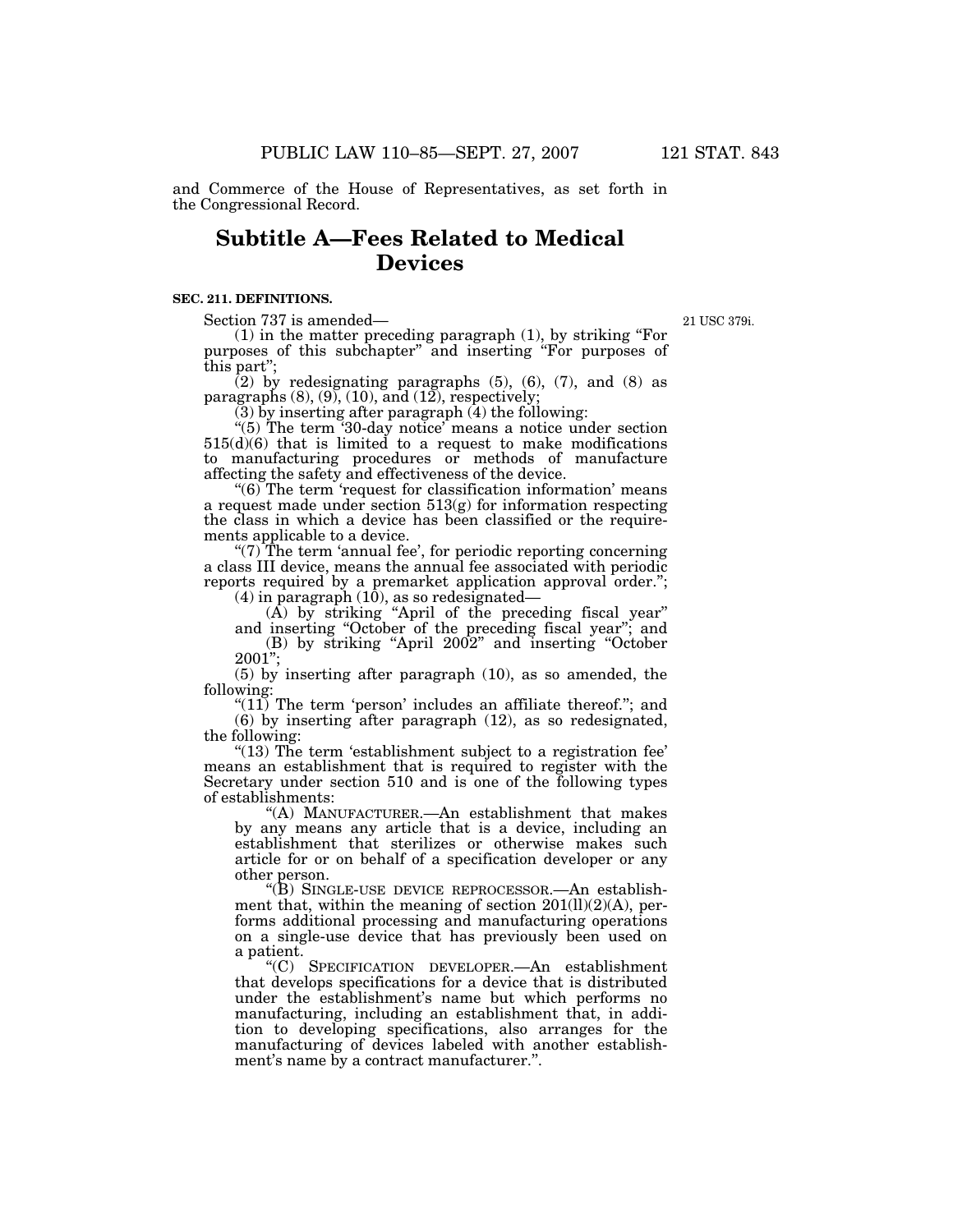and Commerce of the House of Representatives, as set forth in the Congressional Record.

## Subtitle A—Fees Related to Medical Devices

### SEC. 211. DEFINITIONS.

21 USC 379i.

Section 737 is amended—

(1) in the matter preceding paragraph (1), by striking "For purposes of this subchapter" and inserting "For purposes of this part";

(2) by redesignating paragraphs (5), (6), (7), and (8) as paragraphs (8), (9), (10), and (12), respectively;

(3) by inserting after paragraph (4) the following:

"(5) The term '30-day notice' means a notice under section 515(d)(6) that is limited to a request to make modifications to manufacturing procedures or methods of manufacture affecting the safety and effectiveness of the device.

"(6) The term 'request for classification information' means a request made under section 513(g) for information respecting the class in which a device has been classified or the requirements applicable to a device.

"(7) The term 'annual fee', for periodic reporting concerning a class III device, means the annual fee associated with periodic reports required by a premarket application approval order.";

(4) in paragraph (10), as so redesignated—

(A) by striking "April of the preceding fiscal year" and inserting "October of the preceding fiscal year"; and

(B) by striking "April 2002" and inserting "October 2001";

(5) by inserting after paragraph (10), as so amended, the following:

"(11) The term 'person' includes an affiliate thereof."; and

(6) by inserting after paragraph (12), as so redesignated, the following:

"(13) The term 'establishment subject to a registration fee' means an establishment that is required to register with the Secretary under section 510 and is one of the following types of establishments:

"(A) MANUFACTURER.—An establishment that makes by any means any article that is a device, including an establishment that sterilizes or otherwise makes such article for or on behalf of a specification developer or any other person.

"(B) SINGLE-USE DEVICE REPROCESSOR.—An establishment that, within the meaning of section 201(ll)(2)(A), performs additional processing and manufacturing operations on a single-use device that has previously been used on a patient.

"(C) SPECIFICATION DEVELOPER.—An establishment that develops specifications for a device that is distributed under the establishment's name but which performs no manufacturing, including an establishment that, in addition to developing specifications, also arranges for the manufacturing of devices labeled with another establishment's name by a contract manufacturer.".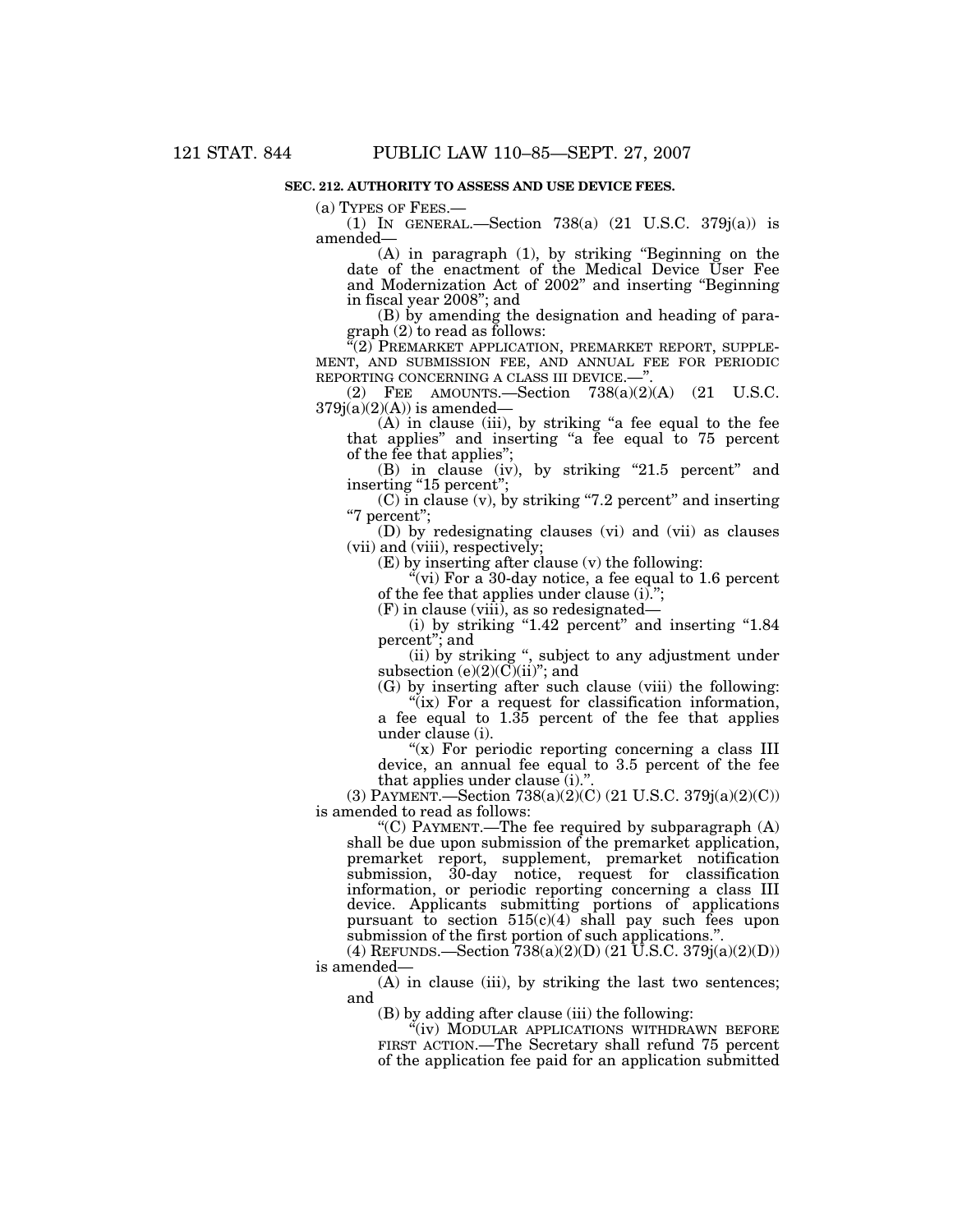### SEC. 212. AUTHORITY TO ASSESS AND USE DEVICE FEES.

(a) TYPES OF FEES.—

(1) IN GENERAL.—Section 738(a) (21 U.S.C. 379j(a)) is amended—

(A) in paragraph (1), by striking "Beginning on the date of the enactment of the Medical Device User Fee and Modernization Act of 2002" and inserting "Beginning in fiscal year 2008"; and

(B) by amending the designation and heading of paragraph (2) to read as follows:

"(2) PREMARKET APPLICATION, PREMARKET REPORT, SUPPLEMENT, AND SUBMISSION FEE, AND ANNUAL FEE FOR PERIODIC REPORTING CONCERNING A CLASS III DEVICE.—".

(2) FEE AMOUNTS.—Section 738(a)(2)(A) (21 U.S.C. 379j(a)(2)(A)) is amended—

(A) in clause (iii), by striking "a fee equal to the fee that applies" and inserting "a fee equal to 75 percent of the fee that applies";

(B) in clause (iv), by striking "21.5 percent" and inserting "15 percent";

(C) in clause (v), by striking "7.2 percent" and inserting "7 percent";

(D) by redesignating clauses (vi) and (vii) as clauses (vii) and (viii), respectively;

(E) by inserting after clause (v) the following:

"(vi) For a 30-day notice, a fee equal to 1.6 percent of the fee that applies under clause (i).";

(F) in clause (viii), as so redesignated—

(i) by striking "1.42 percent" and inserting "1.84 percent"; and

(ii) by striking ", subject to any adjustment under subsection (e)(2)(C)(ii)"; and

(G) by inserting after such clause (viii) the following:

"(ix) For a request for classification information, a fee equal to 1.35 percent of the fee that applies under clause (i).

"(x) For periodic reporting concerning a class III device, an annual fee equal to 3.5 percent of the fee that applies under clause (i).".

(3) PAYMENT.—Section 738(a)(2)(C) (21 U.S.C. 379j(a)(2)(C)) is amended to read as follows:

"(C) PAYMENT.—The fee required by subparagraph (A) shall be due upon submission of the premarket application, premarket report, supplement, premarket notification submission, 30-day notice, request for classification information, or periodic reporting concerning a class III device. Applicants submitting portions of applications pursuant to section 515(c)(4) shall pay such fees upon submission of the first portion of such applications.".

(4) REFUNDS.—Section 738(a)(2)(D) (21 U.S.C. 379j(a)(2)(D)) is amended—

(A) in clause (iii), by striking the last two sentences; and

(B) by adding after clause (iii) the following:

"(iv) MODULAR APPLICATIONS WITHDRAWN BEFORE FIRST ACTION.—The Secretary shall refund 75 percent of the application fee paid for an application submitted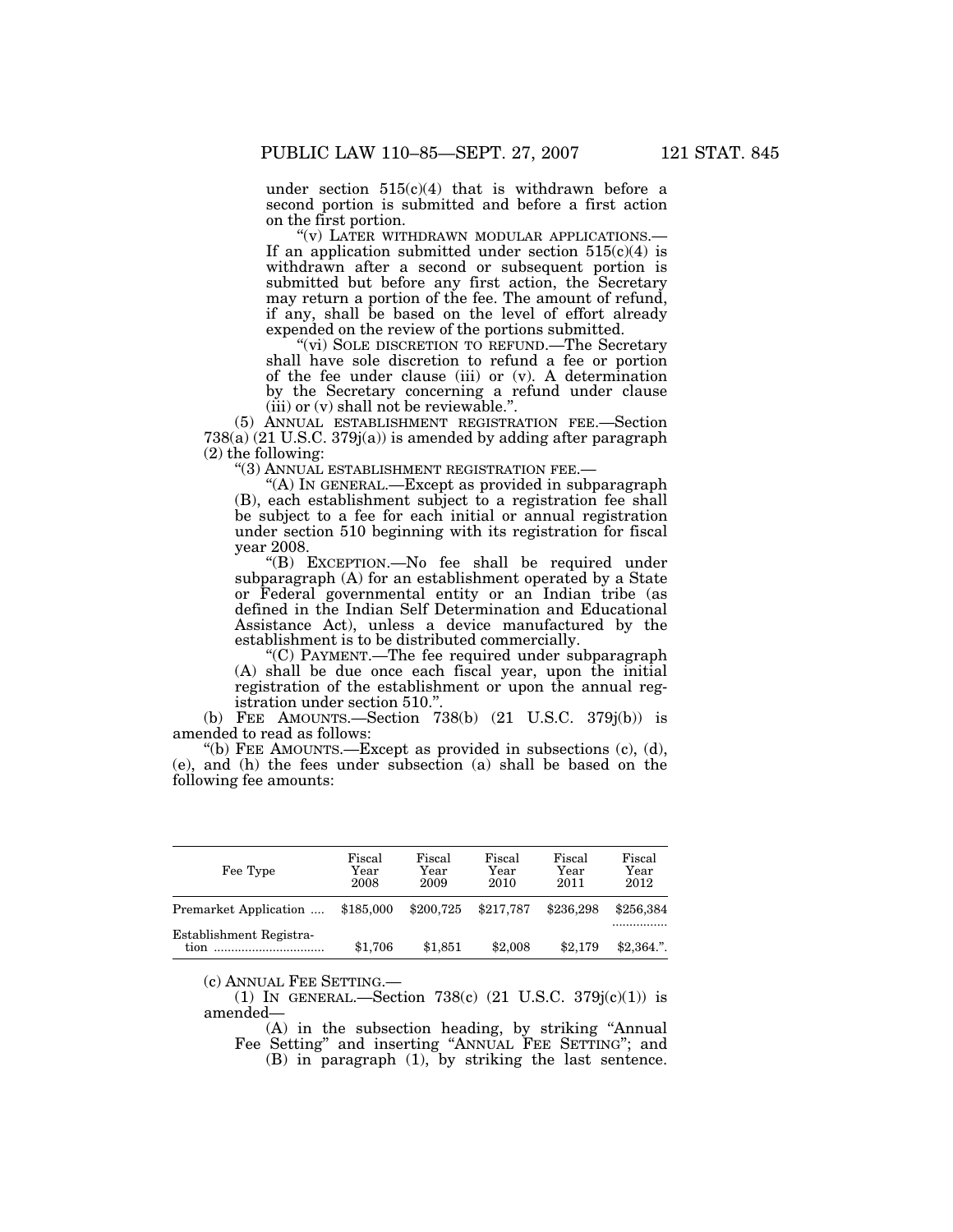under section 515(c)(4) that is withdrawn before a second portion is submitted and before a first action on the first portion.

"(v) LATER WITHDRAWN MODULAR APPLICATIONS.—If an application submitted under section 515(c)(4) is withdrawn after a second or subsequent portion is submitted but before any first action, the Secretary may return a portion of the fee. The amount of refund, if any, shall be based on the level of effort already expended on the review of the portions submitted.

"(vi) SOLE DISCRETION TO REFUND.—The Secretary shall have sole discretion to refund a fee or portion of the fee under clause (iii) or (v). A determination by the Secretary concerning a refund under clause (iii) or (v) shall not be reviewable.".

(5) ANNUAL ESTABLISHMENT REGISTRATION FEE.—Section 738(a) (21 U.S.C. 379j(a)) is amended by adding after paragraph (2) the following:

"(3) ANNUAL ESTABLISHMENT REGISTRATION FEE.—

"(A) IN GENERAL.—Except as provided in subparagraph (B), each establishment subject to a registration fee shall be subject to a fee for each initial or annual registration under section 510 beginning with its registration for fiscal year 2008.

"(B) EXCEPTION.—No fee shall be required under subparagraph (A) for an establishment operated by a State or Federal governmental entity or an Indian tribe (as defined in the Indian Self Determination and Educational Assistance Act), unless a device manufactured by the establishment is to be distributed commercially.

"(C) PAYMENT.—The fee required under subparagraph (A) shall be due once each fiscal year, upon the initial registration of the establishment or upon the annual registration under section 510.".

(b) FEE AMOUNTS.—Section 738(b) (21 U.S.C. 379j(b)) is amended to read as follows:

"(b) FEE AMOUNTS.—Except as provided in subsections (c), (d), (e), and (h) the fees under subsection (a) shall be based on the following fee amounts:

| Fee Type | Fiscal Year 2008 | Fiscal Year 2009 | Fiscal Year 2010 | Fiscal Year 2011 | Fiscal Year 2012 |
|---|---|---|---|---|---|
| Premarket Application .... | $185,000 | $200,725 | $217,787 | $236,298 | $256,384 |
| Establishment Registration ................................ | $1,706 | $1,851 | $2,008 | $2,179 | $2,364.". |

(c) ANNUAL FEE SETTING.—

(1) IN GENERAL.—Section 738(c) (21 U.S.C. 379j(c)(1)) is amended—

(A) in the subsection heading, by striking "Annual Fee Setting" and inserting "ANNUAL FEE SETTING"; and

(B) in paragraph (1), by striking the last sentence.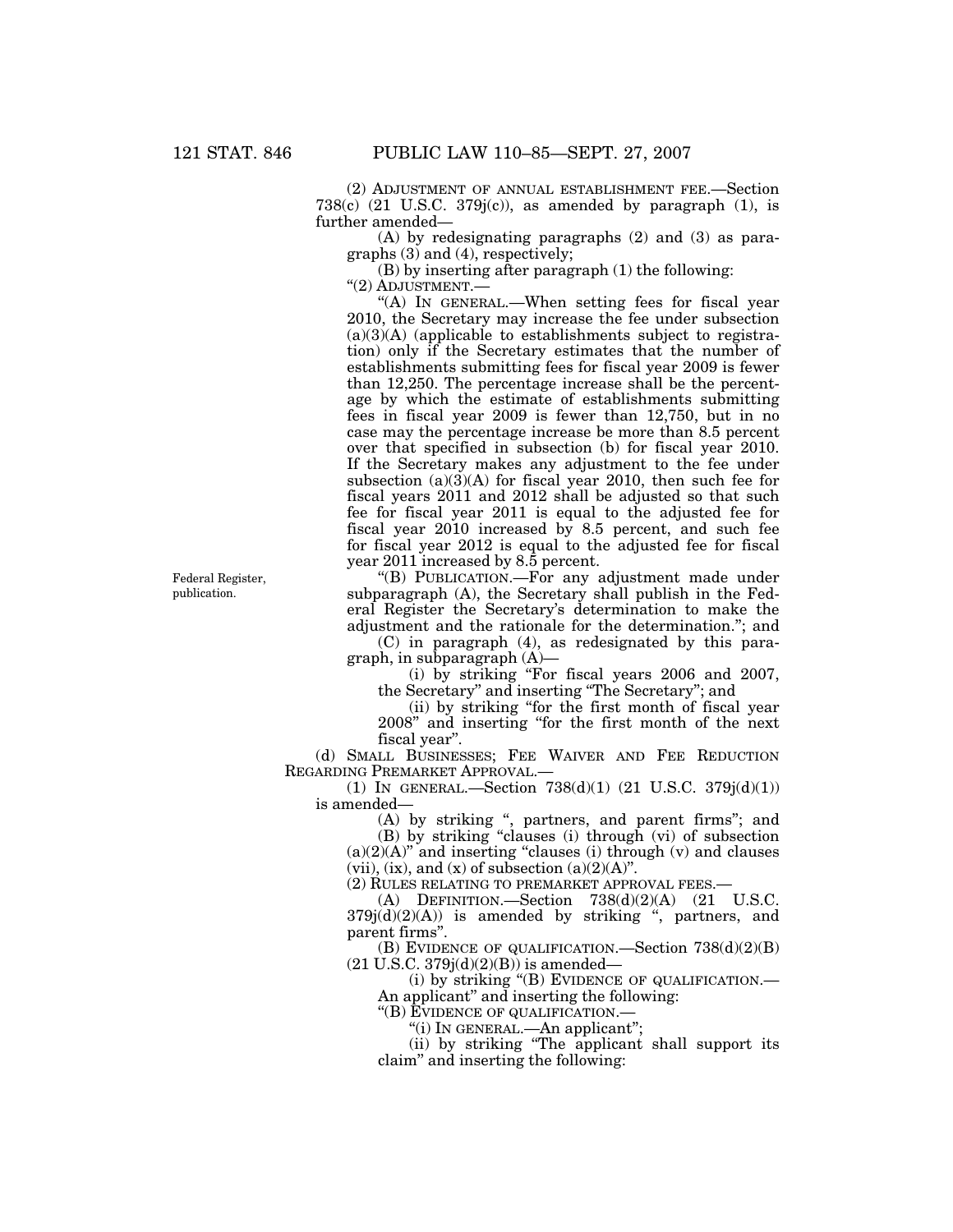(2) ADJUSTMENT OF ANNUAL ESTABLISHMENT FEE.—Section 738(c) (21 U.S.C. 379j(c)), as amended by paragraph (1), is further amended—

(A) by redesignating paragraphs (2) and (3) as paragraphs (3) and (4), respectively;

(B) by inserting after paragraph (1) the following:

"(2) ADJUSTMENT.—

"(A) IN GENERAL.—When setting fees for fiscal year 2010, the Secretary may increase the fee under subsection (a)(3)(A) (applicable to establishments subject to registration) only if the Secretary estimates that the number of establishments submitting fees for fiscal year 2009 is fewer than 12,250. The percentage increase shall be the percentage by which the estimate of establishments submitting fees in fiscal year 2009 is fewer than 12,750, but in no case may the percentage increase be more than 8.5 percent over that specified in subsection (b) for fiscal year 2010. If the Secretary makes any adjustment to the fee under subsection (a)(3)(A) for fiscal year 2010, then such fee for fiscal years 2011 and 2012 shall be adjusted so that such fee for fiscal year 2011 is equal to the adjusted fee for fiscal year 2010 increased by 8.5 percent, and such fee for fiscal year 2012 is equal to the adjusted fee for fiscal year 2011 increased by 8.5 percent.

Federal Register, publication.

"(B) PUBLICATION.—For any adjustment made under subparagraph (A), the Secretary shall publish in the Federal Register the Secretary's determination to make the adjustment and the rationale for the determination."; and

(C) in paragraph (4), as redesignated by this paragraph, in subparagraph (A)—

(i) by striking "For fiscal years 2006 and 2007, the Secretary" and inserting "The Secretary"; and

(ii) by striking "for the first month of fiscal year 2008" and inserting "for the first month of the next fiscal year".

(d) SMALL BUSINESSES; FEE WAIVER AND FEE REDUCTION REGARDING PREMARKET APPROVAL.—

(1) IN GENERAL.—Section 738(d)(1) (21 U.S.C. 379j(d)(1)) is amended—

(A) by striking ", partners, and parent firms"; and

(B) by striking "clauses (i) through (vi) of subsection (a)(2)(A)" and inserting "clauses (i) through (v) and clauses (vii), (ix), and (x) of subsection (a)(2)(A)".

(2) RULES RELATING TO PREMARKET APPROVAL FEES.—

(A) DEFINITION.—Section 738(d)(2)(A) (21 U.S.C. 379j(d)(2)(A)) is amended by striking ", partners, and parent firms".

(B) EVIDENCE OF QUALIFICATION.—Section 738(d)(2)(B) (21 U.S.C. 379j(d)(2)(B)) is amended—

(i) by striking "(B) EVIDENCE OF QUALIFICATION.—An applicant" and inserting the following:

"(B) EVIDENCE OF QUALIFICATION.—

"(i) IN GENERAL.—An applicant";

(ii) by striking "The applicant shall support its claim" and inserting the following: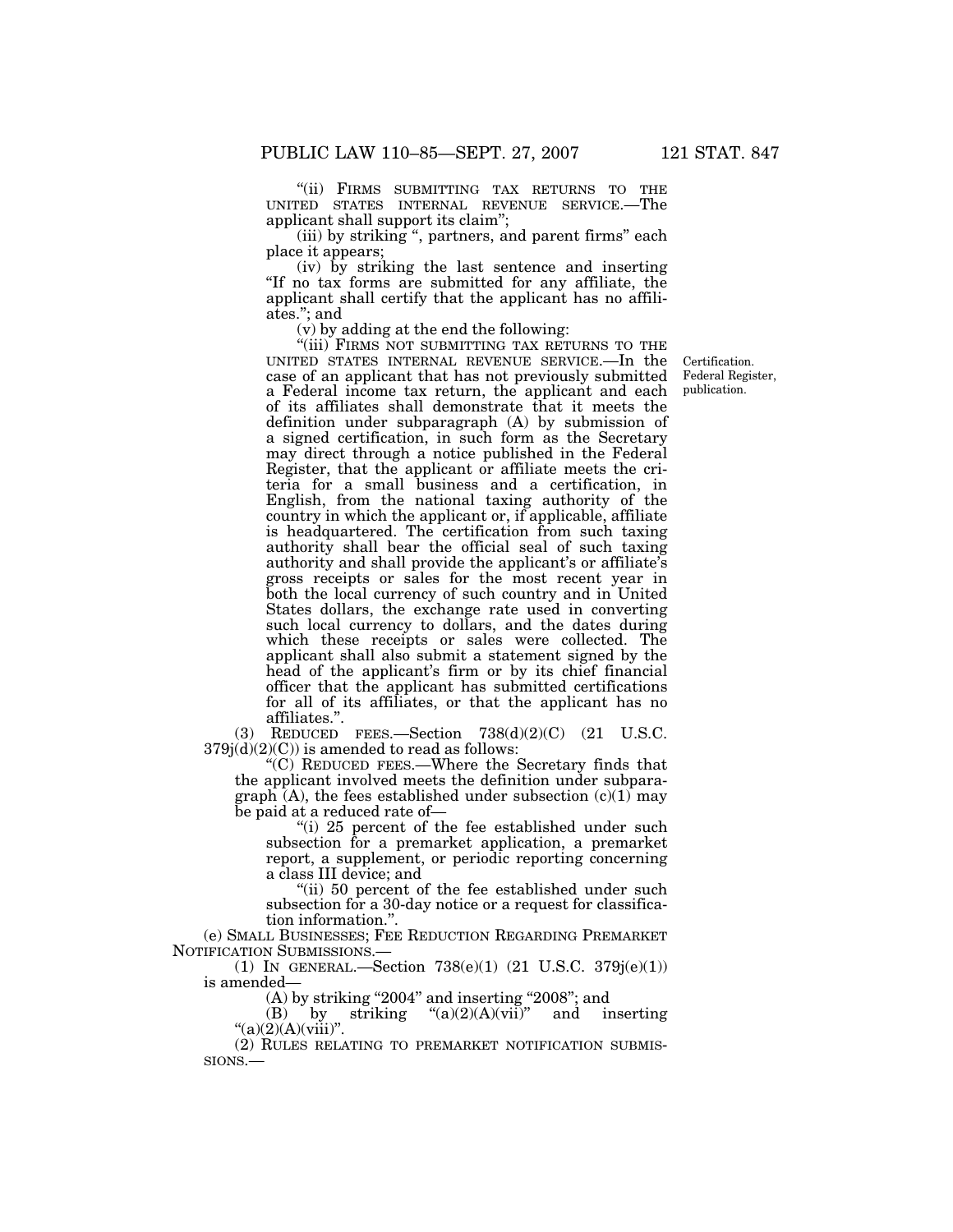"(ii) FIRMS SUBMITTING TAX RETURNS TO THE UNITED STATES INTERNAL REVENUE SERVICE.—The applicant shall support its claim";

(iii) by striking ", partners, and parent firms" each place it appears;

(iv) by striking the last sentence and inserting "If no tax forms are submitted for any affiliate, the applicant shall certify that the applicant has no affiliates."; and

(v) by adding at the end the following:

"(iii) FIRMS NOT SUBMITTING TAX RETURNS TO THE UNITED STATES INTERNAL REVENUE SERVICE.—In the case of an applicant that has not previously submitted a Federal income tax return, the applicant and each of its affiliates shall demonstrate that it meets the definition under subparagraph (A) by submission of a signed certification, in such form as the Secretary may direct through a notice published in the Federal Register, that the applicant or affiliate meets the criteria for a small business and a certification, in English, from the national taxing authority of the country in which the applicant or, if applicable, affiliate is headquartered. The certification from such taxing authority shall bear the official seal of such taxing authority and shall provide the applicant's or affiliate's gross receipts or sales for the most recent year in both the local currency of such country and in United States dollars, the exchange rate used in converting such local currency to dollars, and the dates during which these receipts or sales were collected. The applicant shall also submit a statement signed by the head of the applicant's firm or by its chief financial officer that the applicant has submitted certifications for all of its affiliates, or that the applicant has no affiliates.".

Certification.
Federal Register, publication.

(3) REDUCED FEES.—Section 738(d)(2)(C) (21 U.S.C. 379j(d)(2)(C)) is amended to read as follows:

"(C) REDUCED FEES.—Where the Secretary finds that the applicant involved meets the definition under subparagraph (A), the fees established under subsection (c)(1) may be paid at a reduced rate of—

"(i) 25 percent of the fee established under such subsection for a premarket application, a premarket report, a supplement, or periodic reporting concerning a class III device; and

"(ii) 50 percent of the fee established under such subsection for a 30-day notice or a request for classification information.".

(e) SMALL BUSINESSES; FEE REDUCTION REGARDING PREMARKET NOTIFICATION SUBMISSIONS.—

(1) IN GENERAL.—Section 738(e)(1) (21 U.S.C. 379j(e)(1)) is amended—

(A) by striking "2004" and inserting "2008"; and

(B) by striking "(a)(2)(A)(vii)" and inserting "(a)(2)(A)(viii)".

(2) RULES RELATING TO PREMARKET NOTIFICATION SUBMISSIONS.—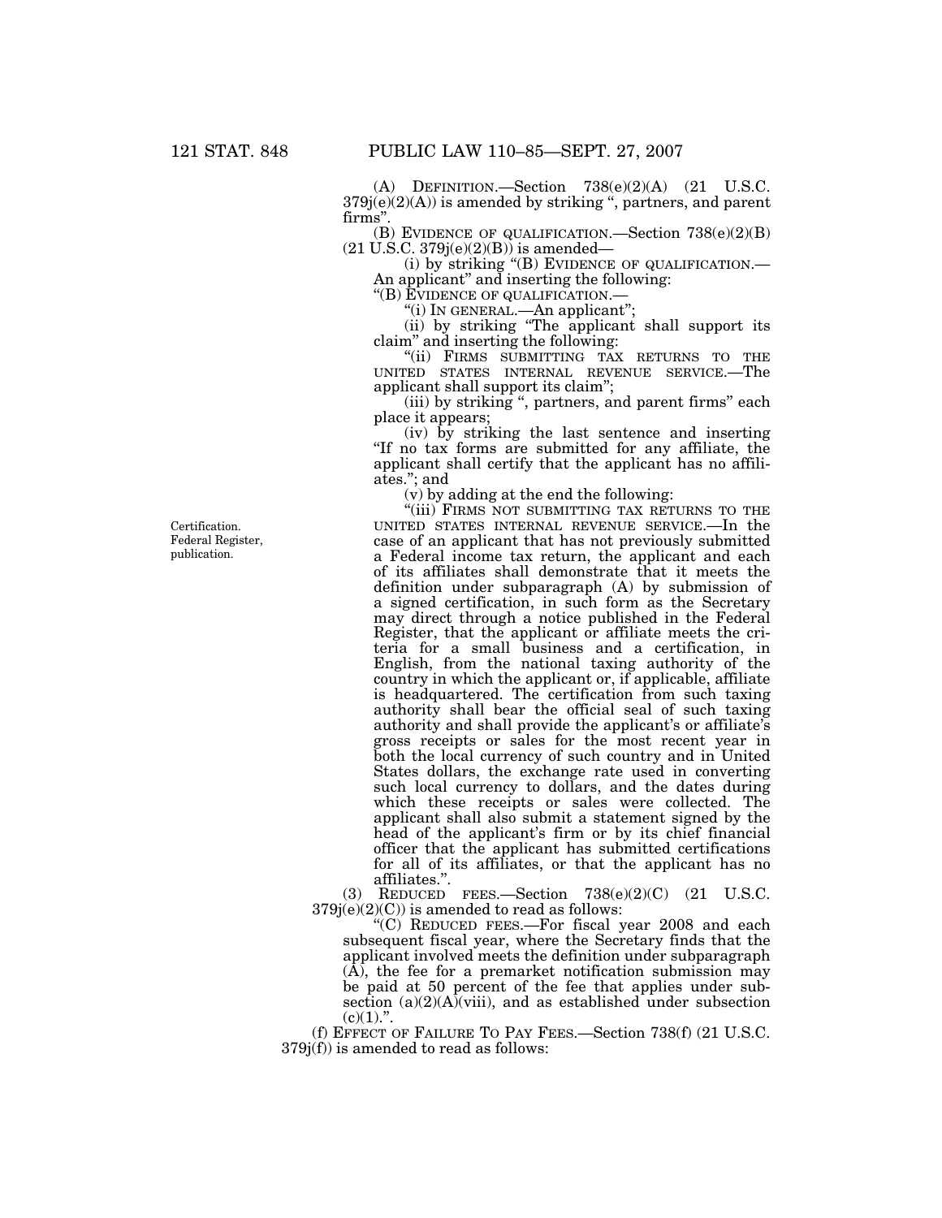(A) DEFINITION.—Section 738(e)(2)(A) (21 U.S.C. 379j(e)(2)(A)) is amended by striking ", partners, and parent firms".

(B) EVIDENCE OF QUALIFICATION.—Section 738(e)(2)(B) (21 U.S.C. 379j(e)(2)(B)) is amended—

(i) by striking "(B) EVIDENCE OF QUALIFICATION.—An applicant" and inserting the following:

"(B) EVIDENCE OF QUALIFICATION.—

"(i) IN GENERAL.—An applicant";

(ii) by striking "The applicant shall support its claim" and inserting the following:

"(ii) FIRMS SUBMITTING TAX RETURNS TO THE UNITED STATES INTERNAL REVENUE SERVICE.—The applicant shall support its claim";

(iii) by striking ", partners, and parent firms" each place it appears;

(iv) by striking the last sentence and inserting "If no tax forms are submitted for any affiliate, the applicant shall certify that the applicant has no affiliates."; and

(v) by adding at the end the following:

Certification.
Federal Register, publication.

"(iii) FIRMS NOT SUBMITTING TAX RETURNS TO THE UNITED STATES INTERNAL REVENUE SERVICE.—In the case of an applicant that has not previously submitted a Federal income tax return, the applicant and each of its affiliates shall demonstrate that it meets the definition under subparagraph (A) by submission of a signed certification, in such form as the Secretary may direct through a notice published in the Federal Register, that the applicant or affiliate meets the criteria for a small business and a certification, in English, from the national taxing authority of the country in which the applicant or, if applicable, affiliate is headquartered. The certification from such taxing authority shall bear the official seal of such taxing authority and shall provide the applicant's or affiliate's gross receipts or sales for the most recent year in both the local currency of such country and in United States dollars, the exchange rate used in converting such local currency to dollars, and the dates during which these receipts or sales were collected. The applicant shall also submit a statement signed by the head of the applicant's firm or by its chief financial officer that the applicant has submitted certifications for all of its affiliates, or that the applicant has no affiliates.".

(3) REDUCED FEES.—Section 738(e)(2)(C) (21 U.S.C. 379j(e)(2)(C)) is amended to read as follows:

"(C) REDUCED FEES.—For fiscal year 2008 and each subsequent fiscal year, where the Secretary finds that the applicant involved meets the definition under subparagraph (A), the fee for a premarket notification submission may be paid at 50 percent of the fee that applies under subsection (a)(2)(A)(viii), and as established under subsection (c)(1).".

(f) EFFECT OF FAILURE TO PAY FEES.—Section 738(f) (21 U.S.C. 379j(f)) is amended to read as follows: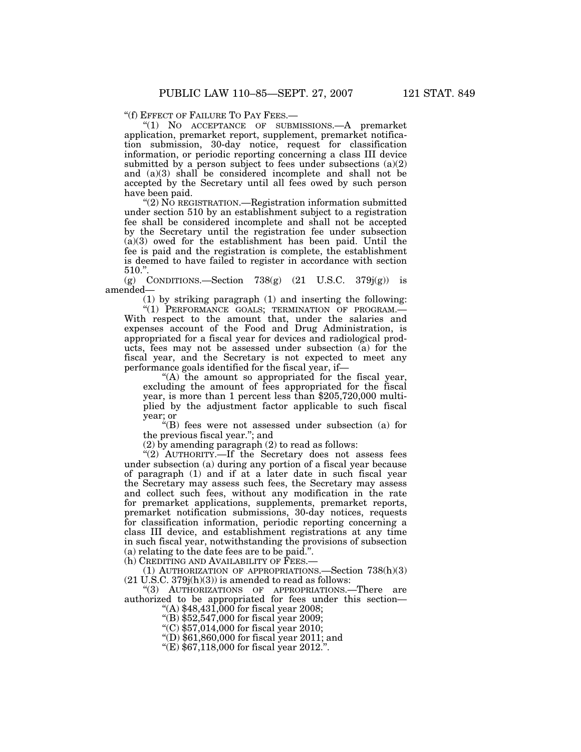"(f) EFFECT OF FAILURE TO PAY FEES.—

"(1) NO ACCEPTANCE OF SUBMISSIONS.—A premarket application, premarket report, supplement, premarket notification submission, 30-day notice, request for classification information, or periodic reporting concerning a class III device submitted by a person subject to fees under subsections (a)(2) and (a)(3) shall be considered incomplete and shall not be accepted by the Secretary until all fees owed by such person have been paid.

"(2) NO REGISTRATION.—Registration information submitted under section 510 by an establishment subject to a registration fee shall be considered incomplete and shall not be accepted by the Secretary until the registration fee under subsection (a)(3) owed for the establishment has been paid. Until the fee is paid and the registration is complete, the establishment is deemed to have failed to register in accordance with section 510.".

(g) CONDITIONS.—Section 738(g) (21 U.S.C. 379j(g)) is amended—

(1) by striking paragraph (1) and inserting the following:

"(1) PERFORMANCE GOALS; TERMINATION OF PROGRAM.—With respect to the amount that, under the salaries and expenses account of the Food and Drug Administration, is appropriated for a fiscal year for devices and radiological products, fees may not be assessed under subsection (a) for the fiscal year, and the Secretary is not expected to meet any performance goals identified for the fiscal year, if—

"(A) the amount so appropriated for the fiscal year, excluding the amount of fees appropriated for the fiscal year, is more than 1 percent less than $205,720,000 multiplied by the adjustment factor applicable to such fiscal year; or

"(B) fees were not assessed under subsection (a) for the previous fiscal year."; and

(2) by amending paragraph (2) to read as follows:

"(2) AUTHORITY.—If the Secretary does not assess fees under subsection (a) during any portion of a fiscal year because of paragraph (1) and if at a later date in such fiscal year the Secretary may assess such fees, the Secretary may assess and collect such fees, without any modification in the rate for premarket applications, supplements, premarket reports, premarket notification submissions, 30-day notices, requests for classification information, periodic reporting concerning a class III device, and establishment registrations at any time in such fiscal year, notwithstanding the provisions of subsection (a) relating to the date fees are to be paid.".

(h) CREDITING AND AVAILABILITY OF FEES.—

(1) AUTHORIZATION OF APPROPRIATIONS.—Section 738(h)(3) (21 U.S.C. 379j(h)(3)) is amended to read as follows:

"(3) AUTHORIZATIONS OF APPROPRIATIONS.—There are authorized to be appropriated for fees under this section—

"(A) $48,431,000 for fiscal year 2008;

"(B) $52,547,000 for fiscal year 2009;

"(C) $57,014,000 for fiscal year 2010;

"(D) $61,860,000 for fiscal year 2011; and

"(E) $67,118,000 for fiscal year 2012.".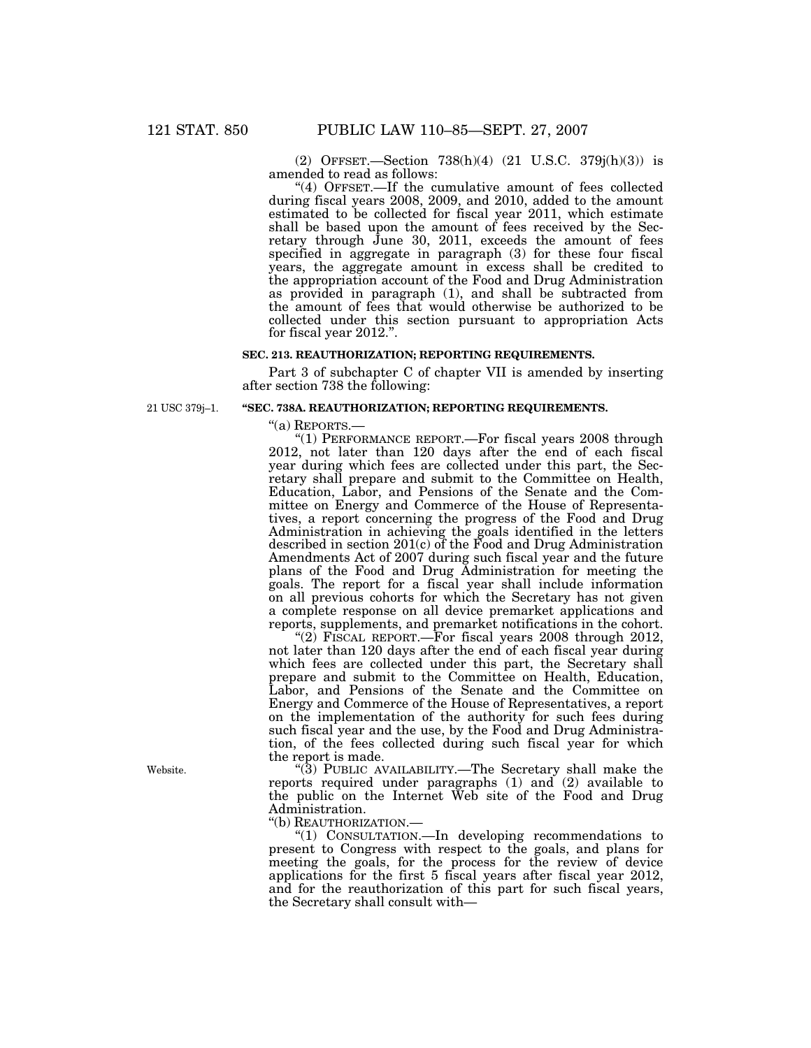(2) OFFSET.—Section 738(h)(4) (21 U.S.C. 379j(h)(3)) is amended to read as follows:

"(4) OFFSET.—If the cumulative amount of fees collected during fiscal years 2008, 2009, and 2010, added to the amount estimated to be collected for fiscal year 2011, which estimate shall be based upon the amount of fees received by the Secretary through June 30, 2011, exceeds the amount of fees specified in aggregate in paragraph (3) for these four fiscal years, the aggregate amount in excess shall be credited to the appropriation account of the Food and Drug Administration as provided in paragraph (1), and shall be subtracted from the amount of fees that would otherwise be authorized to be collected under this section pursuant to appropriation Acts for fiscal year 2012.".

**SEC. 213. REAUTHORIZATION; REPORTING REQUIREMENTS.**

Part 3 of subchapter C of chapter VII is amended by inserting after section 738 the following:

21 USC 379j–1.

**"SEC. 738A. REAUTHORIZATION; REPORTING REQUIREMENTS.**

"(a) REPORTS.—

"(1) PERFORMANCE REPORT.—For fiscal years 2008 through 2012, not later than 120 days after the end of each fiscal year during which fees are collected under this part, the Secretary shall prepare and submit to the Committee on Health, Education, Labor, and Pensions of the Senate and the Committee on Energy and Commerce of the House of Representatives, a report concerning the progress of the Food and Drug Administration in achieving the goals identified in the letters described in section 201(c) of the Food and Drug Administration Amendments Act of 2007 during such fiscal year and the future plans of the Food and Drug Administration for meeting the goals. The report for a fiscal year shall include information on all previous cohorts for which the Secretary has not given a complete response on all device premarket applications and reports, supplements, and premarket notifications in the cohort.

"(2) FISCAL REPORT.—For fiscal years 2008 through 2012, not later than 120 days after the end of each fiscal year during which fees are collected under this part, the Secretary shall prepare and submit to the Committee on Health, Education, Labor, and Pensions of the Senate and the Committee on Energy and Commerce of the House of Representatives, a report on the implementation of the authority for such fees during such fiscal year and the use, by the Food and Drug Administration, of the fees collected during such fiscal year for which the report is made.

Website.

"(3) PUBLIC AVAILABILITY.—The Secretary shall make the reports required under paragraphs (1) and (2) available to the public on the Internet Web site of the Food and Drug Administration.

"(b) REAUTHORIZATION.—

"(1) CONSULTATION.—In developing recommendations to present to Congress with respect to the goals, and plans for meeting the goals, for the process for the review of device applications for the first 5 fiscal years after fiscal year 2012, and for the reauthorization of this part for such fiscal years, the Secretary shall consult with—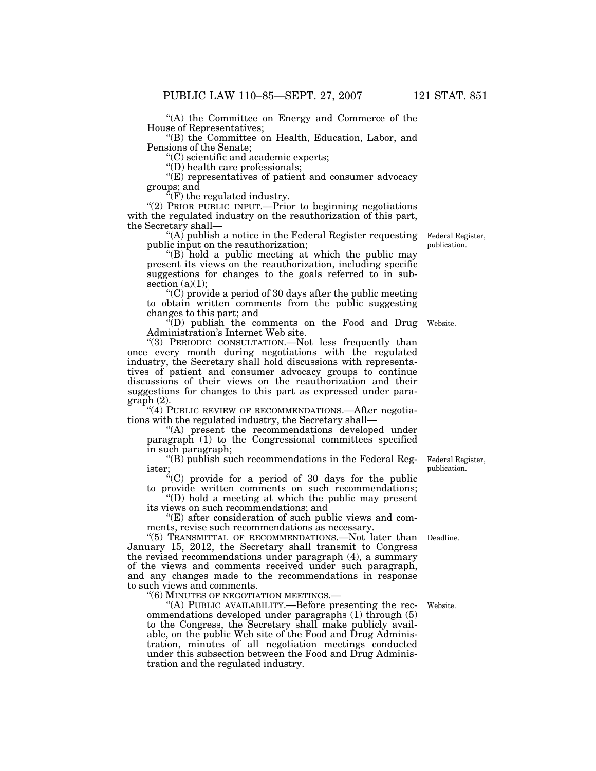"(A) the Committee on Energy and Commerce of the House of Representatives;

"(B) the Committee on Health, Education, Labor, and Pensions of the Senate;

"(C) scientific and academic experts;

"(D) health care professionals;

"(E) representatives of patient and consumer advocacy groups; and

"(F) the regulated industry.

"(2) PRIOR PUBLIC INPUT.—Prior to beginning negotiations with the regulated industry on the reauthorization of this part, the Secretary shall—

"(A) publish a notice in the Federal Register requesting public input on the reauthorization;

Federal Register, publication.

"(B) hold a public meeting at which the public may present its views on the reauthorization, including specific suggestions for changes to the goals referred to in subsection (a)(1);

"(C) provide a period of 30 days after the public meeting to obtain written comments from the public suggesting changes to this part; and

"(D) publish the comments on the Food and Drug Administration's Internet Web site.

Website.

"(3) PERIODIC CONSULTATION.—Not less frequently than once every month during negotiations with the regulated industry, the Secretary shall hold discussions with representatives of patient and consumer advocacy groups to continue discussions of their views on the reauthorization and their suggestions for changes to this part as expressed under paragraph (2).

"(4) PUBLIC REVIEW OF RECOMMENDATIONS.—After negotiations with the regulated industry, the Secretary shall—

"(A) present the recommendations developed under paragraph (1) to the Congressional committees specified in such paragraph;

"(B) publish such recommendations in the Federal Register;

Federal Register, publication.

"(C) provide for a period of 30 days for the public to provide written comments on such recommendations;

"(D) hold a meeting at which the public may present its views on such recommendations; and

"(E) after consideration of such public views and comments, revise such recommendations as necessary.

"(5) TRANSMITTAL OF RECOMMENDATIONS.—Not later than January 15, 2012, the Secretary shall transmit to Congress the revised recommendations under paragraph (4), a summary of the views and comments received under such paragraph, and any changes made to the recommendations in response to such views and comments.

Deadline.

"(6) MINUTES OF NEGOTIATION MEETINGS.—

"(A) PUBLIC AVAILABILITY.—Before presenting the recommendations developed under paragraphs (1) through (5) to the Congress, the Secretary shall make publicly available, on the public Web site of the Food and Drug Administration, minutes of all negotiation meetings conducted under this subsection between the Food and Drug Administration and the regulated industry.

Website.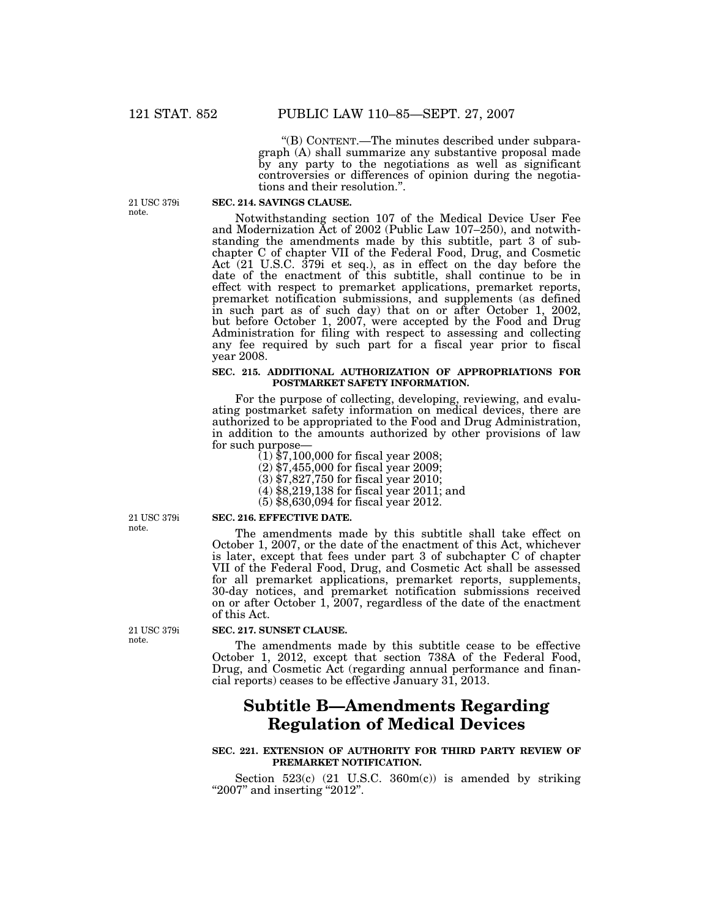"(B) CONTENT.—The minutes described under subparagraph (A) shall summarize any substantive proposal made by any party to the negotiations as well as significant controversies or differences of opinion during the negotiations and their resolution.".

21 USC 379i note.

**SEC. 214. SAVINGS CLAUSE.**

Notwithstanding section 107 of the Medical Device User Fee and Modernization Act of 2002 (Public Law 107–250), and notwithstanding the amendments made by this subtitle, part 3 of subchapter C of chapter VII of the Federal Food, Drug, and Cosmetic Act (21 U.S.C. 379i et seq.), as in effect on the day before the date of the enactment of this subtitle, shall continue to be in effect with respect to premarket applications, premarket reports, premarket notification submissions, and supplements (as defined in such part as of such day) that on or after October 1, 2002, but before October 1, 2007, were accepted by the Food and Drug Administration for filing with respect to assessing and collecting any fee required by such part for a fiscal year prior to fiscal year 2008.

**SEC. 215. ADDITIONAL AUTHORIZATION OF APPROPRIATIONS FOR POSTMARKET SAFETY INFORMATION.**

For the purpose of collecting, developing, reviewing, and evaluating postmarket safety information on medical devices, there are authorized to be appropriated to the Food and Drug Administration, in addition to the amounts authorized by other provisions of law for such purpose—

(1) $7,100,000 for fiscal year 2008;
(2) $7,455,000 for fiscal year 2009;
(3) $7,827,750 for fiscal year 2010;
(4) $8,219,138 for fiscal year 2011; and
(5) $8,630,094 for fiscal year 2012.

21 USC 379i note.

**SEC. 216. EFFECTIVE DATE.**

The amendments made by this subtitle shall take effect on October 1, 2007, or the date of the enactment of this Act, whichever is later, except that fees under part 3 of subchapter C of chapter VII of the Federal Food, Drug, and Cosmetic Act shall be assessed for all premarket applications, premarket reports, supplements, 30-day notices, and premarket notification submissions received on or after October 1, 2007, regardless of the date of the enactment of this Act.

21 USC 379i note.

**SEC. 217. SUNSET CLAUSE.**

The amendments made by this subtitle cease to be effective October 1, 2012, except that section 738A of the Federal Food, Drug, and Cosmetic Act (regarding annual performance and financial reports) ceases to be effective January 31, 2013.

## Subtitle B—Amendments Regarding Regulation of Medical Devices

**SEC. 221. EXTENSION OF AUTHORITY FOR THIRD PARTY REVIEW OF PREMARKET NOTIFICATION.**

Section 523(c) (21 U.S.C. 360m(c)) is amended by striking "2007" and inserting "2012".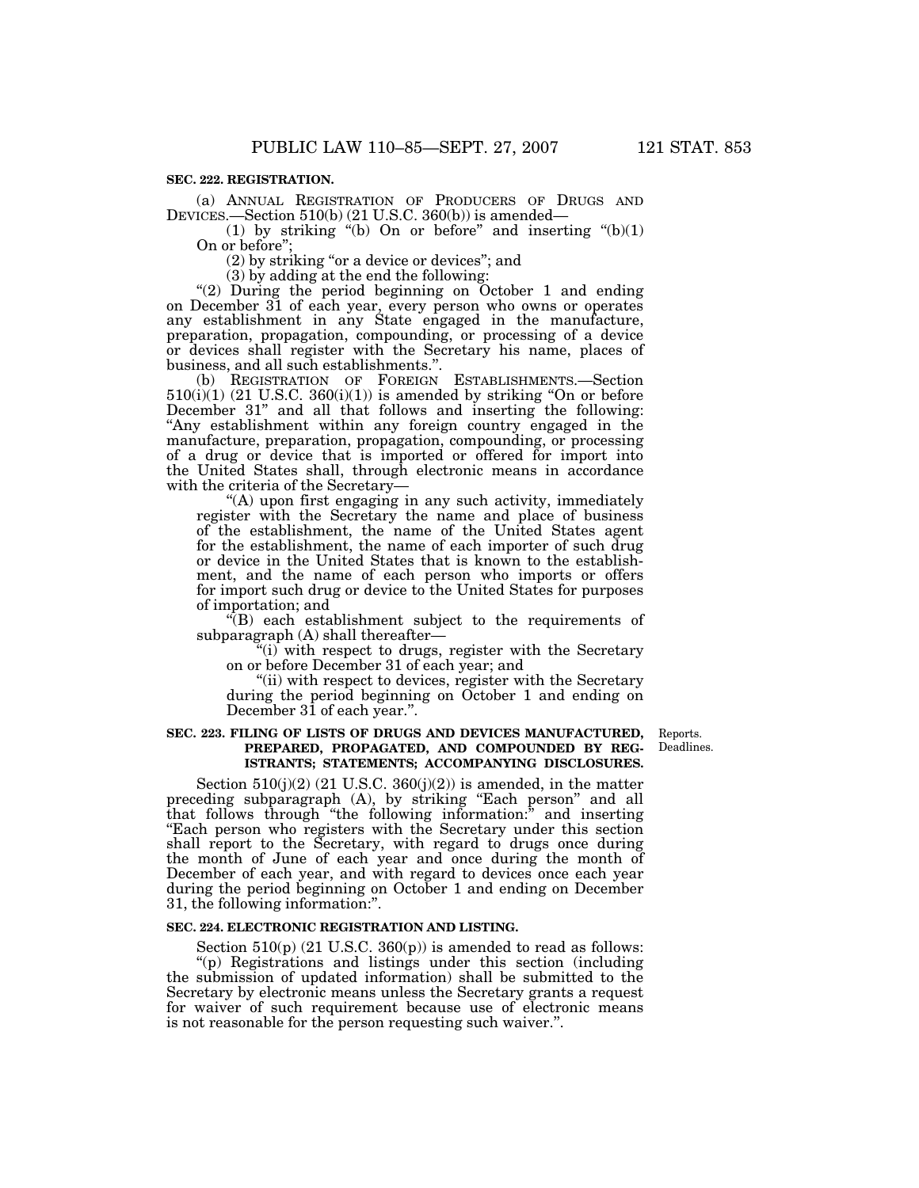**SEC. 222. REGISTRATION.**

(a) ANNUAL REGISTRATION OF PRODUCERS OF DRUGS AND DEVICES.—Section 510(b) (21 U.S.C. 360(b)) is amended—

(1) by striking "(b) On or before" and inserting "(b)(1) On or before";

(2) by striking "or a device or devices"; and

(3) by adding at the end the following:

"(2) During the period beginning on October 1 and ending on December 31 of each year, every person who owns or operates any establishment in any State engaged in the manufacture, preparation, propagation, compounding, or processing of a device or devices shall register with the Secretary his name, places of business, and all such establishments.".

(b) REGISTRATION OF FOREIGN ESTABLISHMENTS.—Section 510(i)(1) (21 U.S.C. 360(i)(1)) is amended by striking "On or before December 31" and all that follows and inserting the following: "Any establishment within any foreign country engaged in the manufacture, preparation, propagation, compounding, or processing of a drug or device that is imported or offered for import into the United States shall, through electronic means in accordance with the criteria of the Secretary—

"(A) upon first engaging in any such activity, immediately register with the Secretary the name and place of business of the establishment, the name of the United States agent for the establishment, the name of each importer of such drug or device in the United States that is known to the establishment, and the name of each person who imports or offers for import such drug or device to the United States for purposes of importation; and

"(B) each establishment subject to the requirements of subparagraph (A) shall thereafter—

"(i) with respect to drugs, register with the Secretary on or before December 31 of each year; and

"(ii) with respect to devices, register with the Secretary during the period beginning on October 1 and ending on December 31 of each year.".

**SEC. 223. FILING OF LISTS OF DRUGS AND DEVICES MANUFACTURED, PREPARED, PROPAGATED, AND COMPOUNDED BY REGISTRANTS; STATEMENTS; ACCOMPANYING DISCLOSURES.**

Reports.
Deadlines.

Section 510(j)(2) (21 U.S.C. 360(j)(2)) is amended, in the matter preceding subparagraph (A), by striking "Each person" and all that follows through "the following information:" and inserting "Each person who registers with the Secretary under this section shall report to the Secretary, with regard to drugs once during the month of June of each year and once during the month of December of each year, and with regard to devices once each year during the period beginning on October 1 and ending on December 31, the following information:".

**SEC. 224. ELECTRONIC REGISTRATION AND LISTING.**

Section 510(p) (21 U.S.C. 360(p)) is amended to read as follows:

"(p) Registrations and listings under this section (including the submission of updated information) shall be submitted to the Secretary by electronic means unless the Secretary grants a request for waiver of such requirement because use of electronic means is not reasonable for the person requesting such waiver.".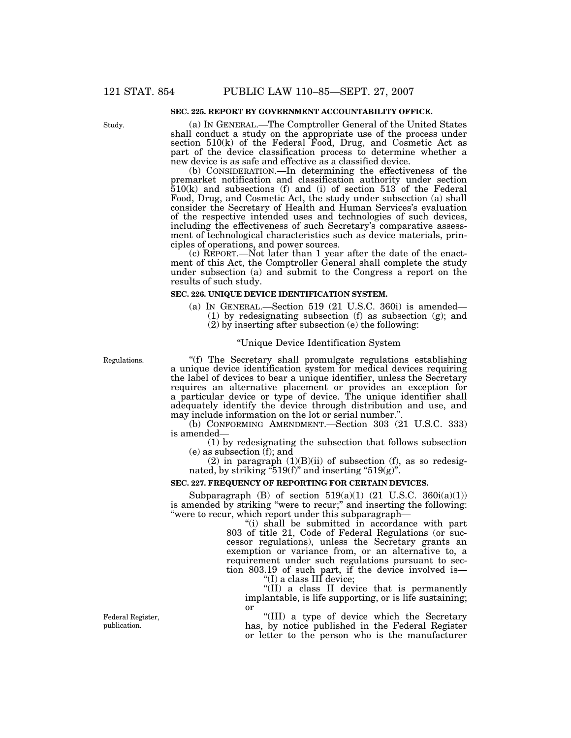**SEC. 225. REPORT BY GOVERNMENT ACCOUNTABILITY OFFICE.**

Study.

(a) IN GENERAL.—The Comptroller General of the United States shall conduct a study on the appropriate use of the process under section 510(k) of the Federal Food, Drug, and Cosmetic Act as part of the device classification process to determine whether a new device is as safe and effective as a classified device.

(b) CONSIDERATION.—In determining the effectiveness of the premarket notification and classification authority under section 510(k) and subsections (f) and (i) of section 513 of the Federal Food, Drug, and Cosmetic Act, the study under subsection (a) shall consider the Secretary of Health and Human Services's evaluation of the respective intended uses and technologies of such devices, including the effectiveness of such Secretary's comparative assessment of technological characteristics such as device materials, principles of operations, and power sources.

(c) REPORT.—Not later than 1 year after the date of the enactment of this Act, the Comptroller General shall complete the study under subsection (a) and submit to the Congress a report on the results of such study.

**SEC. 226. UNIQUE DEVICE IDENTIFICATION SYSTEM.**

(a) IN GENERAL.—Section 519 (21 U.S.C. 360i) is amended—

(1) by redesignating subsection (f) as subsection (g); and

(2) by inserting after subsection (e) the following:

"Unique Device Identification System

Regulations.

"(f) The Secretary shall promulgate regulations establishing a unique device identification system for medical devices requiring the label of devices to bear a unique identifier, unless the Secretary requires an alternative placement or provides an exception for a particular device or type of device. The unique identifier shall adequately identify the device through distribution and use, and may include information on the lot or serial number.".

(b) CONFORMING AMENDMENT.—Section 303 (21 U.S.C. 333) is amended—

(1) by redesignating the subsection that follows subsection (e) as subsection (f); and

(2) in paragraph (1)(B)(ii) of subsection (f), as so redesignated, by striking "519(f)" and inserting "519(g)".

**SEC. 227. FREQUENCY OF REPORTING FOR CERTAIN DEVICES.**

Subparagraph (B) of section 519(a)(1) (21 U.S.C. 360i(a)(1)) is amended by striking "were to recur;" and inserting the following: "were to recur, which report under this subparagraph—

"(i) shall be submitted in accordance with part 803 of title 21, Code of Federal Regulations (or successor regulations), unless the Secretary grants an exemption or variance from, or an alternative to, a requirement under such regulations pursuant to section 803.19 of such part, if the device involved is—

"(I) a class III device;

"(II) a class II device that is permanently implantable, is life supporting, or is life sustaining; or

Federal Register, publication.

"(III) a type of device which the Secretary has, by notice published in the Federal Register or letter to the person who is the manufacturer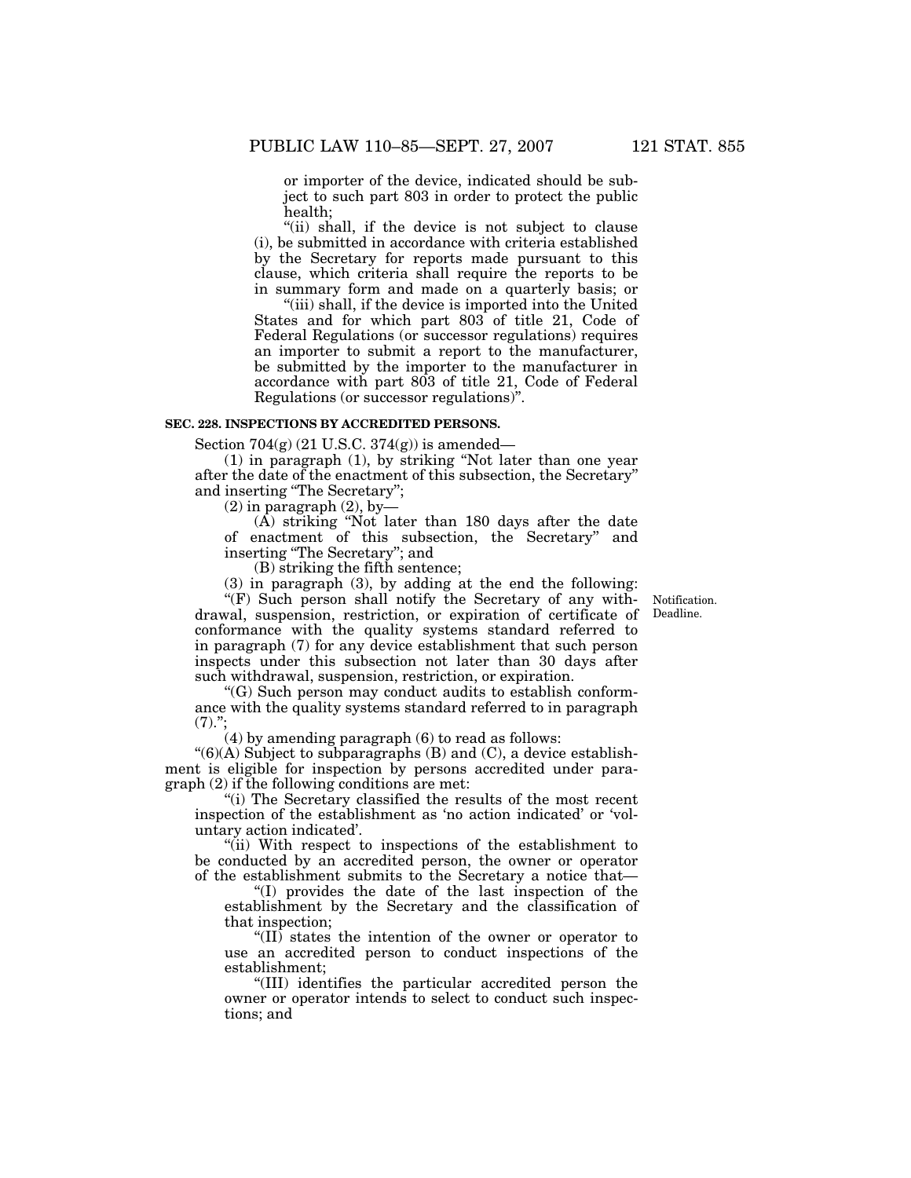or importer of the device, indicated should be subject to such part 803 in order to protect the public health;

"(ii) shall, if the device is not subject to clause (i), be submitted in accordance with criteria established by the Secretary for reports made pursuant to this clause, which criteria shall require the reports to be in summary form and made on a quarterly basis; or

"(iii) shall, if the device is imported into the United States and for which part 803 of title 21, Code of Federal Regulations (or successor regulations) requires an importer to submit a report to the manufacturer, be submitted by the importer to the manufacturer in accordance with part 803 of title 21, Code of Federal Regulations (or successor regulations)".

**SEC. 228. INSPECTIONS BY ACCREDITED PERSONS.**

Section 704(g) (21 U.S.C. 374(g)) is amended—

(1) in paragraph (1), by striking "Not later than one year after the date of the enactment of this subsection, the Secretary" and inserting "The Secretary";

(2) in paragraph (2), by—

(A) striking "Not later than 180 days after the date of enactment of this subsection, the Secretary" and inserting "The Secretary"; and

(B) striking the fifth sentence;

(3) in paragraph (3), by adding at the end the following:

Notification. Deadline.

"(F) Such person shall notify the Secretary of any withdrawal, suspension, restriction, or expiration of certificate of conformance with the quality systems standard referred to in paragraph (7) for any device establishment that such person inspects under this subsection not later than 30 days after such withdrawal, suspension, restriction, or expiration.

"(G) Such person may conduct audits to establish conformance with the quality systems standard referred to in paragraph (7).";

(4) by amending paragraph (6) to read as follows:

"(6)(A) Subject to subparagraphs (B) and (C), a device establishment is eligible for inspection by persons accredited under paragraph (2) if the following conditions are met:

"(i) The Secretary classified the results of the most recent inspection of the establishment as 'no action indicated' or 'voluntary action indicated'.

"(ii) With respect to inspections of the establishment to be conducted by an accredited person, the owner or operator of the establishment submits to the Secretary a notice that—

"(I) provides the date of the last inspection of the establishment by the Secretary and the classification of that inspection;

"(II) states the intention of the owner or operator to use an accredited person to conduct inspections of the establishment;

"(III) identifies the particular accredited person the owner or operator intends to select to conduct such inspections; and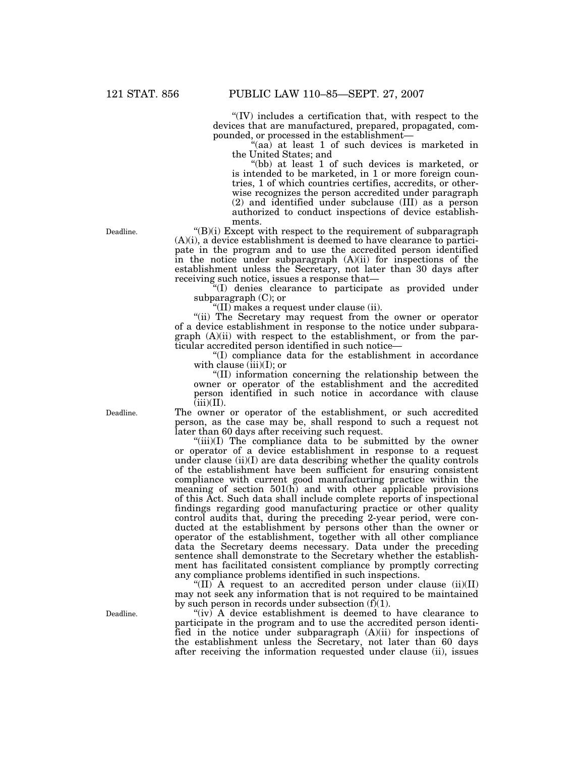"(IV) includes a certification that, with respect to the devices that are manufactured, prepared, propagated, compounded, or processed in the establishment—

"(aa) at least 1 of such devices is marketed in the United States; and

"(bb) at least 1 of such devices is marketed, or is intended to be marketed, in 1 or more foreign countries, 1 of which countries certifies, accredits, or otherwise recognizes the person accredited under paragraph (2) and identified under subclause (III) as a person authorized to conduct inspections of device establishments.

Deadline.

"(B)(i) Except with respect to the requirement of subparagraph (A)(i), a device establishment is deemed to have clearance to participate in the program and to use the accredited person identified in the notice under subparagraph (A)(ii) for inspections of the establishment unless the Secretary, not later than 30 days after receiving such notice, issues a response that—

"(I) denies clearance to participate as provided under subparagraph (C); or

"(II) makes a request under clause (ii).

"(ii) The Secretary may request from the owner or operator of a device establishment in response to the notice under subparagraph (A)(ii) with respect to the establishment, or from the particular accredited person identified in such notice—

"(I) compliance data for the establishment in accordance with clause (iii)(I); or

"(II) information concerning the relationship between the owner or operator of the establishment and the accredited person identified in such notice in accordance with clause (iii)(II).

Deadline.

The owner or operator of the establishment, or such accredited person, as the case may be, shall respond to such a request not later than 60 days after receiving such request.

"(iii)(I) The compliance data to be submitted by the owner or operator of a device establishment in response to a request under clause (ii)(I) are data describing whether the quality controls of the establishment have been sufficient for ensuring consistent compliance with current good manufacturing practice within the meaning of section 501(h) and with other applicable provisions of this Act. Such data shall include complete reports of inspectional findings regarding good manufacturing practice or other quality control audits that, during the preceding 2-year period, were conducted at the establishment by persons other than the owner or operator of the establishment, together with all other compliance data the Secretary deems necessary. Data under the preceding sentence shall demonstrate to the Secretary whether the establishment has facilitated consistent compliance by promptly correcting any compliance problems identified in such inspections.

"(II) A request to an accredited person under clause (ii)(II) may not seek any information that is not required to be maintained by such person in records under subsection (f)(1).

Deadline.

"(iv) A device establishment is deemed to have clearance to participate in the program and to use the accredited person identified in the notice under subparagraph (A)(ii) for inspections of the establishment unless the Secretary, not later than 60 days after receiving the information requested under clause (ii), issues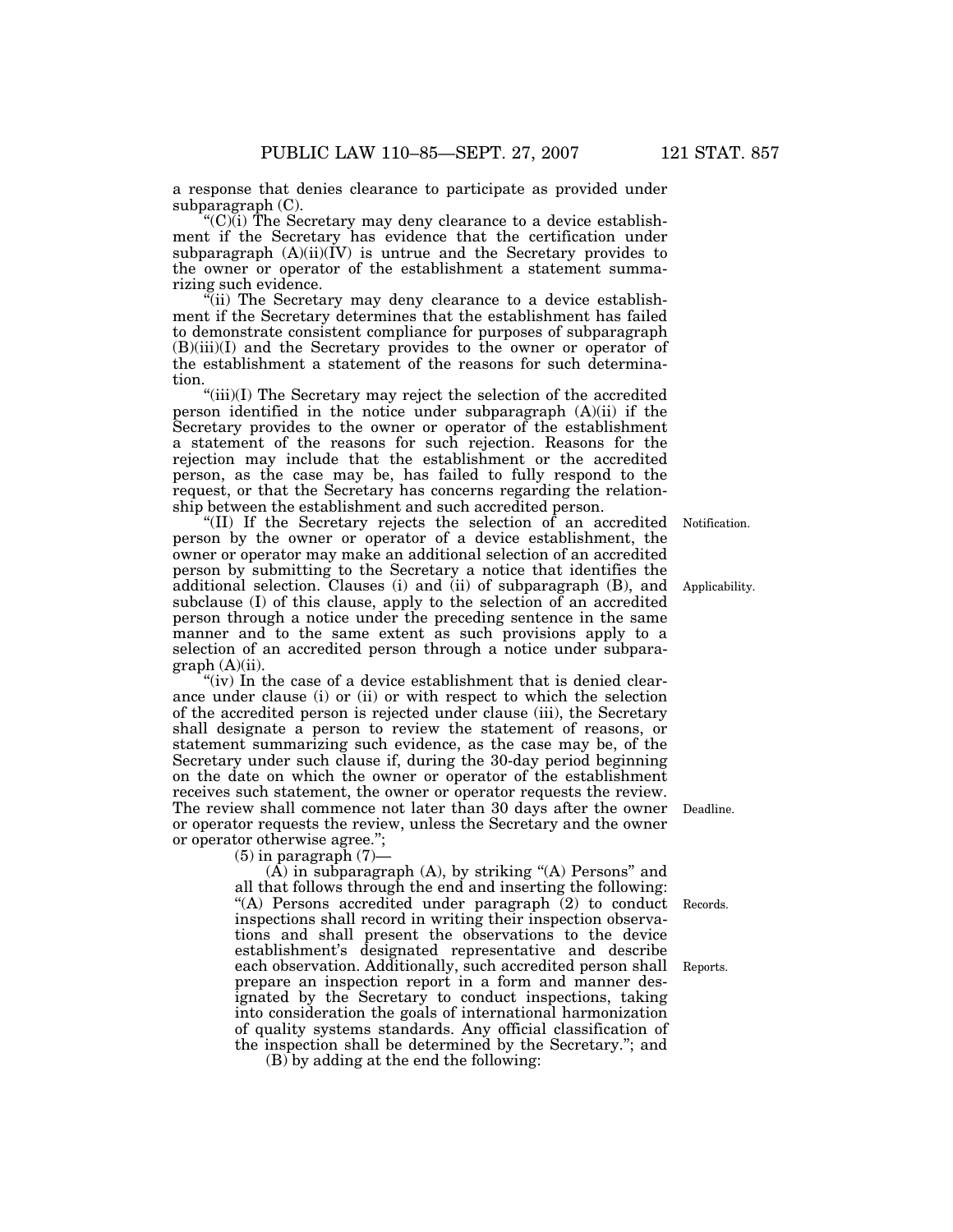a response that denies clearance to participate as provided under subparagraph (C).

"(C)(i) The Secretary may deny clearance to a device establishment if the Secretary has evidence that the certification under subparagraph (A)(ii)(IV) is untrue and the Secretary provides to the owner or operator of the establishment a statement summarizing such evidence.

"(ii) The Secretary may deny clearance to a device establishment if the Secretary determines that the establishment has failed to demonstrate consistent compliance for purposes of subparagraph (B)(iii)(I) and the Secretary provides to the owner or operator of the establishment a statement of the reasons for such determination.

"(iii)(I) The Secretary may reject the selection of the accredited person identified in the notice under subparagraph (A)(ii) if the Secretary provides to the owner or operator of the establishment a statement of the reasons for such rejection. Reasons for the rejection may include that the establishment or the accredited person, as the case may be, has failed to fully respond to the request, or that the Secretary has concerns regarding the relationship between the establishment and such accredited person.

Notification.

"(II) If the Secretary rejects the selection of an accredited person by the owner or operator of a device establishment, the owner or operator may make an additional selection of an accredited person by submitting to the Secretary a notice that identifies the additional selection. Clauses (i) and (ii) of subparagraph (B), and subclause (I) of this clause, apply to the selection of an accredited person through a notice under the preceding sentence in the same manner and to the same extent as such provisions apply to a selection of an accredited person through a notice under subparagraph (A)(ii).

Applicability.

"(iv) In the case of a device establishment that is denied clearance under clause (i) or (ii) or with respect to which the selection of the accredited person is rejected under clause (iii), the Secretary shall designate a person to review the statement of reasons, or statement summarizing such evidence, as the case may be, of the Secretary under such clause if, during the 30-day period beginning on the date on which the owner or operator of the establishment receives such statement, the owner or operator requests the review. The review shall commence not later than 30 days after the owner or operator requests the review, unless the Secretary and the owner or operator otherwise agree.";

Deadline.

(5) in paragraph (7)—

(A) in subparagraph (A), by striking "(A) Persons" and all that follows through the end and inserting the following:

Records.

"(A) Persons accredited under paragraph (2) to conduct inspections shall record in writing their inspection observations and shall present the observations to the device establishment's designated representative and describe each observation. Additionally, such accredited person shall prepare an inspection report in a form and manner designated by the Secretary to conduct inspections, taking into consideration the goals of international harmonization of quality systems standards. Any official classification of the inspection shall be determined by the Secretary."; and

Reports.

(B) by adding at the end the following: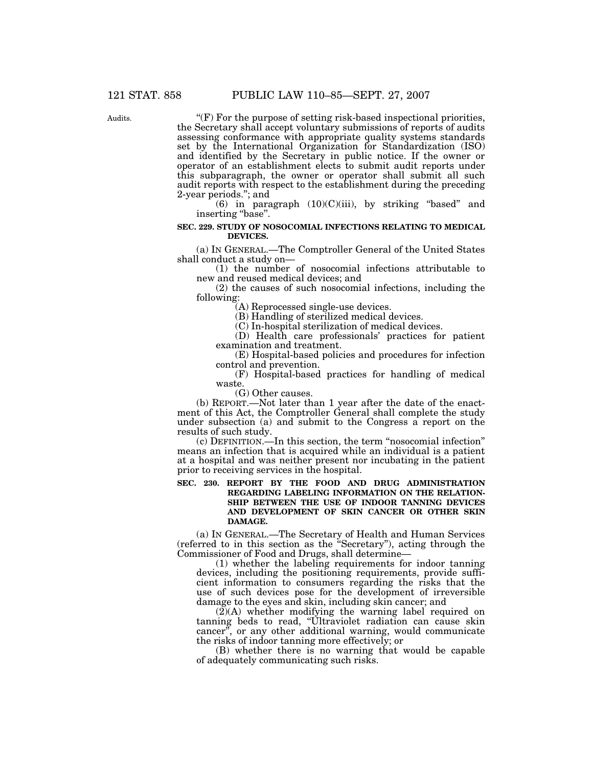Audits.

"(F) For the purpose of setting risk-based inspectional priorities, the Secretary shall accept voluntary submissions of reports of audits assessing conformance with appropriate quality systems standards set by the International Organization for Standardization (ISO) and identified by the Secretary in public notice. If the owner or operator of an establishment elects to submit audit reports under this subparagraph, the owner or operator shall submit all such audit reports with respect to the establishment during the preceding 2-year periods."; and

(6) in paragraph (10)(C)(iii), by striking "based" and inserting "base".

**SEC. 229. STUDY OF NOSOCOMIAL INFECTIONS RELATING TO MEDICAL DEVICES.**

(a) IN GENERAL.—The Comptroller General of the United States shall conduct a study on—

(1) the number of nosocomial infections attributable to new and reused medical devices; and

(2) the causes of such nosocomial infections, including the following:

(A) Reprocessed single-use devices.

(B) Handling of sterilized medical devices.

(C) In-hospital sterilization of medical devices.

(D) Health care professionals' practices for patient examination and treatment.

(E) Hospital-based policies and procedures for infection control and prevention.

(F) Hospital-based practices for handling of medical waste.

(G) Other causes.

(b) REPORT.—Not later than 1 year after the date of the enactment of this Act, the Comptroller General shall complete the study under subsection (a) and submit to the Congress a report on the results of such study.

(c) DEFINITION.—In this section, the term "nosocomial infection" means an infection that is acquired while an individual is a patient at a hospital and was neither present nor incubating in the patient prior to receiving services in the hospital.

**SEC. 230. REPORT BY THE FOOD AND DRUG ADMINISTRATION REGARDING LABELING INFORMATION ON THE RELATIONSHIP BETWEEN THE USE OF INDOOR TANNING DEVICES AND DEVELOPMENT OF SKIN CANCER OR OTHER SKIN DAMAGE.**

(a) IN GENERAL.—The Secretary of Health and Human Services (referred to in this section as the "Secretary"), acting through the Commissioner of Food and Drugs, shall determine—

(1) whether the labeling requirements for indoor tanning devices, including the positioning requirements, provide sufficient information to consumers regarding the risks that the use of such devices pose for the development of irreversible damage to the eyes and skin, including skin cancer; and

(2)(A) whether modifying the warning label required on tanning beds to read, "Ultraviolet radiation can cause skin cancer", or any other additional warning, would communicate the risks of indoor tanning more effectively; or

(B) whether there is no warning that would be capable of adequately communicating such risks.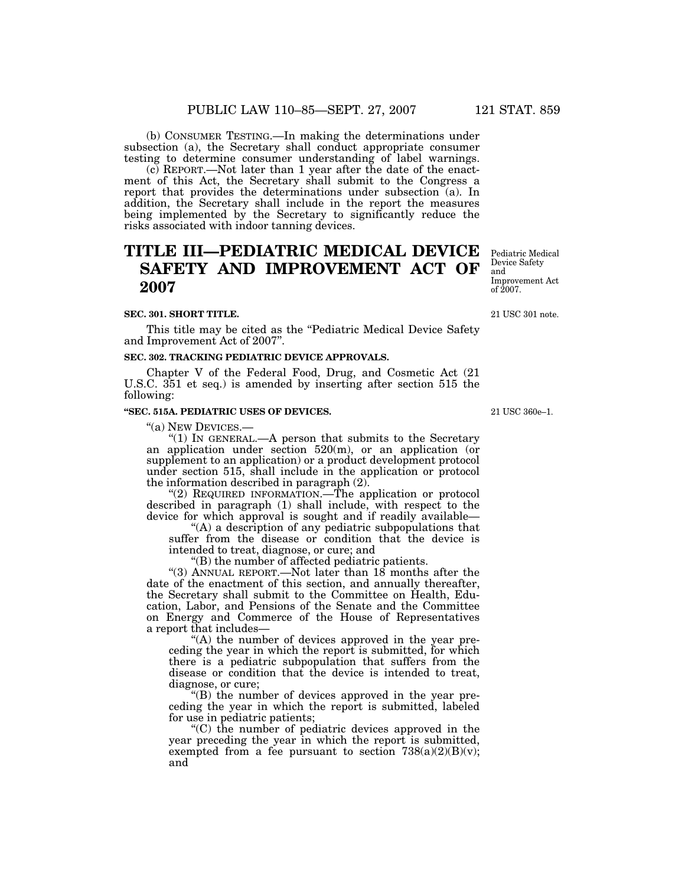(b) CONSUMER TESTING.—In making the determinations under subsection (a), the Secretary shall conduct appropriate consumer testing to determine consumer understanding of label warnings.

(c) REPORT.—Not later than 1 year after the date of the enactment of this Act, the Secretary shall submit to the Congress a report that provides the determinations under subsection (a). In addition, the Secretary shall include in the report the measures being implemented by the Secretary to significantly reduce the risks associated with indoor tanning devices.

# TITLE III—PEDIATRIC MEDICAL DEVICE SAFETY AND IMPROVEMENT ACT OF 2007

Pediatric Medical Device Safety and Improvement Act of 2007.

21 USC 301 note.

### SEC. 301. SHORT TITLE.

This title may be cited as the "Pediatric Medical Device Safety and Improvement Act of 2007".

### SEC. 302. TRACKING PEDIATRIC DEVICE APPROVALS.

Chapter V of the Federal Food, Drug, and Cosmetic Act (21 U.S.C. 351 et seq.) is amended by inserting after section 515 the following:

21 USC 360e–1.

### "SEC. 515A. PEDIATRIC USES OF DEVICES.

"(a) NEW DEVICES.—

"(1) IN GENERAL.—A person that submits to the Secretary an application under section 520(m), or an application (or supplement to an application) or a product development protocol under section 515, shall include in the application or protocol the information described in paragraph (2).

"(2) REQUIRED INFORMATION.—The application or protocol described in paragraph (1) shall include, with respect to the device for which approval is sought and if readily available—

"(A) a description of any pediatric subpopulations that suffer from the disease or condition that the device is intended to treat, diagnose, or cure; and

"(B) the number of affected pediatric patients.

"(3) ANNUAL REPORT.—Not later than 18 months after the date of the enactment of this section, and annually thereafter, the Secretary shall submit to the Committee on Health, Education, Labor, and Pensions of the Senate and the Committee on Energy and Commerce of the House of Representatives a report that includes—

"(A) the number of devices approved in the year preceding the year in which the report is submitted, for which there is a pediatric subpopulation that suffers from the disease or condition that the device is intended to treat, diagnose, or cure;

"(B) the number of devices approved in the year preceding the year in which the report is submitted, labeled for use in pediatric patients;

"(C) the number of pediatric devices approved in the year preceding the year in which the report is submitted, exempted from a fee pursuant to section 738(a)(2)(B)(v); and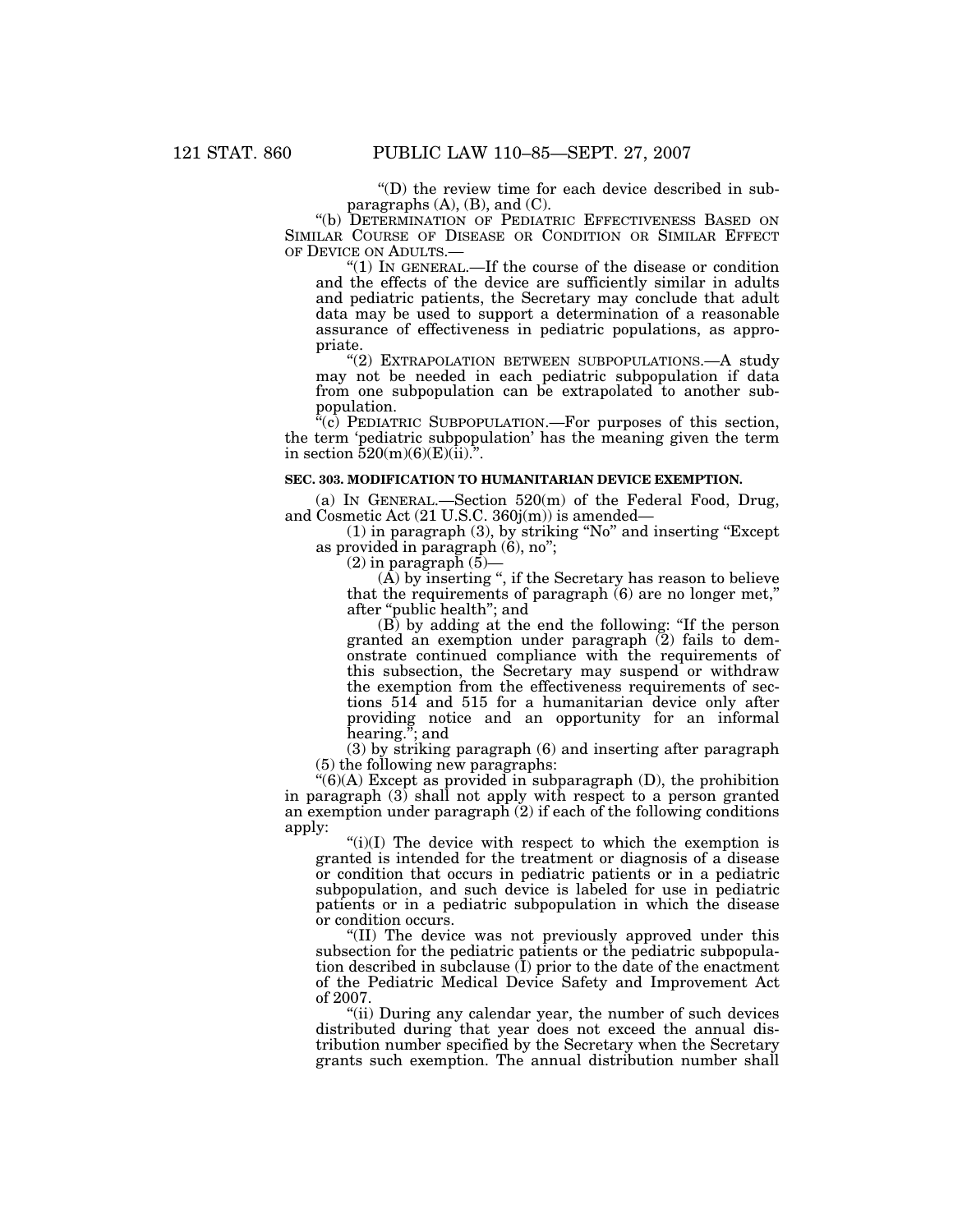"(D) the review time for each device described in subparagraphs (A), (B), and (C).

"(b) DETERMINATION OF PEDIATRIC EFFECTIVENESS BASED ON SIMILAR COURSE OF DISEASE OR CONDITION OR SIMILAR EFFECT OF DEVICE ON ADULTS.—

"(1) IN GENERAL.—If the course of the disease or condition and the effects of the device are sufficiently similar in adults and pediatric patients, the Secretary may conclude that adult data may be used to support a determination of a reasonable assurance of effectiveness in pediatric populations, as appropriate.

"(2) EXTRAPOLATION BETWEEN SUBPOPULATIONS.—A study may not be needed in each pediatric subpopulation if data from one subpopulation can be extrapolated to another subpopulation.

"(c) PEDIATRIC SUBPOPULATION.—For purposes of this section, the term 'pediatric subpopulation' has the meaning given the term in section 520(m)(6)(E)(ii).".

**SEC. 303. MODIFICATION TO HUMANITARIAN DEVICE EXEMPTION.**

(a) IN GENERAL.—Section 520(m) of the Federal Food, Drug, and Cosmetic Act (21 U.S.C. 360j(m)) is amended—

(1) in paragraph (3), by striking "No" and inserting "Except as provided in paragraph (6), no";

(2) in paragraph (5)—

(A) by inserting ", if the Secretary has reason to believe that the requirements of paragraph (6) are no longer met," after "public health"; and

(B) by adding at the end the following: "If the person granted an exemption under paragraph (2) fails to demonstrate continued compliance with the requirements of this subsection, the Secretary may suspend or withdraw the exemption from the effectiveness requirements of sections 514 and 515 for a humanitarian device only after providing notice and an opportunity for an informal hearing."; and

(3) by striking paragraph (6) and inserting after paragraph (5) the following new paragraphs:

"(6)(A) Except as provided in subparagraph (D), the prohibition in paragraph (3) shall not apply with respect to a person granted an exemption under paragraph (2) if each of the following conditions apply:

"(i)(I) The device with respect to which the exemption is granted is intended for the treatment or diagnosis of a disease or condition that occurs in pediatric patients or in a pediatric subpopulation, and such device is labeled for use in pediatric patients or in a pediatric subpopulation in which the disease or condition occurs.

"(II) The device was not previously approved under this subsection for the pediatric patients or the pediatric subpopulation described in subclause (I) prior to the date of the enactment of the Pediatric Medical Device Safety and Improvement Act of 2007.

"(ii) During any calendar year, the number of such devices distributed during that year does not exceed the annual distribution number specified by the Secretary when the Secretary grants such exemption. The annual distribution number shall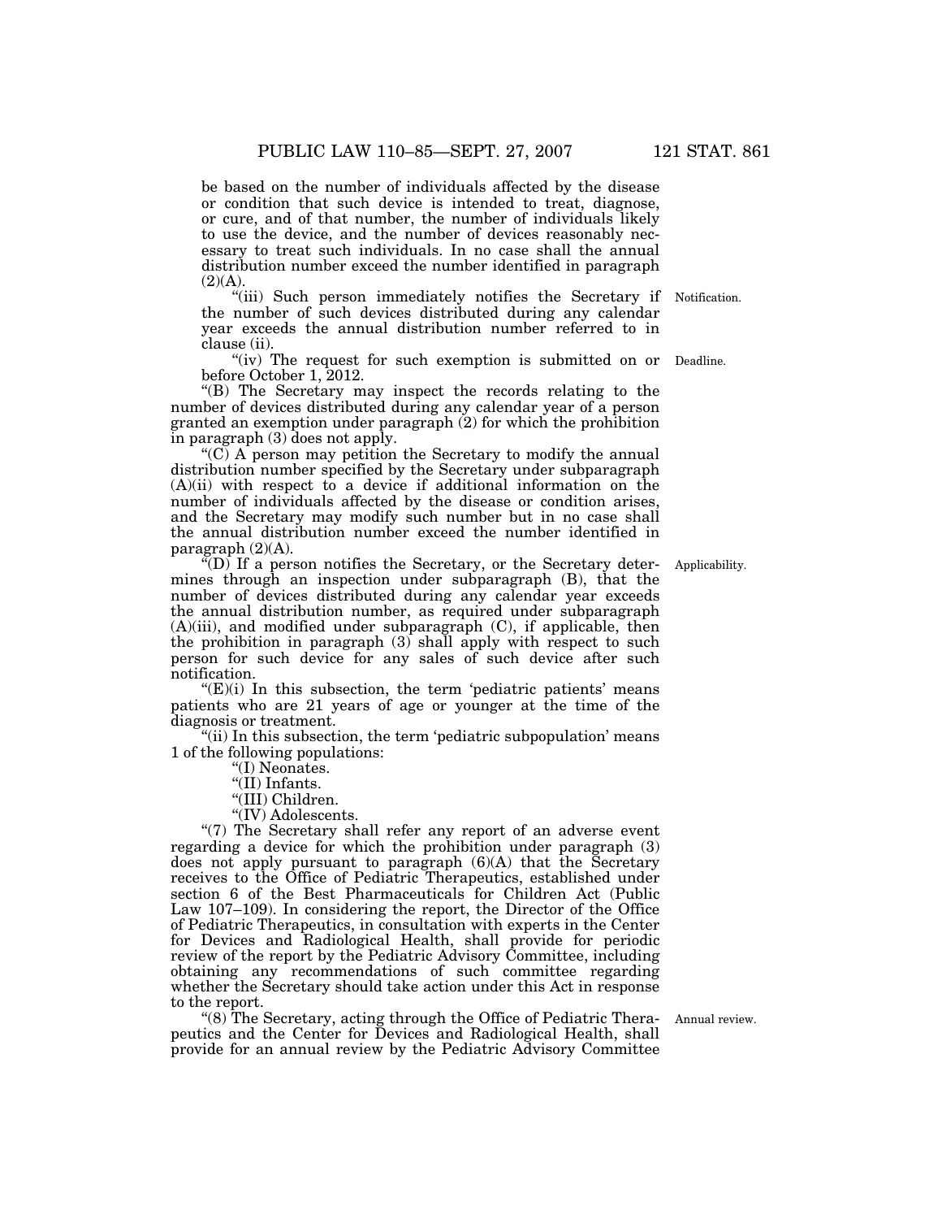be based on the number of individuals affected by the disease or condition that such device is intended to treat, diagnose, or cure, and of that number, the number of individuals likely to use the device, and the number of devices reasonably necessary to treat such individuals. In no case shall the annual distribution number exceed the number identified in paragraph (2)(A).

"(iii) Such person immediately notifies the Secretary if the number of such devices distributed during any calendar year exceeds the annual distribution number referred to in clause (ii).

Notification.

"(iv) The request for such exemption is submitted on or before October 1, 2012.

Deadline.

"(B) The Secretary may inspect the records relating to the number of devices distributed during any calendar year of a person granted an exemption under paragraph (2) for which the prohibition in paragraph (3) does not apply.

"(C) A person may petition the Secretary to modify the annual distribution number specified by the Secretary under subparagraph (A)(ii) with respect to a device if additional information on the number of individuals affected by the disease or condition arises, and the Secretary may modify such number but in no case shall the annual distribution number exceed the number identified in paragraph (2)(A).

"(D) If a person notifies the Secretary, or the Secretary determines through an inspection under subparagraph (B), that the number of devices distributed during any calendar year exceeds the annual distribution number, as required under subparagraph (A)(iii), and modified under subparagraph (C), if applicable, then the prohibition in paragraph (3) shall apply with respect to such person for such device for any sales of such device after such notification.

Applicability.

"(E)(i) In this subsection, the term 'pediatric patients' means patients who are 21 years of age or younger at the time of the diagnosis or treatment.

"(ii) In this subsection, the term 'pediatric subpopulation' means 1 of the following populations:

"(I) Neonates.

"(II) Infants.

"(III) Children.

"(IV) Adolescents.

"(7) The Secretary shall refer any report of an adverse event regarding a device for which the prohibition under paragraph (3) does not apply pursuant to paragraph (6)(A) that the Secretary receives to the Office of Pediatric Therapeutics, established under section 6 of the Best Pharmaceuticals for Children Act (Public Law 107–109). In considering the report, the Director of the Office of Pediatric Therapeutics, in consultation with experts in the Center for Devices and Radiological Health, shall provide for periodic review of the report by the Pediatric Advisory Committee, including obtaining any recommendations of such committee regarding whether the Secretary should take action under this Act in response to the report.

"(8) The Secretary, acting through the Office of Pediatric Therapeutics and the Center for Devices and Radiological Health, shall provide for an annual review by the Pediatric Advisory Committee

Annual review.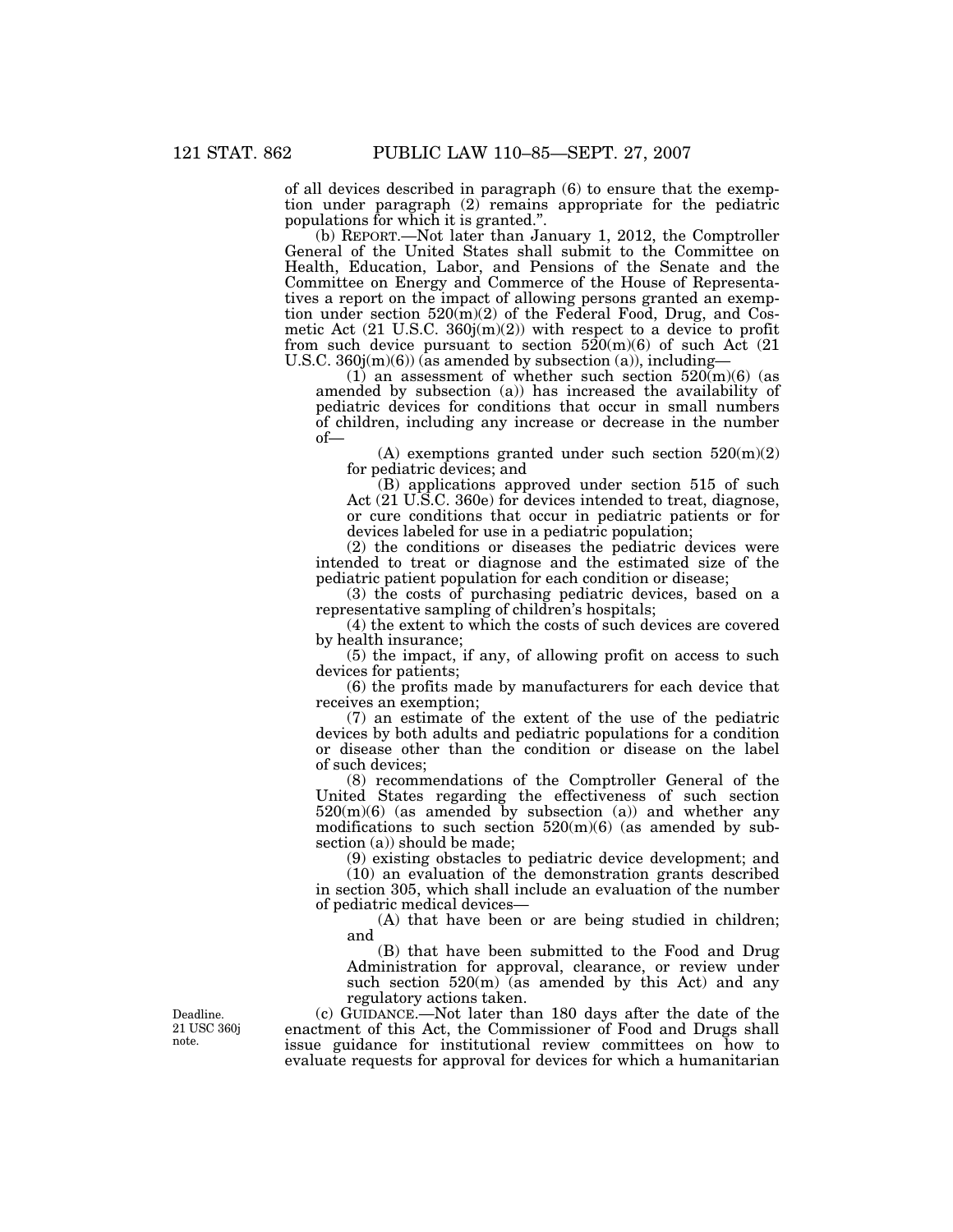of all devices described in paragraph (6) to ensure that the exemption under paragraph (2) remains appropriate for the pediatric populations for which it is granted.".

(b) REPORT.—Not later than January 1, 2012, the Comptroller General of the United States shall submit to the Committee on Health, Education, Labor, and Pensions of the Senate and the Committee on Energy and Commerce of the House of Representatives a report on the impact of allowing persons granted an exemption under section 520(m)(2) of the Federal Food, Drug, and Cosmetic Act (21 U.S.C. 360j(m)(2)) with respect to a device to profit from such device pursuant to section 520(m)(6) of such Act (21 U.S.C. 360j(m)(6)) (as amended by subsection (a)), including—

(1) an assessment of whether such section 520(m)(6) (as amended by subsection (a)) has increased the availability of pediatric devices for conditions that occur in small numbers of children, including any increase or decrease in the number of—

(A) exemptions granted under such section 520(m)(2) for pediatric devices; and

(B) applications approved under section 515 of such Act (21 U.S.C. 360e) for devices intended to treat, diagnose, or cure conditions that occur in pediatric patients or for devices labeled for use in a pediatric population;

(2) the conditions or diseases the pediatric devices were intended to treat or diagnose and the estimated size of the pediatric patient population for each condition or disease;

(3) the costs of purchasing pediatric devices, based on a representative sampling of children's hospitals;

(4) the extent to which the costs of such devices are covered by health insurance;

(5) the impact, if any, of allowing profit on access to such devices for patients;

(6) the profits made by manufacturers for each device that receives an exemption;

(7) an estimate of the extent of the use of the pediatric devices by both adults and pediatric populations for a condition or disease other than the condition or disease on the label of such devices;

(8) recommendations of the Comptroller General of the United States regarding the effectiveness of such section 520(m)(6) (as amended by subsection (a)) and whether any modifications to such section 520(m)(6) (as amended by subsection (a)) should be made;

(9) existing obstacles to pediatric device development; and

(10) an evaluation of the demonstration grants described in section 305, which shall include an evaluation of the number of pediatric medical devices—

(A) that have been or are being studied in children; and

(B) that have been submitted to the Food and Drug Administration for approval, clearance, or review under such section 520(m) (as amended by this Act) and any regulatory actions taken.

Deadline. 21 USC 360j note.

(c) GUIDANCE.—Not later than 180 days after the date of the enactment of this Act, the Commissioner of Food and Drugs shall issue guidance for institutional review committees on how to evaluate requests for approval for devices for which a humanitarian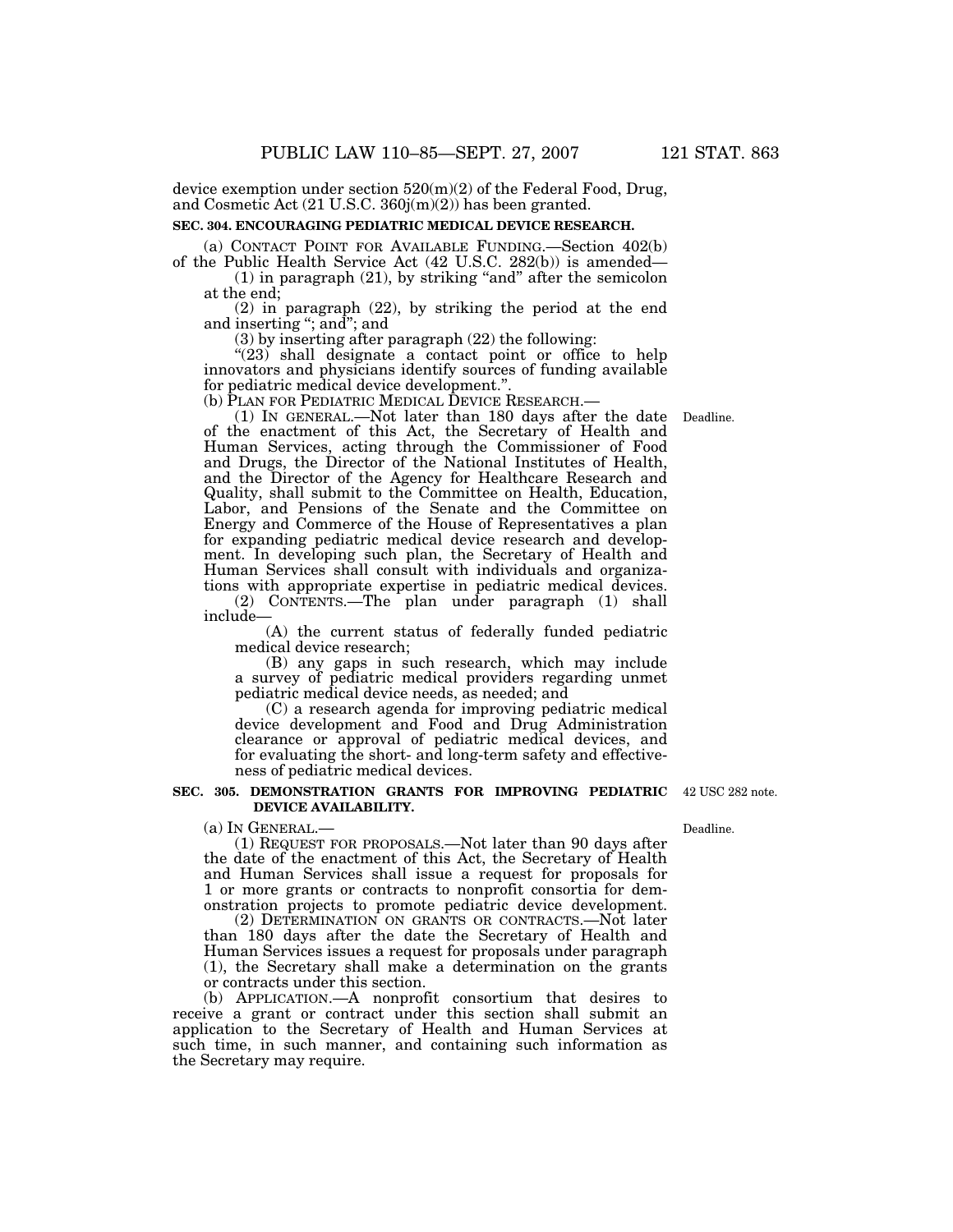device exemption under section 520(m)(2) of the Federal Food, Drug, and Cosmetic Act (21 U.S.C. 360j(m)(2)) has been granted.

**SEC. 304. ENCOURAGING PEDIATRIC MEDICAL DEVICE RESEARCH.**

(a) CONTACT POINT FOR AVAILABLE FUNDING.—Section 402(b) of the Public Health Service Act (42 U.S.C. 282(b)) is amended—

(1) in paragraph (21), by striking "and" after the semicolon at the end;

(2) in paragraph (22), by striking the period at the end and inserting "; and"; and

(3) by inserting after paragraph (22) the following:

"(23) shall designate a contact point or office to help innovators and physicians identify sources of funding available for pediatric medical device development.".

(b) PLAN FOR PEDIATRIC MEDICAL DEVICE RESEARCH.—

Deadline.

(1) IN GENERAL.—Not later than 180 days after the date of the enactment of this Act, the Secretary of Health and Human Services, acting through the Commissioner of Food and Drugs, the Director of the National Institutes of Health, and the Director of the Agency for Healthcare Research and Quality, shall submit to the Committee on Health, Education, Labor, and Pensions of the Senate and the Committee on Energy and Commerce of the House of Representatives a plan for expanding pediatric medical device research and development. In developing such plan, the Secretary of Health and Human Services shall consult with individuals and organizations with appropriate expertise in pediatric medical devices.

(2) CONTENTS.—The plan under paragraph (1) shall include—

(A) the current status of federally funded pediatric medical device research;

(B) any gaps in such research, which may include a survey of pediatric medical providers regarding unmet pediatric medical device needs, as needed; and

(C) a research agenda for improving pediatric medical device development and Food and Drug Administration clearance or approval of pediatric medical devices, and for evaluating the short- and long-term safety and effectiveness of pediatric medical devices.

42 USC 282 note.

**SEC. 305. DEMONSTRATION GRANTS FOR IMPROVING PEDIATRIC DEVICE AVAILABILITY.**

(a) IN GENERAL.—

Deadline.

(1) REQUEST FOR PROPOSALS.—Not later than 90 days after the date of the enactment of this Act, the Secretary of Health and Human Services shall issue a request for proposals for 1 or more grants or contracts to nonprofit consortia for demonstration projects to promote pediatric device development.

(2) DETERMINATION ON GRANTS OR CONTRACTS.—Not later than 180 days after the date the Secretary of Health and Human Services issues a request for proposals under paragraph (1), the Secretary shall make a determination on the grants or contracts under this section.

(b) APPLICATION.—A nonprofit consortium that desires to receive a grant or contract under this section shall submit an application to the Secretary of Health and Human Services at such time, in such manner, and containing such information as the Secretary may require.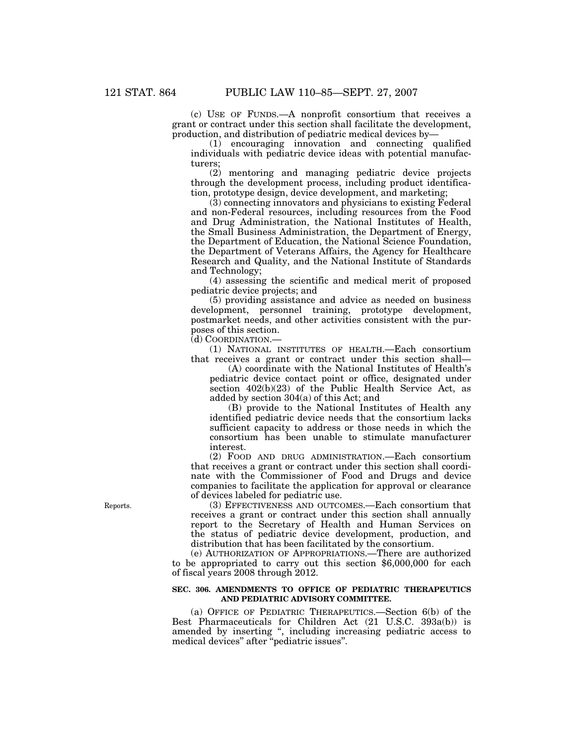(c) USE OF FUNDS.—A nonprofit consortium that receives a grant or contract under this section shall facilitate the development, production, and distribution of pediatric medical devices by—

(1) encouraging innovation and connecting qualified individuals with pediatric device ideas with potential manufacturers;

(2) mentoring and managing pediatric device projects through the development process, including product identification, prototype design, device development, and marketing;

(3) connecting innovators and physicians to existing Federal and non-Federal resources, including resources from the Food and Drug Administration, the National Institutes of Health, the Small Business Administration, the Department of Energy, the Department of Education, the National Science Foundation, the Department of Veterans Affairs, the Agency for Healthcare Research and Quality, and the National Institute of Standards and Technology;

(4) assessing the scientific and medical merit of proposed pediatric device projects; and

(5) providing assistance and advice as needed on business development, personnel training, prototype development, postmarket needs, and other activities consistent with the purposes of this section.

(d) COORDINATION.—

(1) NATIONAL INSTITUTES OF HEALTH.—Each consortium that receives a grant or contract under this section shall—

(A) coordinate with the National Institutes of Health's pediatric device contact point or office, designated under section 402(b)(23) of the Public Health Service Act, as added by section 304(a) of this Act; and

(B) provide to the National Institutes of Health any identified pediatric device needs that the consortium lacks sufficient capacity to address or those needs in which the consortium has been unable to stimulate manufacturer interest.

(2) FOOD AND DRUG ADMINISTRATION.—Each consortium that receives a grant or contract under this section shall coordinate with the Commissioner of Food and Drugs and device companies to facilitate the application for approval or clearance of devices labeled for pediatric use.

Reports.

(3) EFFECTIVENESS AND OUTCOMES.—Each consortium that receives a grant or contract under this section shall annually report to the Secretary of Health and Human Services on the status of pediatric device development, production, and distribution that has been facilitated by the consortium.

(e) AUTHORIZATION OF APPROPRIATIONS.—There are authorized to be appropriated to carry out this section $6,000,000 for each of fiscal years 2008 through 2012.

**SEC. 306. AMENDMENTS TO OFFICE OF PEDIATRIC THERAPEUTICS AND PEDIATRIC ADVISORY COMMITTEE.**

(a) OFFICE OF PEDIATRIC THERAPEUTICS.—Section 6(b) of the Best Pharmaceuticals for Children Act (21 U.S.C. 393a(b)) is amended by inserting ", including increasing pediatric access to medical devices" after "pediatric issues".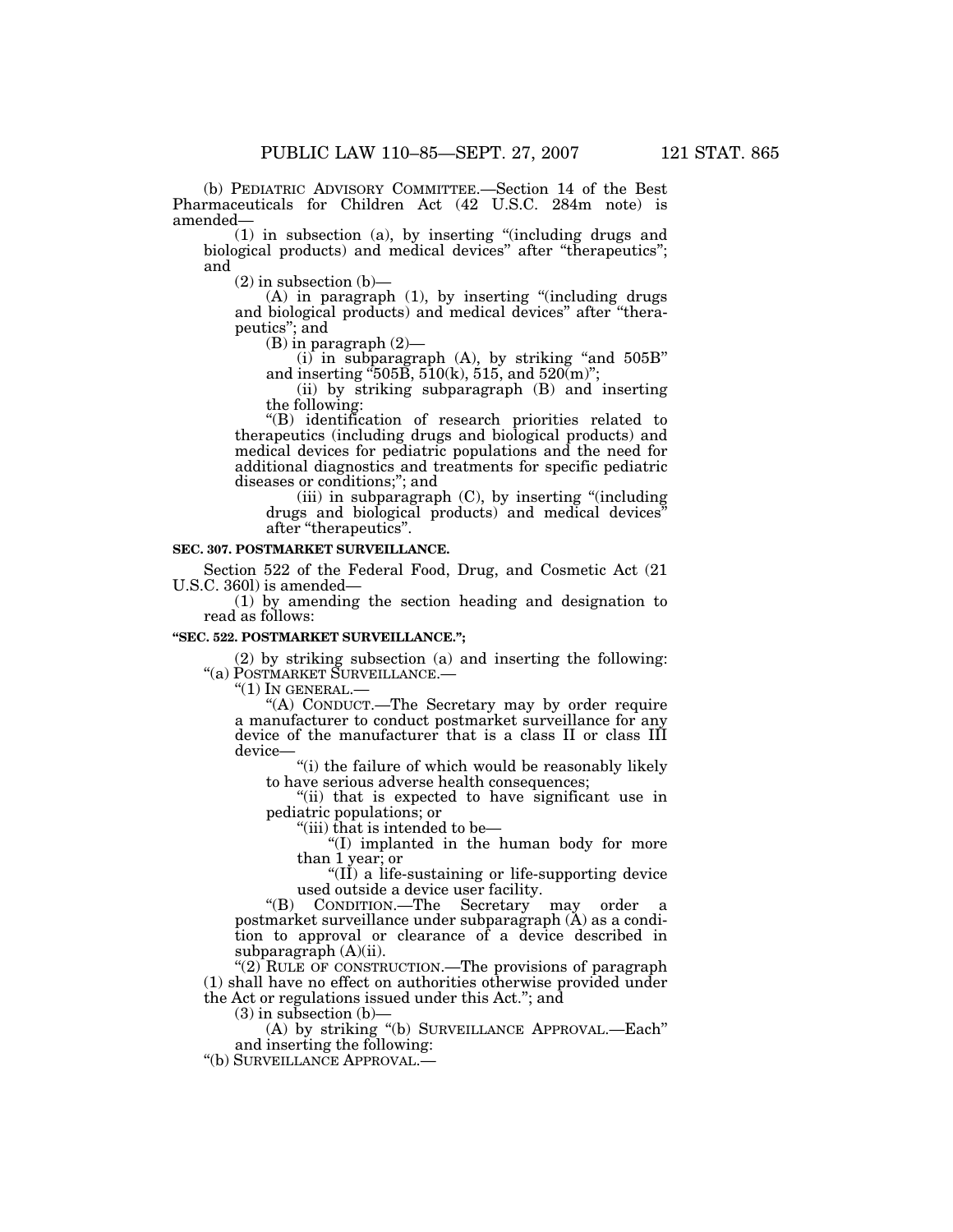(b) PEDIATRIC ADVISORY COMMITTEE.—Section 14 of the Best Pharmaceuticals for Children Act (42 U.S.C. 284m note) is amended—

(1) in subsection (a), by inserting "(including drugs and biological products) and medical devices" after "therapeutics"; and

(2) in subsection (b)—

(A) in paragraph (1), by inserting "(including drugs and biological products) and medical devices" after "therapeutics"; and

(B) in paragraph (2)—

(i) in subparagraph (A), by striking "and 505B" and inserting "505B, 510(k), 515, and 520(m)";

(ii) by striking subparagraph (B) and inserting the following:

"(B) identification of research priorities related to therapeutics (including drugs and biological products) and medical devices for pediatric populations and the need for additional diagnostics and treatments for specific pediatric diseases or conditions;"; and

(iii) in subparagraph (C), by inserting "(including drugs and biological products) and medical devices" after "therapeutics".

**SEC. 307. POSTMARKET SURVEILLANCE.**

Section 522 of the Federal Food, Drug, and Cosmetic Act (21 U.S.C. 360l) is amended—

(1) by amending the section heading and designation to read as follows:

**"SEC. 522. POSTMARKET SURVEILLANCE.";**

(2) by striking subsection (a) and inserting the following:

"(a) POSTMARKET SURVEILLANCE.—

"(1) IN GENERAL.—

"(A) CONDUCT.—The Secretary may by order require a manufacturer to conduct postmarket surveillance for any device of the manufacturer that is a class II or class III device—

"(i) the failure of which would be reasonably likely to have serious adverse health consequences;

"(ii) that is expected to have significant use in pediatric populations; or

"(iii) that is intended to be—

"(I) implanted in the human body for more than 1 year; or

"(II) a life-sustaining or life-supporting device used outside a device user facility.

"(B) CONDITION.—The Secretary may order a postmarket surveillance under subparagraph (A) as a condition to approval or clearance of a device described in subparagraph (A)(ii).

"(2) RULE OF CONSTRUCTION.—The provisions of paragraph (1) shall have no effect on authorities otherwise provided under the Act or regulations issued under this Act."; and

(3) in subsection (b)—

(A) by striking "(b) SURVEILLANCE APPROVAL.—Each" and inserting the following:

"(b) SURVEILLANCE APPROVAL.—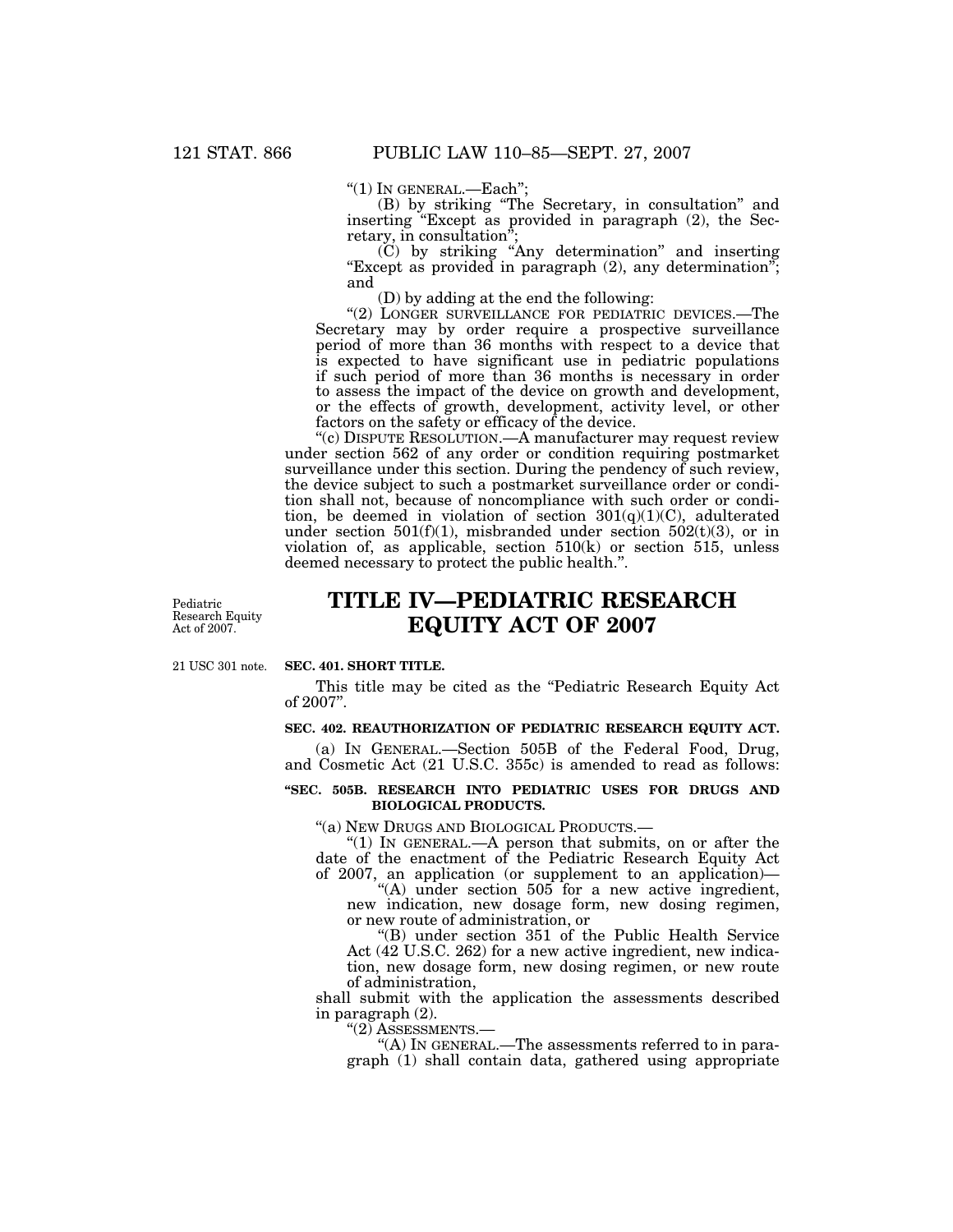"(1) IN GENERAL.—Each";

(B) by striking "The Secretary, in consultation" and inserting "Except as provided in paragraph (2), the Secretary, in consultation";

(C) by striking "Any determination" and inserting "Except as provided in paragraph (2), any determination"; and

(D) by adding at the end the following:

"(2) LONGER SURVEILLANCE FOR PEDIATRIC DEVICES.—The Secretary may by order require a prospective surveillance period of more than 36 months with respect to a device that is expected to have significant use in pediatric populations if such period of more than 36 months is necessary in order to assess the impact of the device on growth and development, or the effects of growth, development, activity level, or other factors on the safety or efficacy of the device.

"(c) DISPUTE RESOLUTION.—A manufacturer may request review under section 562 of any order or condition requiring postmarket surveillance under this section. During the pendency of such review, the device subject to such a postmarket surveillance order or condition shall not, because of noncompliance with such order or condition, be deemed in violation of section 301(q)(1)(C), adulterated under section 501(f)(1), misbranded under section 502(t)(3), or in violation of, as applicable, section 510(k) or section 515, unless deemed necessary to protect the public health.".

Pediatric Research Equity Act of 2007.

# TITLE IV—PEDIATRIC RESEARCH EQUITY ACT OF 2007

21 USC 301 note.

**SEC. 401. SHORT TITLE.**

This title may be cited as the "Pediatric Research Equity Act of 2007".

**SEC. 402. REAUTHORIZATION OF PEDIATRIC RESEARCH EQUITY ACT.**

(a) IN GENERAL.—Section 505B of the Federal Food, Drug, and Cosmetic Act (21 U.S.C. 355c) is amended to read as follows:

**"SEC. 505B. RESEARCH INTO PEDIATRIC USES FOR DRUGS AND BIOLOGICAL PRODUCTS.**

"(a) NEW DRUGS AND BIOLOGICAL PRODUCTS.—

"(1) IN GENERAL.—A person that submits, on or after the date of the enactment of the Pediatric Research Equity Act of 2007, an application (or supplement to an application)—

"(A) under section 505 for a new active ingredient, new indication, new dosage form, new dosing regimen, or new route of administration, or

"(B) under section 351 of the Public Health Service Act (42 U.S.C. 262) for a new active ingredient, new indication, new dosage form, new dosing regimen, or new route of administration,

shall submit with the application the assessments described in paragraph (2).

"(2) ASSESSMENTS.—

"(A) IN GENERAL.—The assessments referred to in paragraph (1) shall contain data, gathered using appropriate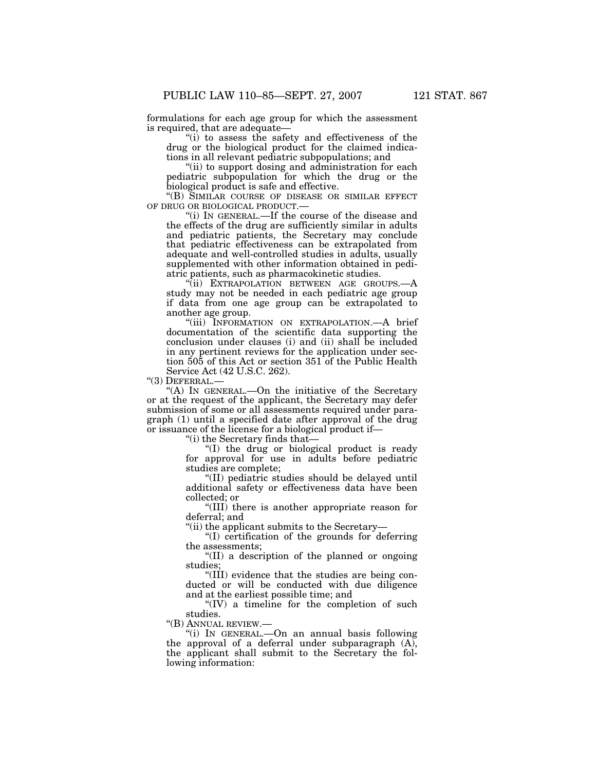formulations for each age group for which the assessment is required, that are adequate—

“(i) to assess the safety and effectiveness of the drug or the biological product for the claimed indications in all relevant pediatric subpopulations; and

“(ii) to support dosing and administration for each pediatric subpopulation for which the drug or the biological product is safe and effective.

“(B) SIMILAR COURSE OF DISEASE OR SIMILAR EFFECT OF DRUG OR BIOLOGICAL PRODUCT.—

“(i) IN GENERAL.—If the course of the disease and the effects of the drug are sufficiently similar in adults and pediatric patients, the Secretary may conclude that pediatric effectiveness can be extrapolated from adequate and well-controlled studies in adults, usually supplemented with other information obtained in pediatric patients, such as pharmacokinetic studies.

“(ii) EXTRAPOLATION BETWEEN AGE GROUPS.—A study may not be needed in each pediatric age group if data from one age group can be extrapolated to another age group.

“(iii) INFORMATION ON EXTRAPOLATION.—A brief documentation of the scientific data supporting the conclusion under clauses (i) and (ii) shall be included in any pertinent reviews for the application under section 505 of this Act or section 351 of the Public Health Service Act (42 U.S.C. 262).

“(3) DEFERRAL.—

“(A) IN GENERAL.—On the initiative of the Secretary or at the request of the applicant, the Secretary may defer submission of some or all assessments required under paragraph (1) until a specified date after approval of the drug or issuance of the license for a biological product if—

“(i) the Secretary finds that—

“(I) the drug or biological product is ready for approval for use in adults before pediatric studies are complete;

“(II) pediatric studies should be delayed until additional safety or effectiveness data have been collected; or

“(III) there is another appropriate reason for deferral; and

“(ii) the applicant submits to the Secretary—

“(I) certification of the grounds for deferring the assessments;

“(II) a description of the planned or ongoing studies;

“(III) evidence that the studies are being conducted or will be conducted with due diligence and at the earliest possible time; and

“(IV) a timeline for the completion of such studies.

“(B) ANNUAL REVIEW.—

“(i) IN GENERAL.—On an annual basis following the approval of a deferral under subparagraph (A), the applicant shall submit to the Secretary the following information: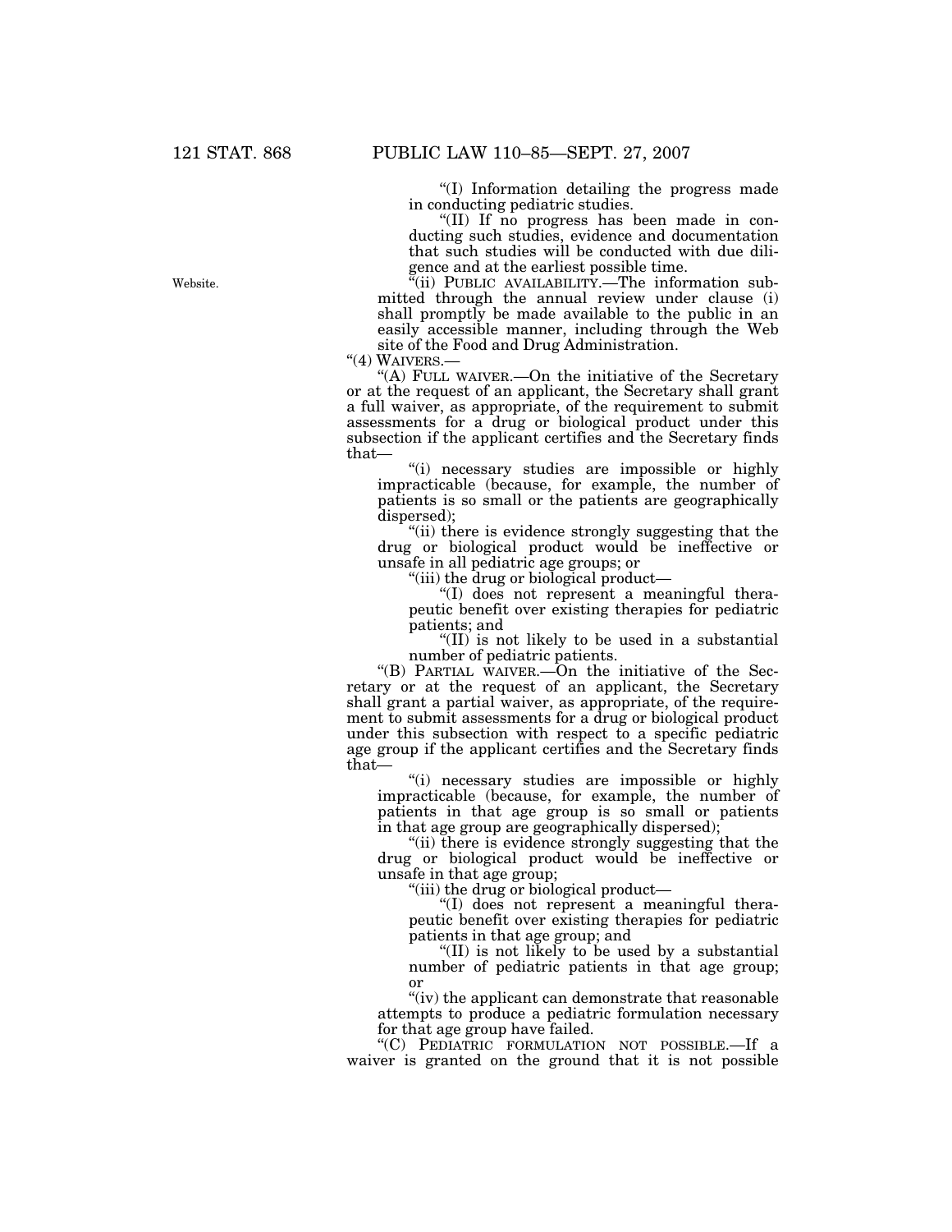"(I) Information detailing the progress made in conducting pediatric studies.

"(II) If no progress has been made in conducting such studies, evidence and documentation that such studies will be conducted with due diligence and at the earliest possible time.

Website.

"(ii) PUBLIC AVAILABILITY.—The information submitted through the annual review under clause (i) shall promptly be made available to the public in an easily accessible manner, including through the Web site of the Food and Drug Administration.

"(4) WAIVERS.—

"(A) FULL WAIVER.—On the initiative of the Secretary or at the request of an applicant, the Secretary shall grant a full waiver, as appropriate, of the requirement to submit assessments for a drug or biological product under this subsection if the applicant certifies and the Secretary finds that—

"(i) necessary studies are impossible or highly impracticable (because, for example, the number of patients is so small or the patients are geographically dispersed);

"(ii) there is evidence strongly suggesting that the drug or biological product would be ineffective or unsafe in all pediatric age groups; or

"(iii) the drug or biological product—

"(I) does not represent a meaningful therapeutic benefit over existing therapies for pediatric patients; and

"(II) is not likely to be used in a substantial number of pediatric patients.

"(B) PARTIAL WAIVER.—On the initiative of the Secretary or at the request of an applicant, the Secretary shall grant a partial waiver, as appropriate, of the requirement to submit assessments for a drug or biological product under this subsection with respect to a specific pediatric age group if the applicant certifies and the Secretary finds that—

"(i) necessary studies are impossible or highly impracticable (because, for example, the number of patients in that age group is so small or patients in that age group are geographically dispersed);

"(ii) there is evidence strongly suggesting that the drug or biological product would be ineffective or unsafe in that age group;

"(iii) the drug or biological product—

"(I) does not represent a meaningful therapeutic benefit over existing therapies for pediatric patients in that age group; and

"(II) is not likely to be used by a substantial number of pediatric patients in that age group; or

"(iv) the applicant can demonstrate that reasonable attempts to produce a pediatric formulation necessary for that age group have failed.

"(C) PEDIATRIC FORMULATION NOT POSSIBLE.—If a waiver is granted on the ground that it is not possible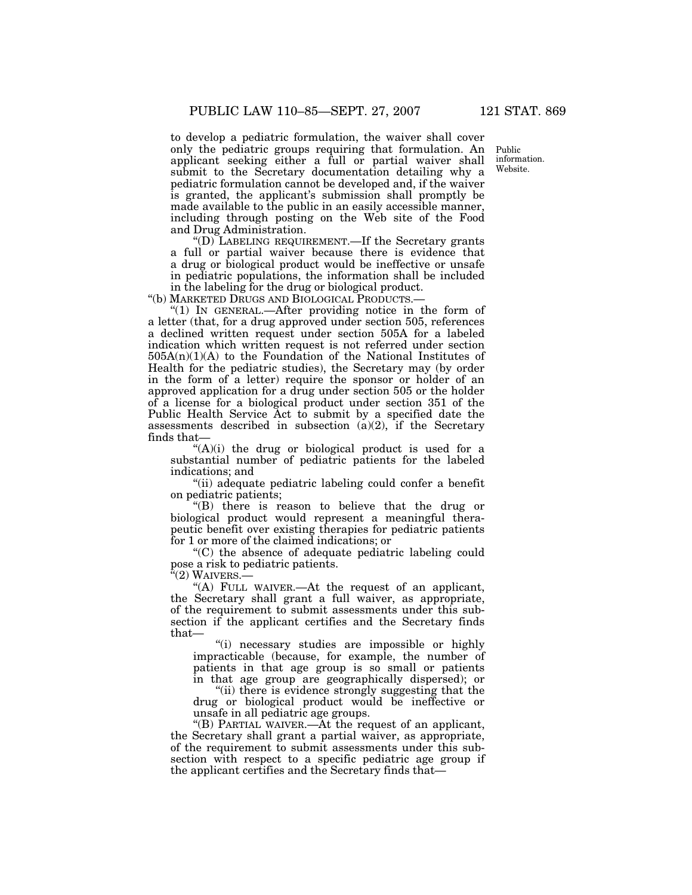to develop a pediatric formulation, the waiver shall cover only the pediatric groups requiring that formulation. An applicant seeking either a full or partial waiver shall submit to the Secretary documentation detailing why a pediatric formulation cannot be developed and, if the waiver is granted, the applicant's submission shall promptly be made available to the public in an easily accessible manner, including through posting on the Web site of the Food and Drug Administration.

Public information. Website.

"(D) LABELING REQUIREMENT.—If the Secretary grants a full or partial waiver because there is evidence that a drug or biological product would be ineffective or unsafe in pediatric populations, the information shall be included in the labeling for the drug or biological product.

"(b) MARKETED DRUGS AND BIOLOGICAL PRODUCTS.—

"(1) IN GENERAL.—After providing notice in the form of a letter (that, for a drug approved under section 505, references a declined written request under section 505A for a labeled indication which written request is not referred under section 505A(n)(1)(A) to the Foundation of the National Institutes of Health for the pediatric studies), the Secretary may (by order in the form of a letter) require the sponsor or holder of an approved application for a drug under section 505 or the holder of a license for a biological product under section 351 of the Public Health Service Act to submit by a specified date the assessments described in subsection (a)(2), if the Secretary finds that—

"(A)(i) the drug or biological product is used for a substantial number of pediatric patients for the labeled indications; and

"(ii) adequate pediatric labeling could confer a benefit on pediatric patients;

"(B) there is reason to believe that the drug or biological product would represent a meaningful therapeutic benefit over existing therapies for pediatric patients for 1 or more of the claimed indications; or

"(C) the absence of adequate pediatric labeling could pose a risk to pediatric patients.

"(2) WAIVERS.—

"(A) FULL WAIVER.—At the request of an applicant, the Secretary shall grant a full waiver, as appropriate, of the requirement to submit assessments under this subsection if the applicant certifies and the Secretary finds that—

"(i) necessary studies are impossible or highly impracticable (because, for example, the number of patients in that age group is so small or patients in that age group are geographically dispersed); or

"(ii) there is evidence strongly suggesting that the drug or biological product would be ineffective or unsafe in all pediatric age groups.

"(B) PARTIAL WAIVER.—At the request of an applicant, the Secretary shall grant a partial waiver, as appropriate, of the requirement to submit assessments under this subsection with respect to a specific pediatric age group if the applicant certifies and the Secretary finds that—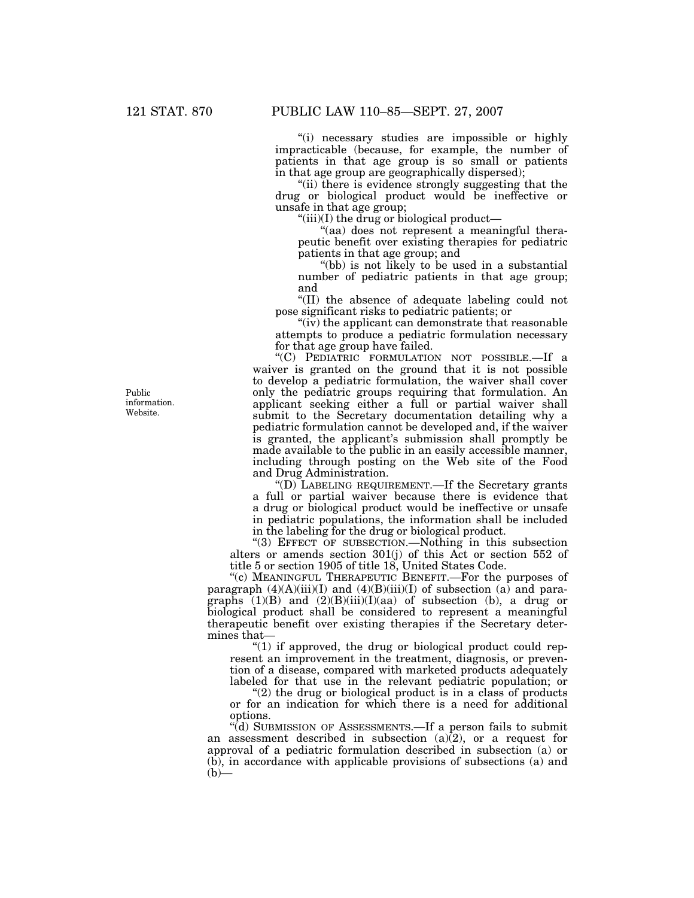"(i) necessary studies are impossible or highly impracticable (because, for example, the number of patients in that age group is so small or patients in that age group are geographically dispersed);

"(ii) there is evidence strongly suggesting that the drug or biological product would be ineffective or unsafe in that age group;

"(iii)(I) the drug or biological product—

"(aa) does not represent a meaningful therapeutic benefit over existing therapies for pediatric patients in that age group; and

"(bb) is not likely to be used in a substantial number of pediatric patients in that age group; and

"(II) the absence of adequate labeling could not pose significant risks to pediatric patients; or

"(iv) the applicant can demonstrate that reasonable attempts to produce a pediatric formulation necessary for that age group have failed.

Public information. Website.

"(C) PEDIATRIC FORMULATION NOT POSSIBLE.—If a waiver is granted on the ground that it is not possible to develop a pediatric formulation, the waiver shall cover only the pediatric groups requiring that formulation. An applicant seeking either a full or partial waiver shall submit to the Secretary documentation detailing why a pediatric formulation cannot be developed and, if the waiver is granted, the applicant's submission shall promptly be made available to the public in an easily accessible manner, including through posting on the Web site of the Food and Drug Administration.

"(D) LABELING REQUIREMENT.—If the Secretary grants a full or partial waiver because there is evidence that a drug or biological product would be ineffective or unsafe in pediatric populations, the information shall be included in the labeling for the drug or biological product.

"(3) EFFECT OF SUBSECTION.—Nothing in this subsection alters or amends section 301(j) of this Act or section 552 of title 5 or section 1905 of title 18, United States Code.

"(c) MEANINGFUL THERAPEUTIC BENEFIT.—For the purposes of paragraph (4)(A)(iii)(I) and (4)(B)(iii)(I) of subsection (a) and paragraphs (1)(B) and (2)(B)(iii)(I)(aa) of subsection (b), a drug or biological product shall be considered to represent a meaningful therapeutic benefit over existing therapies if the Secretary determines that—

"(1) if approved, the drug or biological product could represent an improvement in the treatment, diagnosis, or prevention of a disease, compared with marketed products adequately labeled for that use in the relevant pediatric population; or

"(2) the drug or biological product is in a class of products or for an indication for which there is a need for additional options.

"(d) SUBMISSION OF ASSESSMENTS.—If a person fails to submit an assessment described in subsection (a)(2), or a request for approval of a pediatric formulation described in subsection (a) or (b), in accordance with applicable provisions of subsections (a) and (b)—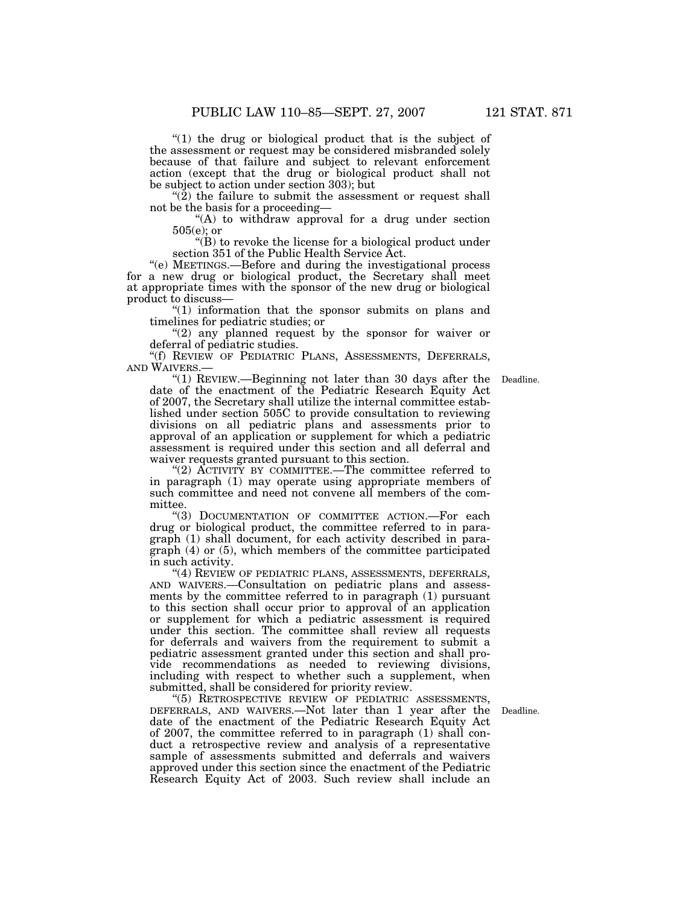"(1) the drug or biological product that is the subject of the assessment or request may be considered misbranded solely because of that failure and subject to relevant enforcement action (except that the drug or biological product shall not be subject to action under section 303); but

"(2) the failure to submit the assessment or request shall not be the basis for a proceeding—

"(A) to withdraw approval for a drug under section 505(e); or

"(B) to revoke the license for a biological product under section 351 of the Public Health Service Act.

"(e) MEETINGS.—Before and during the investigational process for a new drug or biological product, the Secretary shall meet at appropriate times with the sponsor of the new drug or biological product to discuss—

"(1) information that the sponsor submits on plans and timelines for pediatric studies; or

"(2) any planned request by the sponsor for waiver or deferral of pediatric studies.

"(f) REVIEW OF PEDIATRIC PLANS, ASSESSMENTS, DEFERRALS, AND WAIVERS.—

"(1) REVIEW.—Beginning not later than 30 days after the date of the enactment of the Pediatric Research Equity Act of 2007, the Secretary shall utilize the internal committee established under section 505C to provide consultation to reviewing divisions on all pediatric plans and assessments prior to approval of an application or supplement for which a pediatric assessment is required under this section and all deferral and waiver requests granted pursuant to this section.

Deadline.

"(2) ACTIVITY BY COMMITTEE.—The committee referred to in paragraph (1) may operate using appropriate members of such committee and need not convene all members of the committee.

"(3) DOCUMENTATION OF COMMITTEE ACTION.—For each drug or biological product, the committee referred to in paragraph (1) shall document, for each activity described in paragraph (4) or (5), which members of the committee participated in such activity.

"(4) REVIEW OF PEDIATRIC PLANS, ASSESSMENTS, DEFERRALS, AND WAIVERS.—Consultation on pediatric plans and assessments by the committee referred to in paragraph (1) pursuant to this section shall occur prior to approval of an application or supplement for which a pediatric assessment is required under this section. The committee shall review all requests for deferrals and waivers from the requirement to submit a pediatric assessment granted under this section and shall provide recommendations as needed to reviewing divisions, including with respect to whether such a supplement, when submitted, shall be considered for priority review.

"(5) RETROSPECTIVE REVIEW OF PEDIATRIC ASSESSMENTS, DEFERRALS, AND WAIVERS.—Not later than 1 year after the date of the enactment of the Pediatric Research Equity Act of 2007, the committee referred to in paragraph (1) shall conduct a retrospective review and analysis of a representative sample of assessments submitted and deferrals and waivers approved under this section since the enactment of the Pediatric Research Equity Act of 2003. Such review shall include an

Deadline.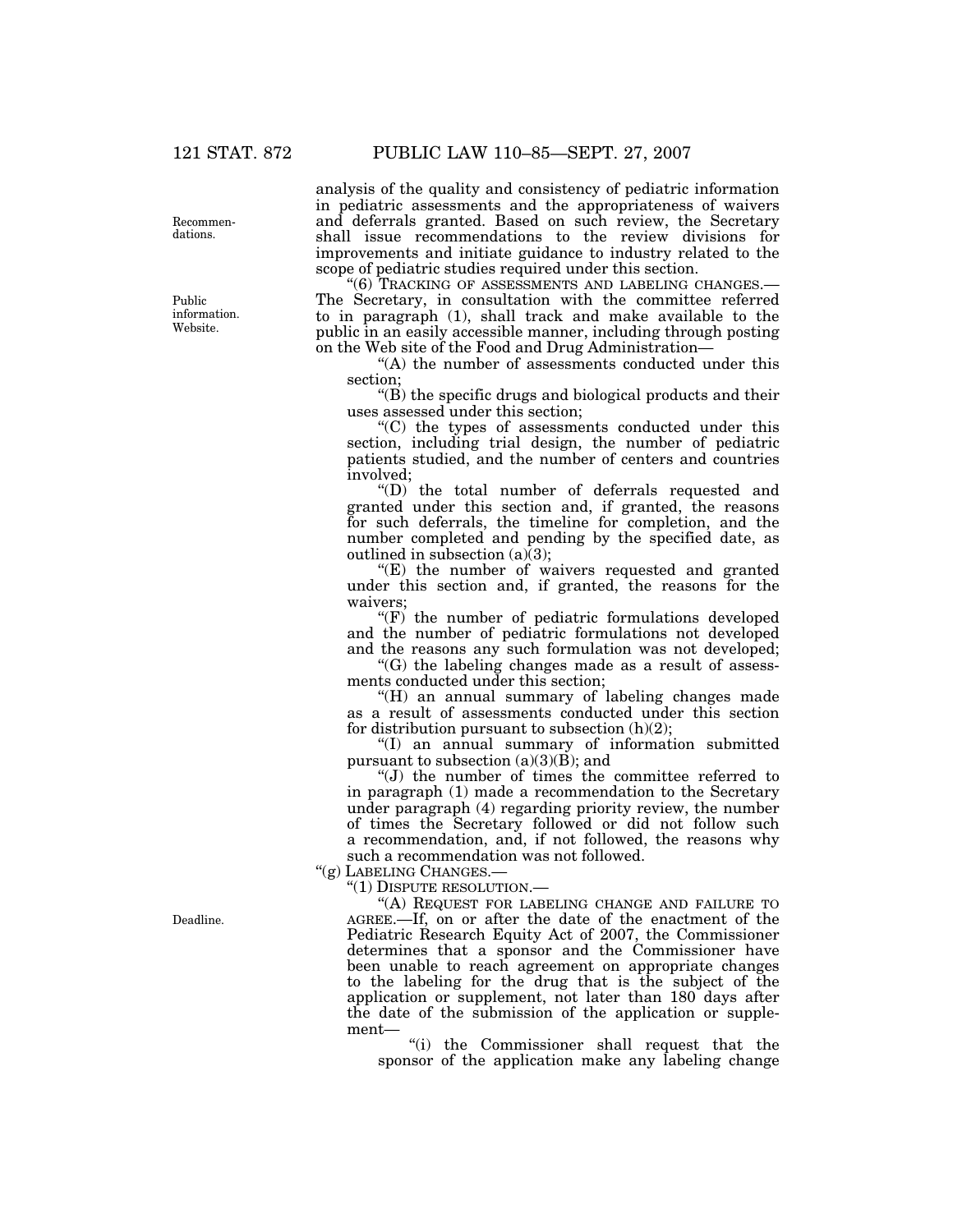analysis of the quality and consistency of pediatric information in pediatric assessments and the appropriateness of waivers and deferrals granted. Based on such review, the Secretary shall issue recommendations to the review divisions for improvements and initiate guidance to industry related to the scope of pediatric studies required under this section.

"(6) TRACKING OF ASSESSMENTS AND LABELING CHANGES.—The Secretary, in consultation with the committee referred to in paragraph (1), shall track and make available to the public in an easily accessible manner, including through posting on the Web site of the Food and Drug Administration—

"(A) the number of assessments conducted under this section;

"(B) the specific drugs and biological products and their uses assessed under this section;

"(C) the types of assessments conducted under this section, including trial design, the number of pediatric patients studied, and the number of centers and countries involved;

"(D) the total number of deferrals requested and granted under this section and, if granted, the reasons for such deferrals, the timeline for completion, and the number completed and pending by the specified date, as outlined in subsection (a)(3);

"(E) the number of waivers requested and granted under this section and, if granted, the reasons for the waivers;

"(F) the number of pediatric formulations developed and the number of pediatric formulations not developed and the reasons any such formulation was not developed;

"(G) the labeling changes made as a result of assessments conducted under this section;

"(H) an annual summary of labeling changes made as a result of assessments conducted under this section for distribution pursuant to subsection (h)(2);

"(I) an annual summary of information submitted pursuant to subsection (a)(3)(B); and

"(J) the number of times the committee referred to in paragraph (1) made a recommendation to the Secretary under paragraph (4) regarding priority review, the number of times the Secretary followed or did not follow such a recommendation, and, if not followed, the reasons why such a recommendation was not followed.

"(g) LABELING CHANGES.—

"(1) DISPUTE RESOLUTION.—

"(A) REQUEST FOR LABELING CHANGE AND FAILURE TO AGREE.—If, on or after the date of the enactment of the Pediatric Research Equity Act of 2007, the Commissioner determines that a sponsor and the Commissioner have been unable to reach agreement on appropriate changes to the labeling for the drug that is the subject of the application or supplement, not later than 180 days after the date of the submission of the application or supplement—

"(i) the Commissioner shall request that the sponsor of the application make any labeling change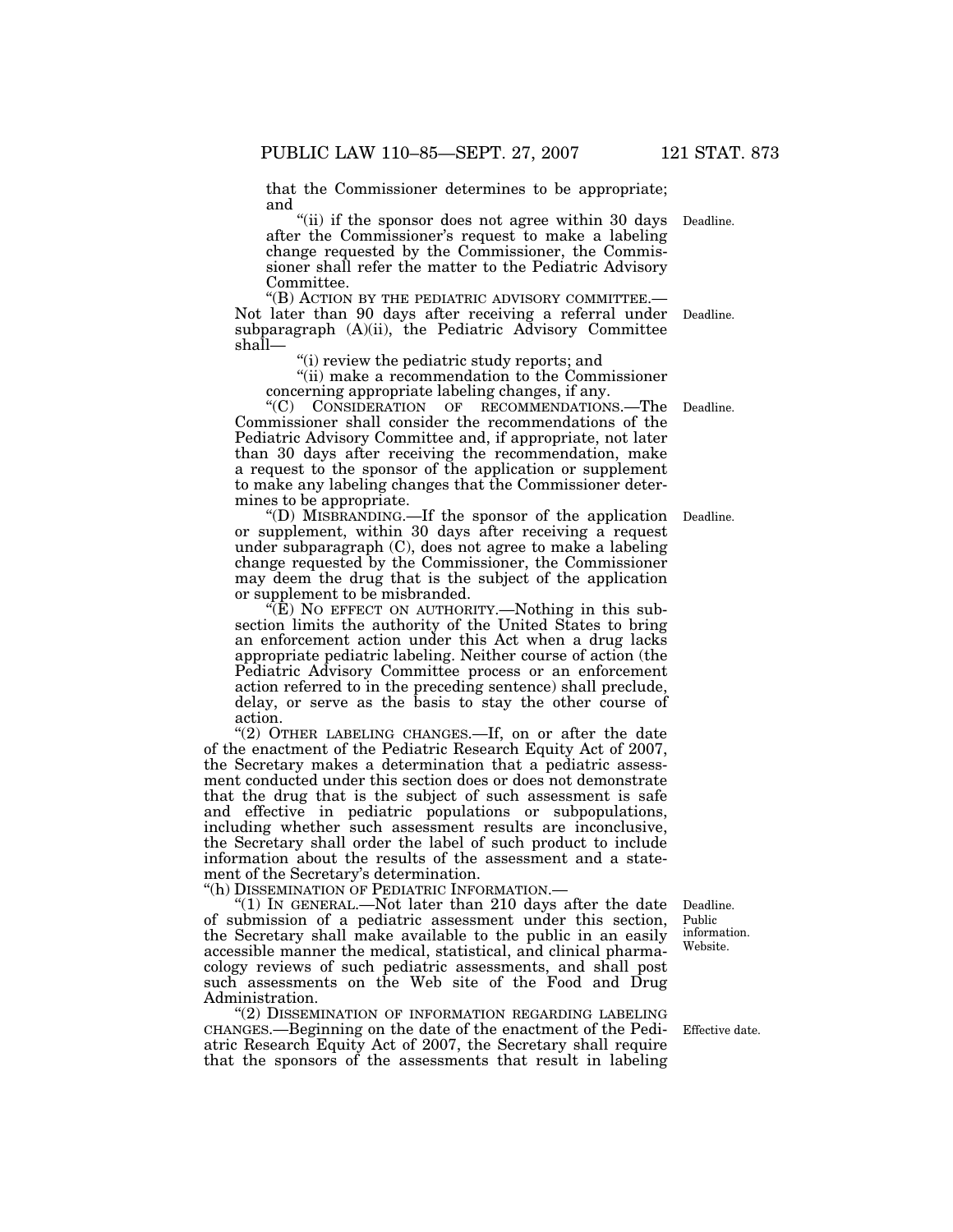that the Commissioner determines to be appropriate; and

"(ii) if the sponsor does not agree within 30 days after the Commissioner's request to make a labeling change requested by the Commissioner, the Commissioner shall refer the matter to the Pediatric Advisory Committee.

Deadline.

"(B) ACTION BY THE PEDIATRIC ADVISORY COMMITTEE.—Not later than 90 days after receiving a referral under subparagraph (A)(ii), the Pediatric Advisory Committee shall—

Deadline.

"(i) review the pediatric study reports; and

"(ii) make a recommendation to the Commissioner concerning appropriate labeling changes, if any.

"(C) CONSIDERATION OF RECOMMENDATIONS.—The Commissioner shall consider the recommendations of the Pediatric Advisory Committee and, if appropriate, not later than 30 days after receiving the recommendation, make a request to the sponsor of the application or supplement to make any labeling changes that the Commissioner determines to be appropriate.

Deadline.

"(D) MISBRANDING.—If the sponsor of the application or supplement, within 30 days after receiving a request under subparagraph (C), does not agree to make a labeling change requested by the Commissioner, the Commissioner may deem the drug that is the subject of the application or supplement to be misbranded.

Deadline.

"(E) NO EFFECT ON AUTHORITY.—Nothing in this subsection limits the authority of the United States to bring an enforcement action under this Act when a drug lacks appropriate pediatric labeling. Neither course of action (the Pediatric Advisory Committee process or an enforcement action referred to in the preceding sentence) shall preclude, delay, or serve as the basis to stay the other course of action.

"(2) OTHER LABELING CHANGES.—If, on or after the date of the enactment of the Pediatric Research Equity Act of 2007, the Secretary makes a determination that a pediatric assessment conducted under this section does or does not demonstrate that the drug that is the subject of such assessment is safe and effective in pediatric populations or subpopulations, including whether such assessment results are inconclusive, the Secretary shall order the label of such product to include information about the results of the assessment and a statement of the Secretary's determination.

"(h) DISSEMINATION OF PEDIATRIC INFORMATION.—

"(1) IN GENERAL.—Not later than 210 days after the date of submission of a pediatric assessment under this section, the Secretary shall make available to the public in an easily accessible manner the medical, statistical, and clinical pharmacology reviews of such pediatric assessments, and shall post such assessments on the Web site of the Food and Drug Administration.

Deadline.
Public information.
Website.

"(2) DISSEMINATION OF INFORMATION REGARDING LABELING CHANGES.—Beginning on the date of the enactment of the Pediatric Research Equity Act of 2007, the Secretary shall require that the sponsors of the assessments that result in labeling

Effective date.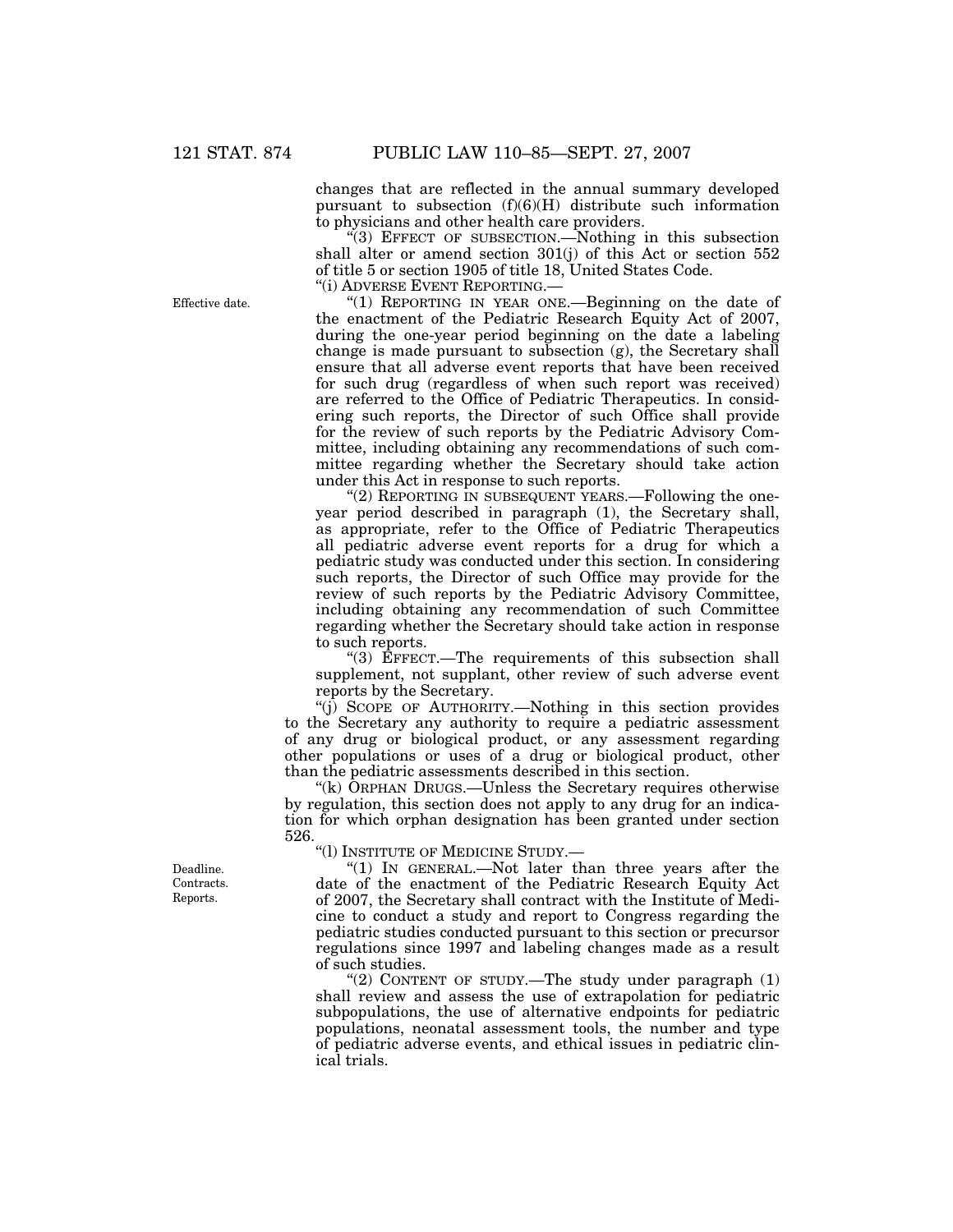changes that are reflected in the annual summary developed pursuant to subsection (f)(6)(H) distribute such information to physicians and other health care providers.

"(3) EFFECT OF SUBSECTION.—Nothing in this subsection shall alter or amend section 301(j) of this Act or section 552 of title 5 or section 1905 of title 18, United States Code.

"(i) ADVERSE EVENT REPORTING.—

Effective date.

"(1) REPORTING IN YEAR ONE.—Beginning on the date of the enactment of the Pediatric Research Equity Act of 2007, during the one-year period beginning on the date a labeling change is made pursuant to subsection (g), the Secretary shall ensure that all adverse event reports that have been received for such drug (regardless of when such report was received) are referred to the Office of Pediatric Therapeutics. In considering such reports, the Director of such Office shall provide for the review of such reports by the Pediatric Advisory Committee, including obtaining any recommendations of such committee regarding whether the Secretary should take action under this Act in response to such reports.

"(2) REPORTING IN SUBSEQUENT YEARS.—Following the one-year period described in paragraph (1), the Secretary shall, as appropriate, refer to the Office of Pediatric Therapeutics all pediatric adverse event reports for a drug for which a pediatric study was conducted under this section. In considering such reports, the Director of such Office may provide for the review of such reports by the Pediatric Advisory Committee, including obtaining any recommendation of such Committee regarding whether the Secretary should take action in response to such reports.

"(3) EFFECT.—The requirements of this subsection shall supplement, not supplant, other review of such adverse event reports by the Secretary.

"(j) SCOPE OF AUTHORITY.—Nothing in this section provides to the Secretary any authority to require a pediatric assessment of any drug or biological product, or any assessment regarding other populations or uses of a drug or biological product, other than the pediatric assessments described in this section.

"(k) ORPHAN DRUGS.—Unless the Secretary requires otherwise by regulation, this section does not apply to any drug for an indication for which orphan designation has been granted under section 526.

"(l) INSTITUTE OF MEDICINE STUDY.—

Deadline.
Contracts.
Reports.

"(1) IN GENERAL.—Not later than three years after the date of the enactment of the Pediatric Research Equity Act of 2007, the Secretary shall contract with the Institute of Medicine to conduct a study and report to Congress regarding the pediatric studies conducted pursuant to this section or precursor regulations since 1997 and labeling changes made as a result of such studies.

"(2) CONTENT OF STUDY.—The study under paragraph (1) shall review and assess the use of extrapolation for pediatric subpopulations, the use of alternative endpoints for pediatric populations, neonatal assessment tools, the number and type of pediatric adverse events, and ethical issues in pediatric clinical trials.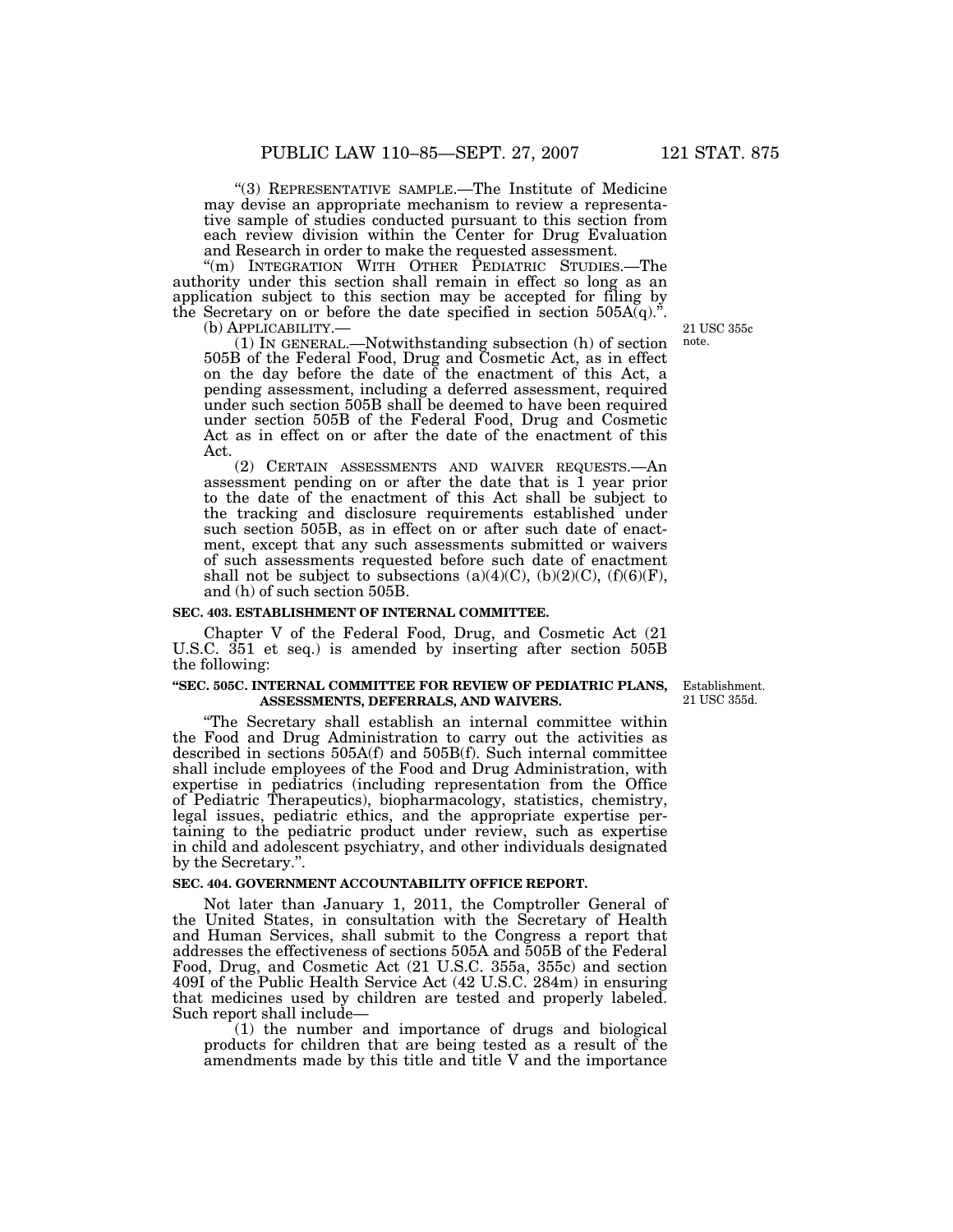"(3) REPRESENTATIVE SAMPLE.—The Institute of Medicine may devise an appropriate mechanism to review a representative sample of studies conducted pursuant to this section from each review division within the Center for Drug Evaluation and Research in order to make the requested assessment.

"(m) INTEGRATION WITH OTHER PEDIATRIC STUDIES.—The authority under this section shall remain in effect so long as an application subject to this section may be accepted for filing by the Secretary on or before the date specified in section 505A(q).".

(b) APPLICABILITY.—

21 USC 355c note.

(1) IN GENERAL.—Notwithstanding subsection (h) of section 505B of the Federal Food, Drug and Cosmetic Act, as in effect on the day before the date of the enactment of this Act, a pending assessment, including a deferred assessment, required under such section 505B shall be deemed to have been required under section 505B of the Federal Food, Drug and Cosmetic Act as in effect on or after the date of the enactment of this Act.

(2) CERTAIN ASSESSMENTS AND WAIVER REQUESTS.—An assessment pending on or after the date that is 1 year prior to the date of the enactment of this Act shall be subject to the tracking and disclosure requirements established under such section 505B, as in effect on or after such date of enactment, except that any such assessments submitted or waivers of such assessments requested before such date of enactment shall not be subject to subsections (a)(4)(C), (b)(2)(C), (f)(6)(F), and (h) of such section 505B.

**SEC. 403. ESTABLISHMENT OF INTERNAL COMMITTEE.**

Chapter V of the Federal Food, Drug, and Cosmetic Act (21 U.S.C. 351 et seq.) is amended by inserting after section 505B the following:

**"SEC. 505C. INTERNAL COMMITTEE FOR REVIEW OF PEDIATRIC PLANS, ASSESSMENTS, DEFERRALS, AND WAIVERS.**

Establishment. 21 USC 355d.

"The Secretary shall establish an internal committee within the Food and Drug Administration to carry out the activities as described in sections 505A(f) and 505B(f). Such internal committee shall include employees of the Food and Drug Administration, with expertise in pediatrics (including representation from the Office of Pediatric Therapeutics), biopharmacology, statistics, chemistry, legal issues, pediatric ethics, and the appropriate expertise pertaining to the pediatric product under review, such as expertise in child and adolescent psychiatry, and other individuals designated by the Secretary.".

**SEC. 404. GOVERNMENT ACCOUNTABILITY OFFICE REPORT.**

Not later than January 1, 2011, the Comptroller General of the United States, in consultation with the Secretary of Health and Human Services, shall submit to the Congress a report that addresses the effectiveness of sections 505A and 505B of the Federal Food, Drug, and Cosmetic Act (21 U.S.C. 355a, 355c) and section 409I of the Public Health Service Act (42 U.S.C. 284m) in ensuring that medicines used by children are tested and properly labeled. Such report shall include—

(1) the number and importance of drugs and biological products for children that are being tested as a result of the amendments made by this title and title V and the importance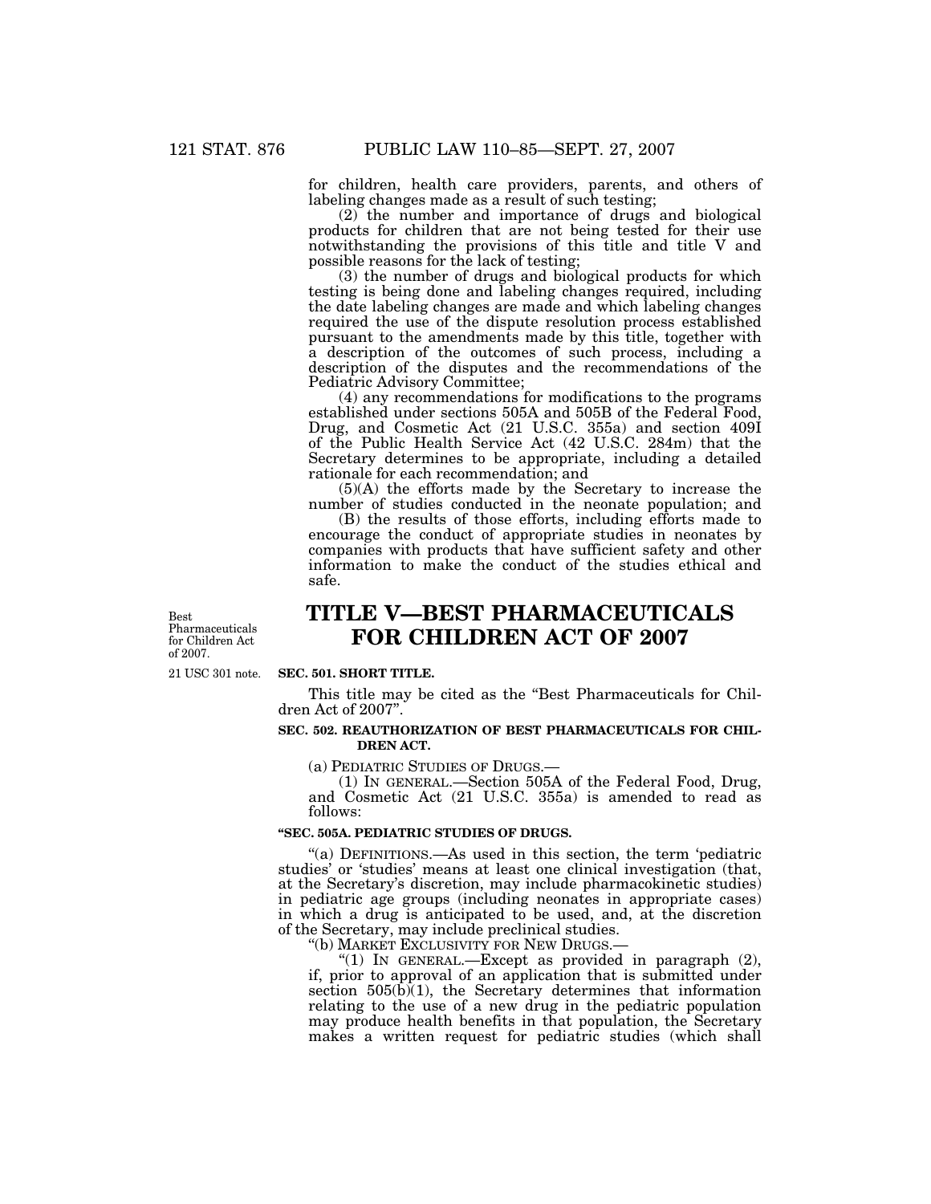for children, health care providers, parents, and others of labeling changes made as a result of such testing;

(2) the number and importance of drugs and biological products for children that are not being tested for their use notwithstanding the provisions of this title and title V and possible reasons for the lack of testing;

(3) the number of drugs and biological products for which testing is being done and labeling changes required, including the date labeling changes are made and which labeling changes required the use of the dispute resolution process established pursuant to the amendments made by this title, together with a description of the outcomes of such process, including a description of the disputes and the recommendations of the Pediatric Advisory Committee;

(4) any recommendations for modifications to the programs established under sections 505A and 505B of the Federal Food, Drug, and Cosmetic Act (21 U.S.C. 355a) and section 409I of the Public Health Service Act (42 U.S.C. 284m) that the Secretary determines to be appropriate, including a detailed rationale for each recommendation; and

(5)(A) the efforts made by the Secretary to increase the number of studies conducted in the neonate population; and

(B) the results of those efforts, including efforts made to encourage the conduct of appropriate studies in neonates by companies with products that have sufficient safety and other information to make the conduct of the studies ethical and safe.

Best Pharmaceuticals for Children Act of 2007.

# TITLE V—BEST PHARMACEUTICALS FOR CHILDREN ACT OF 2007

21 USC 301 note.

**SEC. 501. SHORT TITLE.**

This title may be cited as the "Best Pharmaceuticals for Children Act of 2007".

**SEC. 502. REAUTHORIZATION OF BEST PHARMACEUTICALS FOR CHILDREN ACT.**

(a) PEDIATRIC STUDIES OF DRUGS.—

(1) IN GENERAL.—Section 505A of the Federal Food, Drug, and Cosmetic Act (21 U.S.C. 355a) is amended to read as follows:

**"SEC. 505A. PEDIATRIC STUDIES OF DRUGS.**

"(a) DEFINITIONS.—As used in this section, the term 'pediatric studies' or 'studies' means at least one clinical investigation (that, at the Secretary's discretion, may include pharmacokinetic studies) in pediatric age groups (including neonates in appropriate cases) in which a drug is anticipated to be used, and, at the discretion of the Secretary, may include preclinical studies.

"(b) MARKET EXCLUSIVITY FOR NEW DRUGS.—

"(1) IN GENERAL.—Except as provided in paragraph (2), if, prior to approval of an application that is submitted under section 505(b)(1), the Secretary determines that information relating to the use of a new drug in the pediatric population may produce health benefits in that population, the Secretary makes a written request for pediatric studies (which shall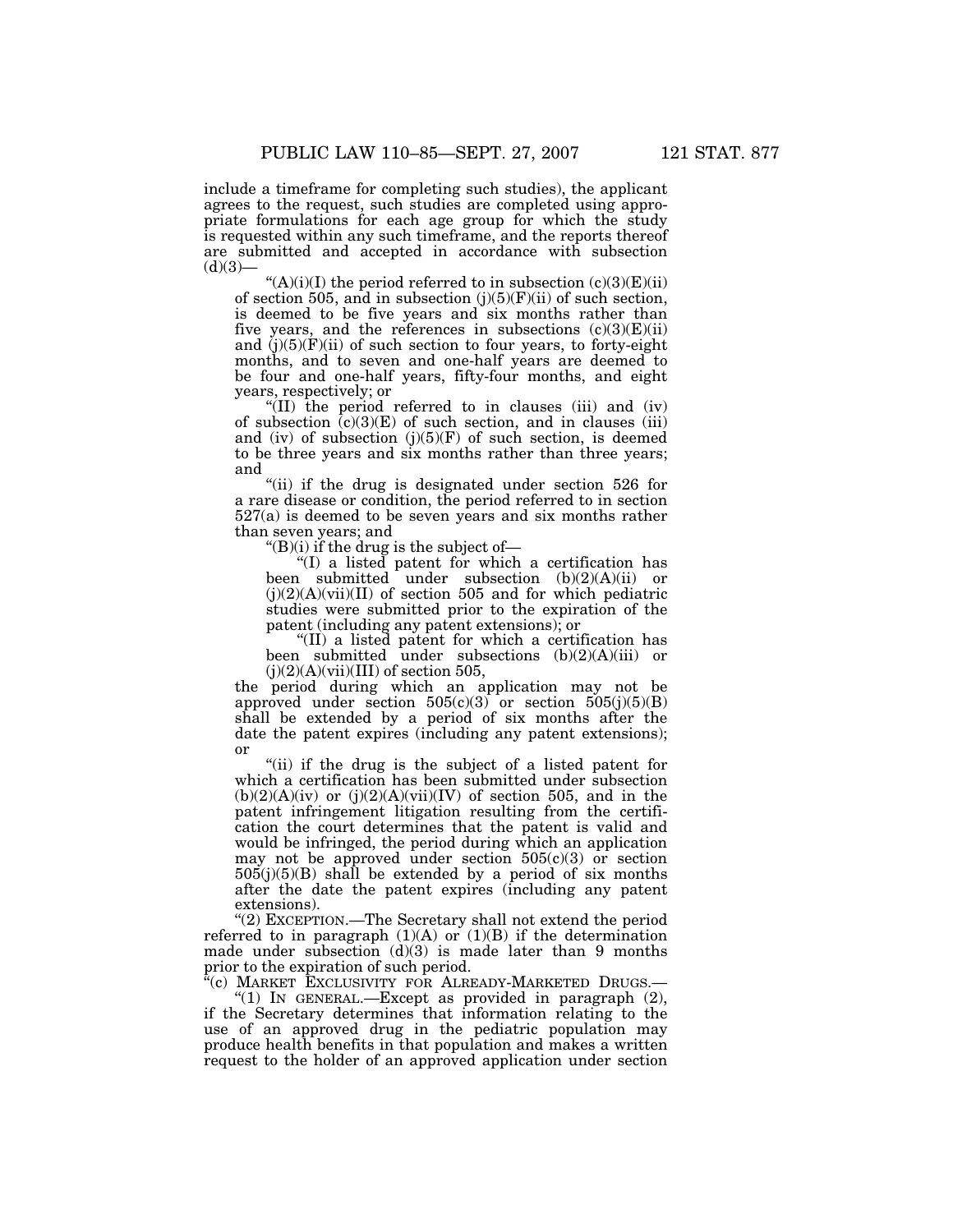include a timeframe for completing such studies), the applicant agrees to the request, such studies are completed using appropriate formulations for each age group for which the study is requested within any such timeframe, and the reports thereof are submitted and accepted in accordance with subsection (d)(3)—

"(A)(i)(I) the period referred to in subsection (c)(3)(E)(ii) of section 505, and in subsection (j)(5)(F)(ii) of such section, is deemed to be five years and six months rather than five years, and the references in subsections (c)(3)(E)(ii) and (j)(5)(F)(ii) of such section to four years, to forty-eight months, and to seven and one-half years are deemed to be four and one-half years, fifty-four months, and eight years, respectively; or

"(II) the period referred to in clauses (iii) and (iv) of subsection (c)(3)(E) of such section, and in clauses (iii) and (iv) of subsection (j)(5)(F) of such section, is deemed to be three years and six months rather than three years; and

"(ii) if the drug is designated under section 526 for a rare disease or condition, the period referred to in section 527(a) is deemed to be seven years and six months rather than seven years; and

"(B)(i) if the drug is the subject of—

"(I) a listed patent for which a certification has been submitted under subsection (b)(2)(A)(ii) or (j)(2)(A)(vii)(II) of section 505 and for which pediatric studies were submitted prior to the expiration of the patent (including any patent extensions); or

"(II) a listed patent for which a certification has been submitted under subsections (b)(2)(A)(iii) or (j)(2)(A)(vii)(III) of section 505,

the period during which an application may not be approved under section 505(c)(3) or section 505(j)(5)(B) shall be extended by a period of six months after the date the patent expires (including any patent extensions); or

"(ii) if the drug is the subject of a listed patent for which a certification has been submitted under subsection (b)(2)(A)(iv) or (j)(2)(A)(vii)(IV) of section 505, and in the patent infringement litigation resulting from the certification the court determines that the patent is valid and would be infringed, the period during which an application may not be approved under section 505(c)(3) or section 505(j)(5)(B) shall be extended by a period of six months after the date the patent expires (including any patent extensions).

"(2) EXCEPTION.—The Secretary shall not extend the period referred to in paragraph (1)(A) or (1)(B) if the determination made under subsection (d)(3) is made later than 9 months prior to the expiration of such period.

"(c) MARKET EXCLUSIVITY FOR ALREADY-MARKETED DRUGS.—

"(1) IN GENERAL.—Except as provided in paragraph (2), if the Secretary determines that information relating to the use of an approved drug in the pediatric population may produce health benefits in that population and makes a written request to the holder of an approved application under section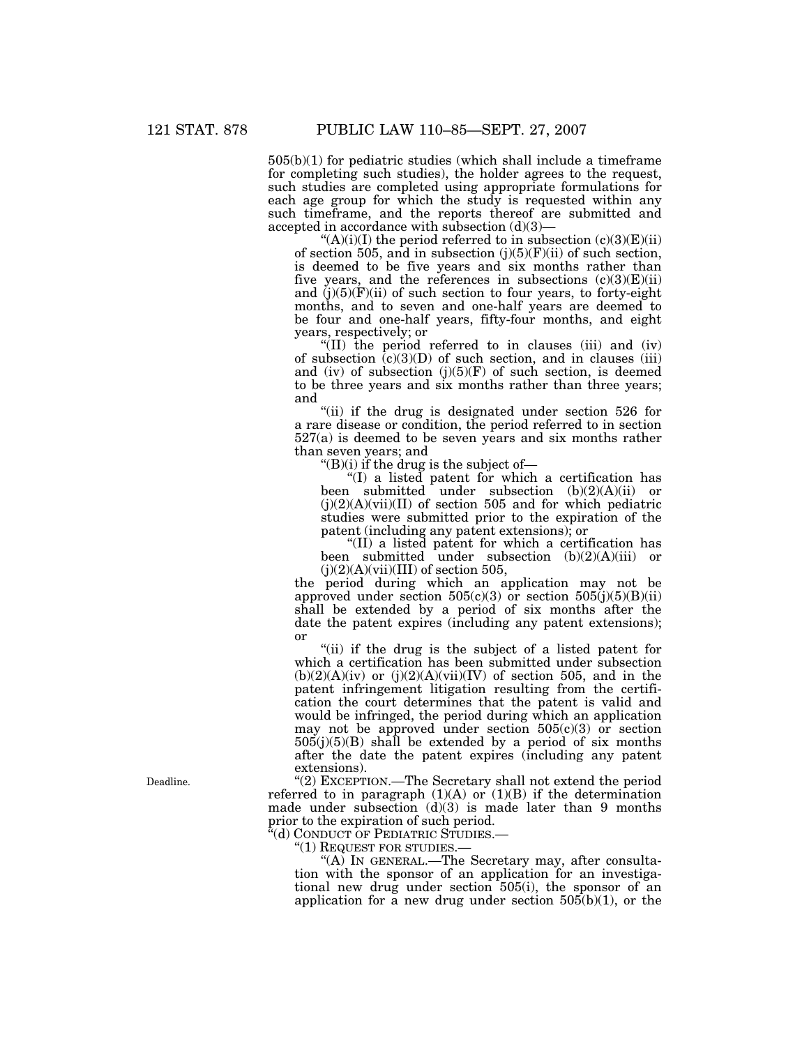505(b)(1) for pediatric studies (which shall include a timeframe for completing such studies), the holder agrees to the request, such studies are completed using appropriate formulations for each age group for which the study is requested within any such timeframe, and the reports thereof are submitted and accepted in accordance with subsection (d)(3)—

"(A)(i)(I) the period referred to in subsection (c)(3)(E)(ii) of section 505, and in subsection (j)(5)(F)(ii) of such section, is deemed to be five years and six months rather than five years, and the references in subsections (c)(3)(E)(ii) and (j)(5)(F)(ii) of such section to four years, to forty-eight months, and to seven and one-half years are deemed to be four and one-half years, fifty-four months, and eight years, respectively; or

"(II) the period referred to in clauses (iii) and (iv) of subsection (c)(3)(D) of such section, and in clauses (iii) and (iv) of subsection (j)(5)(F) of such section, is deemed to be three years and six months rather than three years; and

"(ii) if the drug is designated under section 526 for a rare disease or condition, the period referred to in section 527(a) is deemed to be seven years and six months rather than seven years; and

"(B)(i) if the drug is the subject of—

"(I) a listed patent for which a certification has been submitted under subsection (b)(2)(A)(ii) or (j)(2)(A)(vii)(II) of section 505 and for which pediatric studies were submitted prior to the expiration of the patent (including any patent extensions); or

"(II) a listed patent for which a certification has been submitted under subsection (b)(2)(A)(iii) or (j)(2)(A)(vii)(III) of section 505,

the period during which an application may not be approved under section 505(c)(3) or section 505(j)(5)(B)(ii) shall be extended by a period of six months after the date the patent expires (including any patent extensions); or

"(ii) if the drug is the subject of a listed patent for which a certification has been submitted under subsection (b)(2)(A)(iv) or (j)(2)(A)(vii)(IV) of section 505, and in the patent infringement litigation resulting from the certification the court determines that the patent is valid and would be infringed, the period during which an application may not be approved under section 505(c)(3) or section 505(j)(5)(B) shall be extended by a period of six months after the date the patent expires (including any patent extensions).

Deadline.

"(2) EXCEPTION.—The Secretary shall not extend the period referred to in paragraph (1)(A) or (1)(B) if the determination made under subsection (d)(3) is made later than 9 months prior to the expiration of such period.

"(d) CONDUCT OF PEDIATRIC STUDIES.—

"(1) REQUEST FOR STUDIES.—

"(A) IN GENERAL.—The Secretary may, after consultation with the sponsor of an application for an investigational new drug under section 505(i), the sponsor of an application for a new drug under section 505(b)(1), or the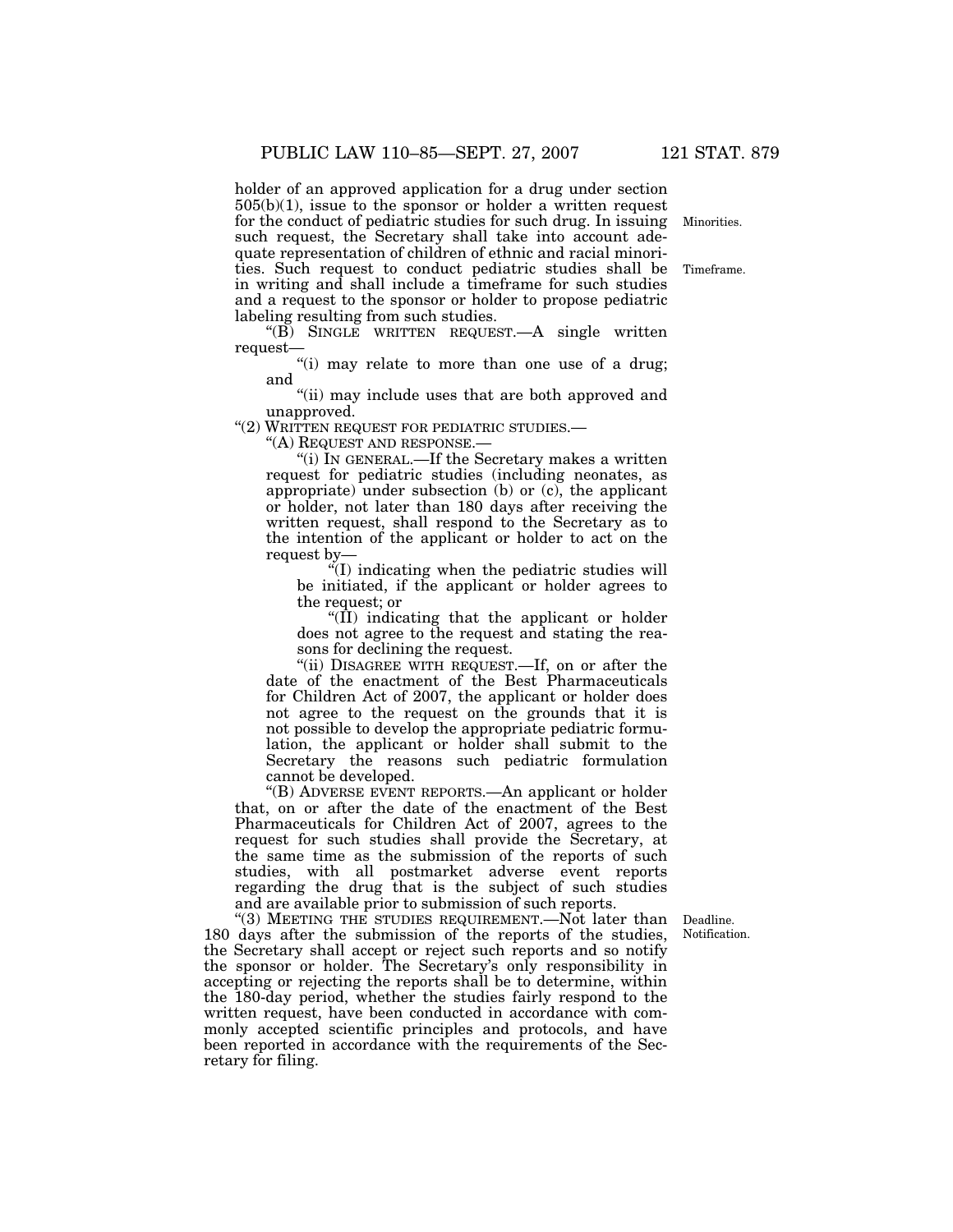holder of an approved application for a drug under section 505(b)(1), issue to the sponsor or holder a written request for the conduct of pediatric studies for such drug. In issuing such request, the Secretary shall take into account adequate representation of children of ethnic and racial minorities. Such request to conduct pediatric studies shall be in writing and shall include a timeframe for such studies and a request to the sponsor or holder to propose pediatric labeling resulting from such studies.

Minorities.

Timeframe.

"(B) SINGLE WRITTEN REQUEST.—A single written request—

"(i) may relate to more than one use of a drug; and

"(ii) may include uses that are both approved and unapproved.

"(2) WRITTEN REQUEST FOR PEDIATRIC STUDIES.—

"(A) REQUEST AND RESPONSE.—

"(i) IN GENERAL.—If the Secretary makes a written request for pediatric studies (including neonates, as appropriate) under subsection (b) or (c), the applicant or holder, not later than 180 days after receiving the written request, shall respond to the Secretary as to the intention of the applicant or holder to act on the request by—

"(I) indicating when the pediatric studies will be initiated, if the applicant or holder agrees to the request; or

"(II) indicating that the applicant or holder does not agree to the request and stating the reasons for declining the request.

"(ii) DISAGREE WITH REQUEST.—If, on or after the date of the enactment of the Best Pharmaceuticals for Children Act of 2007, the applicant or holder does not agree to the request on the grounds that it is not possible to develop the appropriate pediatric formulation, the applicant or holder shall submit to the Secretary the reasons such pediatric formulation cannot be developed.

"(B) ADVERSE EVENT REPORTS.—An applicant or holder that, on or after the date of the enactment of the Best Pharmaceuticals for Children Act of 2007, agrees to the request for such studies shall provide the Secretary, at the same time as the submission of the reports of such studies, with all postmarket adverse event reports regarding the drug that is the subject of such studies and are available prior to submission of such reports.

"(3) MEETING THE STUDIES REQUIREMENT.—Not later than 180 days after the submission of the reports of the studies, the Secretary shall accept or reject such reports and so notify the sponsor or holder. The Secretary's only responsibility in accepting or rejecting the reports shall be to determine, within the 180-day period, whether the studies fairly respond to the written request, have been conducted in accordance with commonly accepted scientific principles and protocols, and have been reported in accordance with the requirements of the Secretary for filing.

Deadline.
Notification.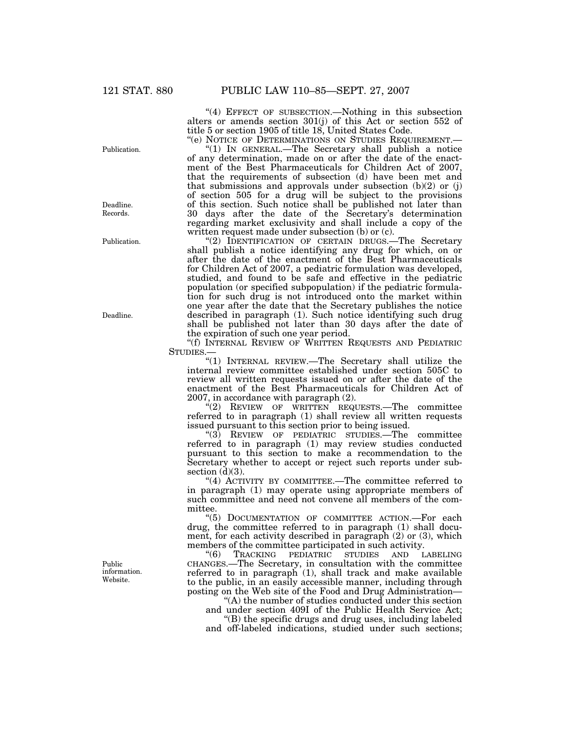"(4) EFFECT OF SUBSECTION.—Nothing in this subsection alters or amends section 301(j) of this Act or section 552 of title 5 or section 1905 of title 18, United States Code.

"(e) NOTICE OF DETERMINATIONS ON STUDIES REQUIREMENT.—

Publication.

"(1) IN GENERAL.—The Secretary shall publish a notice of any determination, made on or after the date of the enactment of the Best Pharmaceuticals for Children Act of 2007, that the requirements of subsection (d) have been met and that submissions and approvals under subsection (b)(2) or (j) of section 505 for a drug will be subject to the provisions of this section. Such notice shall be published not later than 30 days after the date of the Secretary's determination regarding market exclusivity and shall include a copy of the written request made under subsection (b) or (c).

Deadline.
Records.

Publication.

"(2) IDENTIFICATION OF CERTAIN DRUGS.—The Secretary shall publish a notice identifying any drug for which, on or after the date of the enactment of the Best Pharmaceuticals for Children Act of 2007, a pediatric formulation was developed, studied, and found to be safe and effective in the pediatric population (or specified subpopulation) if the pediatric formulation for such drug is not introduced onto the market within one year after the date that the Secretary publishes the notice described in paragraph (1). Such notice identifying such drug shall be published not later than 30 days after the date of the expiration of such one year period.

Deadline.

"(f) INTERNAL REVIEW OF WRITTEN REQUESTS AND PEDIATRIC STUDIES.—

"(1) INTERNAL REVIEW.—The Secretary shall utilize the internal review committee established under section 505C to review all written requests issued on or after the date of the enactment of the Best Pharmaceuticals for Children Act of 2007, in accordance with paragraph (2).

"(2) REVIEW OF WRITTEN REQUESTS.—The committee referred to in paragraph (1) shall review all written requests issued pursuant to this section prior to being issued.

"(3) REVIEW OF PEDIATRIC STUDIES.—The committee referred to in paragraph (1) may review studies conducted pursuant to this section to make a recommendation to the Secretary whether to accept or reject such reports under subsection (d)(3).

"(4) ACTIVITY BY COMMITTEE.—The committee referred to in paragraph (1) may operate using appropriate members of such committee and need not convene all members of the committee.

"(5) DOCUMENTATION OF COMMITTEE ACTION.—For each drug, the committee referred to in paragraph (1) shall document, for each activity described in paragraph (2) or (3), which members of the committee participated in such activity.

Public information.
Website.

"(6) TRACKING PEDIATRIC STUDIES AND LABELING CHANGES.—The Secretary, in consultation with the committee referred to in paragraph (1), shall track and make available to the public, in an easily accessible manner, including through posting on the Web site of the Food and Drug Administration—

"(A) the number of studies conducted under this section and under section 409I of the Public Health Service Act;

"(B) the specific drugs and drug uses, including labeled and off-labeled indications, studied under such sections;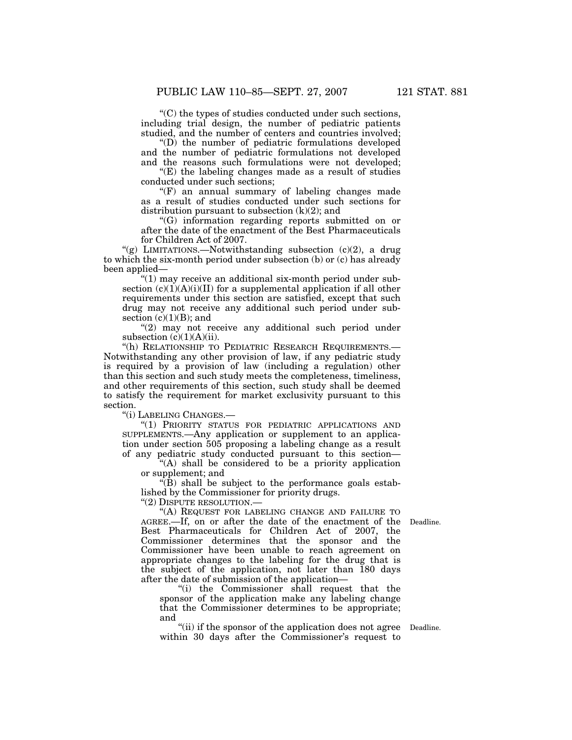"(C) the types of studies conducted under such sections, including trial design, the number of pediatric patients studied, and the number of centers and countries involved;

"(D) the number of pediatric formulations developed and the number of pediatric formulations not developed and the reasons such formulations were not developed;

"(E) the labeling changes made as a result of studies conducted under such sections;

"(F) an annual summary of labeling changes made as a result of studies conducted under such sections for distribution pursuant to subsection (k)(2); and

"(G) information regarding reports submitted on or after the date of the enactment of the Best Pharmaceuticals for Children Act of 2007.

"(g) LIMITATIONS.—Notwithstanding subsection (c)(2), a drug to which the six-month period under subsection (b) or (c) has already been applied—

"(1) may receive an additional six-month period under subsection (c)(1)(A)(i)(II) for a supplemental application if all other requirements under this section are satisfied, except that such drug may not receive any additional such period under subsection (c)(1)(B); and

"(2) may not receive any additional such period under subsection (c)(1)(A)(ii).

"(h) RELATIONSHIP TO PEDIATRIC RESEARCH REQUIREMENTS.—Notwithstanding any other provision of law, if any pediatric study is required by a provision of law (including a regulation) other than this section and such study meets the completeness, timeliness, and other requirements of this section, such study shall be deemed to satisfy the requirement for market exclusivity pursuant to this section.

"(i) LABELING CHANGES.—

"(1) PRIORITY STATUS FOR PEDIATRIC APPLICATIONS AND SUPPLEMENTS.—Any application or supplement to an application under section 505 proposing a labeling change as a result of any pediatric study conducted pursuant to this section—

"(A) shall be considered to be a priority application or supplement; and

"(B) shall be subject to the performance goals established by the Commissioner for priority drugs.

"(2) DISPUTE RESOLUTION.—

"(A) REQUEST FOR LABELING CHANGE AND FAILURE TO AGREE.—If, on or after the date of the enactment of the Best Pharmaceuticals for Children Act of 2007, the Commissioner determines that the sponsor and the Commissioner have been unable to reach agreement on appropriate changes to the labeling for the drug that is the subject of the application, not later than 180 days after the date of submission of the application—

Deadline.

"(i) the Commissioner shall request that the sponsor of the application make any labeling change that the Commissioner determines to be appropriate; and

"(ii) if the sponsor of the application does not agree within 30 days after the Commissioner's request to

Deadline.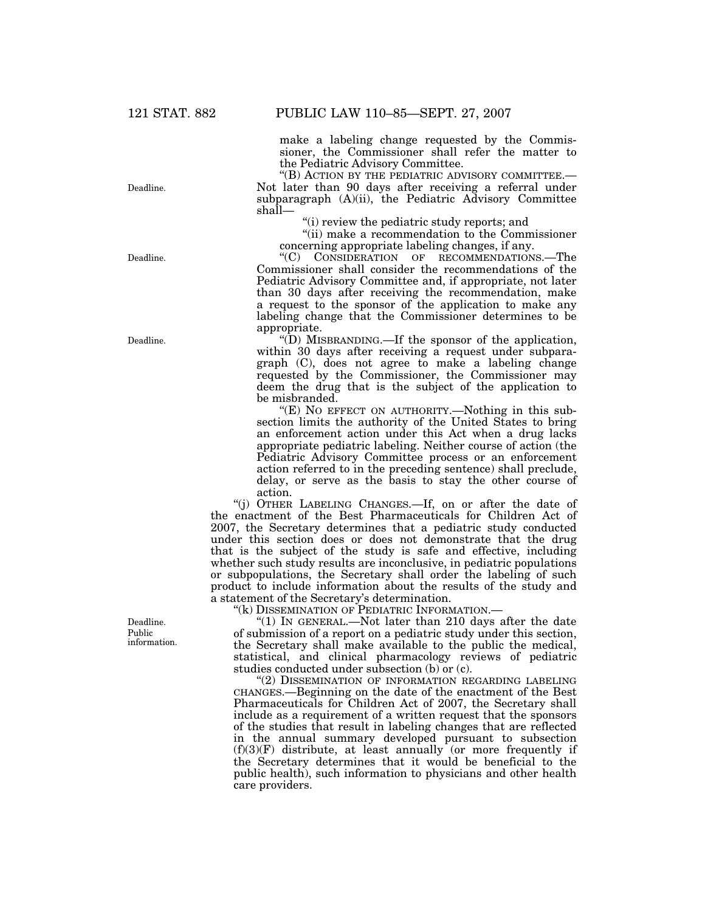make a labeling change requested by the Commissioner, the Commissioner shall refer the matter to the Pediatric Advisory Committee.

"(B) ACTION BY THE PEDIATRIC ADVISORY COMMITTEE.—Not later than 90 days after receiving a referral under subparagraph (A)(ii), the Pediatric Advisory Committee shall—

"(i) review the pediatric study reports; and

"(ii) make a recommendation to the Commissioner concerning appropriate labeling changes, if any.

"(C) CONSIDERATION OF RECOMMENDATIONS.—The Commissioner shall consider the recommendations of the Pediatric Advisory Committee and, if appropriate, not later than 30 days after receiving the recommendation, make a request to the sponsor of the application to make any labeling change that the Commissioner determines to be appropriate.

"(D) MISBRANDING.—If the sponsor of the application, within 30 days after receiving a request under subparagraph (C), does not agree to make a labeling change requested by the Commissioner, the Commissioner may deem the drug that is the subject of the application to be misbranded.

"(E) NO EFFECT ON AUTHORITY.—Nothing in this subsection limits the authority of the United States to bring an enforcement action under this Act when a drug lacks appropriate pediatric labeling. Neither course of action (the Pediatric Advisory Committee process or an enforcement action referred to in the preceding sentence) shall preclude, delay, or serve as the basis to stay the other course of action.

"(j) OTHER LABELING CHANGES.—If, on or after the date of the enactment of the Best Pharmaceuticals for Children Act of 2007, the Secretary determines that a pediatric study conducted under this section does or does not demonstrate that the drug that is the subject of the study is safe and effective, including whether such study results are inconclusive, in pediatric populations or subpopulations, the Secretary shall order the labeling of such product to include information about the results of the study and a statement of the Secretary's determination.

"(k) DISSEMINATION OF PEDIATRIC INFORMATION.—

"(1) IN GENERAL.—Not later than 210 days after the date of submission of a report on a pediatric study under this section, the Secretary shall make available to the public the medical, statistical, and clinical pharmacology reviews of pediatric studies conducted under subsection (b) or (c).

"(2) DISSEMINATION OF INFORMATION REGARDING LABELING CHANGES.—Beginning on the date of the enactment of the Best Pharmaceuticals for Children Act of 2007, the Secretary shall include as a requirement of a written request that the sponsors of the studies that result in labeling changes that are reflected in the annual summary developed pursuant to subsection (f)(3)(F) distribute, at least annually (or more frequently if the Secretary determines that it would be beneficial to the public health), such information to physicians and other health care providers.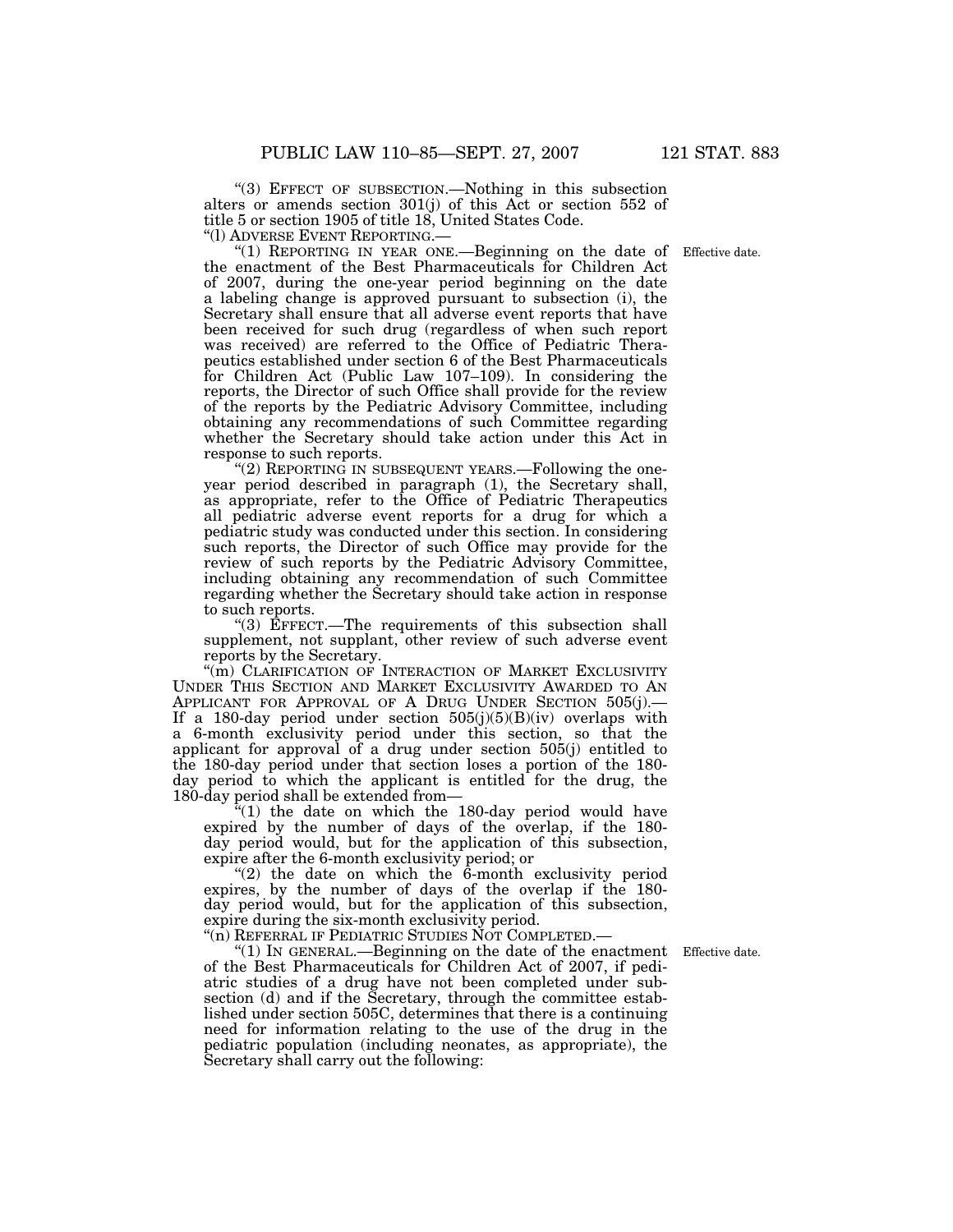"(3) EFFECT OF SUBSECTION.—Nothing in this subsection alters or amends section 301(j) of this Act or section 552 of title 5 or section 1905 of title 18, United States Code.

"(l) ADVERSE EVENT REPORTING.—

"(1) REPORTING IN YEAR ONE.—Beginning on the date of the enactment of the Best Pharmaceuticals for Children Act of 2007, during the one-year period beginning on the date a labeling change is approved pursuant to subsection (i), the Secretary shall ensure that all adverse event reports that have been received for such drug (regardless of when such report was received) are referred to the Office of Pediatric Therapeutics established under section 6 of the Best Pharmaceuticals for Children Act (Public Law 107–109). In considering the reports, the Director of such Office shall provide for the review of the reports by the Pediatric Advisory Committee, including obtaining any recommendations of such Committee regarding whether the Secretary should take action under this Act in response to such reports.

Effective date.

"(2) REPORTING IN SUBSEQUENT YEARS.—Following the one-year period described in paragraph (1), the Secretary shall, as appropriate, refer to the Office of Pediatric Therapeutics all pediatric adverse event reports for a drug for which a pediatric study was conducted under this section. In considering such reports, the Director of such Office may provide for the review of such reports by the Pediatric Advisory Committee, including obtaining any recommendation of such Committee regarding whether the Secretary should take action in response to such reports.

"(3) EFFECT.—The requirements of this subsection shall supplement, not supplant, other review of such adverse event reports by the Secretary.

"(m) CLARIFICATION OF INTERACTION OF MARKET EXCLUSIVITY UNDER THIS SECTION AND MARKET EXCLUSIVITY AWARDED TO AN APPLICANT FOR APPROVAL OF A DRUG UNDER SECTION 505(j).— If a 180-day period under section 505(j)(5)(B)(iv) overlaps with a 6-month exclusivity period under this section, so that the applicant for approval of a drug under section 505(j) entitled to the 180-day period under that section loses a portion of the 180-day period to which the applicant is entitled for the drug, the 180-day period shall be extended from—

"(1) the date on which the 180-day period would have expired by the number of days of the overlap, if the 180-day period would, but for the application of this subsection, expire after the 6-month exclusivity period; or

"(2) the date on which the 6-month exclusivity period expires, by the number of days of the overlap if the 180-day period would, but for the application of this subsection, expire during the six-month exclusivity period.

"(n) REFERRAL IF PEDIATRIC STUDIES NOT COMPLETED.—

"(1) IN GENERAL.—Beginning on the date of the enactment of the Best Pharmaceuticals for Children Act of 2007, if pediatric studies of a drug have not been completed under subsection (d) and if the Secretary, through the committee established under section 505C, determines that there is a continuing need for information relating to the use of the drug in the pediatric population (including neonates, as appropriate), the Secretary shall carry out the following:

Effective date.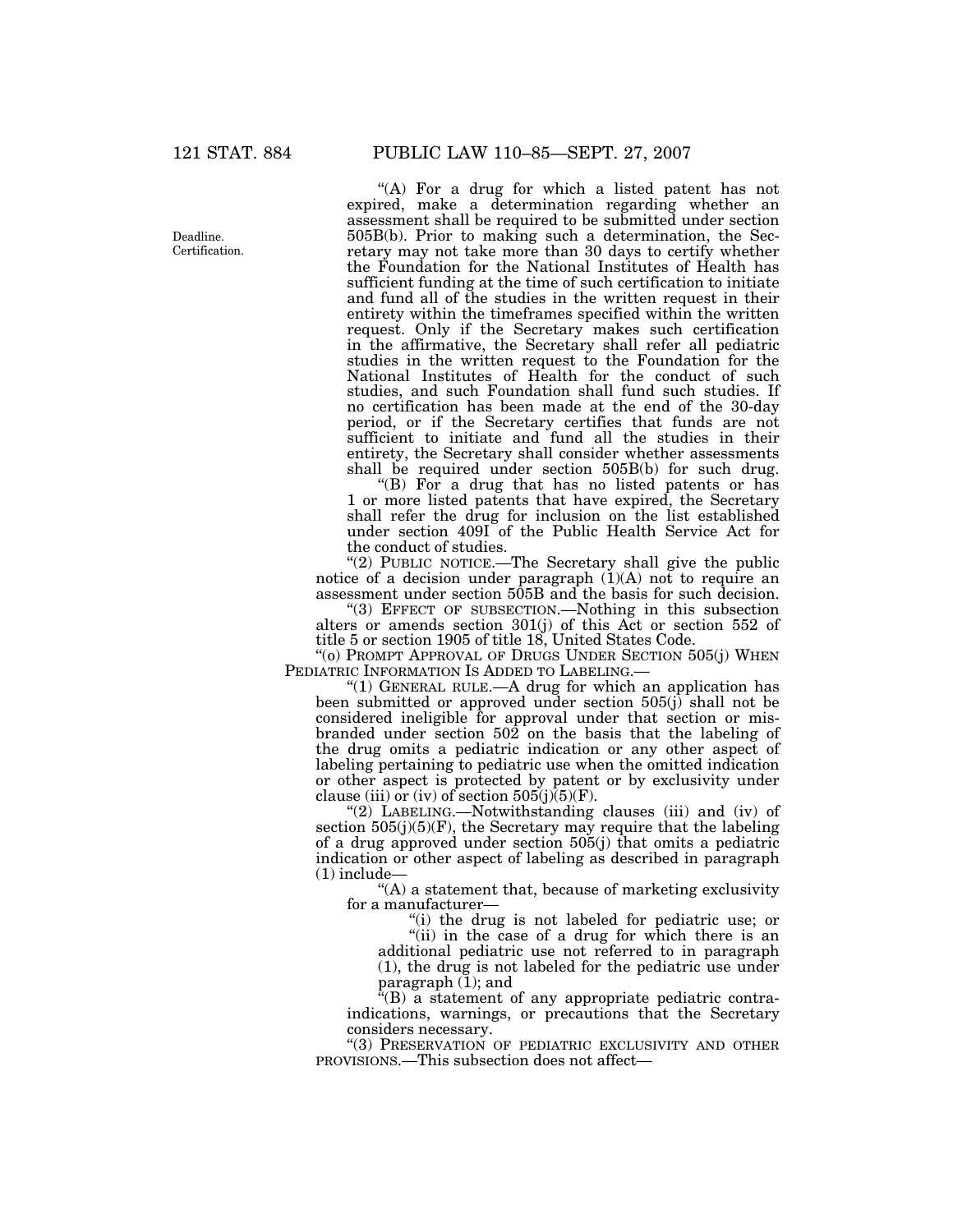"(A) For a drug for which a listed patent has not expired, make a determination regarding whether an assessment shall be required to be submitted under section 505B(b). Prior to making such a determination, the Secretary may not take more than 30 days to certify whether the Foundation for the National Institutes of Health has sufficient funding at the time of such certification to initiate and fund all of the studies in the written request in their entirety within the timeframes specified within the written request. Only if the Secretary makes such certification in the affirmative, the Secretary shall refer all pediatric studies in the written request to the Foundation for the National Institutes of Health for the conduct of such studies, and such Foundation shall fund such studies. If no certification has been made at the end of the 30-day period, or if the Secretary certifies that funds are not sufficient to initiate and fund all the studies in their entirety, the Secretary shall consider whether assessments shall be required under section 505B(b) for such drug.

Deadline. Certification.

"(B) For a drug that has no listed patents or has 1 or more listed patents that have expired, the Secretary shall refer the drug for inclusion on the list established under section 409I of the Public Health Service Act for the conduct of studies.

"(2) PUBLIC NOTICE.—The Secretary shall give the public notice of a decision under paragraph (1)(A) not to require an assessment under section 505B and the basis for such decision.

"(3) EFFECT OF SUBSECTION.—Nothing in this subsection alters or amends section 301(j) of this Act or section 552 of title 5 or section 1905 of title 18, United States Code.

"(o) PROMPT APPROVAL OF DRUGS UNDER SECTION 505(j) WHEN PEDIATRIC INFORMATION IS ADDED TO LABELING.—

"(1) GENERAL RULE.—A drug for which an application has been submitted or approved under section 505(j) shall not be considered ineligible for approval under that section or misbranded under section 502 on the basis that the labeling of the drug omits a pediatric indication or any other aspect of labeling pertaining to pediatric use when the omitted indication or other aspect is protected by patent or by exclusivity under clause (iii) or (iv) of section 505(j)(5)(F).

"(2) LABELING.—Notwithstanding clauses (iii) and (iv) of section 505(j)(5)(F), the Secretary may require that the labeling of a drug approved under section 505(j) that omits a pediatric indication or other aspect of labeling as described in paragraph (1) include—

"(A) a statement that, because of marketing exclusivity for a manufacturer—

"(i) the drug is not labeled for pediatric use; or

"(ii) in the case of a drug for which there is an additional pediatric use not referred to in paragraph (1), the drug is not labeled for the pediatric use under paragraph (1); and

"(B) a statement of any appropriate pediatric contraindications, warnings, or precautions that the Secretary considers necessary.

"(3) PRESERVATION OF PEDIATRIC EXCLUSIVITY AND OTHER PROVISIONS.—This subsection does not affect—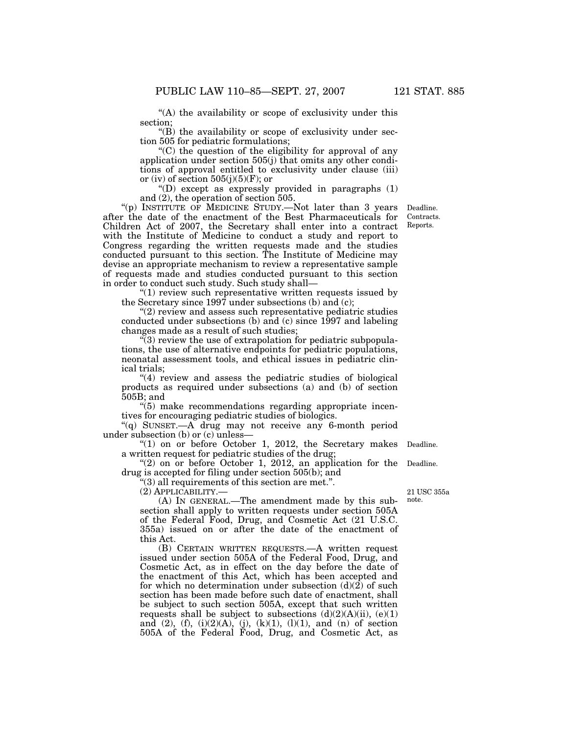"(A) the availability or scope of exclusivity under this section;

"(B) the availability or scope of exclusivity under section 505 for pediatric formulations;

"(C) the question of the eligibility for approval of any application under section 505(j) that omits any other conditions of approval entitled to exclusivity under clause (iii) or (iv) of section 505(j)(5)(F); or

"(D) except as expressly provided in paragraphs (1) and (2), the operation of section 505.

"(p) INSTITUTE OF MEDICINE STUDY.—Not later than 3 years after the date of the enactment of the Best Pharmaceuticals for Children Act of 2007, the Secretary shall enter into a contract with the Institute of Medicine to conduct a study and report to Congress regarding the written requests made and the studies conducted pursuant to this section. The Institute of Medicine may devise an appropriate mechanism to review a representative sample of requests made and studies conducted pursuant to this section in order to conduct such study. Such study shall—

Deadline. Contracts. Reports.

"(1) review such representative written requests issued by the Secretary since 1997 under subsections (b) and (c);

"(2) review and assess such representative pediatric studies conducted under subsections (b) and (c) since 1997 and labeling changes made as a result of such studies;

"(3) review the use of extrapolation for pediatric subpopulations, the use of alternative endpoints for pediatric populations, neonatal assessment tools, and ethical issues in pediatric clinical trials;

"(4) review and assess the pediatric studies of biological products as required under subsections (a) and (b) of section 505B; and

"(5) make recommendations regarding appropriate incentives for encouraging pediatric studies of biologics.

"(q) SUNSET.—A drug may not receive any 6-month period under subsection (b) or (c) unless—

"(1) on or before October 1, 2012, the Secretary makes a written request for pediatric studies of the drug;

Deadline.

"(2) on or before October 1, 2012, an application for the drug is accepted for filing under section 505(b); and

Deadline.

"(3) all requirements of this section are met.".

(2) APPLICABILITY.—

21 USC 355a note.

(A) IN GENERAL.—The amendment made by this subsection shall apply to written requests under section 505A of the Federal Food, Drug, and Cosmetic Act (21 U.S.C. 355a) issued on or after the date of the enactment of this Act.

(B) CERTAIN WRITTEN REQUESTS.—A written request issued under section 505A of the Federal Food, Drug, and Cosmetic Act, as in effect on the day before the date of the enactment of this Act, which has been accepted and for which no determination under subsection (d)(2) of such section has been made before such date of enactment, shall be subject to such section 505A, except that such written requests shall be subject to subsections (d)(2)(A)(ii), (e)(1) and (2), (f), (i)(2)(A), (j), (k)(1), (l)(1), and (n) of section 505A of the Federal Food, Drug, and Cosmetic Act, as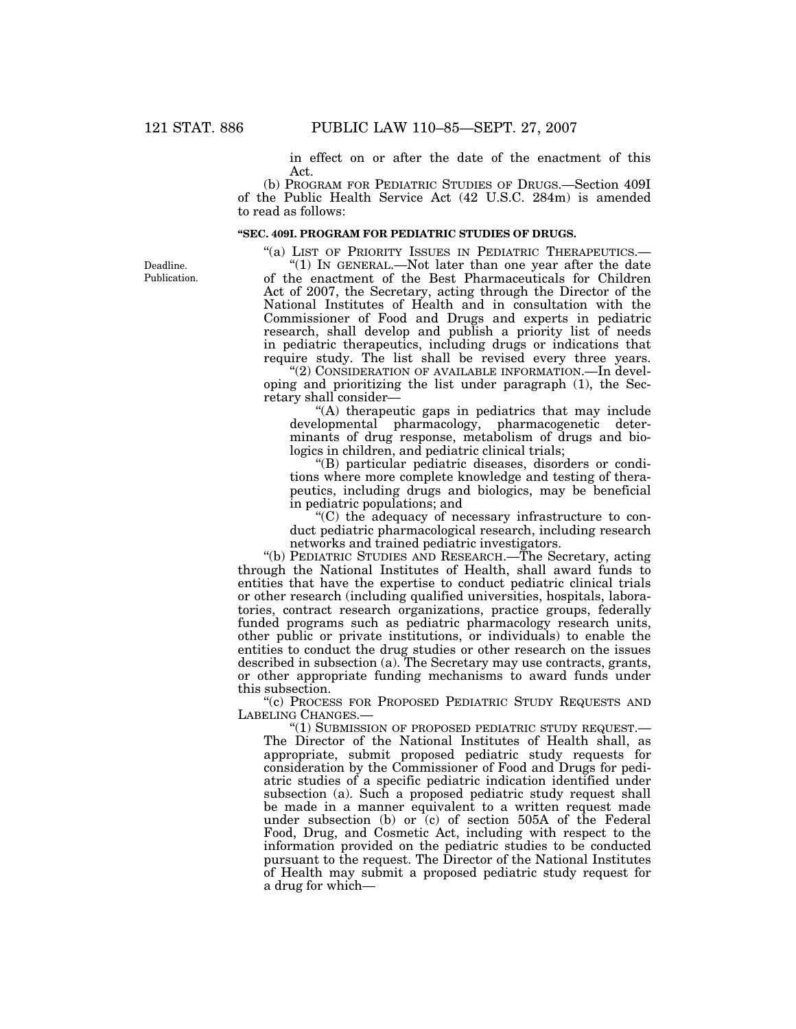in effect on or after the date of the enactment of this Act.

(b) PROGRAM FOR PEDIATRIC STUDIES OF DRUGS.—Section 409I of the Public Health Service Act (42 U.S.C. 284m) is amended to read as follows:

**"SEC. 409I. PROGRAM FOR PEDIATRIC STUDIES OF DRUGS.**

"(a) LIST OF PRIORITY ISSUES IN PEDIATRIC THERAPEUTICS.—

Deadline. Publication.

"(1) IN GENERAL.—Not later than one year after the date of the enactment of the Best Pharmaceuticals for Children Act of 2007, the Secretary, acting through the Director of the National Institutes of Health and in consultation with the Commissioner of Food and Drugs and experts in pediatric research, shall develop and publish a priority list of needs in pediatric therapeutics, including drugs or indications that require study. The list shall be revised every three years.

"(2) CONSIDERATION OF AVAILABLE INFORMATION.—In developing and prioritizing the list under paragraph (1), the Secretary shall consider—

"(A) therapeutic gaps in pediatrics that may include developmental pharmacology, pharmacogenetic determinants of drug response, metabolism of drugs and biologics in children, and pediatric clinical trials;

"(B) particular pediatric diseases, disorders or conditions where more complete knowledge and testing of therapeutics, including drugs and biologics, may be beneficial in pediatric populations; and

"(C) the adequacy of necessary infrastructure to conduct pediatric pharmacological research, including research networks and trained pediatric investigators.

"(b) PEDIATRIC STUDIES AND RESEARCH.—The Secretary, acting through the National Institutes of Health, shall award funds to entities that have the expertise to conduct pediatric clinical trials or other research (including qualified universities, hospitals, laboratories, contract research organizations, practice groups, federally funded programs such as pediatric pharmacology research units, other public or private institutions, or individuals) to enable the entities to conduct the drug studies or other research on the issues described in subsection (a). The Secretary may use contracts, grants, or other appropriate funding mechanisms to award funds under this subsection.

"(c) PROCESS FOR PROPOSED PEDIATRIC STUDY REQUESTS AND LABELING CHANGES.—

"(1) SUBMISSION OF PROPOSED PEDIATRIC STUDY REQUEST.—The Director of the National Institutes of Health shall, as appropriate, submit proposed pediatric study requests for consideration by the Commissioner of Food and Drugs for pediatric studies of a specific pediatric indication identified under subsection (a). Such a proposed pediatric study request shall be made in a manner equivalent to a written request made under subsection (b) or (c) of section 505A of the Federal Food, Drug, and Cosmetic Act, including with respect to the information provided on the pediatric studies to be conducted pursuant to the request. The Director of the National Institutes of Health may submit a proposed pediatric study request for a drug for which—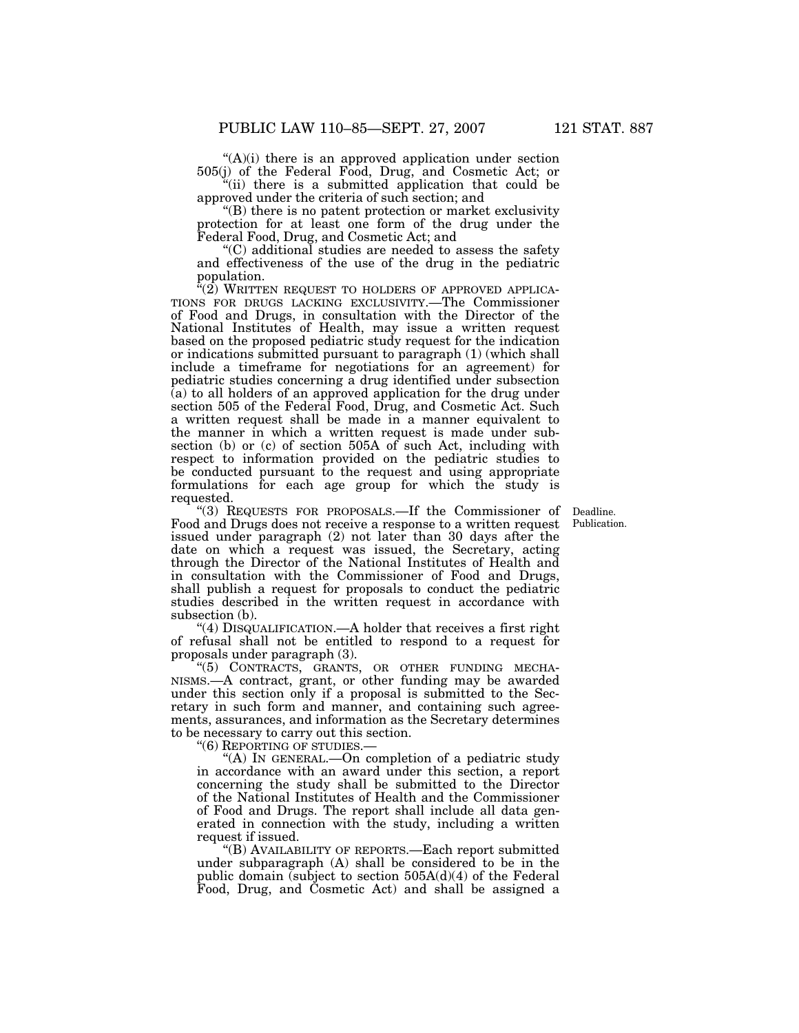"(A)(i) there is an approved application under section 505(j) of the Federal Food, Drug, and Cosmetic Act; or

"(ii) there is a submitted application that could be approved under the criteria of such section; and

"(B) there is no patent protection or market exclusivity protection for at least one form of the drug under the Federal Food, Drug, and Cosmetic Act; and

"(C) additional studies are needed to assess the safety and effectiveness of the use of the drug in the pediatric population.

"(2) WRITTEN REQUEST TO HOLDERS OF APPROVED APPLICATIONS FOR DRUGS LACKING EXCLUSIVITY.—The Commissioner of Food and Drugs, in consultation with the Director of the National Institutes of Health, may issue a written request based on the proposed pediatric study request for the indication or indications submitted pursuant to paragraph (1) (which shall include a timeframe for negotiations for an agreement) for pediatric studies concerning a drug identified under subsection (a) to all holders of an approved application for the drug under section 505 of the Federal Food, Drug, and Cosmetic Act. Such a written request shall be made in a manner equivalent to the manner in which a written request is made under subsection (b) or (c) of section 505A of such Act, including with respect to information provided on the pediatric studies to be conducted pursuant to the request and using appropriate formulations for each age group for which the study is requested.

Deadline.
Publication.

"(3) REQUESTS FOR PROPOSALS.—If the Commissioner of Food and Drugs does not receive a response to a written request issued under paragraph (2) not later than 30 days after the date on which a request was issued, the Secretary, acting through the Director of the National Institutes of Health and in consultation with the Commissioner of Food and Drugs, shall publish a request for proposals to conduct the pediatric studies described in the written request in accordance with subsection (b).

"(4) DISQUALIFICATION.—A holder that receives a first right of refusal shall not be entitled to respond to a request for proposals under paragraph (3).

"(5) CONTRACTS, GRANTS, OR OTHER FUNDING MECHANISMS.—A contract, grant, or other funding may be awarded under this section only if a proposal is submitted to the Secretary in such form and manner, and containing such agreements, assurances, and information as the Secretary determines to be necessary to carry out this section.

"(6) REPORTING OF STUDIES.—

"(A) IN GENERAL.—On completion of a pediatric study in accordance with an award under this section, a report concerning the study shall be submitted to the Director of the National Institutes of Health and the Commissioner of Food and Drugs. The report shall include all data generated in connection with the study, including a written request if issued.

"(B) AVAILABILITY OF REPORTS.—Each report submitted under subparagraph (A) shall be considered to be in the public domain (subject to section 505A(d)(4) of the Federal Food, Drug, and Cosmetic Act) and shall be assigned a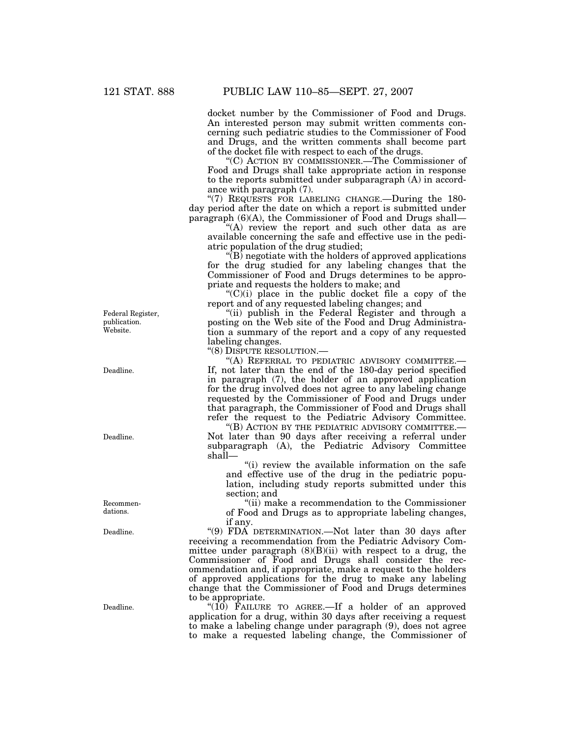docket number by the Commissioner of Food and Drugs. An interested person may submit written comments concerning such pediatric studies to the Commissioner of Food and Drugs, and the written comments shall become part of the docket file with respect to each of the drugs.

"(C) ACTION BY COMMISSIONER.—The Commissioner of Food and Drugs shall take appropriate action in response to the reports submitted under subparagraph (A) in accordance with paragraph (7).

"(7) REQUESTS FOR LABELING CHANGE.—During the 180-day period after the date on which a report is submitted under paragraph (6)(A), the Commissioner of Food and Drugs shall—

"(A) review the report and such other data as are available concerning the safe and effective use in the pediatric population of the drug studied;

"(B) negotiate with the holders of approved applications for the drug studied for any labeling changes that the Commissioner of Food and Drugs determines to be appropriate and requests the holders to make; and

"(C)(i) place in the public docket file a copy of the report and of any requested labeling changes; and

Federal Register, publication. Website.

"(ii) publish in the Federal Register and through a posting on the Web site of the Food and Drug Administration a summary of the report and a copy of any requested labeling changes.

"(8) DISPUTE RESOLUTION.—

Deadline.

"(A) REFERRAL TO PEDIATRIC ADVISORY COMMITTEE.—If, not later than the end of the 180-day period specified in paragraph (7), the holder of an approved application for the drug involved does not agree to any labeling change requested by the Commissioner of Food and Drugs under that paragraph, the Commissioner of Food and Drugs shall refer the request to the Pediatric Advisory Committee.

Deadline.

"(B) ACTION BY THE PEDIATRIC ADVISORY COMMITTEE.—Not later than 90 days after receiving a referral under subparagraph (A), the Pediatric Advisory Committee shall—

"(i) review the available information on the safe and effective use of the drug in the pediatric population, including study reports submitted under this section; and

Recommendations.

"(ii) make a recommendation to the Commissioner of Food and Drugs as to appropriate labeling changes, if any.

Deadline.

"(9) FDA DETERMINATION.—Not later than 30 days after receiving a recommendation from the Pediatric Advisory Committee under paragraph (8)(B)(ii) with respect to a drug, the Commissioner of Food and Drugs shall consider the recommendation and, if appropriate, make a request to the holders of approved applications for the drug to make any labeling change that the Commissioner of Food and Drugs determines to be appropriate.

Deadline.

"(10) FAILURE TO AGREE.—If a holder of an approved application for a drug, within 30 days after receiving a request to make a labeling change under paragraph (9), does not agree to make a requested labeling change, the Commissioner of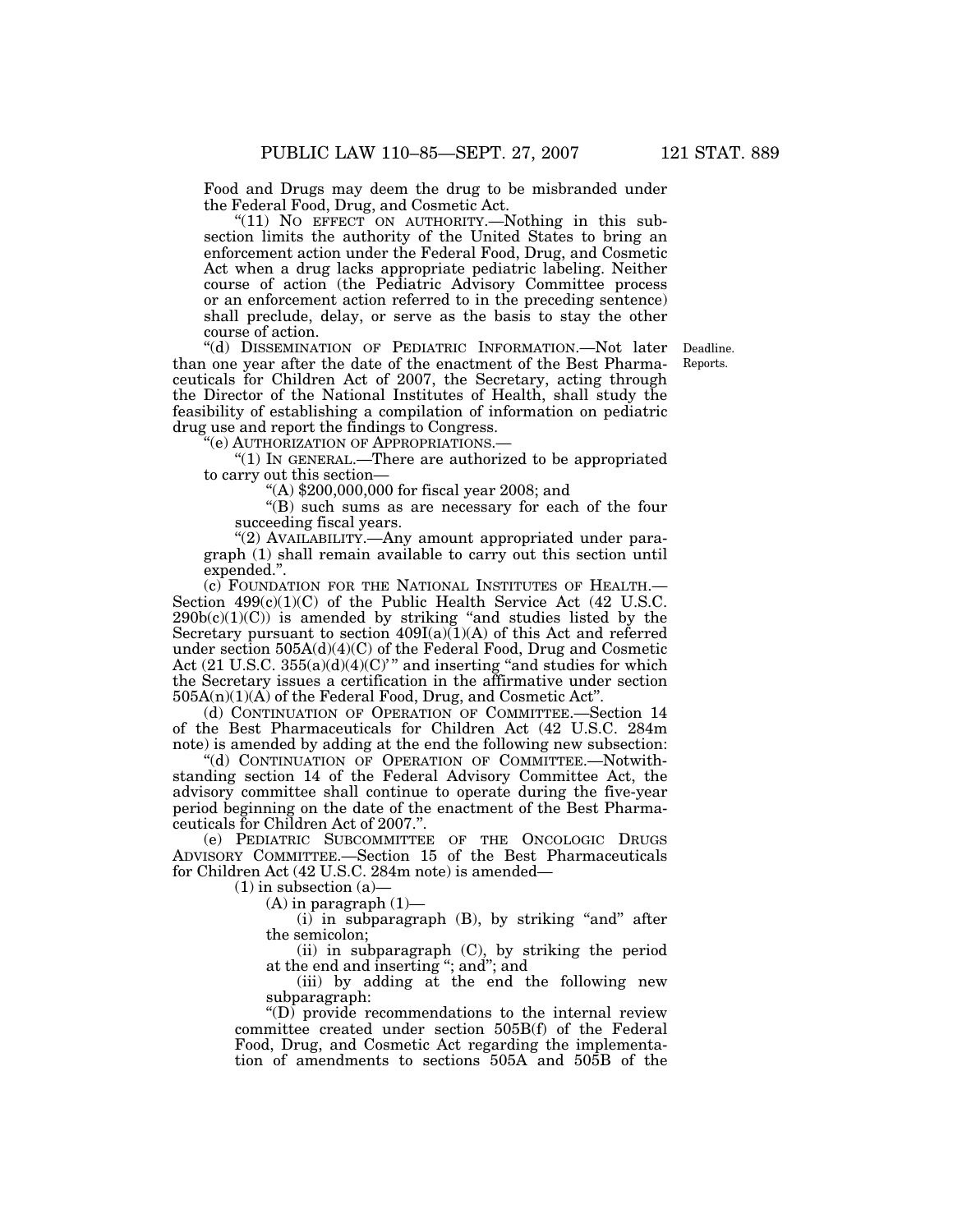Food and Drugs may deem the drug to be misbranded under the Federal Food, Drug, and Cosmetic Act.

"(11) NO EFFECT ON AUTHORITY.—Nothing in this subsection limits the authority of the United States to bring an enforcement action under the Federal Food, Drug, and Cosmetic Act when a drug lacks appropriate pediatric labeling. Neither course of action (the Pediatric Advisory Committee process or an enforcement action referred to in the preceding sentence) shall preclude, delay, or serve as the basis to stay the other course of action.

"(d) DISSEMINATION OF PEDIATRIC INFORMATION.—Not later than one year after the date of the enactment of the Best Pharmaceuticals for Children Act of 2007, the Secretary, acting through the Director of the National Institutes of Health, shall study the feasibility of establishing a compilation of information on pediatric drug use and report the findings to Congress.

Deadline.
Reports.

"(e) AUTHORIZATION OF APPROPRIATIONS.—

"(1) IN GENERAL.—There are authorized to be appropriated to carry out this section—

"(A) $200,000,000 for fiscal year 2008; and

"(B) such sums as are necessary for each of the four succeeding fiscal years.

"(2) AVAILABILITY.—Any amount appropriated under paragraph (1) shall remain available to carry out this section until expended.".

(c) FOUNDATION FOR THE NATIONAL INSTITUTES OF HEALTH.—Section 499(c)(1)(C) of the Public Health Service Act (42 U.S.C. 290b(c)(1)(C)) is amended by striking "and studies listed by the Secretary pursuant to section 409I(a)(1)(A) of this Act and referred under section 505A(d)(4)(C) of the Federal Food, Drug and Cosmetic Act (21 U.S.C. 355(a)(d)(4)(C)'" and inserting "and studies for which the Secretary issues a certification in the affirmative under section 505A(n)(1)(A) of the Federal Food, Drug, and Cosmetic Act".

(d) CONTINUATION OF OPERATION OF COMMITTEE.—Section 14 of the Best Pharmaceuticals for Children Act (42 U.S.C. 284m note) is amended by adding at the end the following new subsection:

"(d) CONTINUATION OF OPERATION OF COMMITTEE.—Notwithstanding section 14 of the Federal Advisory Committee Act, the advisory committee shall continue to operate during the five-year period beginning on the date of the enactment of the Best Pharmaceuticals for Children Act of 2007.".

(e) PEDIATRIC SUBCOMMITTEE OF THE ONCOLOGIC DRUGS ADVISORY COMMITTEE.—Section 15 of the Best Pharmaceuticals for Children Act (42 U.S.C. 284m note) is amended—

(1) in subsection (a)—

(A) in paragraph (1)—

(i) in subparagraph (B), by striking "and" after the semicolon;

(ii) in subparagraph (C), by striking the period at the end and inserting "; and"; and

(iii) by adding at the end the following new subparagraph:

"(D) provide recommendations to the internal review committee created under section 505B(f) of the Federal Food, Drug, and Cosmetic Act regarding the implementation of amendments to sections 505A and 505B of the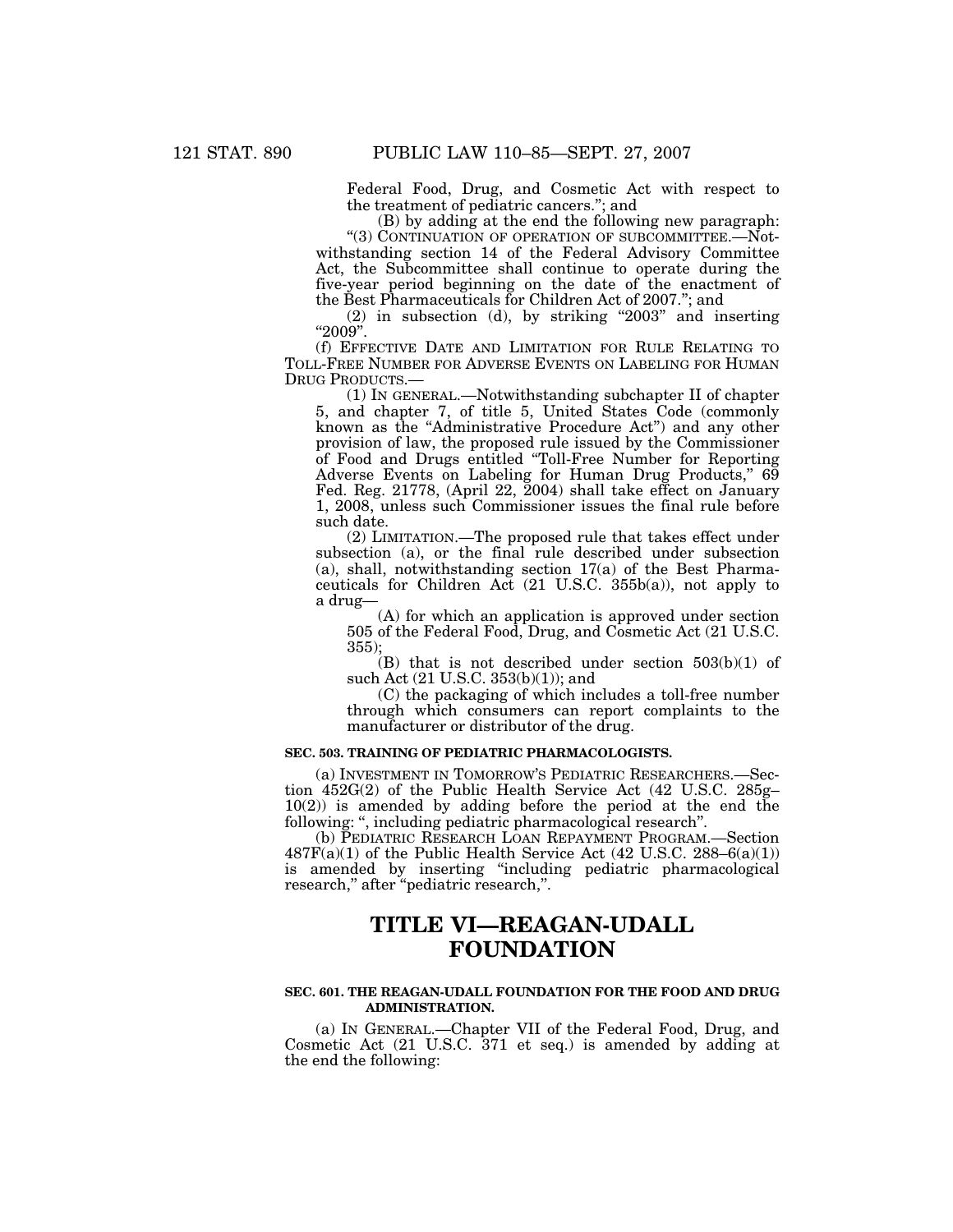Federal Food, Drug, and Cosmetic Act with respect to the treatment of pediatric cancers."; and

(B) by adding at the end the following new paragraph:

"(3) CONTINUATION OF OPERATION OF SUBCOMMITTEE.—Notwithstanding section 14 of the Federal Advisory Committee Act, the Subcommittee shall continue to operate during the five-year period beginning on the date of the enactment of the Best Pharmaceuticals for Children Act of 2007."; and

(2) in subsection (d), by striking "2003" and inserting "2009".

(f) EFFECTIVE DATE AND LIMITATION FOR RULE RELATING TO TOLL-FREE NUMBER FOR ADVERSE EVENTS ON LABELING FOR HUMAN DRUG PRODUCTS.—

(1) IN GENERAL.—Notwithstanding subchapter II of chapter 5, and chapter 7, of title 5, United States Code (commonly known as the "Administrative Procedure Act") and any other provision of law, the proposed rule issued by the Commissioner of Food and Drugs entitled "Toll-Free Number for Reporting Adverse Events on Labeling for Human Drug Products," 69 Fed. Reg. 21778, (April 22, 2004) shall take effect on January 1, 2008, unless such Commissioner issues the final rule before such date.

(2) LIMITATION.—The proposed rule that takes effect under subsection (a), or the final rule described under subsection (a), shall, notwithstanding section 17(a) of the Best Pharmaceuticals for Children Act (21 U.S.C. 355b(a)), not apply to a drug—

(A) for which an application is approved under section 505 of the Federal Food, Drug, and Cosmetic Act (21 U.S.C. 355);

(B) that is not described under section 503(b)(1) of such Act (21 U.S.C. 353(b)(1)); and

(C) the packaging of which includes a toll-free number through which consumers can report complaints to the manufacturer or distributor of the drug.

**SEC. 503. TRAINING OF PEDIATRIC PHARMACOLOGISTS.**

(a) INVESTMENT IN TOMORROW'S PEDIATRIC RESEARCHERS.—Section 452G(2) of the Public Health Service Act (42 U.S.C. 285g–10(2)) is amended by adding before the period at the end the following: ", including pediatric pharmacological research".

(b) PEDIATRIC RESEARCH LOAN REPAYMENT PROGRAM.—Section 487F(a)(1) of the Public Health Service Act (42 U.S.C. 288–6(a)(1)) is amended by inserting "including pediatric pharmacological research," after "pediatric research,".

# TITLE VI—REAGAN-UDALL FOUNDATION

**SEC. 601. THE REAGAN-UDALL FOUNDATION FOR THE FOOD AND DRUG ADMINISTRATION.**

(a) IN GENERAL.—Chapter VII of the Federal Food, Drug, and Cosmetic Act (21 U.S.C. 371 et seq.) is amended by adding at the end the following: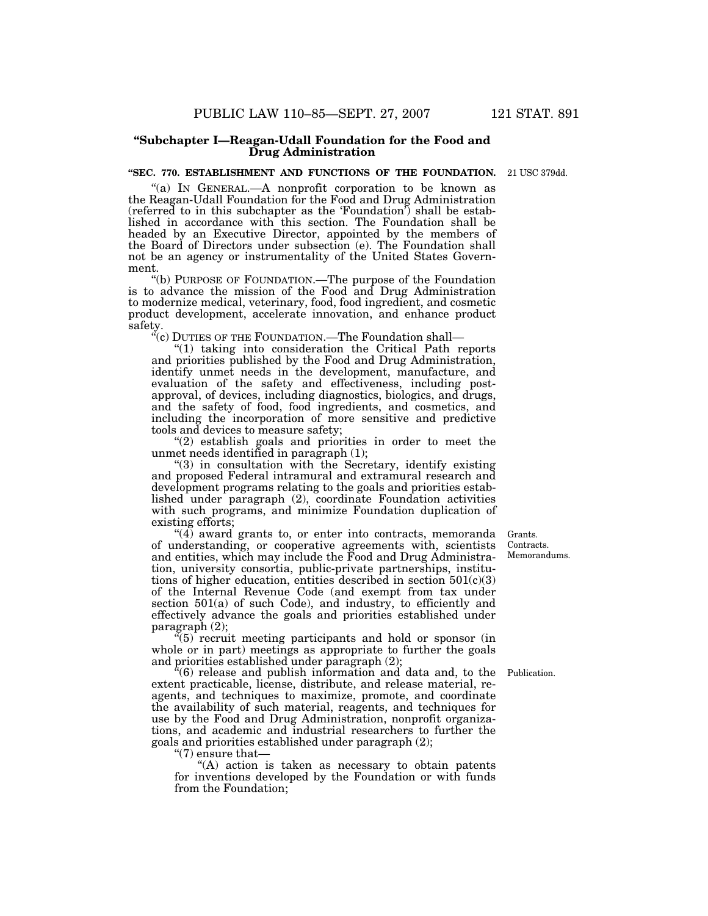**"Subchapter I—Reagan-Udall Foundation for the Food and Drug Administration**

**"SEC. 770. ESTABLISHMENT AND FUNCTIONS OF THE FOUNDATION.**

21 USC 379dd.

"(a) IN GENERAL.—A nonprofit corporation to be known as the Reagan-Udall Foundation for the Food and Drug Administration (referred to in this subchapter as the 'Foundation') shall be established in accordance with this section. The Foundation shall be headed by an Executive Director, appointed by the members of the Board of Directors under subsection (e). The Foundation shall not be an agency or instrumentality of the United States Government.

"(b) PURPOSE OF FOUNDATION.—The purpose of the Foundation is to advance the mission of the Food and Drug Administration to modernize medical, veterinary, food, food ingredient, and cosmetic product development, accelerate innovation, and enhance product safety.

"(c) DUTIES OF THE FOUNDATION.—The Foundation shall—

"(1) taking into consideration the Critical Path reports and priorities published by the Food and Drug Administration, identify unmet needs in the development, manufacture, and evaluation of the safety and effectiveness, including post-approval, of devices, including diagnostics, biologics, and drugs, and the safety of food, food ingredients, and cosmetics, and including the incorporation of more sensitive and predictive tools and devices to measure safety;

"(2) establish goals and priorities in order to meet the unmet needs identified in paragraph (1);

"(3) in consultation with the Secretary, identify existing and proposed Federal intramural and extramural research and development programs relating to the goals and priorities established under paragraph (2), coordinate Foundation activities with such programs, and minimize Foundation duplication of existing efforts;

Grants. Contracts. Memorandums.

"(4) award grants to, or enter into contracts, memoranda of understanding, or cooperative agreements with, scientists and entities, which may include the Food and Drug Administration, university consortia, public-private partnerships, institutions of higher education, entities described in section 501(c)(3) of the Internal Revenue Code (and exempt from tax under section 501(a) of such Code), and industry, to efficiently and effectively advance the goals and priorities established under paragraph (2);

"(5) recruit meeting participants and hold or sponsor (in whole or in part) meetings as appropriate to further the goals and priorities established under paragraph (2);

Publication.

"(6) release and publish information and data and, to the extent practicable, license, distribute, and release material, reagents, and techniques to maximize, promote, and coordinate the availability of such material, reagents, and techniques for use by the Food and Drug Administration, nonprofit organizations, and academic and industrial researchers to further the goals and priorities established under paragraph (2);

"(7) ensure that—

"(A) action is taken as necessary to obtain patents for inventions developed by the Foundation or with funds from the Foundation;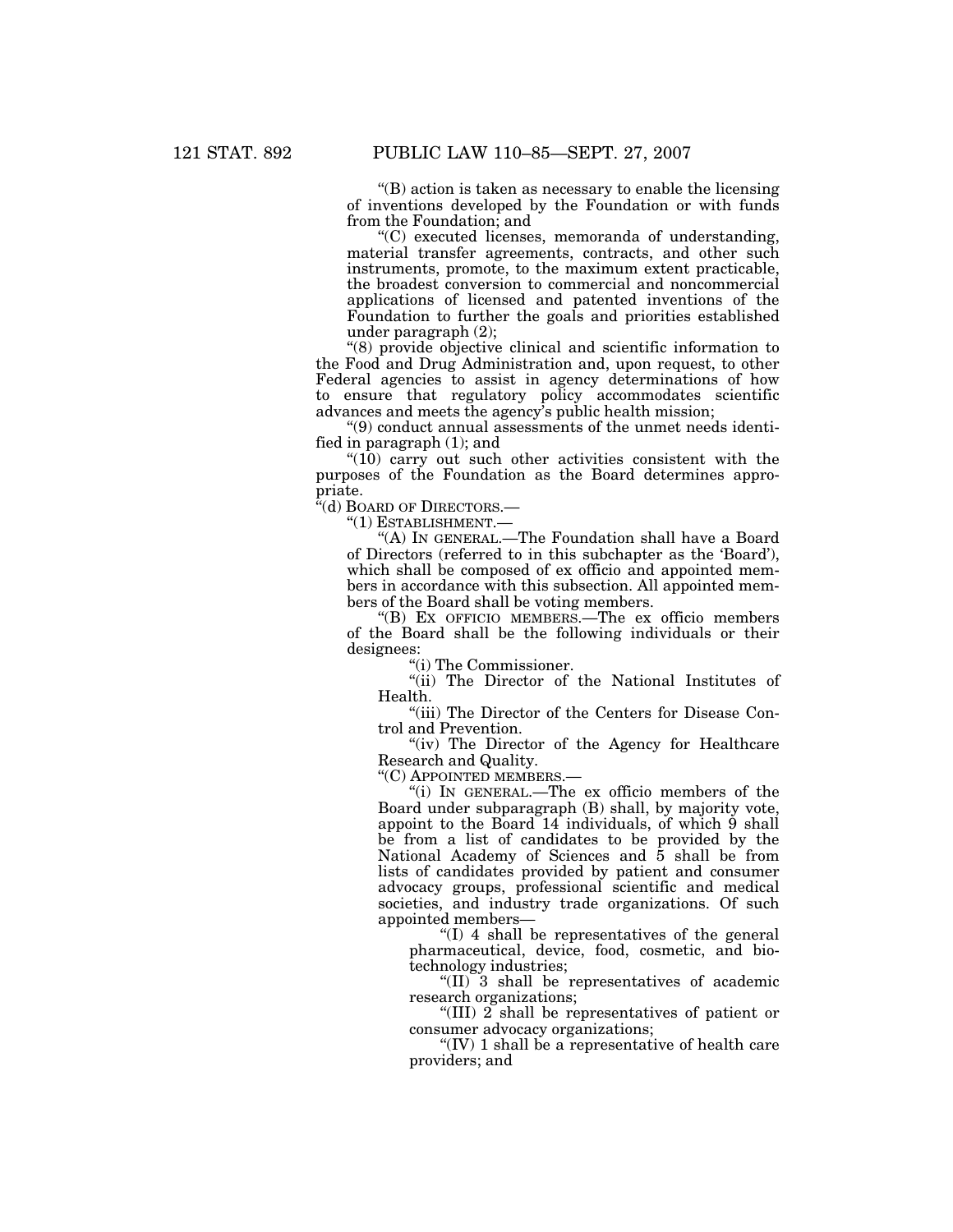"(B) action is taken as necessary to enable the licensing of inventions developed by the Foundation or with funds from the Foundation; and

"(C) executed licenses, memoranda of understanding, material transfer agreements, contracts, and other such instruments, promote, to the maximum extent practicable, the broadest conversion to commercial and noncommercial applications of licensed and patented inventions of the Foundation to further the goals and priorities established under paragraph (2);

"(8) provide objective clinical and scientific information to the Food and Drug Administration and, upon request, to other Federal agencies to assist in agency determinations of how to ensure that regulatory policy accommodates scientific advances and meets the agency's public health mission;

"(9) conduct annual assessments of the unmet needs identified in paragraph (1); and

"(10) carry out such other activities consistent with the purposes of the Foundation as the Board determines appropriate.

"(d) BOARD OF DIRECTORS.—

"(1) ESTABLISHMENT.—

"(A) IN GENERAL.—The Foundation shall have a Board of Directors (referred to in this subchapter as the 'Board'), which shall be composed of ex officio and appointed members in accordance with this subsection. All appointed members of the Board shall be voting members.

"(B) EX OFFICIO MEMBERS.—The ex officio members of the Board shall be the following individuals or their designees:

"(i) The Commissioner.

"(ii) The Director of the National Institutes of Health.

"(iii) The Director of the Centers for Disease Control and Prevention.

"(iv) The Director of the Agency for Healthcare Research and Quality.

"(C) APPOINTED MEMBERS.—

"(i) IN GENERAL.—The ex officio members of the Board under subparagraph (B) shall, by majority vote, appoint to the Board 14 individuals, of which 9 shall be from a list of candidates to be provided by the National Academy of Sciences and 5 shall be from lists of candidates provided by patient and consumer advocacy groups, professional scientific and medical societies, and industry trade organizations. Of such appointed members—

"(I) 4 shall be representatives of the general pharmaceutical, device, food, cosmetic, and biotechnology industries;

"(II) 3 shall be representatives of academic research organizations;

"(III) 2 shall be representatives of patient or consumer advocacy organizations;

"(IV) 1 shall be a representative of health care providers; and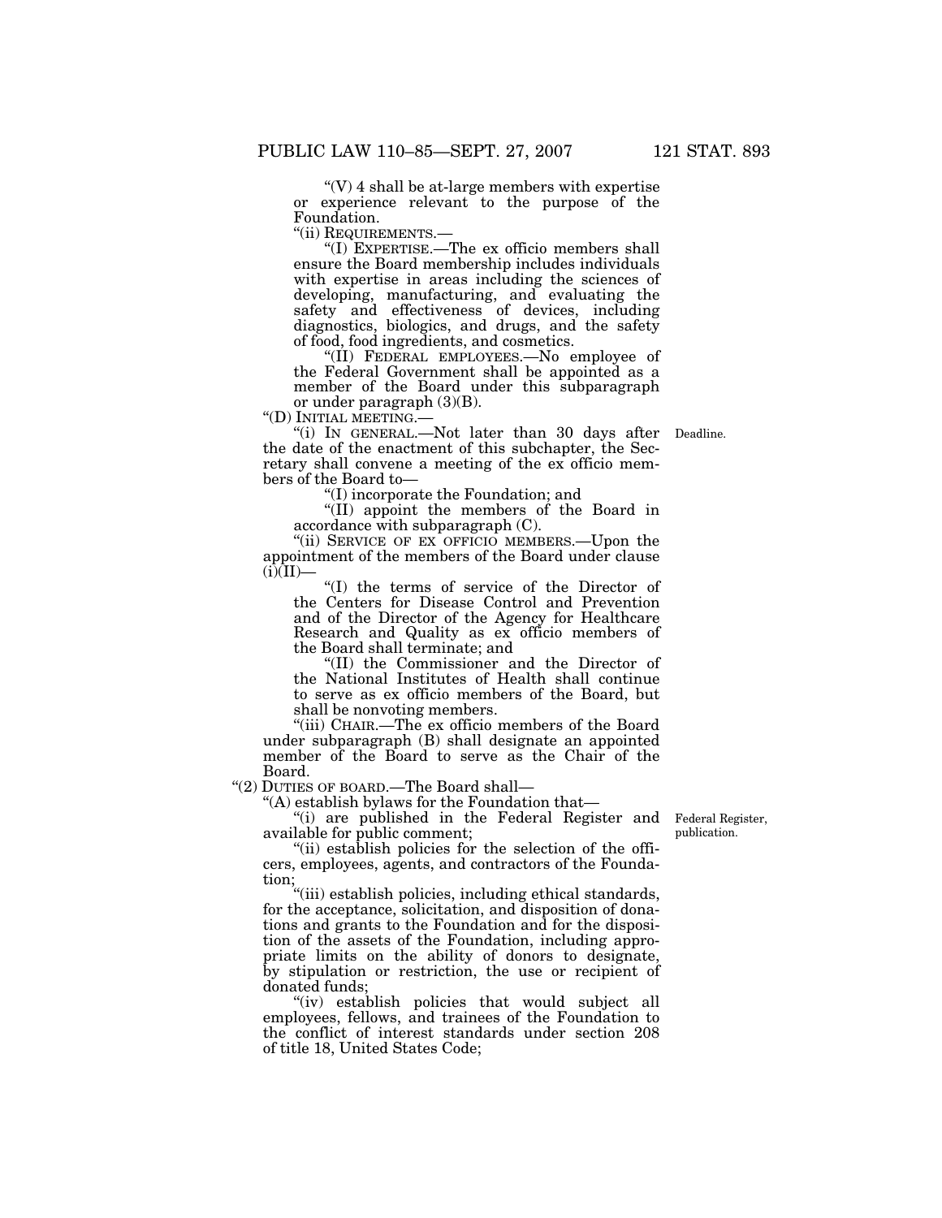"(V) 4 shall be at-large members with expertise or experience relevant to the purpose of the Foundation.

"(ii) REQUIREMENTS.—

"(I) EXPERTISE.—The ex officio members shall ensure the Board membership includes individuals with expertise in areas including the sciences of developing, manufacturing, and evaluating the safety and effectiveness of devices, including diagnostics, biologics, and drugs, and the safety of food, food ingredients, and cosmetics.

"(II) FEDERAL EMPLOYEES.—No employee of the Federal Government shall be appointed as a member of the Board under this subparagraph or under paragraph (3)(B).

"(D) INITIAL MEETING.—

Deadline.

"(i) IN GENERAL.—Not later than 30 days after the date of the enactment of this subchapter, the Secretary shall convene a meeting of the ex officio members of the Board to—

"(I) incorporate the Foundation; and

"(II) appoint the members of the Board in accordance with subparagraph (C).

"(ii) SERVICE OF EX OFFICIO MEMBERS.—Upon the appointment of the members of the Board under clause (i)(II)—

"(I) the terms of service of the Director of the Centers for Disease Control and Prevention and of the Director of the Agency for Healthcare Research and Quality as ex officio members of the Board shall terminate; and

"(II) the Commissioner and the Director of the National Institutes of Health shall continue to serve as ex officio members of the Board, but shall be nonvoting members.

"(iii) CHAIR.—The ex officio members of the Board under subparagraph (B) shall designate an appointed member of the Board to serve as the Chair of the Board.

"(2) DUTIES OF BOARD.—The Board shall—

"(A) establish bylaws for the Foundation that—

Federal Register, publication.

"(i) are published in the Federal Register and available for public comment;

"(ii) establish policies for the selection of the officers, employees, agents, and contractors of the Foundation;

"(iii) establish policies, including ethical standards, for the acceptance, solicitation, and disposition of donations and grants to the Foundation and for the disposition of the assets of the Foundation, including appropriate limits on the ability of donors to designate, by stipulation or restriction, the use or recipient of donated funds;

"(iv) establish policies that would subject all employees, fellows, and trainees of the Foundation to the conflict of interest standards under section 208 of title 18, United States Code;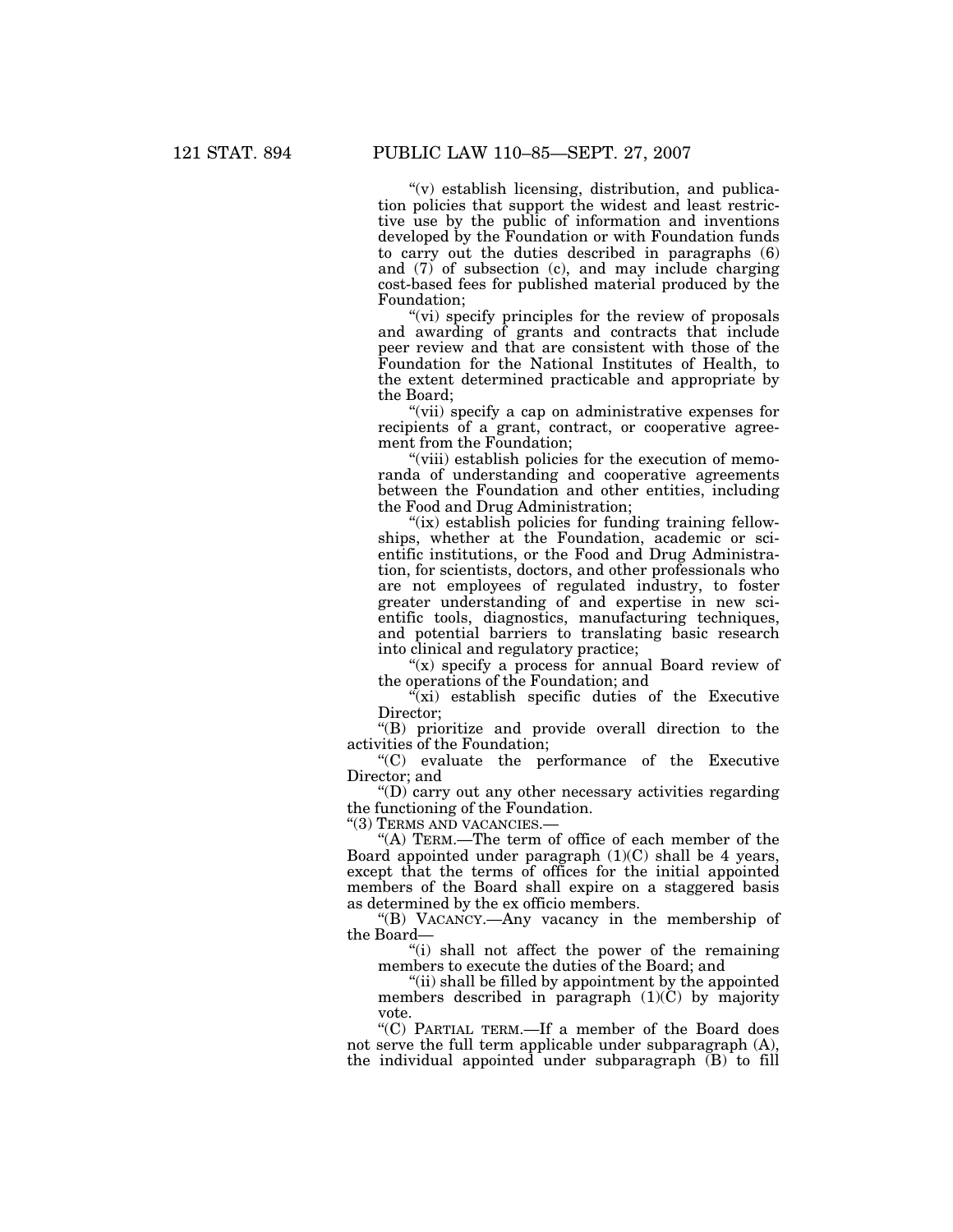"(v) establish licensing, distribution, and publication policies that support the widest and least restrictive use by the public of information and inventions developed by the Foundation or with Foundation funds to carry out the duties described in paragraphs (6) and (7) of subsection (c), and may include charging cost-based fees for published material produced by the Foundation;

"(vi) specify principles for the review of proposals and awarding of grants and contracts that include peer review and that are consistent with those of the Foundation for the National Institutes of Health, to the extent determined practicable and appropriate by the Board;

"(vii) specify a cap on administrative expenses for recipients of a grant, contract, or cooperative agreement from the Foundation;

"(viii) establish policies for the execution of memoranda of understanding and cooperative agreements between the Foundation and other entities, including the Food and Drug Administration;

"(ix) establish policies for funding training fellowships, whether at the Foundation, academic or scientific institutions, or the Food and Drug Administration, for scientists, doctors, and other professionals who are not employees of regulated industry, to foster greater understanding of and expertise in new scientific tools, diagnostics, manufacturing techniques, and potential barriers to translating basic research into clinical and regulatory practice;

"(x) specify a process for annual Board review of the operations of the Foundation; and

"(xi) establish specific duties of the Executive Director;

"(B) prioritize and provide overall direction to the activities of the Foundation;

"(C) evaluate the performance of the Executive Director; and

"(D) carry out any other necessary activities regarding the functioning of the Foundation.

"(3) TERMS AND VACANCIES.—

"(A) TERM.—The term of office of each member of the Board appointed under paragraph (1)(C) shall be 4 years, except that the terms of offices for the initial appointed members of the Board shall expire on a staggered basis as determined by the ex officio members.

"(B) VACANCY.—Any vacancy in the membership of the Board—

"(i) shall not affect the power of the remaining members to execute the duties of the Board; and

"(ii) shall be filled by appointment by the appointed members described in paragraph (1)(C) by majority vote.

"(C) PARTIAL TERM.—If a member of the Board does not serve the full term applicable under subparagraph (A), the individual appointed under subparagraph (B) to fill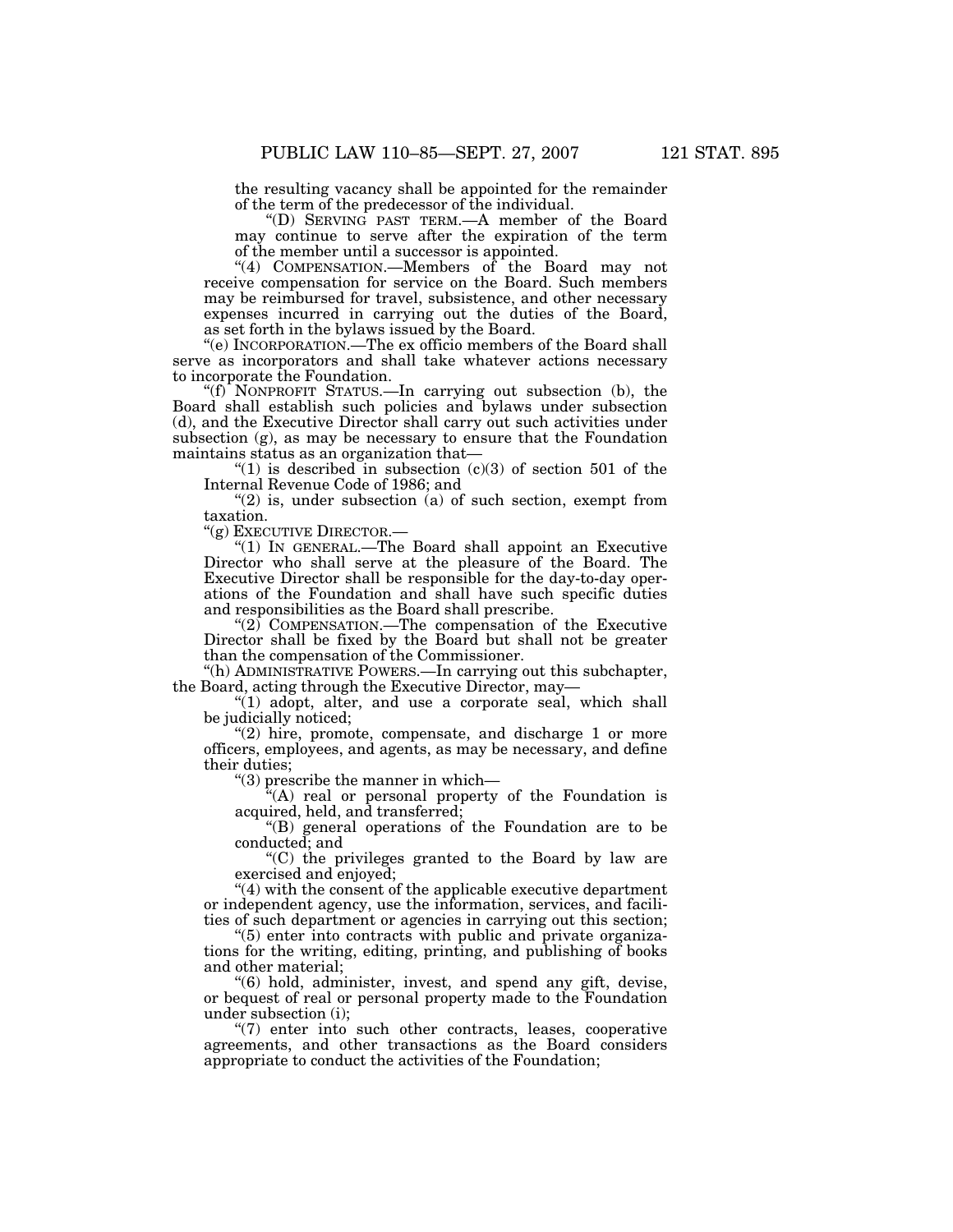the resulting vacancy shall be appointed for the remainder of the term of the predecessor of the individual.

"(D) SERVING PAST TERM.—A member of the Board may continue to serve after the expiration of the term of the member until a successor is appointed.

"(4) COMPENSATION.—Members of the Board may not receive compensation for service on the Board. Such members may be reimbursed for travel, subsistence, and other necessary expenses incurred in carrying out the duties of the Board, as set forth in the bylaws issued by the Board.

"(e) INCORPORATION.—The ex officio members of the Board shall serve as incorporators and shall take whatever actions necessary to incorporate the Foundation.

"(f) NONPROFIT STATUS.—In carrying out subsection (b), the Board shall establish such policies and bylaws under subsection (d), and the Executive Director shall carry out such activities under subsection (g), as may be necessary to ensure that the Foundation maintains status as an organization that—

"(1) is described in subsection (c)(3) of section 501 of the Internal Revenue Code of 1986; and

"(2) is, under subsection (a) of such section, exempt from taxation.

"(g) EXECUTIVE DIRECTOR.—

"(1) IN GENERAL.—The Board shall appoint an Executive Director who shall serve at the pleasure of the Board. The Executive Director shall be responsible for the day-to-day operations of the Foundation and shall have such specific duties and responsibilities as the Board shall prescribe.

"(2) COMPENSATION.—The compensation of the Executive Director shall be fixed by the Board but shall not be greater than the compensation of the Commissioner.

"(h) ADMINISTRATIVE POWERS.—In carrying out this subchapter, the Board, acting through the Executive Director, may—

"(1) adopt, alter, and use a corporate seal, which shall be judicially noticed;

"(2) hire, promote, compensate, and discharge 1 or more officers, employees, and agents, as may be necessary, and define their duties;

"(3) prescribe the manner in which—

"(A) real or personal property of the Foundation is acquired, held, and transferred;

"(B) general operations of the Foundation are to be conducted; and

"(C) the privileges granted to the Board by law are exercised and enjoyed;

"(4) with the consent of the applicable executive department or independent agency, use the information, services, and facilities of such department or agencies in carrying out this section;

"(5) enter into contracts with public and private organizations for the writing, editing, printing, and publishing of books and other material;

"(6) hold, administer, invest, and spend any gift, devise, or bequest of real or personal property made to the Foundation under subsection (i);

"(7) enter into such other contracts, leases, cooperative agreements, and other transactions as the Board considers appropriate to conduct the activities of the Foundation;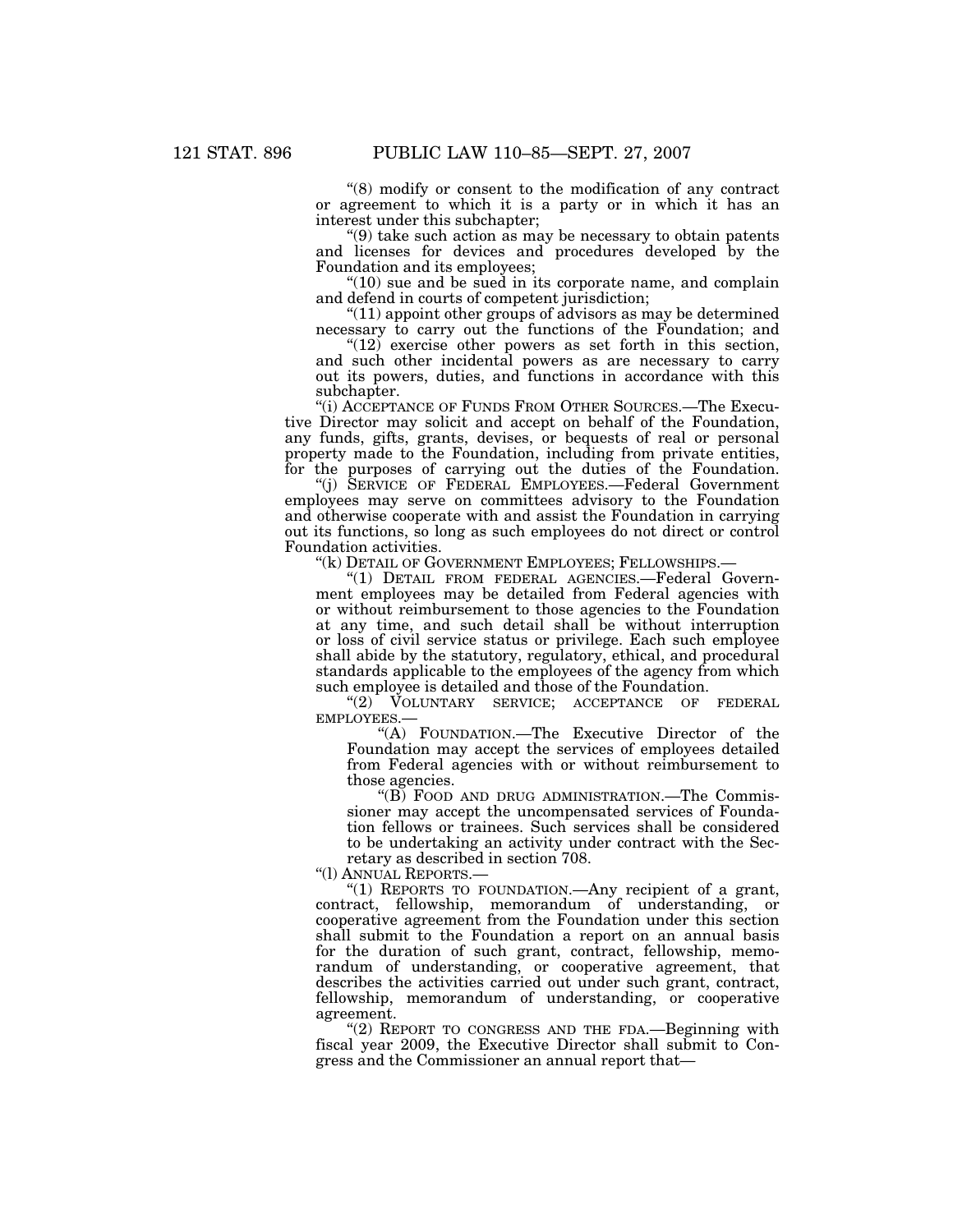"(8) modify or consent to the modification of any contract or agreement to which it is a party or in which it has an interest under this subchapter;

"(9) take such action as may be necessary to obtain patents and licenses for devices and procedures developed by the Foundation and its employees;

"(10) sue and be sued in its corporate name, and complain and defend in courts of competent jurisdiction;

"(11) appoint other groups of advisors as may be determined necessary to carry out the functions of the Foundation; and

"(12) exercise other powers as set forth in this section, and such other incidental powers as are necessary to carry out its powers, duties, and functions in accordance with this subchapter.

"(i) ACCEPTANCE OF FUNDS FROM OTHER SOURCES.—The Executive Director may solicit and accept on behalf of the Foundation, any funds, gifts, grants, devises, or bequests of real or personal property made to the Foundation, including from private entities, for the purposes of carrying out the duties of the Foundation.

"(j) SERVICE OF FEDERAL EMPLOYEES.—Federal Government employees may serve on committees advisory to the Foundation and otherwise cooperate with and assist the Foundation in carrying out its functions, so long as such employees do not direct or control Foundation activities.

"(k) DETAIL OF GOVERNMENT EMPLOYEES; FELLOWSHIPS.—

"(1) DETAIL FROM FEDERAL AGENCIES.—Federal Government employees may be detailed from Federal agencies with or without reimbursement to those agencies to the Foundation at any time, and such detail shall be without interruption or loss of civil service status or privilege. Each such employee shall abide by the statutory, regulatory, ethical, and procedural standards applicable to the employees of the agency from which such employee is detailed and those of the Foundation.

"(2) VOLUNTARY SERVICE; ACCEPTANCE OF FEDERAL EMPLOYEES.—

"(A) FOUNDATION.—The Executive Director of the Foundation may accept the services of employees detailed from Federal agencies with or without reimbursement to those agencies.

"(B) FOOD AND DRUG ADMINISTRATION.—The Commissioner may accept the uncompensated services of Foundation fellows or trainees. Such services shall be considered to be undertaking an activity under contract with the Secretary as described in section 708.

"(l) ANNUAL REPORTS.—

"(1) REPORTS TO FOUNDATION.—Any recipient of a grant, contract, fellowship, memorandum of understanding, or cooperative agreement from the Foundation under this section shall submit to the Foundation a report on an annual basis for the duration of such grant, contract, fellowship, memorandum of understanding, or cooperative agreement, that describes the activities carried out under such grant, contract, fellowship, memorandum of understanding, or cooperative agreement.

"(2) REPORT TO CONGRESS AND THE FDA.—Beginning with fiscal year 2009, the Executive Director shall submit to Congress and the Commissioner an annual report that—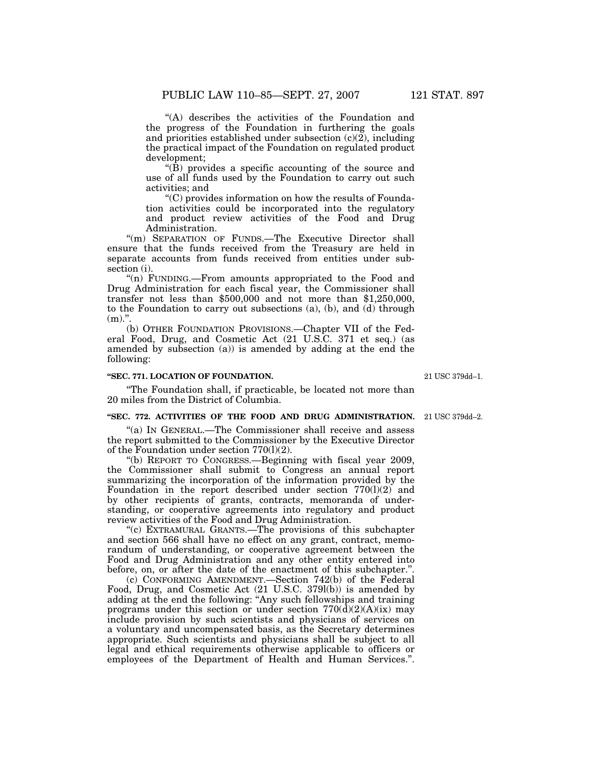"(A) describes the activities of the Foundation and the progress of the Foundation in furthering the goals and priorities established under subsection (c)(2), including the practical impact of the Foundation on regulated product development;

"(B) provides a specific accounting of the source and use of all funds used by the Foundation to carry out such activities; and

"(C) provides information on how the results of Foundation activities could be incorporated into the regulatory and product review activities of the Food and Drug Administration.

"(m) SEPARATION OF FUNDS.—The Executive Director shall ensure that the funds received from the Treasury are held in separate accounts from funds received from entities under subsection (i).

"(n) FUNDING.—From amounts appropriated to the Food and Drug Administration for each fiscal year, the Commissioner shall transfer not less than $500,000 and not more than $1,250,000, to the Foundation to carry out subsections (a), (b), and (d) through (m).".

(b) OTHER FOUNDATION PROVISIONS.—Chapter VII of the Federal Food, Drug, and Cosmetic Act (21 U.S.C. 371 et seq.) (as amended by subsection (a)) is amended by adding at the end the following:

**"SEC. 771. LOCATION OF FOUNDATION.**

21 USC 379dd–1.

"The Foundation shall, if practicable, be located not more than 20 miles from the District of Columbia.

**"SEC. 772. ACTIVITIES OF THE FOOD AND DRUG ADMINISTRATION.**

21 USC 379dd–2.

"(a) IN GENERAL.—The Commissioner shall receive and assess the report submitted to the Commissioner by the Executive Director of the Foundation under section 770(l)(2).

"(b) REPORT TO CONGRESS.—Beginning with fiscal year 2009, the Commissioner shall submit to Congress an annual report summarizing the incorporation of the information provided by the Foundation in the report described under section 770(l)(2) and by other recipients of grants, contracts, memoranda of understanding, or cooperative agreements into regulatory and product review activities of the Food and Drug Administration.

"(c) EXTRAMURAL GRANTS.—The provisions of this subchapter and section 566 shall have no effect on any grant, contract, memorandum of understanding, or cooperative agreement between the Food and Drug Administration and any other entity entered into before, on, or after the date of the enactment of this subchapter.".

(c) CONFORMING AMENDMENT.—Section 742(b) of the Federal Food, Drug, and Cosmetic Act (21 U.S.C. 379l(b)) is amended by adding at the end the following: "Any such fellowships and training programs under this section or under section 770(d)(2)(A)(ix) may include provision by such scientists and physicians of services on a voluntary and uncompensated basis, as the Secretary determines appropriate. Such scientists and physicians shall be subject to all legal and ethical requirements otherwise applicable to officers or employees of the Department of Health and Human Services.".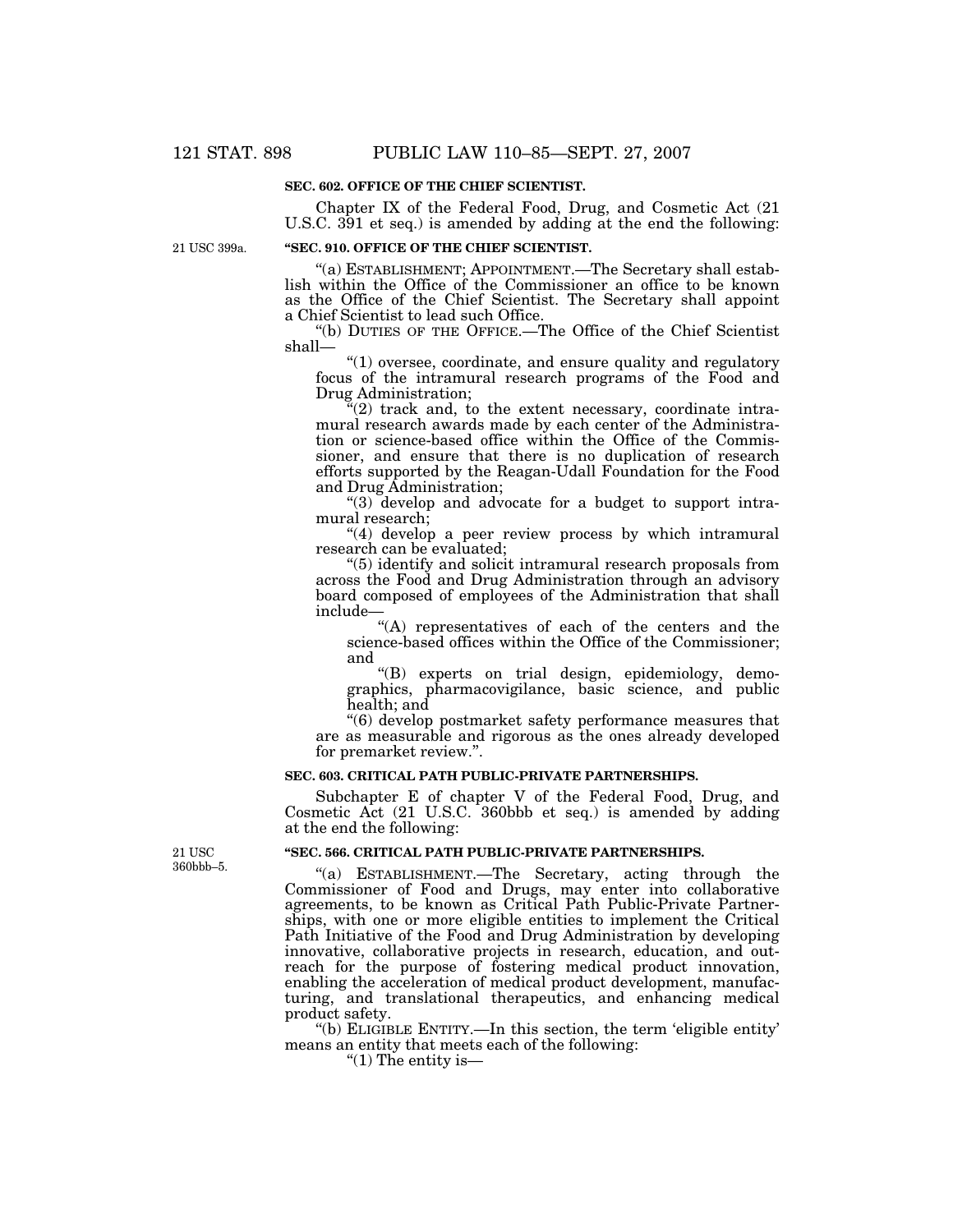**SEC. 602. OFFICE OF THE CHIEF SCIENTIST.**

Chapter IX of the Federal Food, Drug, and Cosmetic Act (21 U.S.C. 391 et seq.) is amended by adding at the end the following:

21 USC 399a.

**"SEC. 910. OFFICE OF THE CHIEF SCIENTIST.**

"(a) ESTABLISHMENT; APPOINTMENT.—The Secretary shall establish within the Office of the Commissioner an office to be known as the Office of the Chief Scientist. The Secretary shall appoint a Chief Scientist to lead such Office.

"(b) DUTIES OF THE OFFICE.—The Office of the Chief Scientist shall—

"(1) oversee, coordinate, and ensure quality and regulatory focus of the intramural research programs of the Food and Drug Administration;

"(2) track and, to the extent necessary, coordinate intramural research awards made by each center of the Administration or science-based office within the Office of the Commissioner, and ensure that there is no duplication of research efforts supported by the Reagan-Udall Foundation for the Food and Drug Administration;

"(3) develop and advocate for a budget to support intramural research;

"(4) develop a peer review process by which intramural research can be evaluated;

"(5) identify and solicit intramural research proposals from across the Food and Drug Administration through an advisory board composed of employees of the Administration that shall include—

"(A) representatives of each of the centers and the science-based offices within the Office of the Commissioner; and

"(B) experts on trial design, epidemiology, demographics, pharmacovigilance, basic science, and public health; and

"(6) develop postmarket safety performance measures that are as measurable and rigorous as the ones already developed for premarket review.".

**SEC. 603. CRITICAL PATH PUBLIC-PRIVATE PARTNERSHIPS.**

Subchapter E of chapter V of the Federal Food, Drug, and Cosmetic Act (21 U.S.C. 360bbb et seq.) is amended by adding at the end the following:

21 USC 360bbb–5.

**"SEC. 566. CRITICAL PATH PUBLIC-PRIVATE PARTNERSHIPS.**

"(a) ESTABLISHMENT.—The Secretary, acting through the Commissioner of Food and Drugs, may enter into collaborative agreements, to be known as Critical Path Public-Private Partnerships, with one or more eligible entities to implement the Critical Path Initiative of the Food and Drug Administration by developing innovative, collaborative projects in research, education, and outreach for the purpose of fostering medical product innovation, enabling the acceleration of medical product development, manufacturing, and translational therapeutics, and enhancing medical product safety.

"(b) ELIGIBLE ENTITY.—In this section, the term 'eligible entity' means an entity that meets each of the following:

"(1) The entity is—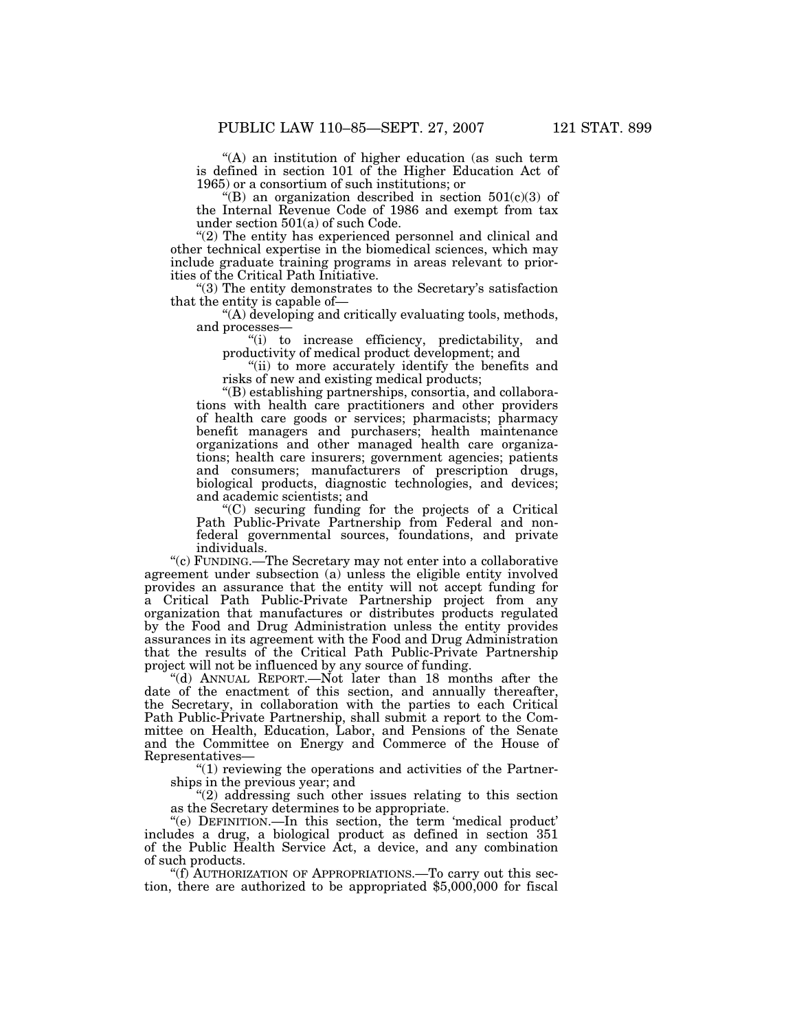"(A) an institution of higher education (as such term is defined in section 101 of the Higher Education Act of 1965) or a consortium of such institutions; or

"(B) an organization described in section 501(c)(3) of the Internal Revenue Code of 1986 and exempt from tax under section 501(a) of such Code.

"(2) The entity has experienced personnel and clinical and other technical expertise in the biomedical sciences, which may include graduate training programs in areas relevant to priorities of the Critical Path Initiative.

"(3) The entity demonstrates to the Secretary's satisfaction that the entity is capable of—

"(A) developing and critically evaluating tools, methods, and processes—

"(i) to increase efficiency, predictability, and productivity of medical product development; and

"(ii) to more accurately identify the benefits and risks of new and existing medical products;

"(B) establishing partnerships, consortia, and collaborations with health care practitioners and other providers of health care goods or services; pharmacists; pharmacy benefit managers and purchasers; health maintenance organizations and other managed health care organizations; health care insurers; government agencies; patients and consumers; manufacturers of prescription drugs, biological products, diagnostic technologies, and devices; and academic scientists; and

"(C) securing funding for the projects of a Critical Path Public-Private Partnership from Federal and nonfederal governmental sources, foundations, and private individuals.

"(c) FUNDING.—The Secretary may not enter into a collaborative agreement under subsection (a) unless the eligible entity involved provides an assurance that the entity will not accept funding for a Critical Path Public-Private Partnership project from any organization that manufactures or distributes products regulated by the Food and Drug Administration unless the entity provides assurances in its agreement with the Food and Drug Administration that the results of the Critical Path Public-Private Partnership project will not be influenced by any source of funding.

"(d) ANNUAL REPORT.—Not later than 18 months after the date of the enactment of this section, and annually thereafter, the Secretary, in collaboration with the parties to each Critical Path Public-Private Partnership, shall submit a report to the Committee on Health, Education, Labor, and Pensions of the Senate and the Committee on Energy and Commerce of the House of Representatives—

"(1) reviewing the operations and activities of the Partnerships in the previous year; and

"(2) addressing such other issues relating to this section as the Secretary determines to be appropriate.

"(e) DEFINITION.—In this section, the term 'medical product' includes a drug, a biological product as defined in section 351 of the Public Health Service Act, a device, and any combination of such products.

"(f) AUTHORIZATION OF APPROPRIATIONS.—To carry out this section, there are authorized to be appropriated $5,000,000 for fiscal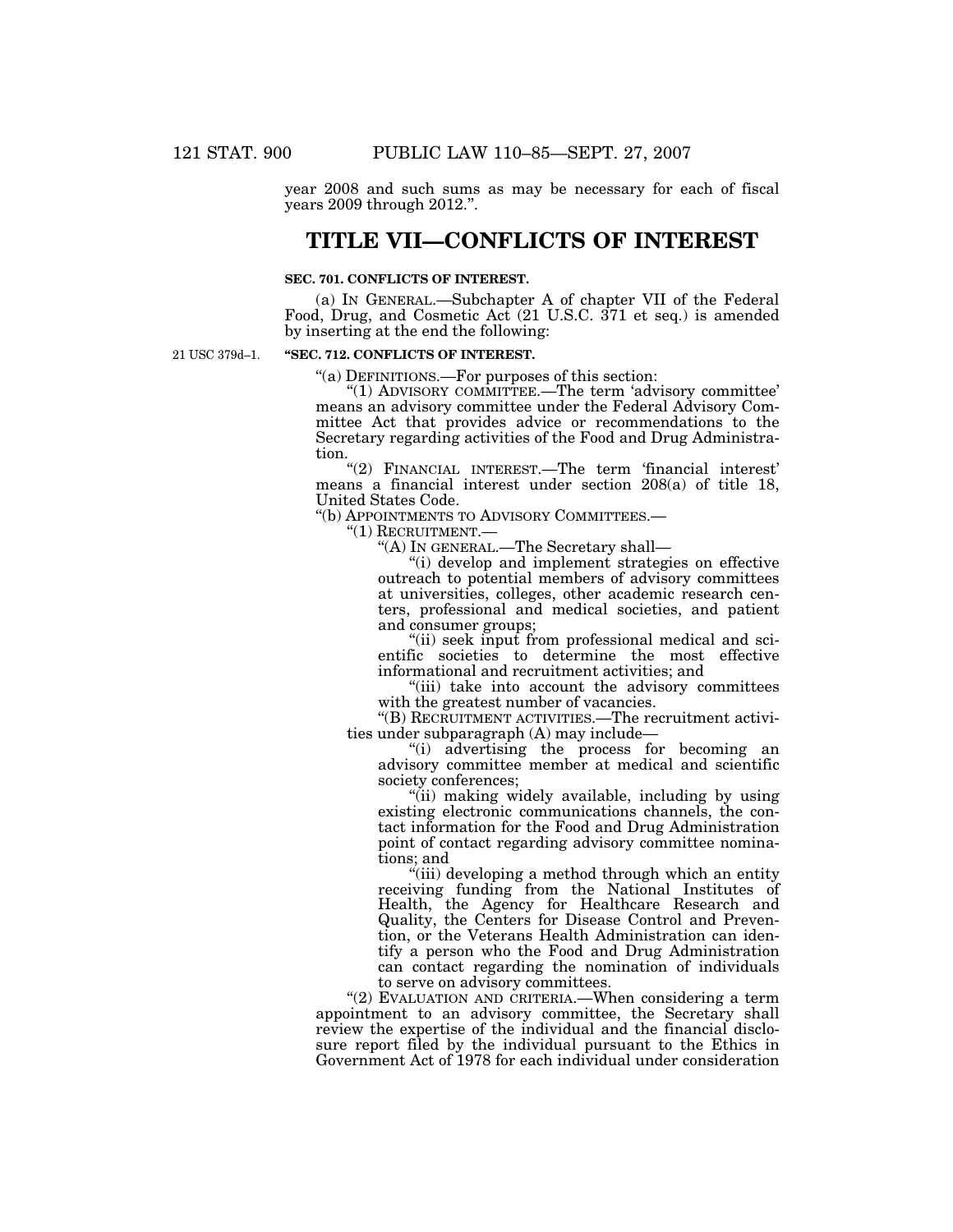year 2008 and such sums as may be necessary for each of fiscal years 2009 through 2012.".

# TITLE VII—CONFLICTS OF INTEREST

**SEC. 701. CONFLICTS OF INTEREST.**

(a) IN GENERAL.—Subchapter A of chapter VII of the Federal Food, Drug, and Cosmetic Act (21 U.S.C. 371 et seq.) is amended by inserting at the end the following:

21 USC 379d–1.

**"SEC. 712. CONFLICTS OF INTEREST.**

"(a) DEFINITIONS.—For purposes of this section:

"(1) ADVISORY COMMITTEE.—The term 'advisory committee' means an advisory committee under the Federal Advisory Committee Act that provides advice or recommendations to the Secretary regarding activities of the Food and Drug Administration.

"(2) FINANCIAL INTEREST.—The term 'financial interest' means a financial interest under section 208(a) of title 18, United States Code.

"(b) APPOINTMENTS TO ADVISORY COMMITTEES.—

"(1) RECRUITMENT.—

"(A) IN GENERAL.—The Secretary shall—

"(i) develop and implement strategies on effective outreach to potential members of advisory committees at universities, colleges, other academic research centers, professional and medical societies, and patient and consumer groups;

"(ii) seek input from professional medical and scientific societies to determine the most effective informational and recruitment activities; and

"(iii) take into account the advisory committees with the greatest number of vacancies.

"(B) RECRUITMENT ACTIVITIES.—The recruitment activities under subparagraph (A) may include—

"(i) advertising the process for becoming an advisory committee member at medical and scientific society conferences;

"(ii) making widely available, including by using existing electronic communications channels, the contact information for the Food and Drug Administration point of contact regarding advisory committee nominations; and

"(iii) developing a method through which an entity receiving funding from the National Institutes of Health, the Agency for Healthcare Research and Quality, the Centers for Disease Control and Prevention, or the Veterans Health Administration can identify a person who the Food and Drug Administration can contact regarding the nomination of individuals to serve on advisory committees.

"(2) EVALUATION AND CRITERIA.—When considering a term appointment to an advisory committee, the Secretary shall review the expertise of the individual and the financial disclosure report filed by the individual pursuant to the Ethics in Government Act of 1978 for each individual under consideration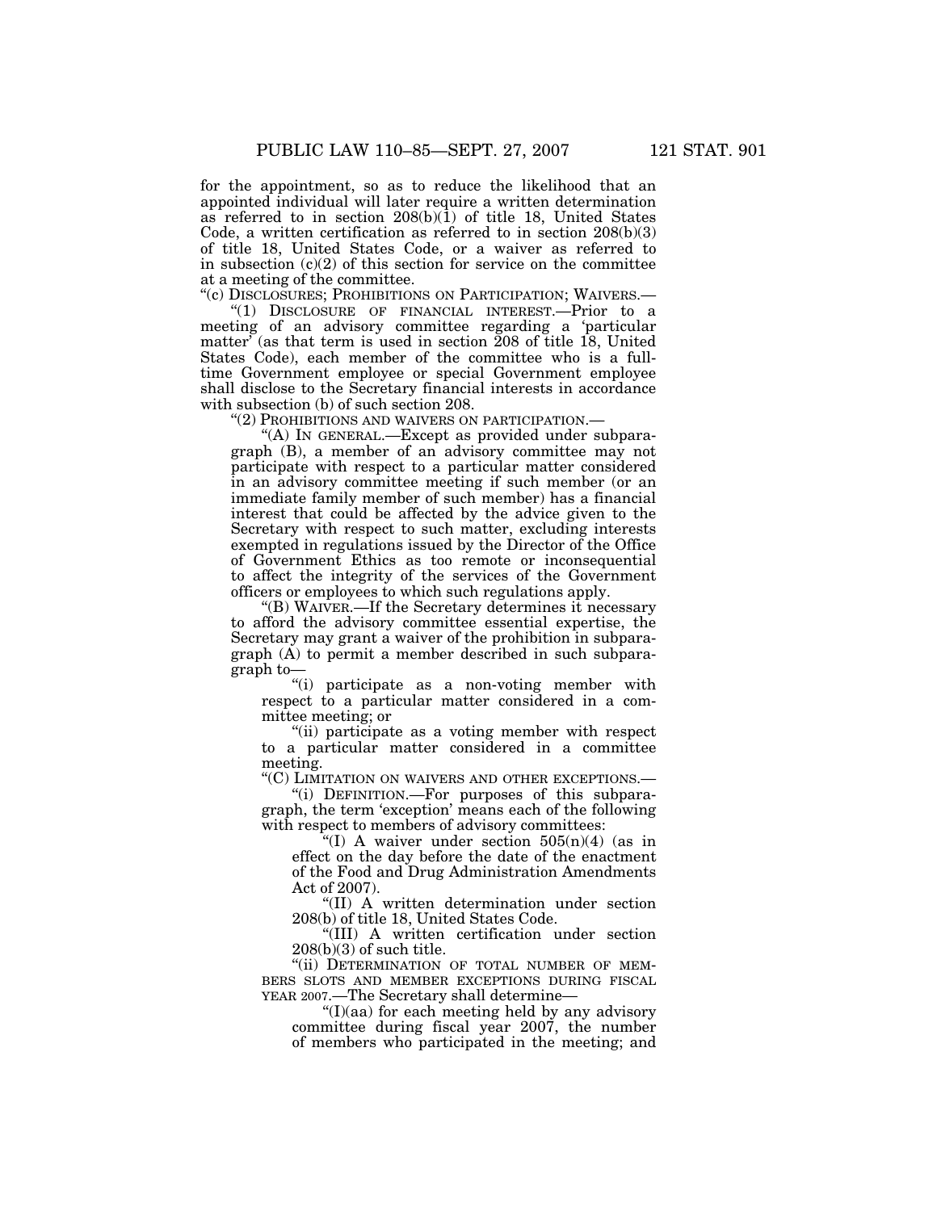for the appointment, so as to reduce the likelihood that an appointed individual will later require a written determination as referred to in section 208(b)(1) of title 18, United States Code, a written certification as referred to in section 208(b)(3) of title 18, United States Code, or a waiver as referred to in subsection (c)(2) of this section for service on the committee at a meeting of the committee.

"(c) DISCLOSURES; PROHIBITIONS ON PARTICIPATION; WAIVERS.—

"(1) DISCLOSURE OF FINANCIAL INTEREST.—Prior to a meeting of an advisory committee regarding a 'particular matter' (as that term is used in section 208 of title 18, United States Code), each member of the committee who is a full-time Government employee or special Government employee shall disclose to the Secretary financial interests in accordance with subsection (b) of such section 208.

"(2) PROHIBITIONS AND WAIVERS ON PARTICIPATION.—

"(A) IN GENERAL.—Except as provided under subparagraph (B), a member of an advisory committee may not participate with respect to a particular matter considered in an advisory committee meeting if such member (or an immediate family member of such member) has a financial interest that could be affected by the advice given to the Secretary with respect to such matter, excluding interests exempted in regulations issued by the Director of the Office of Government Ethics as too remote or inconsequential to affect the integrity of the services of the Government officers or employees to which such regulations apply.

"(B) WAIVER.—If the Secretary determines it necessary to afford the advisory committee essential expertise, the Secretary may grant a waiver of the prohibition in subparagraph (A) to permit a member described in such subparagraph to—

"(i) participate as a non-voting member with respect to a particular matter considered in a committee meeting; or

"(ii) participate as a voting member with respect to a particular matter considered in a committee meeting.

"(C) LIMITATION ON WAIVERS AND OTHER EXCEPTIONS.—

"(i) DEFINITION.—For purposes of this subparagraph, the term 'exception' means each of the following with respect to members of advisory committees:

"(I) A waiver under section 505(n)(4) (as in effect on the day before the date of the enactment of the Food and Drug Administration Amendments Act of 2007).

"(II) A written determination under section 208(b) of title 18, United States Code.

"(III) A written certification under section 208(b)(3) of such title.

"(ii) DETERMINATION OF TOTAL NUMBER OF MEMBERS SLOTS AND MEMBER EXCEPTIONS DURING FISCAL YEAR 2007.—The Secretary shall determine—

"(I)(aa) for each meeting held by any advisory committee during fiscal year 2007, the number of members who participated in the meeting; and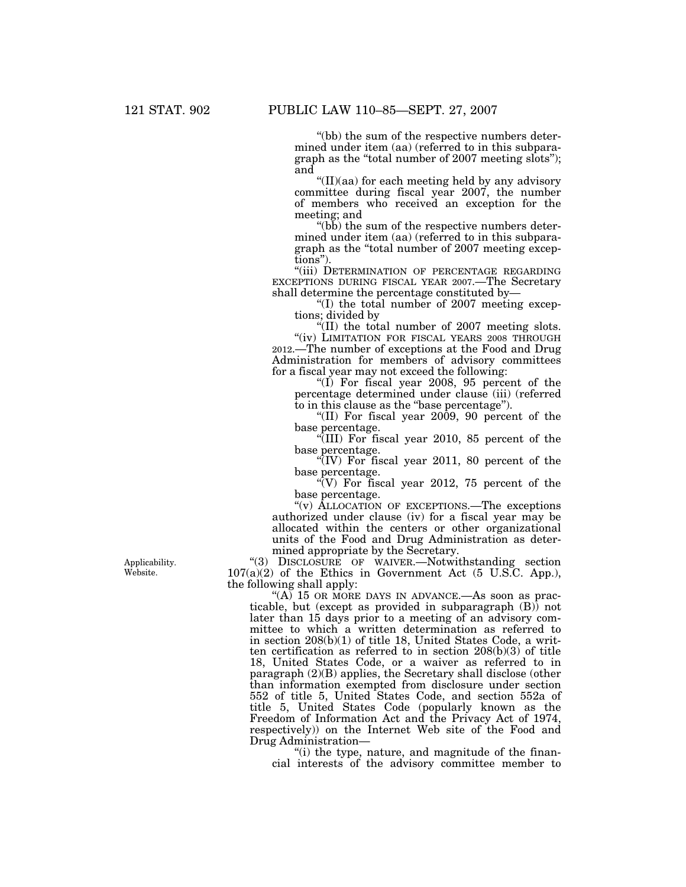"(bb) the sum of the respective numbers determined under item (aa) (referred to in this subparagraph as the "total number of 2007 meeting slots"); and

"(II)(aa) for each meeting held by any advisory committee during fiscal year 2007, the number of members who received an exception for the meeting; and

"(bb) the sum of the respective numbers determined under item (aa) (referred to in this subparagraph as the "total number of 2007 meeting exceptions").

"(iii) DETERMINATION OF PERCENTAGE REGARDING EXCEPTIONS DURING FISCAL YEAR 2007.—The Secretary shall determine the percentage constituted by—

"(I) the total number of 2007 meeting exceptions; divided by

"(II) the total number of 2007 meeting slots.

"(iv) LIMITATION FOR FISCAL YEARS 2008 THROUGH 2012.—The number of exceptions at the Food and Drug Administration for members of advisory committees for a fiscal year may not exceed the following:

"(I) For fiscal year 2008, 95 percent of the percentage determined under clause (iii) (referred to in this clause as the "base percentage").

"(II) For fiscal year 2009, 90 percent of the base percentage.

"(III) For fiscal year 2010, 85 percent of the base percentage.

"(IV) For fiscal year 2011, 80 percent of the base percentage.

"(V) For fiscal year 2012, 75 percent of the base percentage.

"(v) ALLOCATION OF EXCEPTIONS.—The exceptions authorized under clause (iv) for a fiscal year may be allocated within the centers or other organizational units of the Food and Drug Administration as determined appropriate by the Secretary.

Applicability.
Website.

"(3) DISCLOSURE OF WAIVER.—Notwithstanding section 107(a)(2) of the Ethics in Government Act (5 U.S.C. App.), the following shall apply:

"(A) 15 OR MORE DAYS IN ADVANCE.—As soon as practicable, but (except as provided in subparagraph (B)) not later than 15 days prior to a meeting of an advisory committee to which a written determination as referred to in section 208(b)(1) of title 18, United States Code, a written certification as referred to in section 208(b)(3) of title 18, United States Code, or a waiver as referred to in paragraph (2)(B) applies, the Secretary shall disclose (other than information exempted from disclosure under section 552 of title 5, United States Code, and section 552a of title 5, United States Code (popularly known as the Freedom of Information Act and the Privacy Act of 1974, respectively)) on the Internet Web site of the Food and Drug Administration—

"(i) the type, nature, and magnitude of the financial interests of the advisory committee member to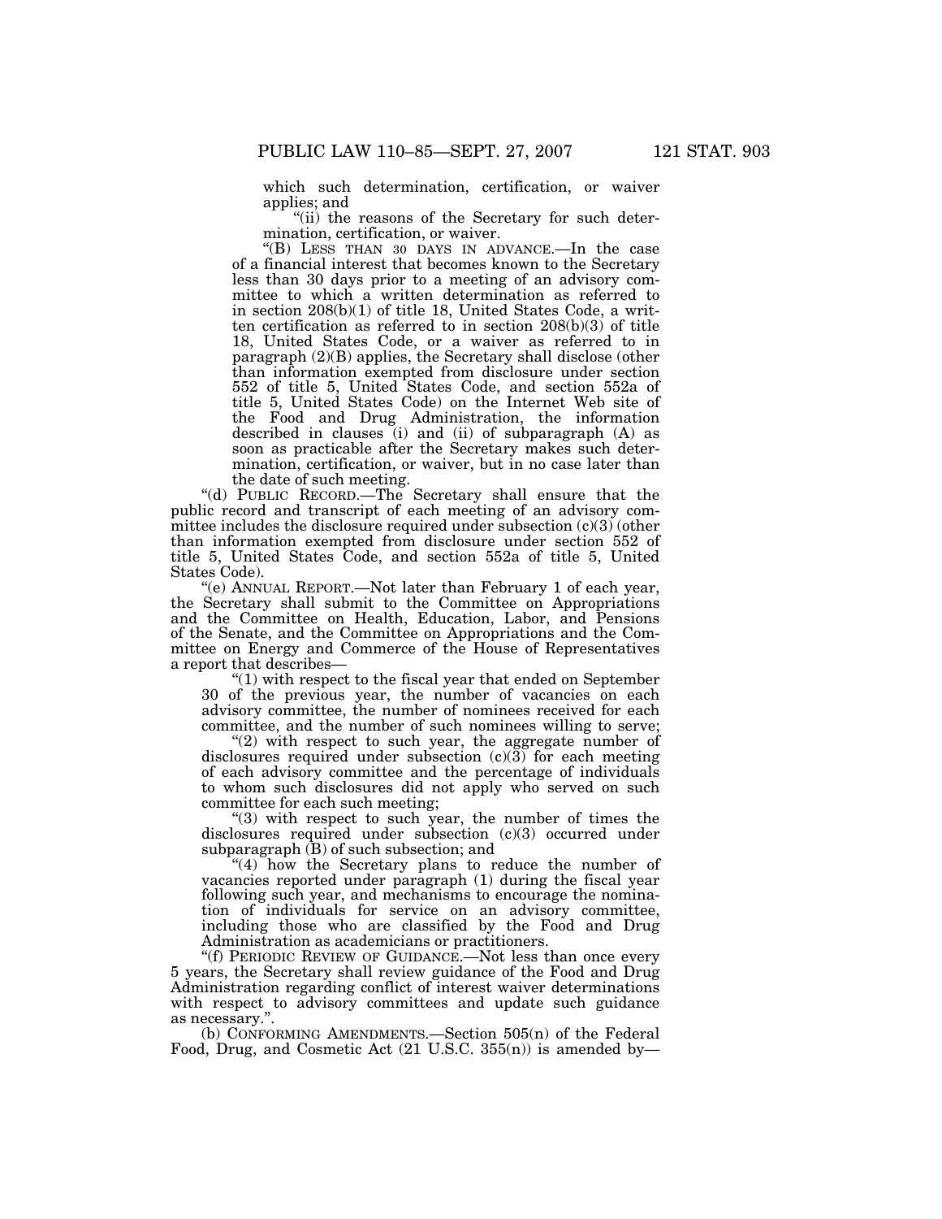which such determination, certification, or waiver applies; and

"(ii) the reasons of the Secretary for such determination, certification, or waiver.

"(B) LESS THAN 30 DAYS IN ADVANCE.—In the case of a financial interest that becomes known to the Secretary less than 30 days prior to a meeting of an advisory committee to which a written determination as referred to in section 208(b)(1) of title 18, United States Code, a written certification as referred to in section 208(b)(3) of title 18, United States Code, or a waiver as referred to in paragraph (2)(B) applies, the Secretary shall disclose (other than information exempted from disclosure under section 552 of title 5, United States Code, and section 552a of title 5, United States Code) on the Internet Web site of the Food and Drug Administration, the information described in clauses (i) and (ii) of subparagraph (A) as soon as practicable after the Secretary makes such determination, certification, or waiver, but in no case later than the date of such meeting.

"(d) PUBLIC RECORD.—The Secretary shall ensure that the public record and transcript of each meeting of an advisory committee includes the disclosure required under subsection (c)(3) (other than information exempted from disclosure under section 552 of title 5, United States Code, and section 552a of title 5, United States Code).

"(e) ANNUAL REPORT.—Not later than February 1 of each year, the Secretary shall submit to the Committee on Appropriations and the Committee on Health, Education, Labor, and Pensions of the Senate, and the Committee on Appropriations and the Committee on Energy and Commerce of the House of Representatives a report that describes—

"(1) with respect to the fiscal year that ended on September 30 of the previous year, the number of vacancies on each advisory committee, the number of nominees received for each committee, and the number of such nominees willing to serve;

"(2) with respect to such year, the aggregate number of disclosures required under subsection (c)(3) for each meeting of each advisory committee and the percentage of individuals to whom such disclosures did not apply who served on such committee for each such meeting;

"(3) with respect to such year, the number of times the disclosures required under subsection (c)(3) occurred under subparagraph (B) of such subsection; and

"(4) how the Secretary plans to reduce the number of vacancies reported under paragraph (1) during the fiscal year following such year, and mechanisms to encourage the nomination of individuals for service on an advisory committee, including those who are classified by the Food and Drug Administration as academicians or practitioners.

"(f) PERIODIC REVIEW OF GUIDANCE.—Not less than once every 5 years, the Secretary shall review guidance of the Food and Drug Administration regarding conflict of interest waiver determinations with respect to advisory committees and update such guidance as necessary.".

(b) CONFORMING AMENDMENTS.—Section 505(n) of the Federal Food, Drug, and Cosmetic Act (21 U.S.C. 355(n)) is amended by—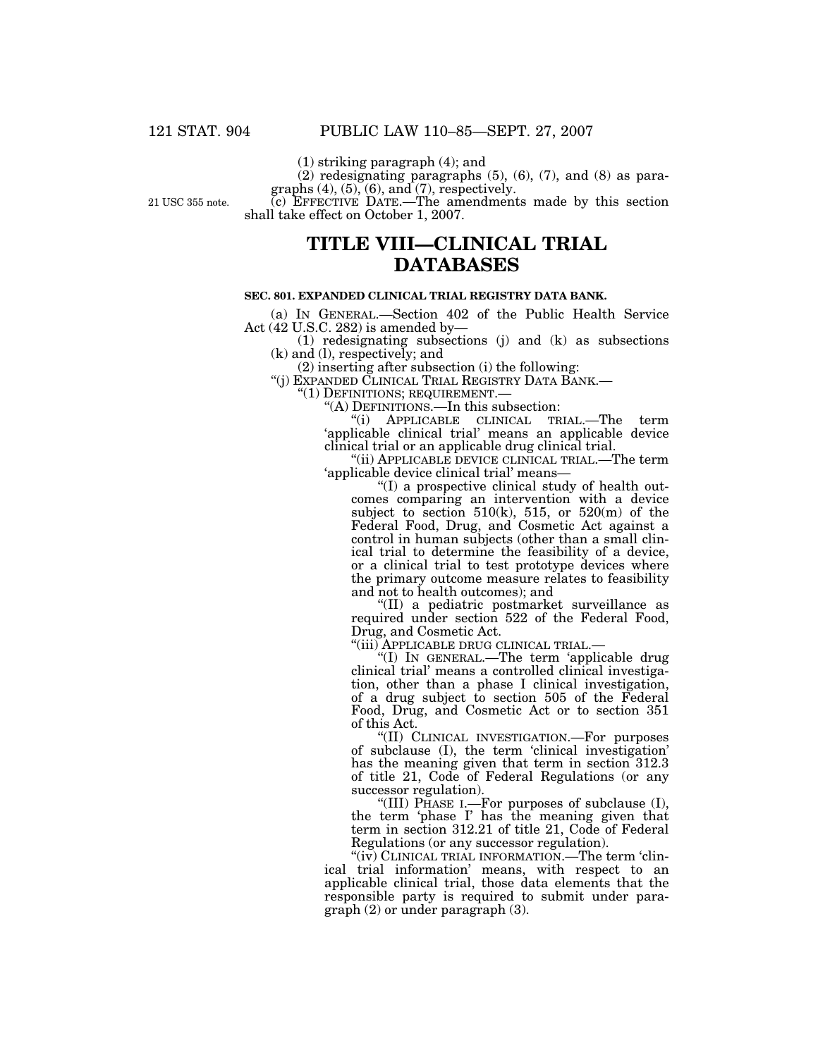(1) striking paragraph (4); and

(2) redesignating paragraphs (5), (6), (7), and (8) as paragraphs (4), (5), (6), and (7), respectively.

21 USC 355 note.

(c) EFFECTIVE DATE.—The amendments made by this section shall take effect on October 1, 2007.

# TITLE VIII—CLINICAL TRIAL DATABASES

### SEC. 801. EXPANDED CLINICAL TRIAL REGISTRY DATA BANK.

(a) IN GENERAL.—Section 402 of the Public Health Service Act (42 U.S.C. 282) is amended by—

(1) redesignating subsections (j) and (k) as subsections (k) and (l), respectively; and

(2) inserting after subsection (i) the following:

"(j) EXPANDED CLINICAL TRIAL REGISTRY DATA BANK.—

"(1) DEFINITIONS; REQUIREMENT.—

"(A) DEFINITIONS.—In this subsection:

"(i) APPLICABLE CLINICAL TRIAL.—The term 'applicable clinical trial' means an applicable device clinical trial or an applicable drug clinical trial.

"(ii) APPLICABLE DEVICE CLINICAL TRIAL.—The term 'applicable device clinical trial' means—

"(I) a prospective clinical study of health outcomes comparing an intervention with a device subject to section 510(k), 515, or 520(m) of the Federal Food, Drug, and Cosmetic Act against a control in human subjects (other than a small clinical trial to determine the feasibility of a device, or a clinical trial to test prototype devices where the primary outcome measure relates to feasibility and not to health outcomes); and

"(II) a pediatric postmarket surveillance as required under section 522 of the Federal Food, Drug, and Cosmetic Act.

"(iii) APPLICABLE DRUG CLINICAL TRIAL.—

"(I) IN GENERAL.—The term 'applicable drug clinical trial' means a controlled clinical investigation, other than a phase I clinical investigation, of a drug subject to section 505 of the Federal Food, Drug, and Cosmetic Act or to section 351 of this Act.

"(II) CLINICAL INVESTIGATION.—For purposes of subclause (I), the term 'clinical investigation' has the meaning given that term in section 312.3 of title 21, Code of Federal Regulations (or any successor regulation).

"(III) PHASE I.—For purposes of subclause (I), the term 'phase I' has the meaning given that term in section 312.21 of title 21, Code of Federal Regulations (or any successor regulation).

"(iv) CLINICAL TRIAL INFORMATION.—The term 'clinical trial information' means, with respect to an applicable clinical trial, those data elements that the responsible party is required to submit under paragraph (2) or under paragraph (3).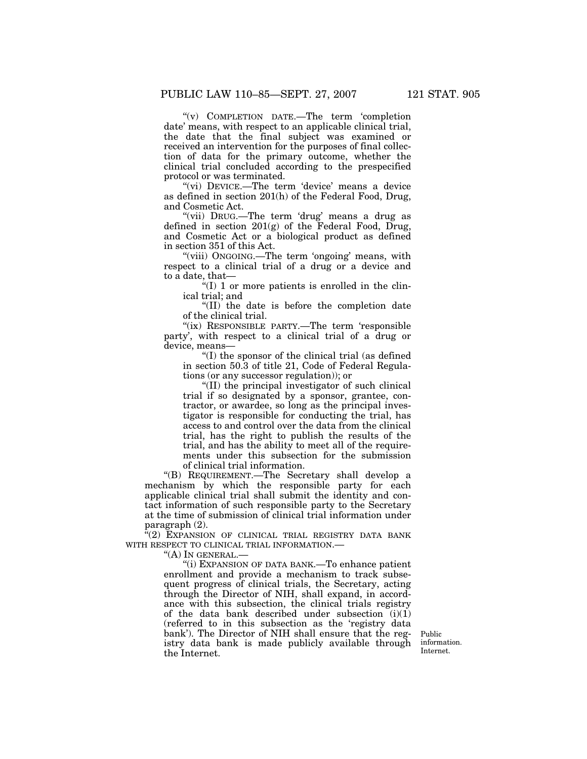"(v) COMPLETION DATE.—The term 'completion date' means, with respect to an applicable clinical trial, the date that the final subject was examined or received an intervention for the purposes of final collection of data for the primary outcome, whether the clinical trial concluded according to the prespecified protocol or was terminated.

"(vi) DEVICE.—The term 'device' means a device as defined in section 201(h) of the Federal Food, Drug, and Cosmetic Act.

"(vii) DRUG.—The term 'drug' means a drug as defined in section 201(g) of the Federal Food, Drug, and Cosmetic Act or a biological product as defined in section 351 of this Act.

"(viii) ONGOING.—The term 'ongoing' means, with respect to a clinical trial of a drug or a device and to a date, that—

"(I) 1 or more patients is enrolled in the clinical trial; and

"(II) the date is before the completion date of the clinical trial.

"(ix) RESPONSIBLE PARTY.—The term 'responsible party', with respect to a clinical trial of a drug or device, means—

"(I) the sponsor of the clinical trial (as defined in section 50.3 of title 21, Code of Federal Regulations (or any successor regulation)); or

"(II) the principal investigator of such clinical trial if so designated by a sponsor, grantee, contractor, or awardee, so long as the principal investigator is responsible for conducting the trial, has access to and control over the data from the clinical trial, has the right to publish the results of the trial, and has the ability to meet all of the requirements under this subsection for the submission of clinical trial information.

"(B) REQUIREMENT.—The Secretary shall develop a mechanism by which the responsible party for each applicable clinical trial shall submit the identity and contact information of such responsible party to the Secretary at the time of submission of clinical trial information under paragraph (2).

"(2) EXPANSION OF CLINICAL TRIAL REGISTRY DATA BANK WITH RESPECT TO CLINICAL TRIAL INFORMATION.—

"(A) IN GENERAL.—

"(i) EXPANSION OF DATA BANK.—To enhance patient enrollment and provide a mechanism to track subsequent progress of clinical trials, the Secretary, acting through the Director of NIH, shall expand, in accordance with this subsection, the clinical trials registry of the data bank described under subsection (i)(1) (referred to in this subsection as the 'registry data bank'). The Director of NIH shall ensure that the registry data bank is made publicly available through the Internet.

Public information. Internet.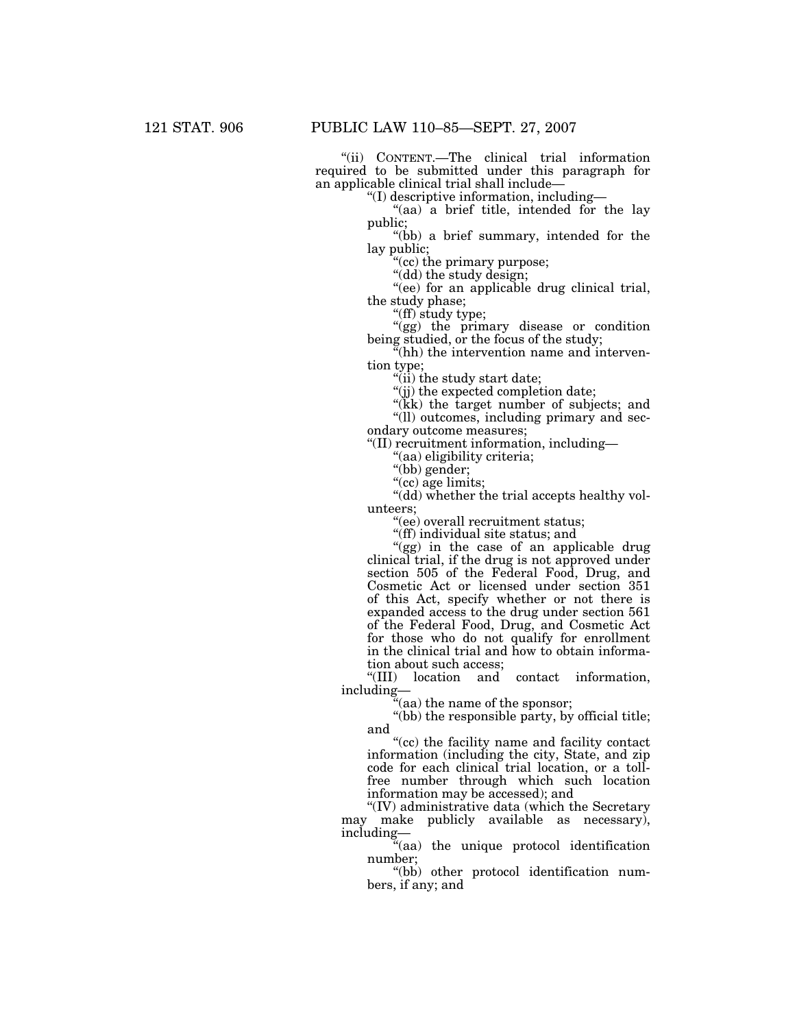"(ii) CONTENT.—The clinical trial information required to be submitted under this paragraph for an applicable clinical trial shall include—

"(I) descriptive information, including—

"(aa) a brief title, intended for the lay public;

"(bb) a brief summary, intended for the lay public;

"(cc) the primary purpose;

"(dd) the study design;

"(ee) for an applicable drug clinical trial, the study phase;

"(ff) study type;

"(gg) the primary disease or condition being studied, or the focus of the study;

"(hh) the intervention name and intervention type;

"(ii) the study start date;

"(jj) the expected completion date;

"(kk) the target number of subjects; and

"(ll) outcomes, including primary and secondary outcome measures;

"(II) recruitment information, including—

"(aa) eligibility criteria;

"(bb) gender;

"(cc) age limits;

"(dd) whether the trial accepts healthy volunteers;

"(ee) overall recruitment status;

"(ff) individual site status; and

"(gg) in the case of an applicable drug clinical trial, if the drug is not approved under section 505 of the Federal Food, Drug, and Cosmetic Act or licensed under section 351 of this Act, specify whether or not there is expanded access to the drug under section 561 of the Federal Food, Drug, and Cosmetic Act for those who do not qualify for enrollment in the clinical trial and how to obtain information about such access;

"(III) location and contact information, including—

"(aa) the name of the sponsor;

"(bb) the responsible party, by official title; and

"(cc) the facility name and facility contact information (including the city, State, and zip code for each clinical trial location, or a toll-free number through which such location information may be accessed); and

"(IV) administrative data (which the Secretary may make publicly available as necessary), including—

"(aa) the unique protocol identification number;

"(bb) other protocol identification numbers, if any; and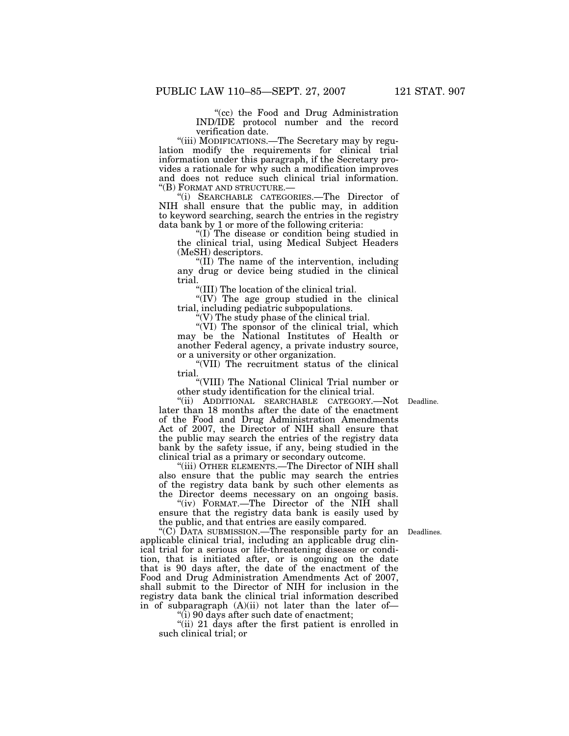"(cc) the Food and Drug Administration IND/IDE protocol number and the record verification date.

"(iii) MODIFICATIONS.—The Secretary may by regulation modify the requirements for clinical trial information under this paragraph, if the Secretary provides a rationale for why such a modification improves and does not reduce such clinical trial information.

"(B) FORMAT AND STRUCTURE.—

"(i) SEARCHABLE CATEGORIES.—The Director of NIH shall ensure that the public may, in addition to keyword searching, search the entries in the registry data bank by 1 or more of the following criteria:

"(I) The disease or condition being studied in the clinical trial, using Medical Subject Headers (MeSH) descriptors.

"(II) The name of the intervention, including any drug or device being studied in the clinical trial.

"(III) The location of the clinical trial.

"(IV) The age group studied in the clinical trial, including pediatric subpopulations.

"(V) The study phase of the clinical trial.

"(VI) The sponsor of the clinical trial, which may be the National Institutes of Health or another Federal agency, a private industry source, or a university or other organization.

"(VII) The recruitment status of the clinical trial.

"(VIII) The National Clinical Trial number or other study identification for the clinical trial.

Deadline.

"(ii) ADDITIONAL SEARCHABLE CATEGORY.—Not later than 18 months after the date of the enactment of the Food and Drug Administration Amendments Act of 2007, the Director of NIH shall ensure that the public may search the entries of the registry data bank by the safety issue, if any, being studied in the clinical trial as a primary or secondary outcome.

"(iii) OTHER ELEMENTS.—The Director of NIH shall also ensure that the public may search the entries of the registry data bank by such other elements as the Director deems necessary on an ongoing basis.

"(iv) FORMAT.—The Director of the NIH shall ensure that the registry data bank is easily used by the public, and that entries are easily compared.

Deadlines.

"(C) DATA SUBMISSION.—The responsible party for an applicable clinical trial, including an applicable drug clinical trial for a serious or life-threatening disease or condition, that is initiated after, or is ongoing on the date that is 90 days after, the date of the enactment of the Food and Drug Administration Amendments Act of 2007, shall submit to the Director of NIH for inclusion in the registry data bank the clinical trial information described in of subparagraph (A)(ii) not later than the later of—

"(i) 90 days after such date of enactment;

"(ii) 21 days after the first patient is enrolled in such clinical trial; or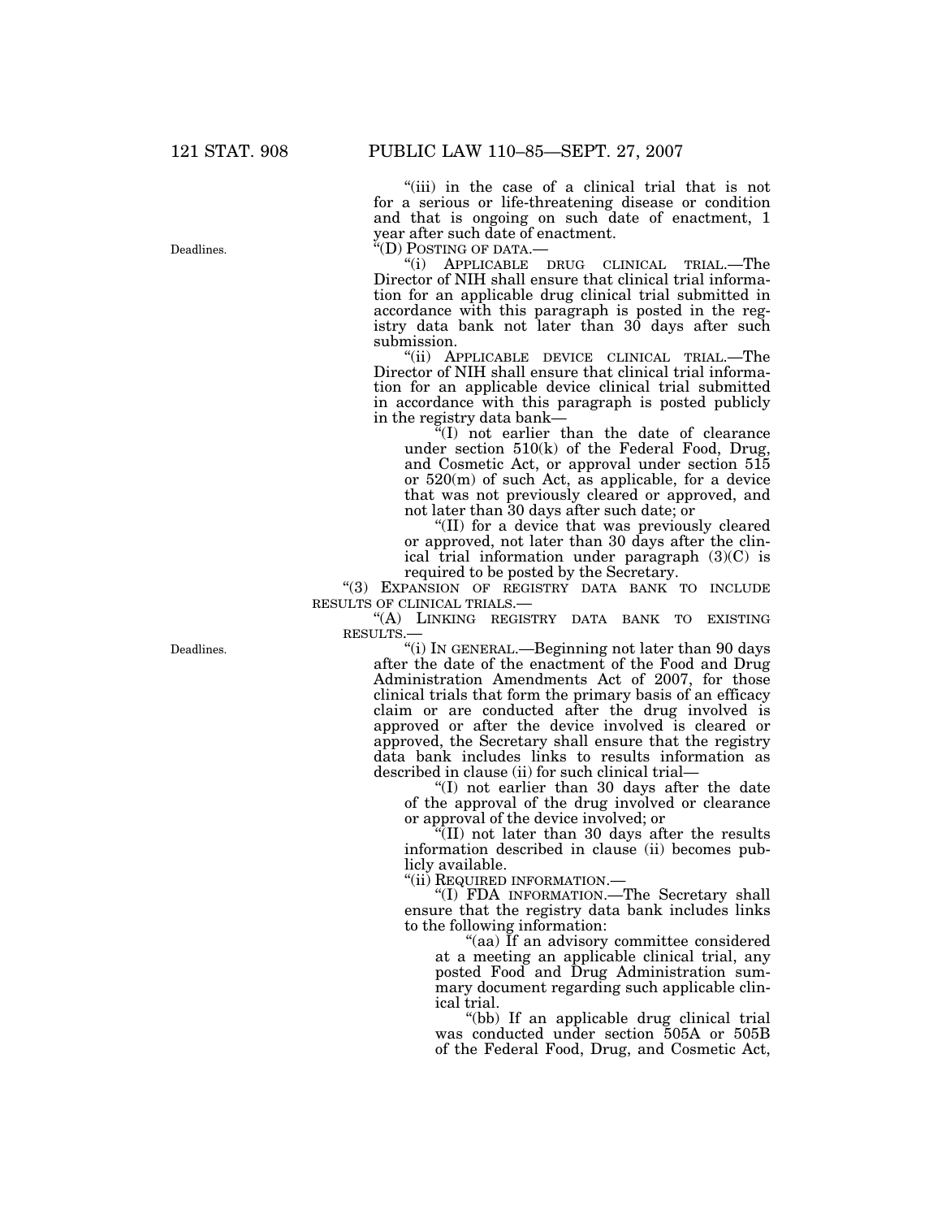"(iii) in the case of a clinical trial that is not for a serious or life-threatening disease or condition and that is ongoing on such date of enactment, 1 year after such date of enactment.

Deadlines.

"(D) POSTING OF DATA.—

"(i) APPLICABLE DRUG CLINICAL TRIAL.—The Director of NIH shall ensure that clinical trial information for an applicable drug clinical trial submitted in accordance with this paragraph is posted in the registry data bank not later than 30 days after such submission.

"(ii) APPLICABLE DEVICE CLINICAL TRIAL.—The Director of NIH shall ensure that clinical trial information for an applicable device clinical trial submitted in accordance with this paragraph is posted publicly in the registry data bank—

"(I) not earlier than the date of clearance under section 510(k) of the Federal Food, Drug, and Cosmetic Act, or approval under section 515 or 520(m) of such Act, as applicable, for a device that was not previously cleared or approved, and not later than 30 days after such date; or

"(II) for a device that was previously cleared or approved, not later than 30 days after the clinical trial information under paragraph (3)(C) is required to be posted by the Secretary.

"(3) EXPANSION OF REGISTRY DATA BANK TO INCLUDE RESULTS OF CLINICAL TRIALS.—

"(A) LINKING REGISTRY DATA BANK TO EXISTING RESULTS.—

Deadlines.

"(i) IN GENERAL.—Beginning not later than 90 days after the date of the enactment of the Food and Drug Administration Amendments Act of 2007, for those clinical trials that form the primary basis of an efficacy claim or are conducted after the drug involved is approved or after the device involved is cleared or approved, the Secretary shall ensure that the registry data bank includes links to results information as described in clause (ii) for such clinical trial—

"(I) not earlier than 30 days after the date of the approval of the drug involved or clearance or approval of the device involved; or

"(II) not later than 30 days after the results information described in clause (ii) becomes publicly available.

"(ii) REQUIRED INFORMATION.—

"(I) FDA INFORMATION.—The Secretary shall ensure that the registry data bank includes links to the following information:

"(aa) If an advisory committee considered at a meeting an applicable clinical trial, any posted Food and Drug Administration summary document regarding such applicable clinical trial.

"(bb) If an applicable drug clinical trial was conducted under section 505A or 505B of the Federal Food, Drug, and Cosmetic Act,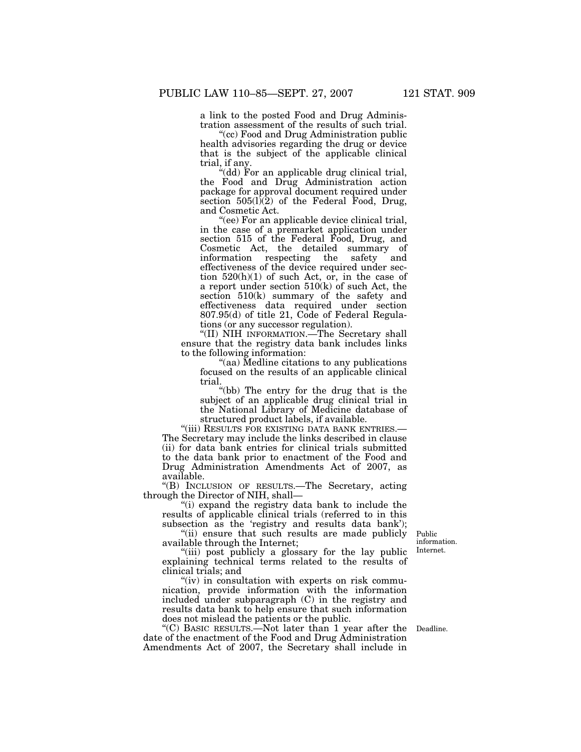a link to the posted Food and Drug Administration assessment of the results of such trial.

"(cc) Food and Drug Administration public health advisories regarding the drug or device that is the subject of the applicable clinical trial, if any.

"(dd) For an applicable drug clinical trial, the Food and Drug Administration action package for approval document required under section 505(l)(2) of the Federal Food, Drug, and Cosmetic Act.

"(ee) For an applicable device clinical trial, in the case of a premarket application under section 515 of the Federal Food, Drug, and Cosmetic Act, the detailed summary of information respecting the safety and effectiveness of the device required under section 520(h)(1) of such Act, or, in the case of a report under section 510(k) of such Act, the section 510(k) summary of the safety and effectiveness data required under section 807.95(d) of title 21, Code of Federal Regulations (or any successor regulation).

"(II) NIH INFORMATION.—The Secretary shall ensure that the registry data bank includes links to the following information:

"(aa) Medline citations to any publications focused on the results of an applicable clinical trial.

"(bb) The entry for the drug that is the subject of an applicable drug clinical trial in the National Library of Medicine database of structured product labels, if available.

"(iii) RESULTS FOR EXISTING DATA BANK ENTRIES.—The Secretary may include the links described in clause (ii) for data bank entries for clinical trials submitted to the data bank prior to enactment of the Food and Drug Administration Amendments Act of 2007, as available.

"(B) INCLUSION OF RESULTS.—The Secretary, acting through the Director of NIH, shall—

"(i) expand the registry data bank to include the results of applicable clinical trials (referred to in this subsection as the 'registry and results data bank');

"(ii) ensure that such results are made publicly available through the Internet;

Public information. Internet.

"(iii) post publicly a glossary for the lay public explaining technical terms related to the results of clinical trials; and

"(iv) in consultation with experts on risk communication, provide information with the information included under subparagraph (C) in the registry and results data bank to help ensure that such information does not mislead the patients or the public.

Deadline.

"(C) BASIC RESULTS.—Not later than 1 year after the date of the enactment of the Food and Drug Administration Amendments Act of 2007, the Secretary shall include in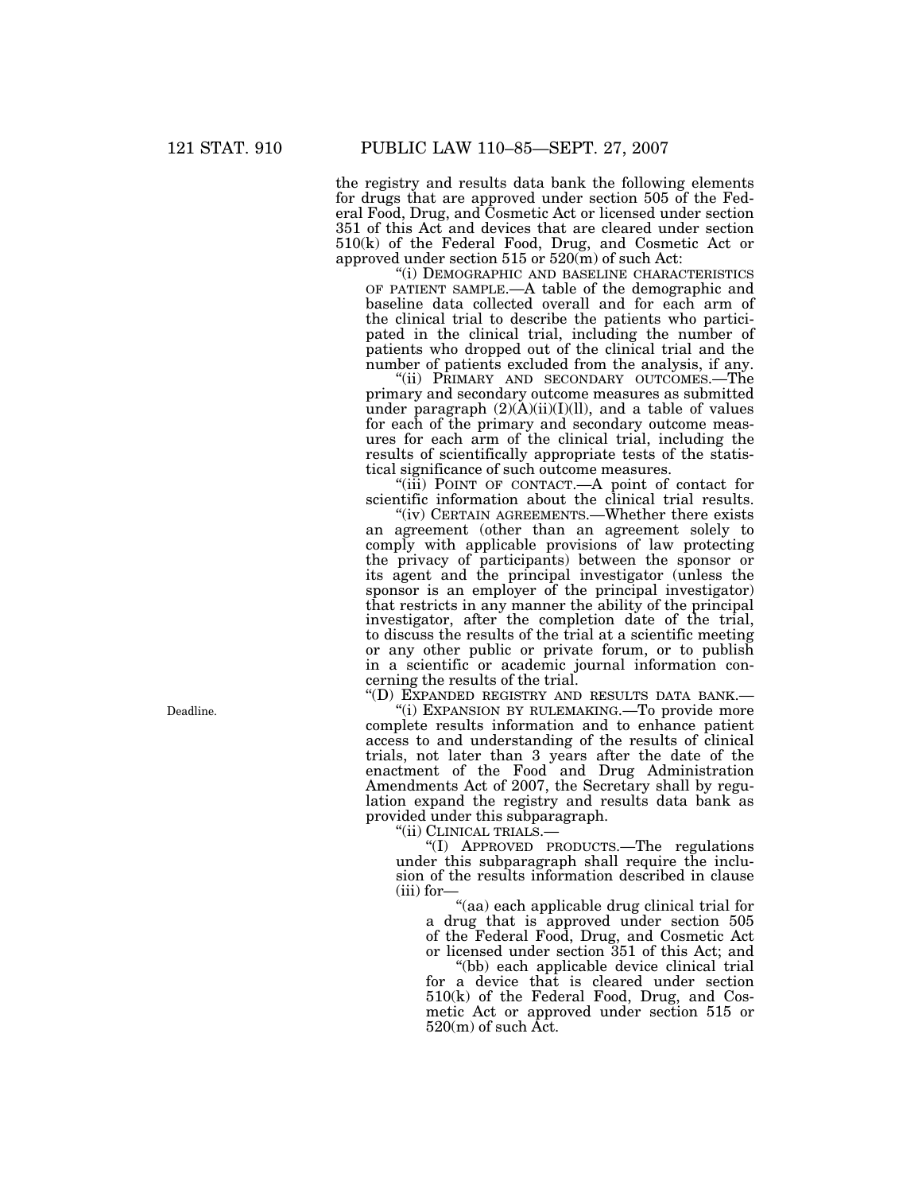the registry and results data bank the following elements for drugs that are approved under section 505 of the Federal Food, Drug, and Cosmetic Act or licensed under section 351 of this Act and devices that are cleared under section 510(k) of the Federal Food, Drug, and Cosmetic Act or approved under section 515 or 520(m) of such Act:

"(i) DEMOGRAPHIC AND BASELINE CHARACTERISTICS OF PATIENT SAMPLE.—A table of the demographic and baseline data collected overall and for each arm of the clinical trial to describe the patients who participated in the clinical trial, including the number of patients who dropped out of the clinical trial and the number of patients excluded from the analysis, if any.

"(ii) PRIMARY AND SECONDARY OUTCOMES.—The primary and secondary outcome measures as submitted under paragraph (2)(A)(ii)(I)(ll), and a table of values for each of the primary and secondary outcome measures for each arm of the clinical trial, including the results of scientifically appropriate tests of the statistical significance of such outcome measures.

"(iii) POINT OF CONTACT.—A point of contact for scientific information about the clinical trial results.

"(iv) CERTAIN AGREEMENTS.—Whether there exists an agreement (other than an agreement solely to comply with applicable provisions of law protecting the privacy of participants) between the sponsor or its agent and the principal investigator (unless the sponsor is an employer of the principal investigator) that restricts in any manner the ability of the principal investigator, after the completion date of the trial, to discuss the results of the trial at a scientific meeting or any other public or private forum, or to publish in a scientific or academic journal information concerning the results of the trial.

"(D) EXPANDED REGISTRY AND RESULTS DATA BANK.—

Deadline.

"(i) EXPANSION BY RULEMAKING.—To provide more complete results information and to enhance patient access to and understanding of the results of clinical trials, not later than 3 years after the date of the enactment of the Food and Drug Administration Amendments Act of 2007, the Secretary shall by regulation expand the registry and results data bank as provided under this subparagraph.

"(ii) CLINICAL TRIALS.—

"(I) APPROVED PRODUCTS.—The regulations under this subparagraph shall require the inclusion of the results information described in clause (iii) for—

"(aa) each applicable drug clinical trial for a drug that is approved under section 505 of the Federal Food, Drug, and Cosmetic Act or licensed under section 351 of this Act; and

"(bb) each applicable device clinical trial for a device that is cleared under section 510(k) of the Federal Food, Drug, and Cosmetic Act or approved under section 515 or 520(m) of such Act.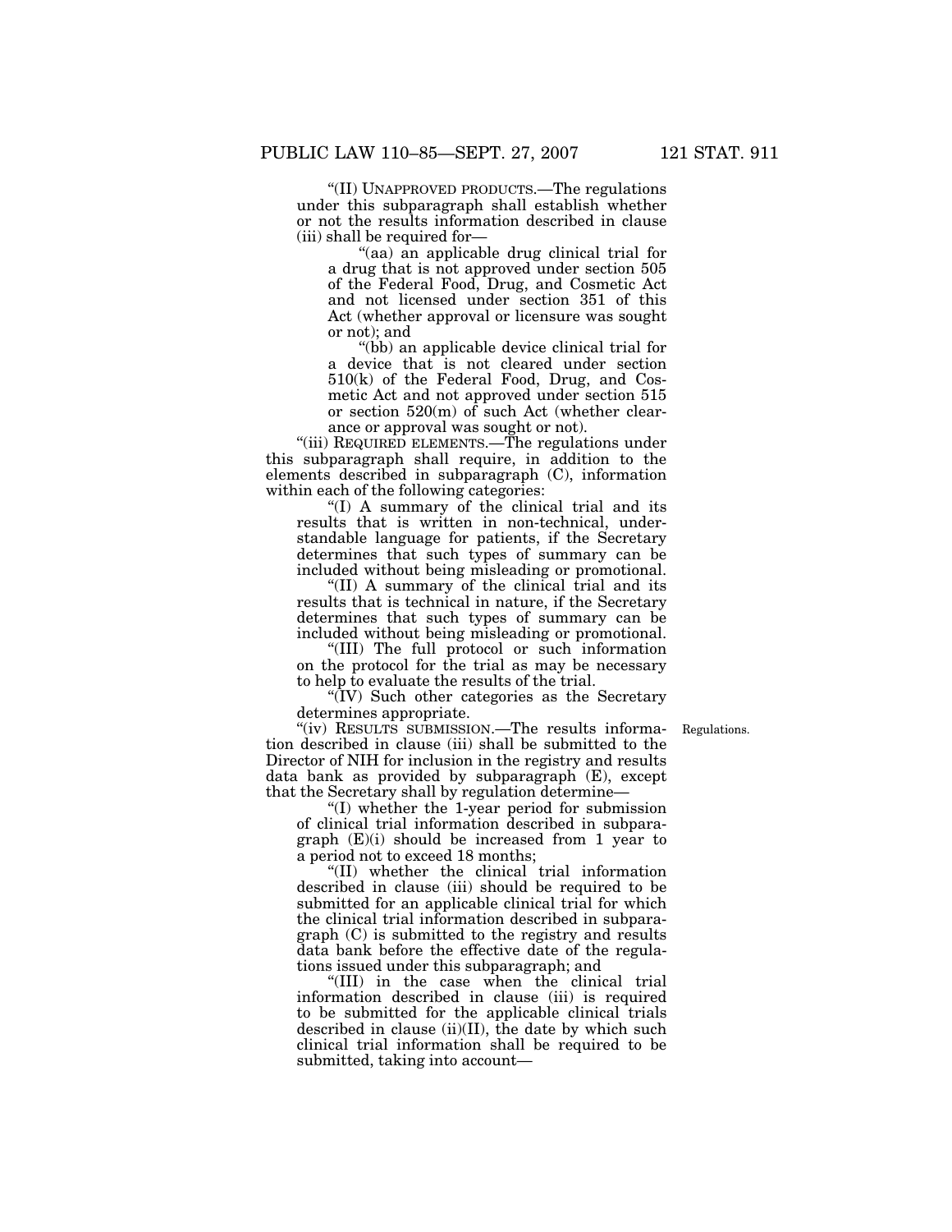"(II) UNAPPROVED PRODUCTS.—The regulations under this subparagraph shall establish whether or not the results information described in clause (iii) shall be required for—

"(aa) an applicable drug clinical trial for a drug that is not approved under section 505 of the Federal Food, Drug, and Cosmetic Act and not licensed under section 351 of this Act (whether approval or licensure was sought or not); and

"(bb) an applicable device clinical trial for a device that is not cleared under section 510(k) of the Federal Food, Drug, and Cosmetic Act and not approved under section 515 or section 520(m) of such Act (whether clearance or approval was sought or not).

"(iii) REQUIRED ELEMENTS.—The regulations under this subparagraph shall require, in addition to the elements described in subparagraph (C), information within each of the following categories:

"(I) A summary of the clinical trial and its results that is written in non-technical, understandable language for patients, if the Secretary determines that such types of summary can be included without being misleading or promotional.

"(II) A summary of the clinical trial and its results that is technical in nature, if the Secretary determines that such types of summary can be included without being misleading or promotional.

"(III) The full protocol or such information on the protocol for the trial as may be necessary to help to evaluate the results of the trial.

"(IV) Such other categories as the Secretary determines appropriate.

Regulations.

"(iv) RESULTS SUBMISSION.—The results information described in clause (iii) shall be submitted to the Director of NIH for inclusion in the registry and results data bank as provided by subparagraph (E), except that the Secretary shall by regulation determine—

"(I) whether the 1-year period for submission of clinical trial information described in subparagraph (E)(i) should be increased from 1 year to a period not to exceed 18 months;

"(II) whether the clinical trial information described in clause (iii) should be required to be submitted for an applicable clinical trial for which the clinical trial information described in subparagraph (C) is submitted to the registry and results data bank before the effective date of the regulations issued under this subparagraph; and

"(III) in the case when the clinical trial information described in clause (iii) is required to be submitted for the applicable clinical trials described in clause (ii)(II), the date by which such clinical trial information shall be required to be submitted, taking into account—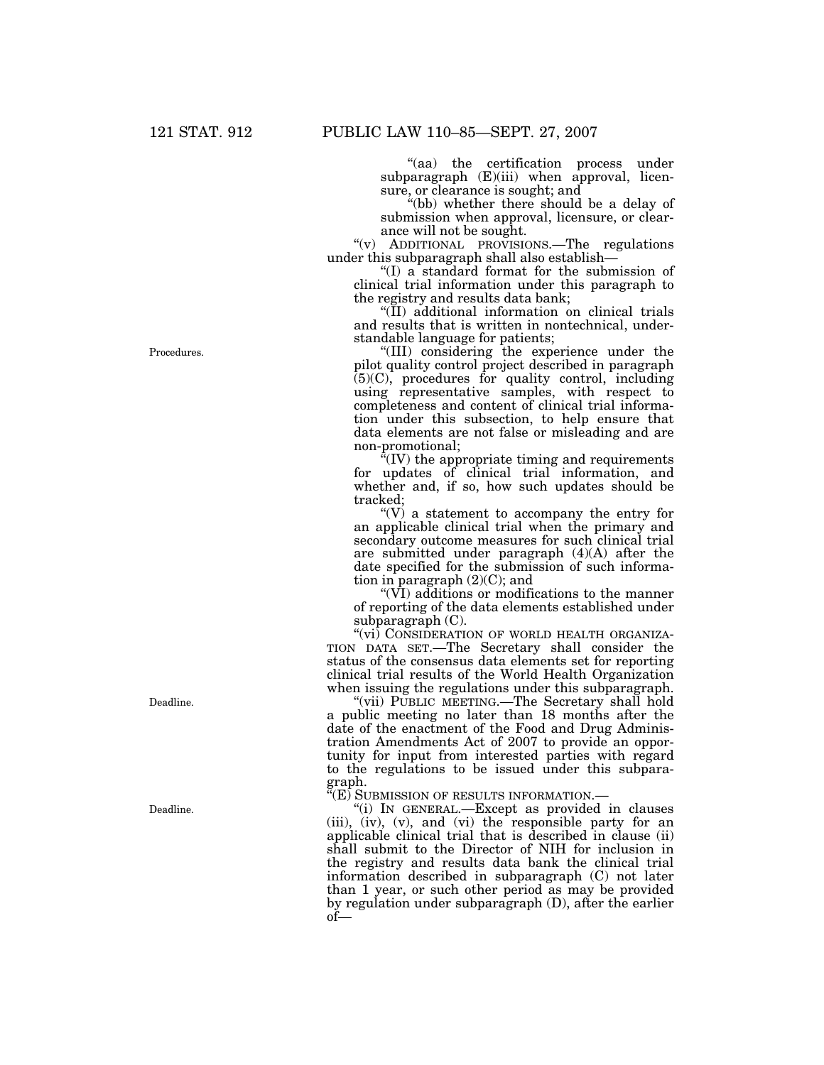"(aa) the certification process under subparagraph (E)(iii) when approval, licensure, or clearance is sought; and

"(bb) whether there should be a delay of submission when approval, licensure, or clearance will not be sought.

"(v) ADDITIONAL PROVISIONS.—The regulations under this subparagraph shall also establish—

"(I) a standard format for the submission of clinical trial information under this paragraph to the registry and results data bank;

"(II) additional information on clinical trials and results that is written in nontechnical, understandable language for patients;

Procedures.

"(III) considering the experience under the pilot quality control project described in paragraph (5)(C), procedures for quality control, including using representative samples, with respect to completeness and content of clinical trial information under this subsection, to help ensure that data elements are not false or misleading and are non-promotional;

"(IV) the appropriate timing and requirements for updates of clinical trial information, and whether and, if so, how such updates should be tracked;

"(V) a statement to accompany the entry for an applicable clinical trial when the primary and secondary outcome measures for such clinical trial are submitted under paragraph (4)(A) after the date specified for the submission of such information in paragraph (2)(C); and

"(VI) additions or modifications to the manner of reporting of the data elements established under subparagraph (C).

"(vi) CONSIDERATION OF WORLD HEALTH ORGANIZATION DATA SET.—The Secretary shall consider the status of the consensus data elements set for reporting clinical trial results of the World Health Organization when issuing the regulations under this subparagraph.

Deadline.

"(vii) PUBLIC MEETING.—The Secretary shall hold a public meeting no later than 18 months after the date of the enactment of the Food and Drug Administration Amendments Act of 2007 to provide an opportunity for input from interested parties with regard to the regulations to be issued under this subparagraph.

"(E) SUBMISSION OF RESULTS INFORMATION.—

Deadline.

"(i) IN GENERAL.—Except as provided in clauses (iii), (iv), (v), and (vi) the responsible party for an applicable clinical trial that is described in clause (ii) shall submit to the Director of NIH for inclusion in the registry and results data bank the clinical trial information described in subparagraph (C) not later than 1 year, or such other period as may be provided by regulation under subparagraph (D), after the earlier of—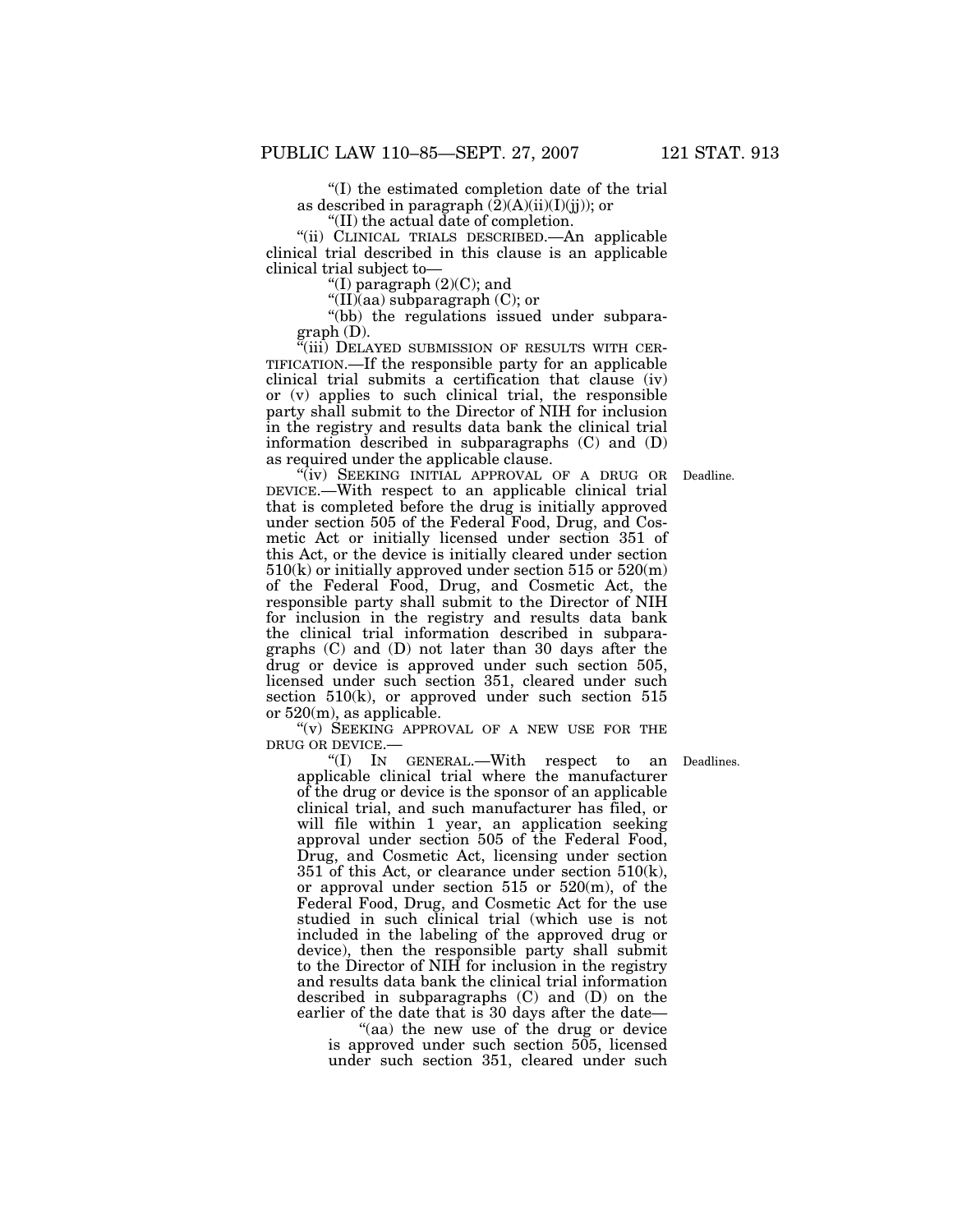"(I) the estimated completion date of the trial as described in paragraph (2)(A)(ii)(I)(jj)); or

"(II) the actual date of completion.

"(ii) CLINICAL TRIALS DESCRIBED.—An applicable clinical trial described in this clause is an applicable clinical trial subject to—

"(I) paragraph (2)(C); and

"(II)(aa) subparagraph (C); or

"(bb) the regulations issued under subparagraph (D).

"(iii) DELAYED SUBMISSION OF RESULTS WITH CERTIFICATION.—If the responsible party for an applicable clinical trial submits a certification that clause (iv) or (v) applies to such clinical trial, the responsible party shall submit to the Director of NIH for inclusion in the registry and results data bank the clinical trial information described in subparagraphs (C) and (D) as required under the applicable clause.

Deadline.

"(iv) SEEKING INITIAL APPROVAL OF A DRUG OR DEVICE.—With respect to an applicable clinical trial that is completed before the drug is initially approved under section 505 of the Federal Food, Drug, and Cosmetic Act or initially licensed under section 351 of this Act, or the device is initially cleared under section 510(k) or initially approved under section 515 or 520(m) of the Federal Food, Drug, and Cosmetic Act, the responsible party shall submit to the Director of NIH for inclusion in the registry and results data bank the clinical trial information described in subparagraphs (C) and (D) not later than 30 days after the drug or device is approved under such section 505, licensed under such section 351, cleared under such section 510(k), or approved under such section 515 or 520(m), as applicable.

"(v) SEEKING APPROVAL OF A NEW USE FOR THE DRUG OR DEVICE.—

Deadlines.

"(I) IN GENERAL.—With respect to an applicable clinical trial where the manufacturer of the drug or device is the sponsor of an applicable clinical trial, and such manufacturer has filed, or will file within 1 year, an application seeking approval under section 505 of the Federal Food, Drug, and Cosmetic Act, licensing under section 351 of this Act, or clearance under section 510(k), or approval under section 515 or 520(m), of the Federal Food, Drug, and Cosmetic Act for the use studied in such clinical trial (which use is not included in the labeling of the approved drug or device), then the responsible party shall submit to the Director of NIH for inclusion in the registry and results data bank the clinical trial information described in subparagraphs (C) and (D) on the earlier of the date that is 30 days after the date—

"(aa) the new use of the drug or device is approved under such section 505, licensed under such section 351, cleared under such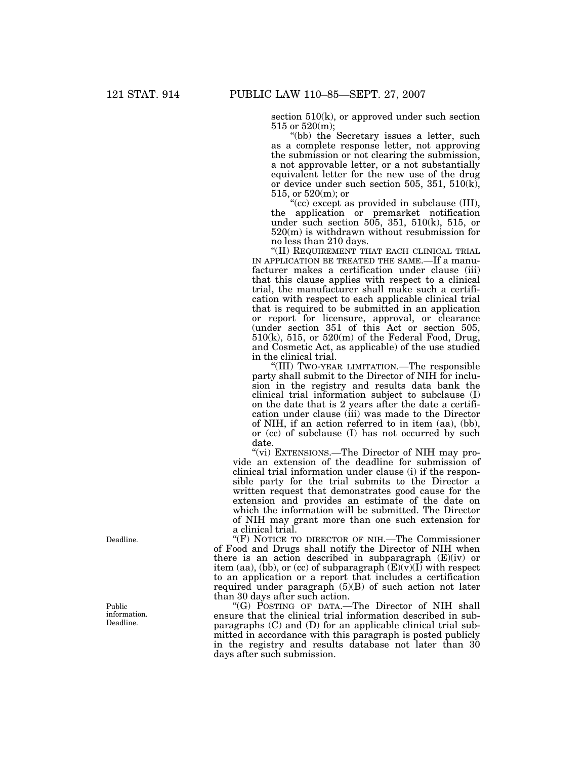section 510(k), or approved under such section 515 or 520(m);

"(bb) the Secretary issues a letter, such as a complete response letter, not approving the submission or not clearing the submission, a not approvable letter, or a not substantially equivalent letter for the new use of the drug or device under such section 505, 351, 510(k), 515, or 520(m); or

"(cc) except as provided in subclause (III), the application or premarket notification under such section 505, 351, 510(k), 515, or 520(m) is withdrawn without resubmission for no less than 210 days.

"(II) REQUIREMENT THAT EACH CLINICAL TRIAL IN APPLICATION BE TREATED THE SAME.—If a manufacturer makes a certification under clause (iii) that this clause applies with respect to a clinical trial, the manufacturer shall make such a certification with respect to each applicable clinical trial that is required to be submitted in an application or report for licensure, approval, or clearance (under section 351 of this Act or section 505, 510(k), 515, or 520(m) of the Federal Food, Drug, and Cosmetic Act, as applicable) of the use studied in the clinical trial.

"(III) TWO-YEAR LIMITATION.—The responsible party shall submit to the Director of NIH for inclusion in the registry and results data bank the clinical trial information subject to subclause (I) on the date that is 2 years after the date a certification under clause (iii) was made to the Director of NIH, if an action referred to in item (aa), (bb), or (cc) of subclause (I) has not occurred by such date.

"(vi) EXTENSIONS.—The Director of NIH may provide an extension of the deadline for submission of clinical trial information under clause (i) if the responsible party for the trial submits to the Director a written request that demonstrates good cause for the extension and provides an estimate of the date on which the information will be submitted. The Director of NIH may grant more than one such extension for a clinical trial.

Deadline.

"(F) NOTICE TO DIRECTOR OF NIH.—The Commissioner of Food and Drugs shall notify the Director of NIH when there is an action described in subparagraph (E)(iv) or item (aa), (bb), or (cc) of subparagraph (E)(v)(I) with respect to an application or a report that includes a certification required under paragraph (5)(B) of such action not later than 30 days after such action.

Public information. Deadline.

"(G) POSTING OF DATA.—The Director of NIH shall ensure that the clinical trial information described in subparagraphs (C) and (D) for an applicable clinical trial submitted in accordance with this paragraph is posted publicly in the registry and results database not later than 30 days after such submission.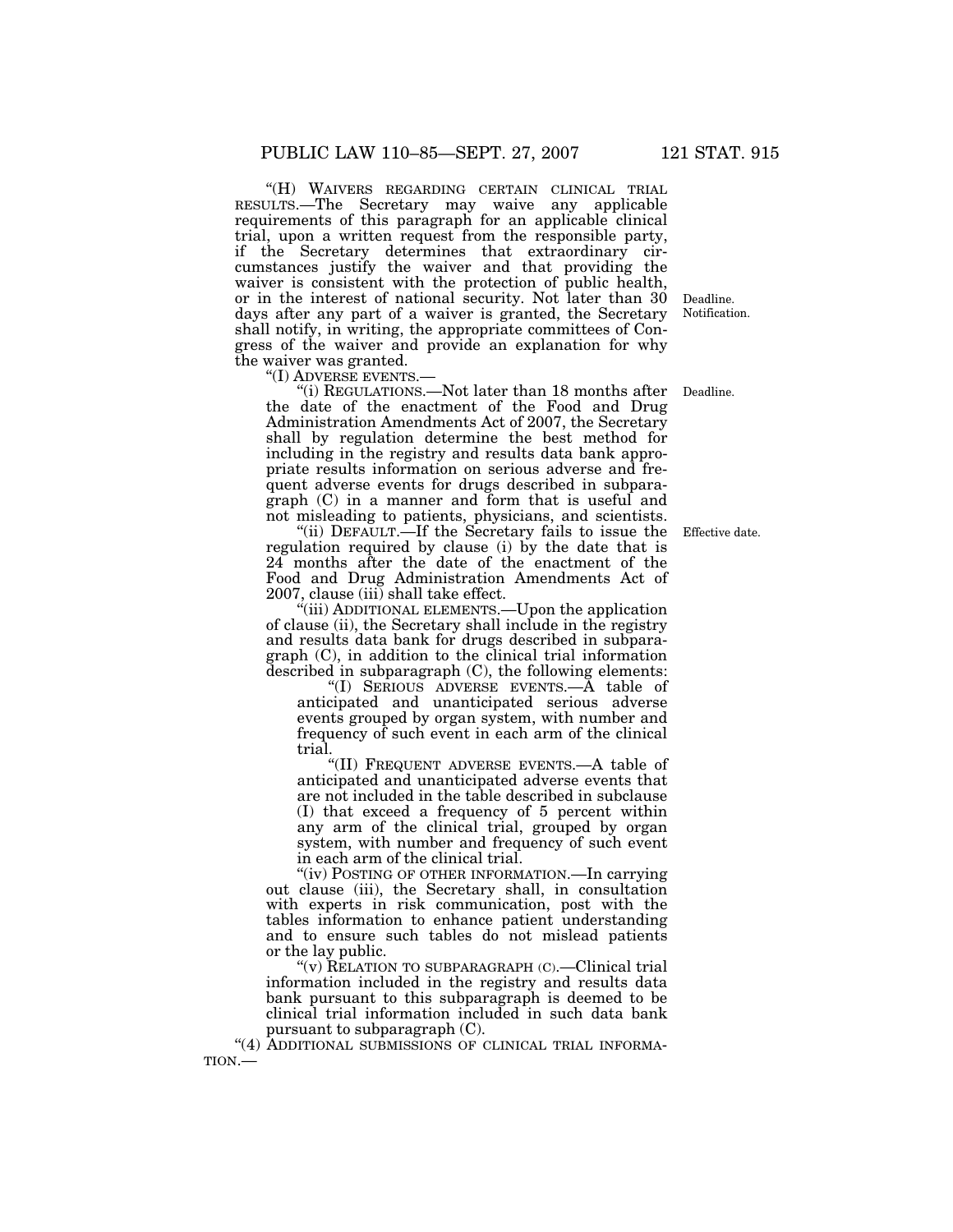"(H) WAIVERS REGARDING CERTAIN CLINICAL TRIAL RESULTS.—The Secretary may waive any applicable requirements of this paragraph for an applicable clinical trial, upon a written request from the responsible party, if the Secretary determines that extraordinary circumstances justify the waiver and that providing the waiver is consistent with the protection of public health, or in the interest of national security. Not later than 30 days after any part of a waiver is granted, the Secretary shall notify, in writing, the appropriate committees of Congress of the waiver and provide an explanation for why the waiver was granted.

Deadline.
Notification.

"(I) ADVERSE EVENTS.—

"(i) REGULATIONS.—Not later than 18 months after the date of the enactment of the Food and Drug Administration Amendments Act of 2007, the Secretary shall by regulation determine the best method for including in the registry and results data bank appropriate results information on serious adverse and frequent adverse events for drugs described in subparagraph (C) in a manner and form that is useful and not misleading to patients, physicians, and scientists.

Deadline.

"(ii) DEFAULT.—If the Secretary fails to issue the regulation required by clause (i) by the date that is 24 months after the date of the enactment of the Food and Drug Administration Amendments Act of 2007, clause (iii) shall take effect.

Effective date.

"(iii) ADDITIONAL ELEMENTS.—Upon the application of clause (ii), the Secretary shall include in the registry and results data bank for drugs described in subparagraph (C), in addition to the clinical trial information described in subparagraph (C), the following elements:

"(I) SERIOUS ADVERSE EVENTS.—A table of anticipated and unanticipated serious adverse events grouped by organ system, with number and frequency of such event in each arm of the clinical trial.

"(II) FREQUENT ADVERSE EVENTS.—A table of anticipated and unanticipated adverse events that are not included in the table described in subclause (I) that exceed a frequency of 5 percent within any arm of the clinical trial, grouped by organ system, with number and frequency of such event in each arm of the clinical trial.

"(iv) POSTING OF OTHER INFORMATION.—In carrying out clause (iii), the Secretary shall, in consultation with experts in risk communication, post with the tables information to enhance patient understanding and to ensure such tables do not mislead patients or the lay public.

"(v) RELATION TO SUBPARAGRAPH (C).—Clinical trial information included in the registry and results data bank pursuant to this subparagraph is deemed to be clinical trial information included in such data bank pursuant to subparagraph (C).

"(4) ADDITIONAL SUBMISSIONS OF CLINICAL TRIAL INFORMATION.—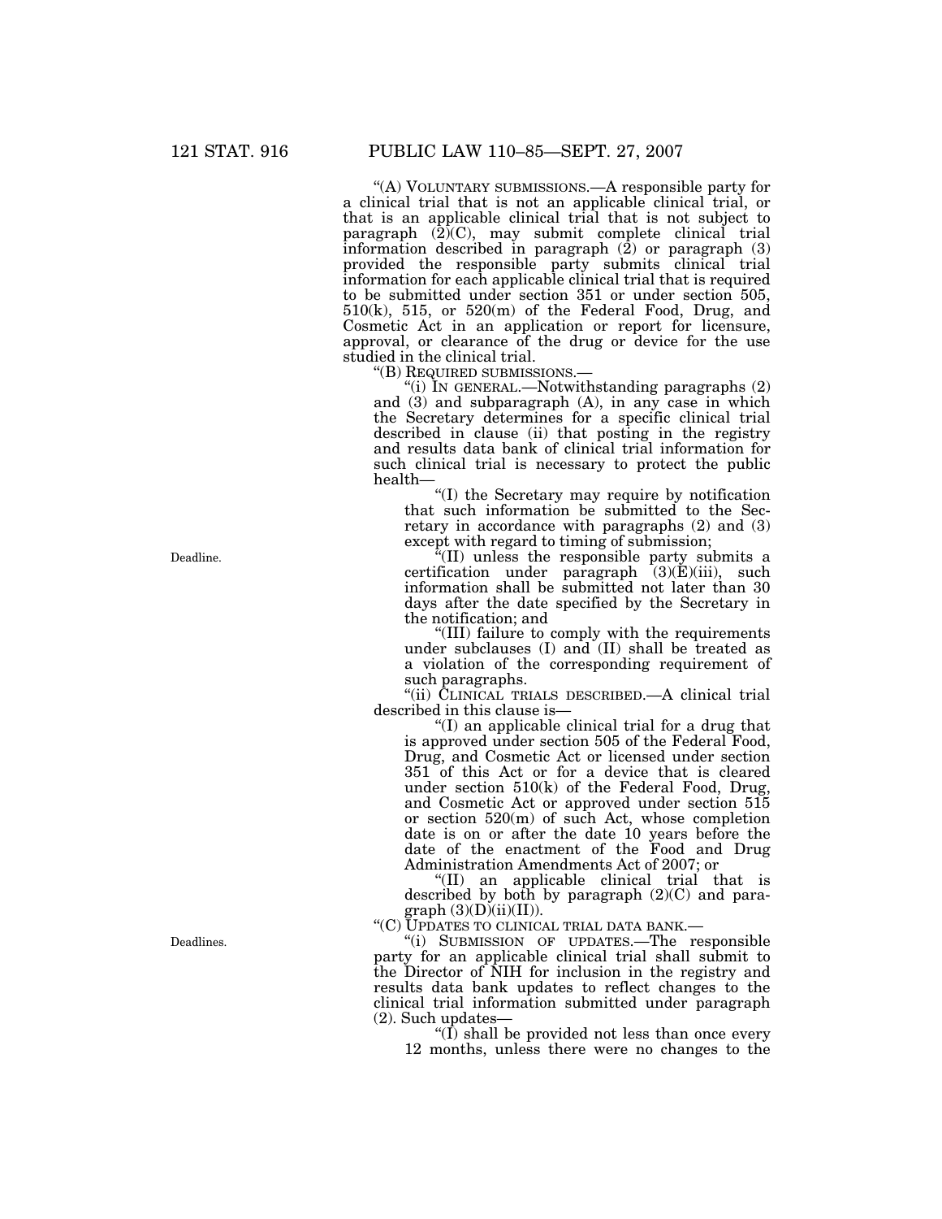"(A) VOLUNTARY SUBMISSIONS.—A responsible party for a clinical trial that is not an applicable clinical trial, or that is an applicable clinical trial that is not subject to paragraph (2)(C), may submit complete clinical trial information described in paragraph (2) or paragraph (3) provided the responsible party submits clinical trial information for each applicable clinical trial that is required to be submitted under section 351 or under section 505, 510(k), 515, or 520(m) of the Federal Food, Drug, and Cosmetic Act in an application or report for licensure, approval, or clearance of the drug or device for the use studied in the clinical trial.

"(B) REQUIRED SUBMISSIONS.—

"(i) IN GENERAL.—Notwithstanding paragraphs (2) and (3) and subparagraph (A), in any case in which the Secretary determines for a specific clinical trial described in clause (ii) that posting in the registry and results data bank of clinical trial information for such clinical trial is necessary to protect the public health—

"(I) the Secretary may require by notification that such information be submitted to the Secretary in accordance with paragraphs (2) and (3) except with regard to timing of submission;

Deadline.

"(II) unless the responsible party submits a certification under paragraph (3)(E)(iii), such information shall be submitted not later than 30 days after the date specified by the Secretary in the notification; and

"(III) failure to comply with the requirements under subclauses (I) and (II) shall be treated as a violation of the corresponding requirement of such paragraphs.

"(ii) CLINICAL TRIALS DESCRIBED.—A clinical trial described in this clause is—

"(I) an applicable clinical trial for a drug that is approved under section 505 of the Federal Food, Drug, and Cosmetic Act or licensed under section 351 of this Act or for a device that is cleared under section 510(k) of the Federal Food, Drug, and Cosmetic Act or approved under section 515 or section 520(m) of such Act, whose completion date is on or after the date 10 years before the date of the enactment of the Food and Drug Administration Amendments Act of 2007; or

"(II) an applicable clinical trial that is described by both by paragraph (2)(C) and paragraph (3)(D)(ii)(II)).

"(C) UPDATES TO CLINICAL TRIAL DATA BANK.—

Deadlines.

"(i) SUBMISSION OF UPDATES.—The responsible party for an applicable clinical trial shall submit to the Director of NIH for inclusion in the registry and results data bank updates to reflect changes to the clinical trial information submitted under paragraph (2). Such updates—

"(I) shall be provided not less than once every 12 months, unless there were no changes to the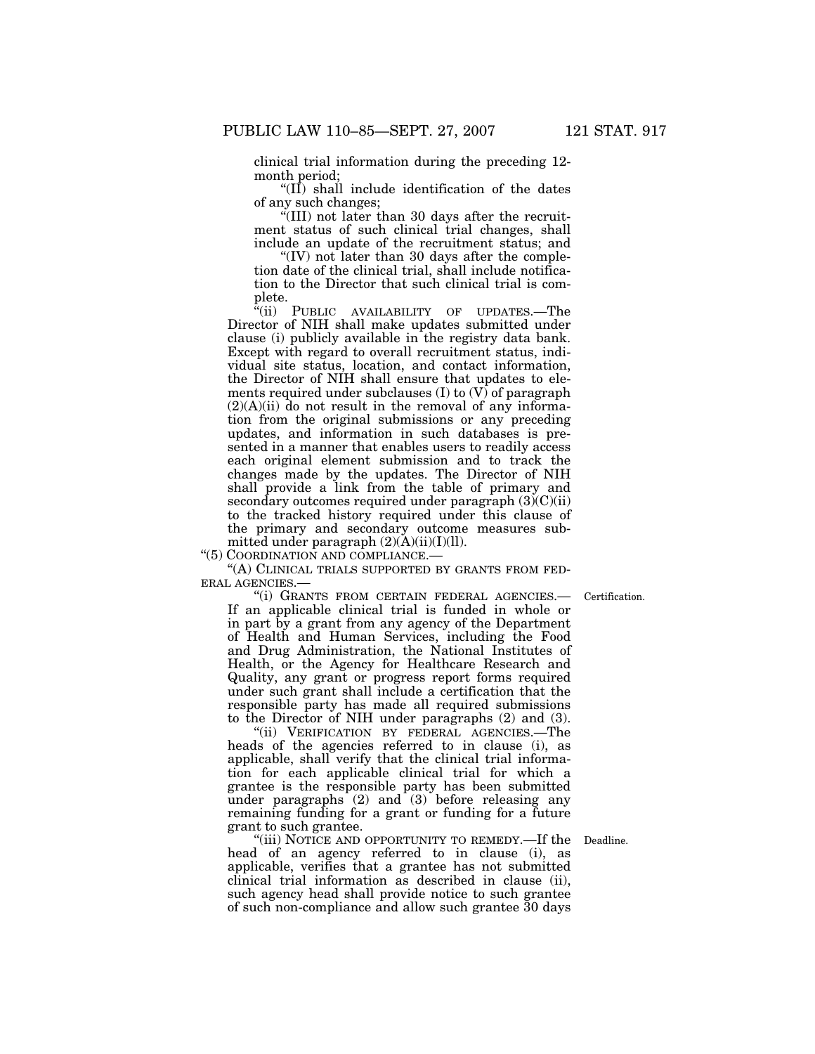clinical trial information during the preceding 12-month period;

"(II) shall include identification of the dates of any such changes;

"(III) not later than 30 days after the recruitment status of such clinical trial changes, shall include an update of the recruitment status; and

"(IV) not later than 30 days after the completion date of the clinical trial, shall include notification to the Director that such clinical trial is complete.

"(ii) PUBLIC AVAILABILITY OF UPDATES.—The Director of NIH shall make updates submitted under clause (i) publicly available in the registry data bank. Except with regard to overall recruitment status, individual site status, location, and contact information, the Director of NIH shall ensure that updates to elements required under subclauses (I) to (V) of paragraph (2)(A)(ii) do not result in the removal of any information from the original submissions or any preceding updates, and information in such databases is presented in a manner that enables users to readily access each original element submission and to track the changes made by the updates. The Director of NIH shall provide a link from the table of primary and secondary outcomes required under paragraph (3)(C)(ii) to the tracked history required under this clause of the primary and secondary outcome measures submitted under paragraph (2)(A)(ii)(I)(ll).

"(5) COORDINATION AND COMPLIANCE.—

"(A) CLINICAL TRIALS SUPPORTED BY GRANTS FROM FEDERAL AGENCIES.—

Certification.

"(i) GRANTS FROM CERTAIN FEDERAL AGENCIES.— If an applicable clinical trial is funded in whole or in part by a grant from any agency of the Department of Health and Human Services, including the Food and Drug Administration, the National Institutes of Health, or the Agency for Healthcare Research and Quality, any grant or progress report forms required under such grant shall include a certification that the responsible party has made all required submissions to the Director of NIH under paragraphs (2) and (3).

"(ii) VERIFICATION BY FEDERAL AGENCIES.—The heads of the agencies referred to in clause (i), as applicable, shall verify that the clinical trial information for each applicable clinical trial for which a grantee is the responsible party has been submitted under paragraphs (2) and (3) before releasing any remaining funding for a grant or funding for a future grant to such grantee.

Deadline.

"(iii) NOTICE AND OPPORTUNITY TO REMEDY.—If the head of an agency referred to in clause (i), as applicable, verifies that a grantee has not submitted clinical trial information as described in clause (ii), such agency head shall provide notice to such grantee of such non-compliance and allow such grantee 30 days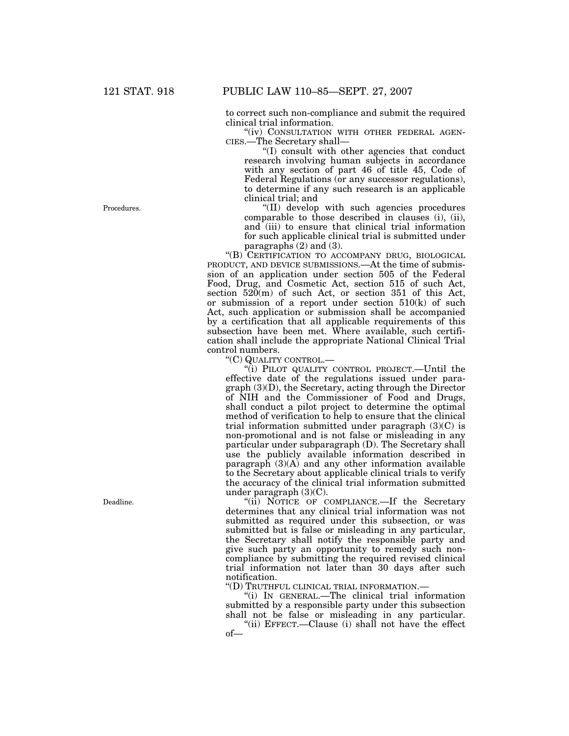to correct such non-compliance and submit the required clinical trial information.

"(iv) CONSULTATION WITH OTHER FEDERAL AGENCIES.—The Secretary shall—

"(I) consult with other agencies that conduct research involving human subjects in accordance with any section of part 46 of title 45, Code of Federal Regulations (or any successor regulations), to determine if any such research is an applicable clinical trial; and

Procedures.

"(II) develop with such agencies procedures comparable to those described in clauses (i), (ii), and (iii) to ensure that clinical trial information for such applicable clinical trial is submitted under paragraphs (2) and (3).

"(B) CERTIFICATION TO ACCOMPANY DRUG, BIOLOGICAL PRODUCT, AND DEVICE SUBMISSIONS.—At the time of submission of an application under section 505 of the Federal Food, Drug, and Cosmetic Act, section 515 of such Act, section 520(m) of such Act, or section 351 of this Act, or submission of a report under section 510(k) of such Act, such application or submission shall be accompanied by a certification that all applicable requirements of this subsection have been met. Where available, such certification shall include the appropriate National Clinical Trial control numbers.

"(C) QUALITY CONTROL.—

"(i) PILOT QUALITY CONTROL PROJECT.—Until the effective date of the regulations issued under paragraph (3)(D), the Secretary, acting through the Director of NIH and the Commissioner of Food and Drugs, shall conduct a pilot project to determine the optimal method of verification to help to ensure that the clinical trial information submitted under paragraph (3)(C) is non-promotional and is not false or misleading in any particular under subparagraph (D). The Secretary shall use the publicly available information described in paragraph (3)(A) and any other information available to the Secretary about applicable clinical trials to verify the accuracy of the clinical trial information submitted under paragraph (3)(C).

Deadline.

"(ii) NOTICE OF COMPLIANCE.—If the Secretary determines that any clinical trial information was not submitted as required under this subsection, or was submitted but is false or misleading in any particular, the Secretary shall notify the responsible party and give such party an opportunity to remedy such non-compliance by submitting the required revised clinical trial information not later than 30 days after such notification.

"(D) TRUTHFUL CLINICAL TRIAL INFORMATION.—

"(i) IN GENERAL.—The clinical trial information submitted by a responsible party under this subsection shall not be false or misleading in any particular.

"(ii) EFFECT.—Clause (i) shall not have the effect of—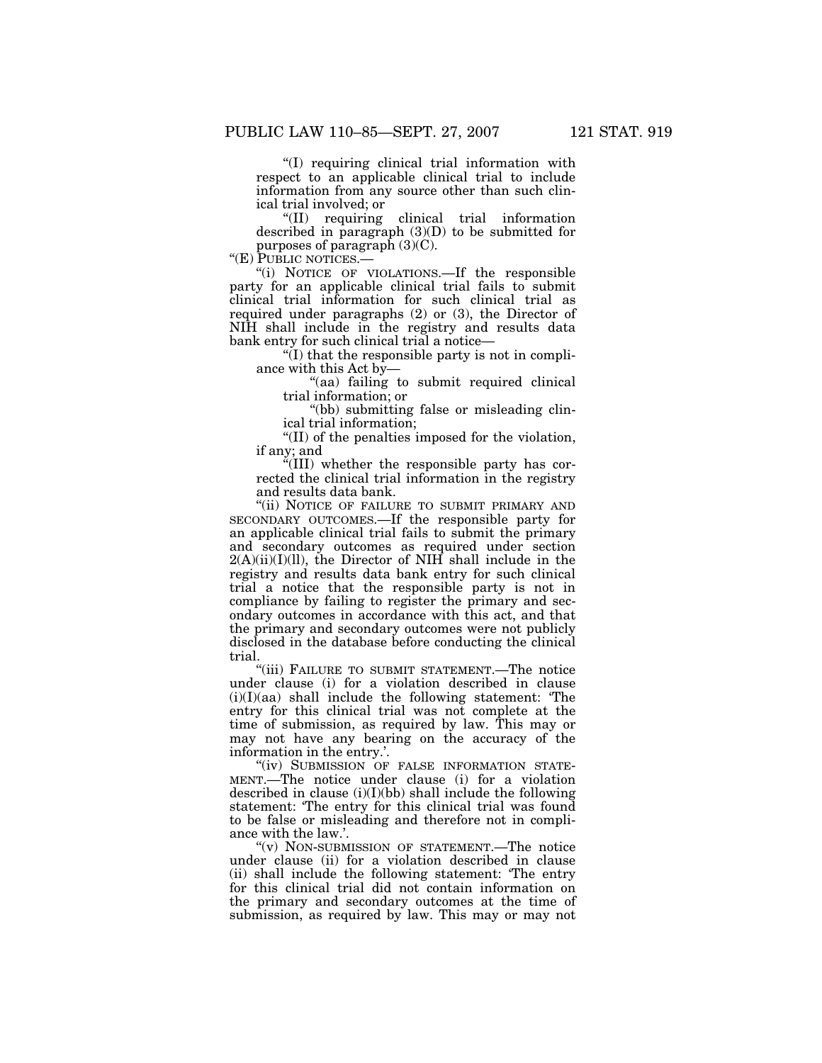"(I) requiring clinical trial information with respect to an applicable clinical trial to include information from any source other than such clinical trial involved; or

"(II) requiring clinical trial information described in paragraph (3)(D) to be submitted for purposes of paragraph (3)(C).

"(E) PUBLIC NOTICES.—

"(i) NOTICE OF VIOLATIONS.—If the responsible party for an applicable clinical trial fails to submit clinical trial information for such clinical trial as required under paragraphs (2) or (3), the Director of NIH shall include in the registry and results data bank entry for such clinical trial a notice—

"(I) that the responsible party is not in compliance with this Act by—

"(aa) failing to submit required clinical trial information; or

"(bb) submitting false or misleading clinical trial information;

"(II) of the penalties imposed for the violation, if any; and

"(III) whether the responsible party has corrected the clinical trial information in the registry and results data bank.

"(ii) NOTICE OF FAILURE TO SUBMIT PRIMARY AND SECONDARY OUTCOMES.—If the responsible party for an applicable clinical trial fails to submit the primary and secondary outcomes as required under section 2(A)(ii)(I)(ll), the Director of NIH shall include in the registry and results data bank entry for such clinical trial a notice that the responsible party is not in compliance by failing to register the primary and secondary outcomes in accordance with this act, and that the primary and secondary outcomes were not publicly disclosed in the database before conducting the clinical trial.

"(iii) FAILURE TO SUBMIT STATEMENT.—The notice under clause (i) for a violation described in clause (i)(I)(aa) shall include the following statement: 'The entry for this clinical trial was not complete at the time of submission, as required by law. This may or may not have any bearing on the accuracy of the information in the entry.'.

"(iv) SUBMISSION OF FALSE INFORMATION STATEMENT.—The notice under clause (i) for a violation described in clause (i)(I)(bb) shall include the following statement: 'The entry for this clinical trial was found to be false or misleading and therefore not in compliance with the law.'.

"(v) NON-SUBMISSION OF STATEMENT.—The notice under clause (ii) for a violation described in clause (ii) shall include the following statement: 'The entry for this clinical trial did not contain information on the primary and secondary outcomes at the time of submission, as required by law. This may or may not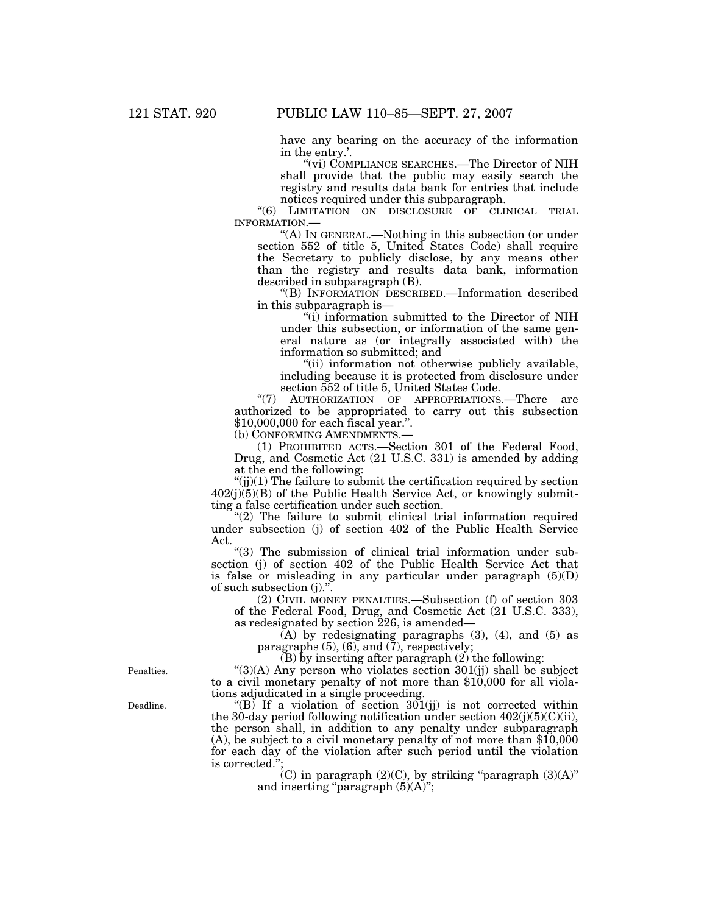have any bearing on the accuracy of the information in the entry.'.

"(vi) COMPLIANCE SEARCHES.—The Director of NIH shall provide that the public may easily search the registry and results data bank for entries that include notices required under this subparagraph.

"(6) LIMITATION ON DISCLOSURE OF CLINICAL TRIAL INFORMATION.—

"(A) IN GENERAL.—Nothing in this subsection (or under section 552 of title 5, United States Code) shall require the Secretary to publicly disclose, by any means other than the registry and results data bank, information described in subparagraph (B).

"(B) INFORMATION DESCRIBED.—Information described in this subparagraph is—

"(i) information submitted to the Director of NIH under this subsection, or information of the same general nature as (or integrally associated with) the information so submitted; and

"(ii) information not otherwise publicly available, including because it is protected from disclosure under section 552 of title 5, United States Code.

"(7) AUTHORIZATION OF APPROPRIATIONS.—There are authorized to be appropriated to carry out this subsection $10,000,000 for each fiscal year.".

(b) CONFORMING AMENDMENTS.—

(1) PROHIBITED ACTS.—Section 301 of the Federal Food, Drug, and Cosmetic Act (21 U.S.C. 331) is amended by adding at the end the following:

"(jj)(1) The failure to submit the certification required by section 402(j)(5)(B) of the Public Health Service Act, or knowingly submitting a false certification under such section.

"(2) The failure to submit clinical trial information required under subsection (j) of section 402 of the Public Health Service Act.

"(3) The submission of clinical trial information under subsection (j) of section 402 of the Public Health Service Act that is false or misleading in any particular under paragraph (5)(D) of such subsection (j).".

(2) CIVIL MONEY PENALTIES.—Subsection (f) of section 303 of the Federal Food, Drug, and Cosmetic Act (21 U.S.C. 333), as redesignated by section 226, is amended—

(A) by redesignating paragraphs (3), (4), and (5) as paragraphs (5), (6), and (7), respectively;

(B) by inserting after paragraph (2) the following:

Penalties.

"(3)(A) Any person who violates section 301(jj) shall be subject to a civil monetary penalty of not more than $10,000 for all violations adjudicated in a single proceeding.

Deadline.

"(B) If a violation of section 301(jj) is not corrected within the 30-day period following notification under section 402(j)(5)(C)(ii), the person shall, in addition to any penalty under subparagraph (A), be subject to a civil monetary penalty of not more than $10,000 for each day of the violation after such period until the violation is corrected.";

(C) in paragraph (2)(C), by striking "paragraph (3)(A)" and inserting "paragraph (5)(A)";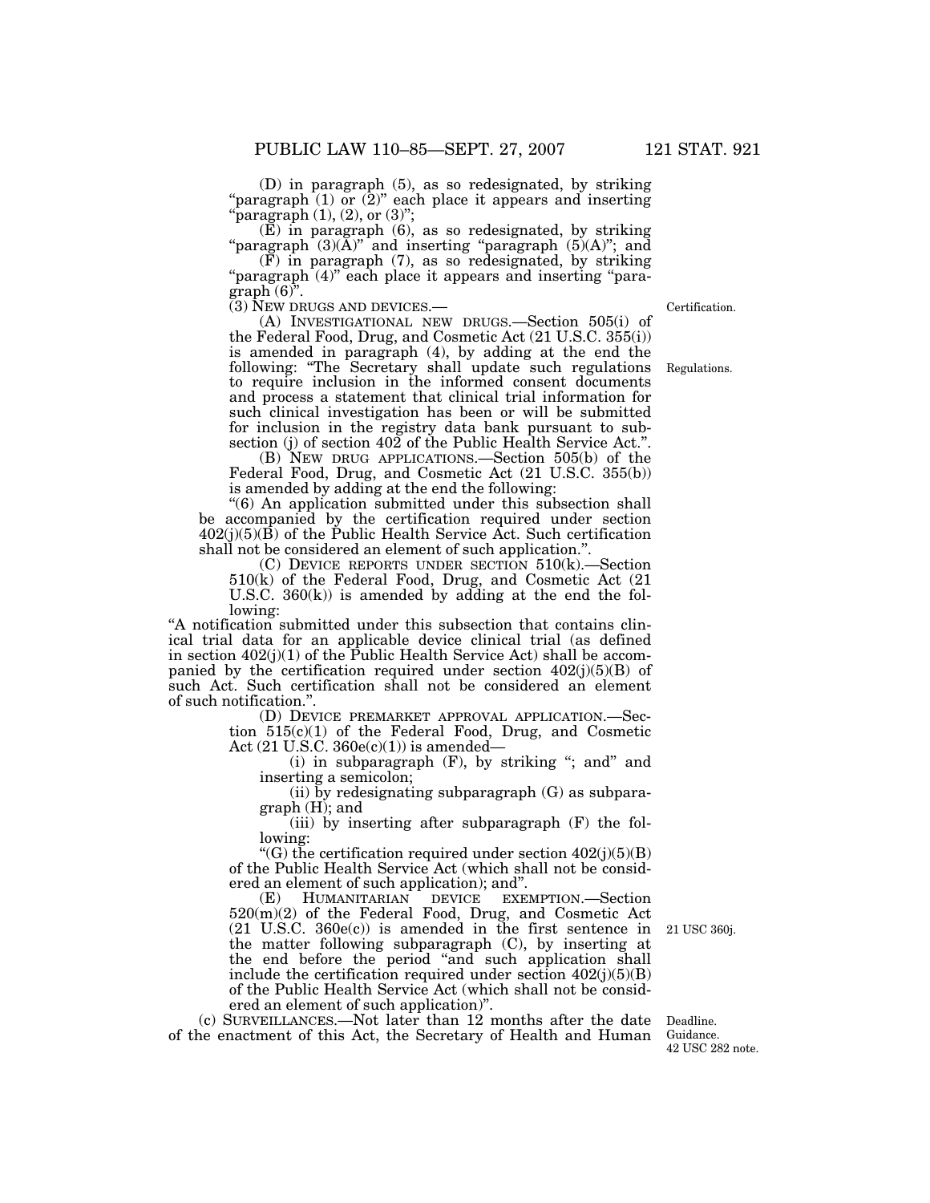(D) in paragraph (5), as so redesignated, by striking "paragraph (1) or (2)" each place it appears and inserting "paragraph (1), (2), or (3)";

(E) in paragraph (6), as so redesignated, by striking "paragraph (3)(A)" and inserting "paragraph (5)(A)"; and

(F) in paragraph (7), as so redesignated, by striking "paragraph (4)" each place it appears and inserting "paragraph (6)".

(3) NEW DRUGS AND DEVICES.—

Certification.

(A) INVESTIGATIONAL NEW DRUGS.—Section 505(i) of the Federal Food, Drug, and Cosmetic Act (21 U.S.C. 355(i)) is amended in paragraph (4), by adding at the end the following: "The Secretary shall update such regulations to require inclusion in the informed consent documents and process a statement that clinical trial information for such clinical investigation has been or will be submitted for inclusion in the registry data bank pursuant to subsection (j) of section 402 of the Public Health Service Act.".

Regulations.

(B) NEW DRUG APPLICATIONS.—Section 505(b) of the Federal Food, Drug, and Cosmetic Act (21 U.S.C. 355(b)) is amended by adding at the end the following:

"(6) An application submitted under this subsection shall be accompanied by the certification required under section 402(j)(5)(B) of the Public Health Service Act. Such certification shall not be considered an element of such application.".

(C) DEVICE REPORTS UNDER SECTION 510(k).—Section 510(k) of the Federal Food, Drug, and Cosmetic Act (21 U.S.C. 360(k)) is amended by adding at the end the following:

"A notification submitted under this subsection that contains clinical trial data for an applicable device clinical trial (as defined in section 402(j)(1) of the Public Health Service Act) shall be accompanied by the certification required under section 402(j)(5)(B) of such Act. Such certification shall not be considered an element of such notification.".

(D) DEVICE PREMARKET APPROVAL APPLICATION.—Section 515(c)(1) of the Federal Food, Drug, and Cosmetic Act (21 U.S.C. 360e(c)(1)) is amended—

(i) in subparagraph (F), by striking "; and" and inserting a semicolon;

(ii) by redesignating subparagraph (G) as subparagraph (H); and

(iii) by inserting after subparagraph (F) the following:

"(G) the certification required under section 402(j)(5)(B) of the Public Health Service Act (which shall not be considered an element of such application); and".

(E) HUMANITARIAN DEVICE EXEMPTION.—Section 520(m)(2) of the Federal Food, Drug, and Cosmetic Act (21 U.S.C. 360e(c)) is amended in the first sentence in the matter following subparagraph (C), by inserting at the end before the period "and such application shall include the certification required under section 402(j)(5)(B) of the Public Health Service Act (which shall not be considered an element of such application)".

21 USC 360j.

(c) SURVEILLANCES.—Not later than 12 months after the date of the enactment of this Act, the Secretary of Health and Human

Deadline.
Guidance.
42 USC 282 note.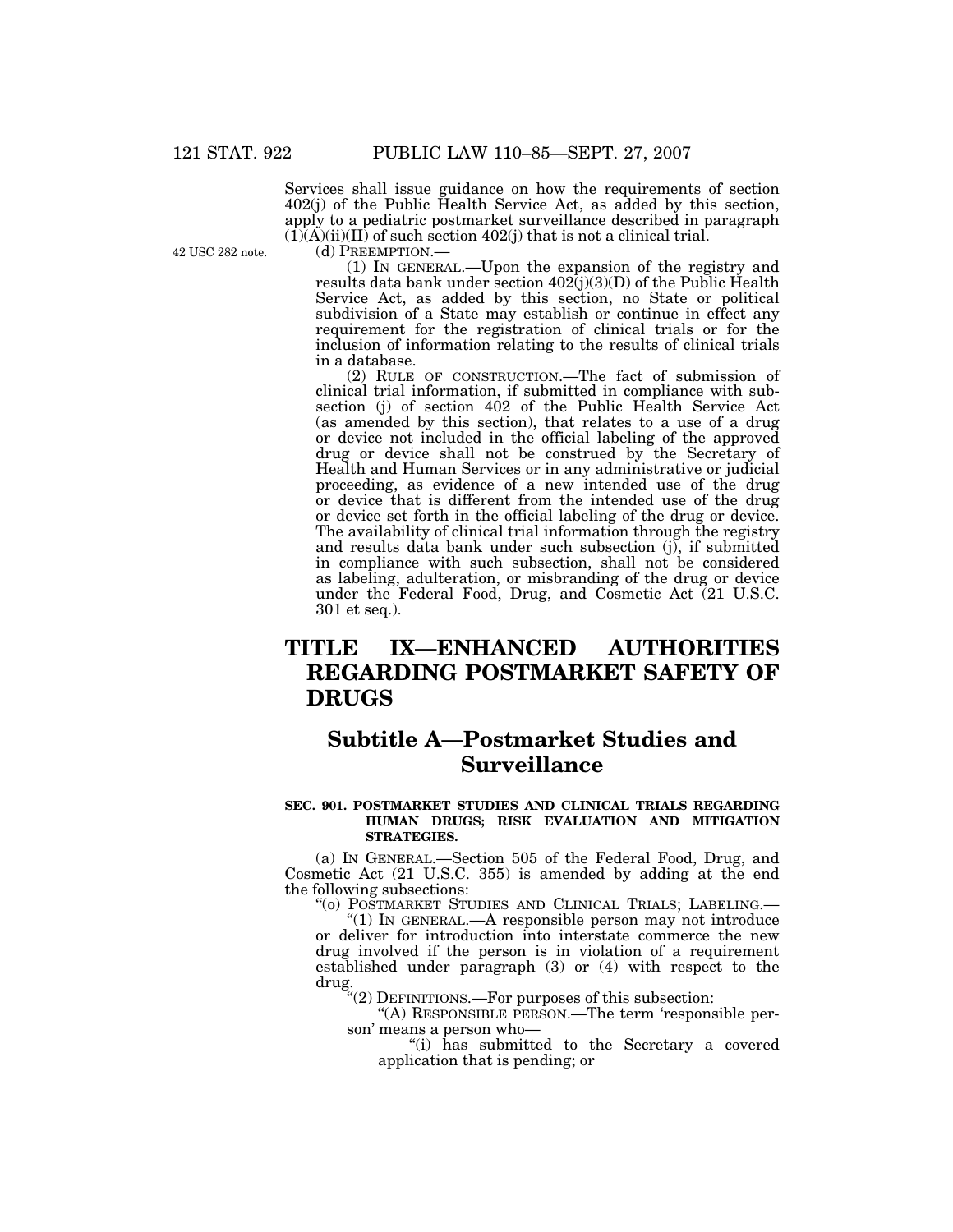Services shall issue guidance on how the requirements of section 402(j) of the Public Health Service Act, as added by this section, apply to a pediatric postmarket surveillance described in paragraph (1)(A)(ii)(II) of such section 402(j) that is not a clinical trial.

42 USC 282 note.

(d) PREEMPTION.—

(1) IN GENERAL.—Upon the expansion of the registry and results data bank under section 402(j)(3)(D) of the Public Health Service Act, as added by this section, no State or political subdivision of a State may establish or continue in effect any requirement for the registration of clinical trials or for the inclusion of information relating to the results of clinical trials in a database.

(2) RULE OF CONSTRUCTION.—The fact of submission of clinical trial information, if submitted in compliance with subsection (j) of section 402 of the Public Health Service Act (as amended by this section), that relates to a use of a drug or device not included in the official labeling of the approved drug or device shall not be construed by the Secretary of Health and Human Services or in any administrative or judicial proceeding, as evidence of a new intended use of the drug or device that is different from the intended use of the drug or device set forth in the official labeling of the drug or device. The availability of clinical trial information through the registry and results data bank under such subsection (j), if submitted in compliance with such subsection, shall not be considered as labeling, adulteration, or misbranding of the drug or device under the Federal Food, Drug, and Cosmetic Act (21 U.S.C. 301 et seq.).

# TITLE IX—ENHANCED AUTHORITIES REGARDING POSTMARKET SAFETY OF DRUGS

## Subtitle A—Postmarket Studies and Surveillance

### SEC. 901. POSTMARKET STUDIES AND CLINICAL TRIALS REGARDING HUMAN DRUGS; RISK EVALUATION AND MITIGATION STRATEGIES.

(a) IN GENERAL.—Section 505 of the Federal Food, Drug, and Cosmetic Act (21 U.S.C. 355) is amended by adding at the end the following subsections:

"(o) POSTMARKET STUDIES AND CLINICAL TRIALS; LABELING.—

"(1) IN GENERAL.—A responsible person may not introduce or deliver for introduction into interstate commerce the new drug involved if the person is in violation of a requirement established under paragraph (3) or (4) with respect to the drug.

"(2) DEFINITIONS.—For purposes of this subsection:

"(A) RESPONSIBLE PERSON.—The term 'responsible person' means a person who—

"(i) has submitted to the Secretary a covered application that is pending; or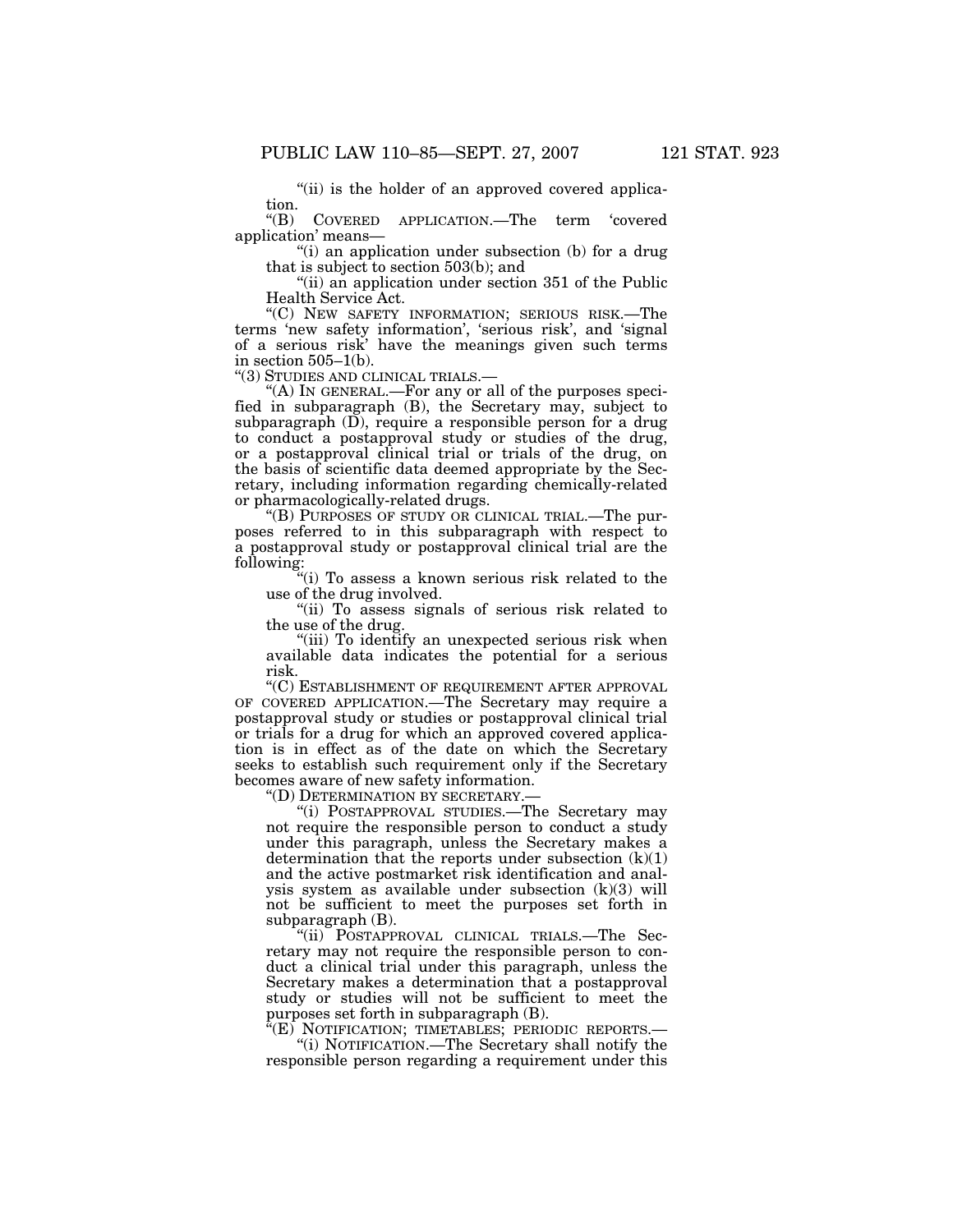"(ii) is the holder of an approved covered application.

"(B) COVERED APPLICATION.—The term 'covered application' means—

"(i) an application under subsection (b) for a drug that is subject to section 503(b); and

"(ii) an application under section 351 of the Public Health Service Act.

"(C) NEW SAFETY INFORMATION; SERIOUS RISK.—The terms 'new safety information', 'serious risk', and 'signal of a serious risk' have the meanings given such terms in section 505–1(b).

"(3) STUDIES AND CLINICAL TRIALS.—

"(A) IN GENERAL.—For any or all of the purposes specified in subparagraph (B), the Secretary may, subject to subparagraph (D), require a responsible person for a drug to conduct a postapproval study or studies of the drug, or a postapproval clinical trial or trials of the drug, on the basis of scientific data deemed appropriate by the Secretary, including information regarding chemically-related or pharmacologically-related drugs.

"(B) PURPOSES OF STUDY OR CLINICAL TRIAL.—The purposes referred to in this subparagraph with respect to a postapproval study or postapproval clinical trial are the following:

"(i) To assess a known serious risk related to the use of the drug involved.

"(ii) To assess signals of serious risk related to the use of the drug.

"(iii) To identify an unexpected serious risk when available data indicates the potential for a serious risk.

"(C) ESTABLISHMENT OF REQUIREMENT AFTER APPROVAL OF COVERED APPLICATION.—The Secretary may require a postapproval study or studies or postapproval clinical trial or trials for a drug for which an approved covered application is in effect as of the date on which the Secretary seeks to establish such requirement only if the Secretary becomes aware of new safety information.

"(D) DETERMINATION BY SECRETARY.—

"(i) POSTAPPROVAL STUDIES.—The Secretary may not require the responsible person to conduct a study under this paragraph, unless the Secretary makes a determination that the reports under subsection (k)(1) and the active postmarket risk identification and analysis system as available under subsection (k)(3) will not be sufficient to meet the purposes set forth in subparagraph (B).

"(ii) POSTAPPROVAL CLINICAL TRIALS.—The Secretary may not require the responsible person to conduct a clinical trial under this paragraph, unless the Secretary makes a determination that a postapproval study or studies will not be sufficient to meet the purposes set forth in subparagraph (B).

"(E) NOTIFICATION; TIMETABLES; PERIODIC REPORTS.—

"(i) NOTIFICATION.—The Secretary shall notify the responsible person regarding a requirement under this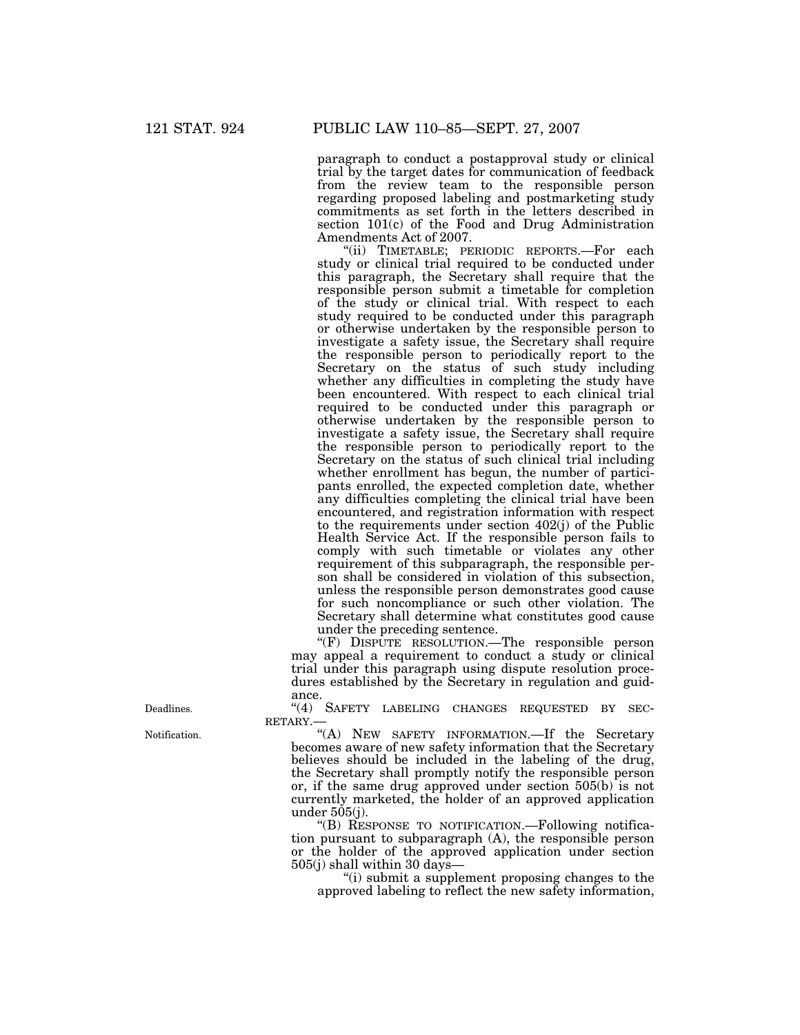paragraph to conduct a postapproval study or clinical trial by the target dates for communication of feedback from the review team to the responsible person regarding proposed labeling and postmarketing study commitments as set forth in the letters described in section 101(c) of the Food and Drug Administration Amendments Act of 2007.

"(ii) TIMETABLE; PERIODIC REPORTS.—For each study or clinical trial required to be conducted under this paragraph, the Secretary shall require that the responsible person submit a timetable for completion of the study or clinical trial. With respect to each study required to be conducted under this paragraph or otherwise undertaken by the responsible person to investigate a safety issue, the Secretary shall require the responsible person to periodically report to the Secretary on the status of such study including whether any difficulties in completing the study have been encountered. With respect to each clinical trial required to be conducted under this paragraph or otherwise undertaken by the responsible person to investigate a safety issue, the Secretary shall require the responsible person to periodically report to the Secretary on the status of such clinical trial including whether enrollment has begun, the number of participants enrolled, the expected completion date, whether any difficulties completing the clinical trial have been encountered, and registration information with respect to the requirements under section 402(j) of the Public Health Service Act. If the responsible person fails to comply with such timetable or violates any other requirement of this subparagraph, the responsible person shall be considered in violation of this subsection, unless the responsible person demonstrates good cause for such noncompliance or such other violation. The Secretary shall determine what constitutes good cause under the preceding sentence.

"(F) DISPUTE RESOLUTION.—The responsible person may appeal a requirement to conduct a study or clinical trial under this paragraph using dispute resolution procedures established by the Secretary in regulation and guidance.

Deadlines.

"(4) SAFETY LABELING CHANGES REQUESTED BY SECRETARY.—

Notification.

"(A) NEW SAFETY INFORMATION.—If the Secretary becomes aware of new safety information that the Secretary believes should be included in the labeling of the drug, the Secretary shall promptly notify the responsible person or, if the same drug approved under section 505(b) is not currently marketed, the holder of an approved application under 505(j).

"(B) RESPONSE TO NOTIFICATION.—Following notification pursuant to subparagraph (A), the responsible person or the holder of the approved application under section 505(j) shall within 30 days—

"(i) submit a supplement proposing changes to the approved labeling to reflect the new safety information,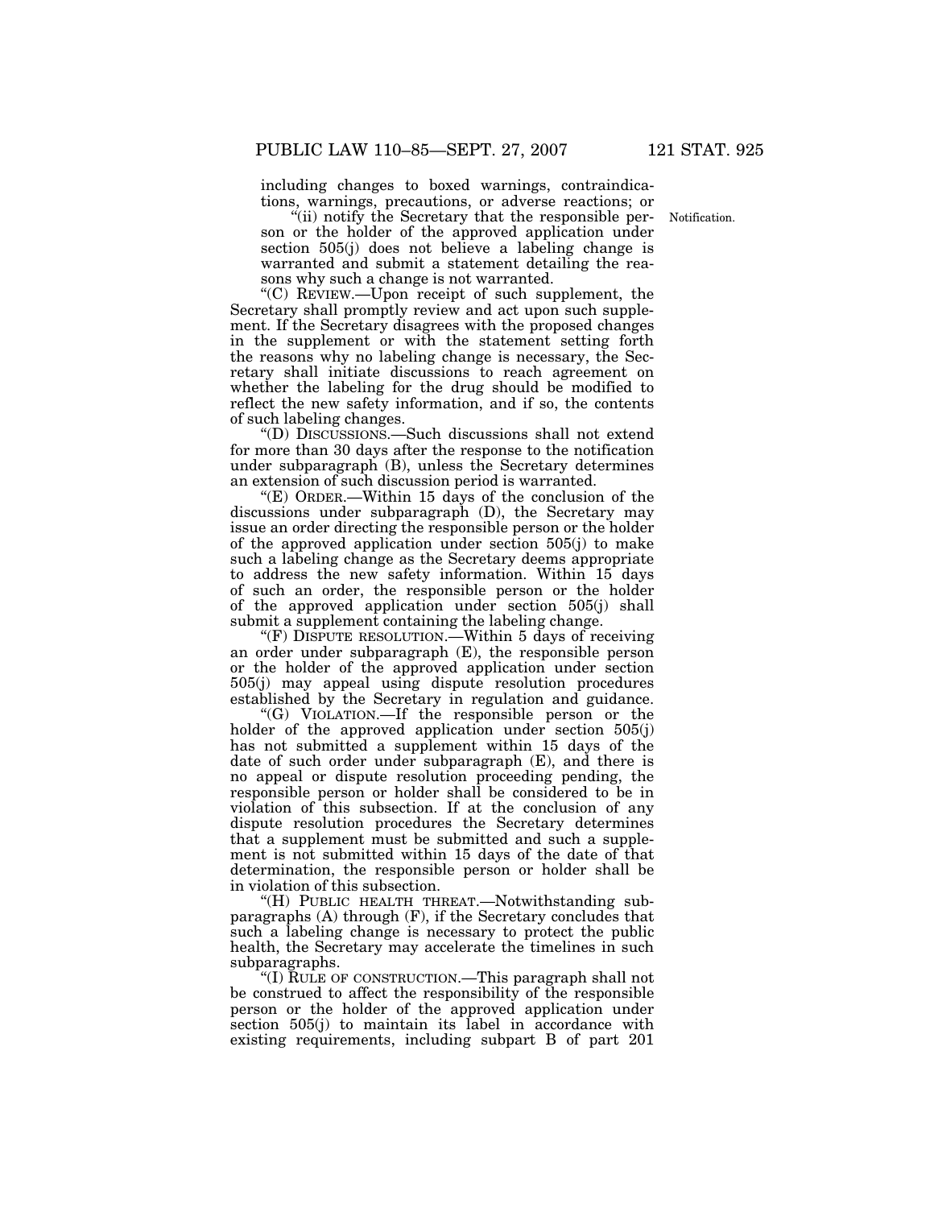including changes to boxed warnings, contraindications, warnings, precautions, or adverse reactions; or

"(ii) notify the Secretary that the responsible person or the holder of the approved application under section 505(j) does not believe a labeling change is warranted and submit a statement detailing the reasons why such a change is not warranted.

Notification.

"(C) REVIEW.—Upon receipt of such supplement, the Secretary shall promptly review and act upon such supplement. If the Secretary disagrees with the proposed changes in the supplement or with the statement setting forth the reasons why no labeling change is necessary, the Secretary shall initiate discussions to reach agreement on whether the labeling for the drug should be modified to reflect the new safety information, and if so, the contents of such labeling changes.

"(D) DISCUSSIONS.—Such discussions shall not extend for more than 30 days after the response to the notification under subparagraph (B), unless the Secretary determines an extension of such discussion period is warranted.

"(E) ORDER.—Within 15 days of the conclusion of the discussions under subparagraph (D), the Secretary may issue an order directing the responsible person or the holder of the approved application under section 505(j) to make such a labeling change as the Secretary deems appropriate to address the new safety information. Within 15 days of such an order, the responsible person or the holder of the approved application under section 505(j) shall submit a supplement containing the labeling change.

"(F) DISPUTE RESOLUTION.—Within 5 days of receiving an order under subparagraph (E), the responsible person or the holder of the approved application under section 505(j) may appeal using dispute resolution procedures established by the Secretary in regulation and guidance.

"(G) VIOLATION.—If the responsible person or the holder of the approved application under section 505(j) has not submitted a supplement within 15 days of the date of such order under subparagraph (E), and there is no appeal or dispute resolution proceeding pending, the responsible person or holder shall be considered to be in violation of this subsection. If at the conclusion of any dispute resolution procedures the Secretary determines that a supplement must be submitted and such a supplement is not submitted within 15 days of the date of that determination, the responsible person or holder shall be in violation of this subsection.

"(H) PUBLIC HEALTH THREAT.—Notwithstanding subparagraphs (A) through (F), if the Secretary concludes that such a labeling change is necessary to protect the public health, the Secretary may accelerate the timelines in such subparagraphs.

"(I) RULE OF CONSTRUCTION.—This paragraph shall not be construed to affect the responsibility of the responsible person or the holder of the approved application under section 505(j) to maintain its label in accordance with existing requirements, including subpart B of part 201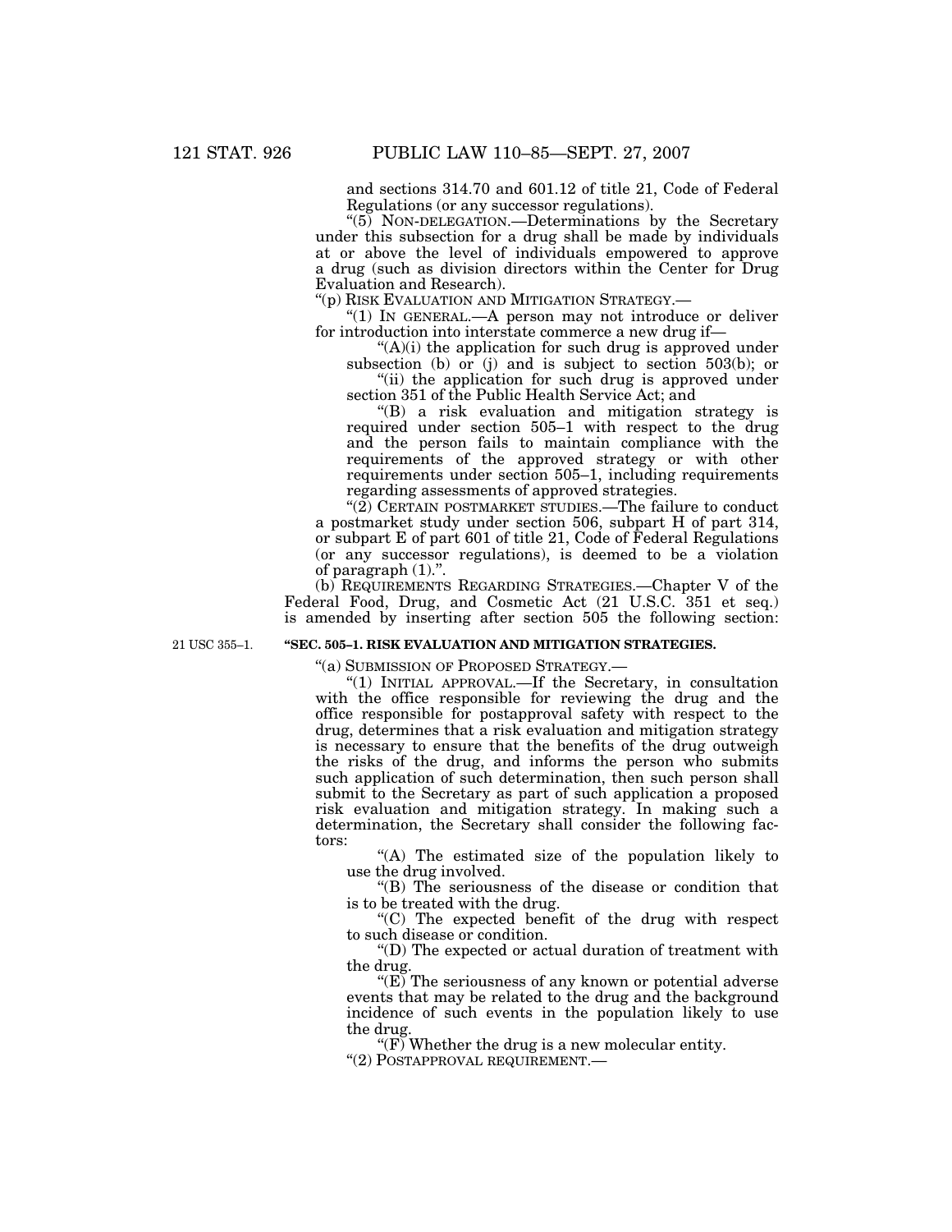and sections 314.70 and 601.12 of title 21, Code of Federal Regulations (or any successor regulations).

"(5) NON-DELEGATION.—Determinations by the Secretary under this subsection for a drug shall be made by individuals at or above the level of individuals empowered to approve a drug (such as division directors within the Center for Drug Evaluation and Research).

"(p) RISK EVALUATION AND MITIGATION STRATEGY.—

"(1) IN GENERAL.—A person may not introduce or deliver for introduction into interstate commerce a new drug if—

"(A)(i) the application for such drug is approved under subsection (b) or (j) and is subject to section 503(b); or

"(ii) the application for such drug is approved under section 351 of the Public Health Service Act; and

"(B) a risk evaluation and mitigation strategy is required under section 505–1 with respect to the drug and the person fails to maintain compliance with the requirements of the approved strategy or with other requirements under section 505–1, including requirements regarding assessments of approved strategies.

"(2) CERTAIN POSTMARKET STUDIES.—The failure to conduct a postmarket study under section 506, subpart H of part 314, or subpart E of part 601 of title 21, Code of Federal Regulations (or any successor regulations), is deemed to be a violation of paragraph (1).".

(b) REQUIREMENTS REGARDING STRATEGIES.—Chapter V of the Federal Food, Drug, and Cosmetic Act (21 U.S.C. 351 et seq.) is amended by inserting after section 505 the following section:

21 USC 355–1.

**"SEC. 505–1. RISK EVALUATION AND MITIGATION STRATEGIES.**

"(a) SUBMISSION OF PROPOSED STRATEGY.—

"(1) INITIAL APPROVAL.—If the Secretary, in consultation with the office responsible for reviewing the drug and the office responsible for postapproval safety with respect to the drug, determines that a risk evaluation and mitigation strategy is necessary to ensure that the benefits of the drug outweigh the risks of the drug, and informs the person who submits such application of such determination, then such person shall submit to the Secretary as part of such application a proposed risk evaluation and mitigation strategy. In making such a determination, the Secretary shall consider the following factors:

"(A) The estimated size of the population likely to use the drug involved.

"(B) The seriousness of the disease or condition that is to be treated with the drug.

"(C) The expected benefit of the drug with respect to such disease or condition.

"(D) The expected or actual duration of treatment with the drug.

"(E) The seriousness of any known or potential adverse events that may be related to the drug and the background incidence of such events in the population likely to use the drug.

"(F) Whether the drug is a new molecular entity.

"(2) POSTAPPROVAL REQUIREMENT.—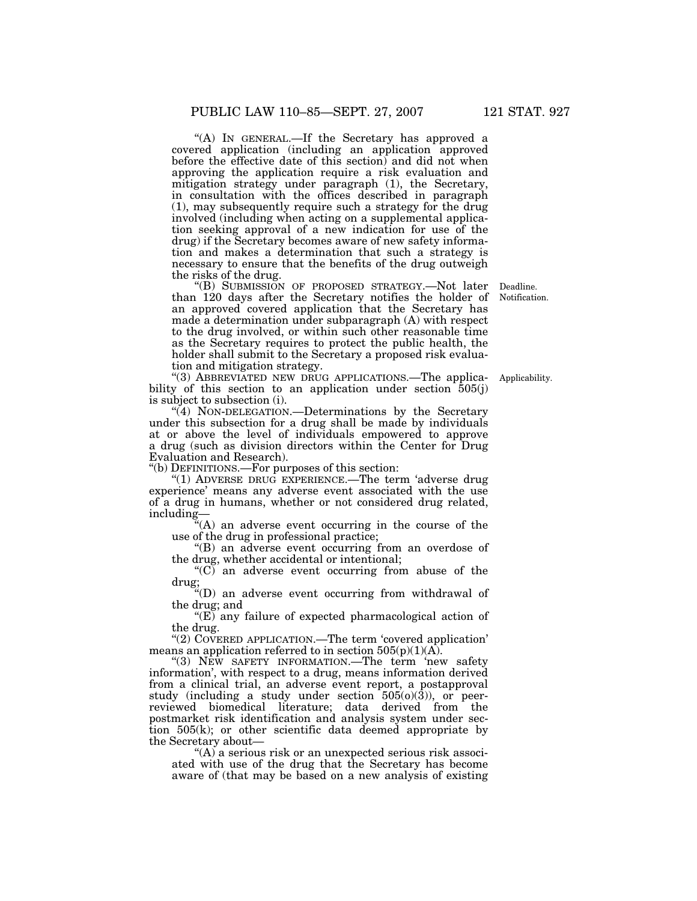"(A) IN GENERAL.—If the Secretary has approved a covered application (including an application approved before the effective date of this section) and did not when approving the application require a risk evaluation and mitigation strategy under paragraph (1), the Secretary, in consultation with the offices described in paragraph (1), may subsequently require such a strategy for the drug involved (including when acting on a supplemental application seeking approval of a new indication for use of the drug) if the Secretary becomes aware of new safety information and makes a determination that such a strategy is necessary to ensure that the benefits of the drug outweigh the risks of the drug.

"(B) SUBMISSION OF PROPOSED STRATEGY.—Not later than 120 days after the Secretary notifies the holder of an approved covered application that the Secretary has made a determination under subparagraph (A) with respect to the drug involved, or within such other reasonable time as the Secretary requires to protect the public health, the holder shall submit to the Secretary a proposed risk evaluation and mitigation strategy.

Deadline.
Notification.

"(3) ABBREVIATED NEW DRUG APPLICATIONS.—The applicability of this section to an application under section 505(j) is subject to subsection (i).

Applicability.

"(4) NON-DELEGATION.—Determinations by the Secretary under this subsection for a drug shall be made by individuals at or above the level of individuals empowered to approve a drug (such as division directors within the Center for Drug Evaluation and Research).

"(b) DEFINITIONS.—For purposes of this section:

"(1) ADVERSE DRUG EXPERIENCE.—The term 'adverse drug experience' means any adverse event associated with the use of a drug in humans, whether or not considered drug related, including—

"(A) an adverse event occurring in the course of the use of the drug in professional practice;

"(B) an adverse event occurring from an overdose of the drug, whether accidental or intentional;

"(C) an adverse event occurring from abuse of the drug;

"(D) an adverse event occurring from withdrawal of the drug; and

"(E) any failure of expected pharmacological action of the drug.

"(2) COVERED APPLICATION.—The term 'covered application' means an application referred to in section 505(p)(1)(A).

"(3) NEW SAFETY INFORMATION.—The term 'new safety information', with respect to a drug, means information derived from a clinical trial, an adverse event report, a postapproval study (including a study under section 505(o)(3)), or peer-reviewed biomedical literature; data derived from the postmarket risk identification and analysis system under section 505(k); or other scientific data deemed appropriate by the Secretary about—

"(A) a serious risk or an unexpected serious risk associated with use of the drug that the Secretary has become aware of (that may be based on a new analysis of existing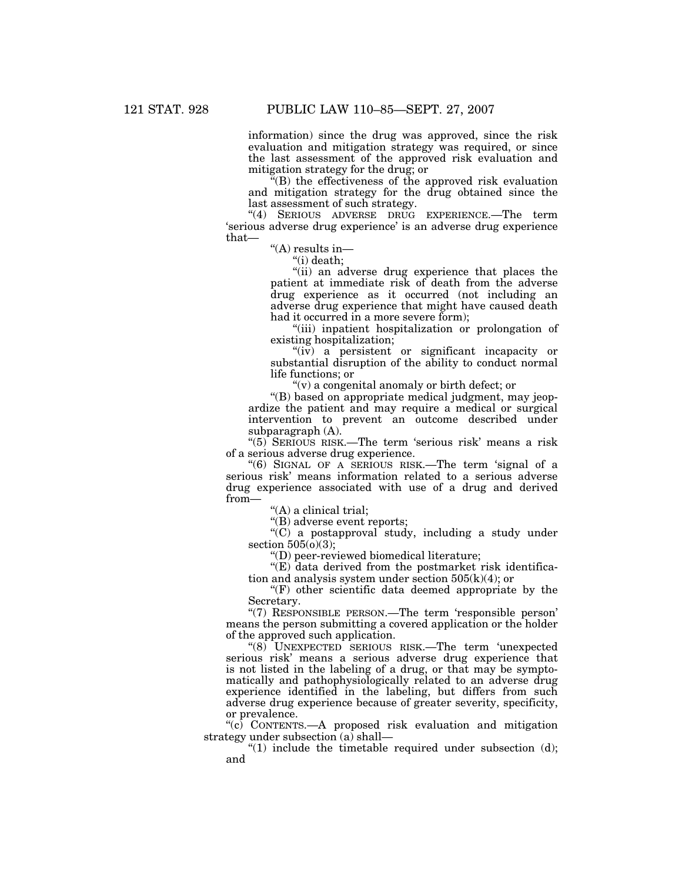information) since the drug was approved, since the risk evaluation and mitigation strategy was required, or since the last assessment of the approved risk evaluation and mitigation strategy for the drug; or

"(B) the effectiveness of the approved risk evaluation and mitigation strategy for the drug obtained since the last assessment of such strategy.

"(4) SERIOUS ADVERSE DRUG EXPERIENCE.—The term 'serious adverse drug experience' is an adverse drug experience that—

"(A) results in—

"(i) death;

"(ii) an adverse drug experience that places the patient at immediate risk of death from the adverse drug experience as it occurred (not including an adverse drug experience that might have caused death had it occurred in a more severe form);

"(iii) inpatient hospitalization or prolongation of existing hospitalization;

"(iv) a persistent or significant incapacity or substantial disruption of the ability to conduct normal life functions; or

"(v) a congenital anomaly or birth defect; or

"(B) based on appropriate medical judgment, may jeopardize the patient and may require a medical or surgical intervention to prevent an outcome described under subparagraph (A).

"(5) SERIOUS RISK.—The term 'serious risk' means a risk of a serious adverse drug experience.

"(6) SIGNAL OF A SERIOUS RISK.—The term 'signal of a serious risk' means information related to a serious adverse drug experience associated with use of a drug and derived from—

"(A) a clinical trial;

"(B) adverse event reports;

"(C) a postapproval study, including a study under section 505(o)(3);

"(D) peer-reviewed biomedical literature;

"(E) data derived from the postmarket risk identification and analysis system under section 505(k)(4); or

"(F) other scientific data deemed appropriate by the Secretary.

"(7) RESPONSIBLE PERSON.—The term 'responsible person' means the person submitting a covered application or the holder of the approved such application.

"(8) UNEXPECTED SERIOUS RISK.—The term 'unexpected serious risk' means a serious adverse drug experience that is not listed in the labeling of a drug, or that may be symptomatically and pathophysiologically related to an adverse drug experience identified in the labeling, but differs from such adverse drug experience because of greater severity, specificity, or prevalence.

"(c) CONTENTS.—A proposed risk evaluation and mitigation strategy under subsection (a) shall—

"(1) include the timetable required under subsection (d); and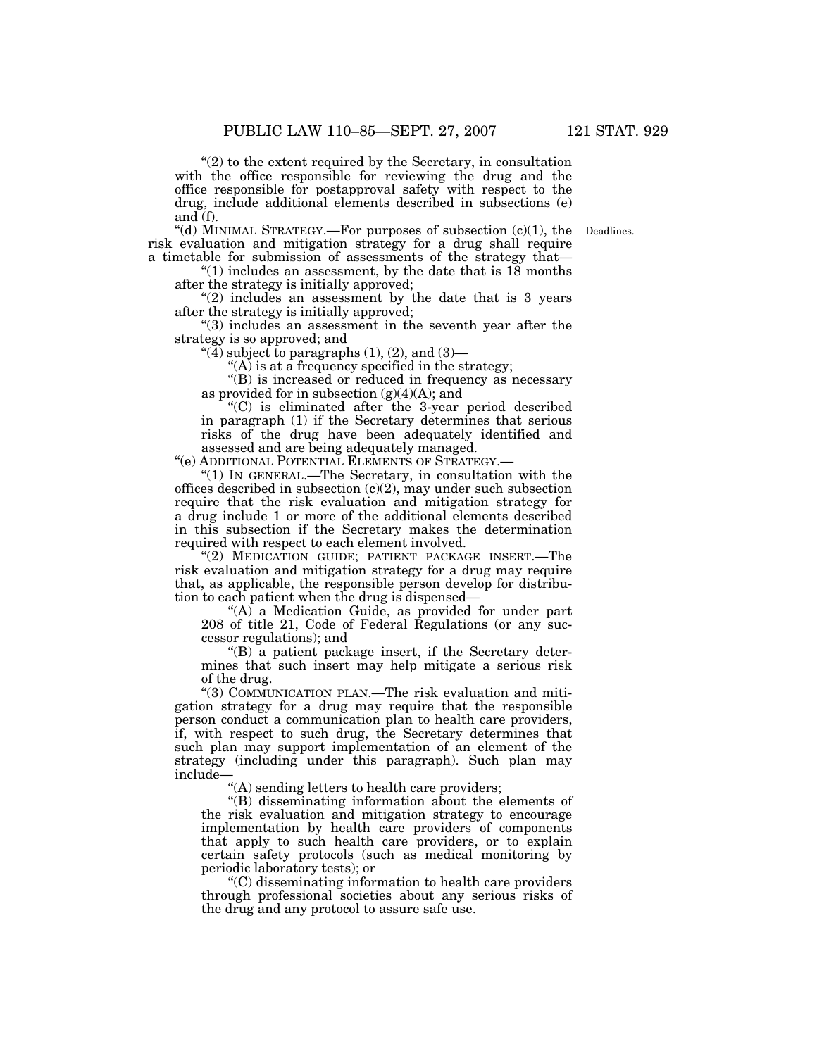"(2) to the extent required by the Secretary, in consultation with the office responsible for reviewing the drug and the office responsible for postapproval safety with respect to the drug, include additional elements described in subsections (e) and (f).

"(d) MINIMAL STRATEGY.—For purposes of subsection (c)(1), the risk evaluation and mitigation strategy for a drug shall require a timetable for submission of assessments of the strategy that—

Deadlines.

"(1) includes an assessment, by the date that is 18 months after the strategy is initially approved;

"(2) includes an assessment by the date that is 3 years after the strategy is initially approved;

"(3) includes an assessment in the seventh year after the strategy is so approved; and

"(4) subject to paragraphs (1), (2), and (3)—

"(A) is at a frequency specified in the strategy;

"(B) is increased or reduced in frequency as necessary as provided for in subsection (g)(4)(A); and

"(C) is eliminated after the 3-year period described in paragraph (1) if the Secretary determines that serious risks of the drug have been adequately identified and assessed and are being adequately managed.

"(e) ADDITIONAL POTENTIAL ELEMENTS OF STRATEGY.—

"(1) IN GENERAL.—The Secretary, in consultation with the offices described in subsection (c)(2), may under such subsection require that the risk evaluation and mitigation strategy for a drug include 1 or more of the additional elements described in this subsection if the Secretary makes the determination required with respect to each element involved.

"(2) MEDICATION GUIDE; PATIENT PACKAGE INSERT.—The risk evaluation and mitigation strategy for a drug may require that, as applicable, the responsible person develop for distribution to each patient when the drug is dispensed—

"(A) a Medication Guide, as provided for under part 208 of title 21, Code of Federal Regulations (or any successor regulations); and

"(B) a patient package insert, if the Secretary determines that such insert may help mitigate a serious risk of the drug.

"(3) COMMUNICATION PLAN.—The risk evaluation and mitigation strategy for a drug may require that the responsible person conduct a communication plan to health care providers, if, with respect to such drug, the Secretary determines that such plan may support implementation of an element of the strategy (including under this paragraph). Such plan may include—

"(A) sending letters to health care providers;

"(B) disseminating information about the elements of the risk evaluation and mitigation strategy to encourage implementation by health care providers of components that apply to such health care providers, or to explain certain safety protocols (such as medical monitoring by periodic laboratory tests); or

"(C) disseminating information to health care providers through professional societies about any serious risks of the drug and any protocol to assure safe use.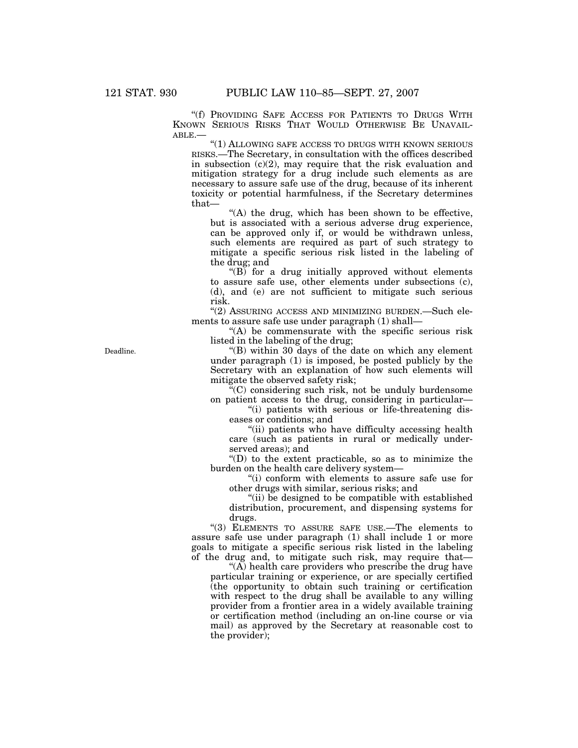"(f) PROVIDING SAFE ACCESS FOR PATIENTS TO DRUGS WITH KNOWN SERIOUS RISKS THAT WOULD OTHERWISE BE UNAVAILABLE.—

"(1) ALLOWING SAFE ACCESS TO DRUGS WITH KNOWN SERIOUS RISKS.—The Secretary, in consultation with the offices described in subsection (c)(2), may require that the risk evaluation and mitigation strategy for a drug include such elements as are necessary to assure safe use of the drug, because of its inherent toxicity or potential harmfulness, if the Secretary determines that—

"(A) the drug, which has been shown to be effective, but is associated with a serious adverse drug experience, can be approved only if, or would be withdrawn unless, such elements are required as part of such strategy to mitigate a specific serious risk listed in the labeling of the drug; and

"(B) for a drug initially approved without elements to assure safe use, other elements under subsections (c), (d), and (e) are not sufficient to mitigate such serious risk.

"(2) ASSURING ACCESS AND MINIMIZING BURDEN.—Such elements to assure safe use under paragraph (1) shall—

"(A) be commensurate with the specific serious risk listed in the labeling of the drug;

Deadline.

"(B) within 30 days of the date on which any element under paragraph (1) is imposed, be posted publicly by the Secretary with an explanation of how such elements will mitigate the observed safety risk;

"(C) considering such risk, not be unduly burdensome on patient access to the drug, considering in particular—

"(i) patients with serious or life-threatening diseases or conditions; and

"(ii) patients who have difficulty accessing health care (such as patients in rural or medically underserved areas); and

"(D) to the extent practicable, so as to minimize the burden on the health care delivery system—

"(i) conform with elements to assure safe use for other drugs with similar, serious risks; and

"(ii) be designed to be compatible with established distribution, procurement, and dispensing systems for drugs.

"(3) ELEMENTS TO ASSURE SAFE USE.—The elements to assure safe use under paragraph (1) shall include 1 or more goals to mitigate a specific serious risk listed in the labeling of the drug and, to mitigate such risk, may require that—

"(A) health care providers who prescribe the drug have particular training or experience, or are specially certified (the opportunity to obtain such training or certification with respect to the drug shall be available to any willing provider from a frontier area in a widely available training or certification method (including an on-line course or via mail) as approved by the Secretary at reasonable cost to the provider);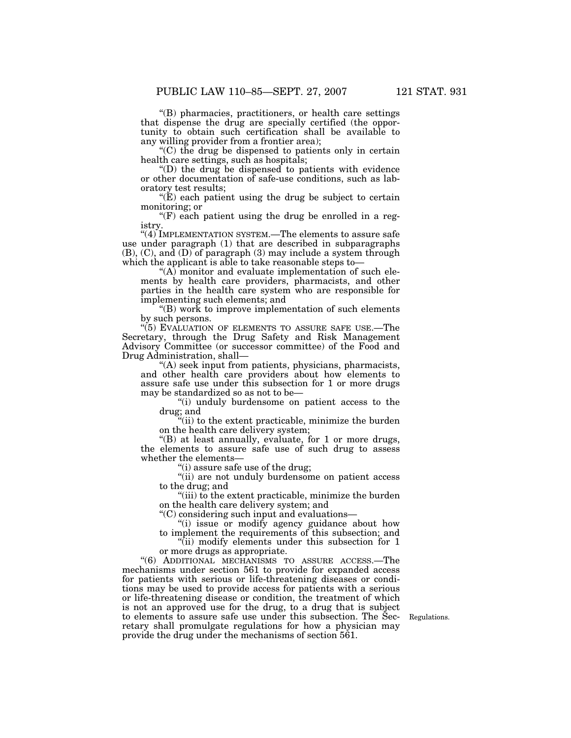"(B) pharmacies, practitioners, or health care settings that dispense the drug are specially certified (the opportunity to obtain such certification shall be available to any willing provider from a frontier area);

"(C) the drug be dispensed to patients only in certain health care settings, such as hospitals;

"(D) the drug be dispensed to patients with evidence or other documentation of safe-use conditions, such as laboratory test results;

"(E) each patient using the drug be subject to certain monitoring; or

"(F) each patient using the drug be enrolled in a registry.

"(4) IMPLEMENTATION SYSTEM.—The elements to assure safe use under paragraph (1) that are described in subparagraphs (B), (C), and (D) of paragraph (3) may include a system through which the applicant is able to take reasonable steps to—

"(A) monitor and evaluate implementation of such elements by health care providers, pharmacists, and other parties in the health care system who are responsible for implementing such elements; and

"(B) work to improve implementation of such elements by such persons.

"(5) EVALUATION OF ELEMENTS TO ASSURE SAFE USE.—The Secretary, through the Drug Safety and Risk Management Advisory Committee (or successor committee) of the Food and Drug Administration, shall—

"(A) seek input from patients, physicians, pharmacists, and other health care providers about how elements to assure safe use under this subsection for 1 or more drugs may be standardized so as not to be—

"(i) unduly burdensome on patient access to the drug; and

"(ii) to the extent practicable, minimize the burden on the health care delivery system;

"(B) at least annually, evaluate, for 1 or more drugs, the elements to assure safe use of such drug to assess whether the elements—

"(i) assure safe use of the drug;

"(ii) are not unduly burdensome on patient access to the drug; and

"(iii) to the extent practicable, minimize the burden on the health care delivery system; and

"(C) considering such input and evaluations—

"(i) issue or modify agency guidance about how to implement the requirements of this subsection; and

"(ii) modify elements under this subsection for 1 or more drugs as appropriate.

"(6) ADDITIONAL MECHANISMS TO ASSURE ACCESS.—The mechanisms under section 561 to provide for expanded access for patients with serious or life-threatening diseases or conditions may be used to provide access for patients with a serious or life-threatening disease or condition, the treatment of which is not an approved use for the drug, to a drug that is subject to elements to assure safe use under this subsection. The Secretary shall promulgate regulations for how a physician may provide the drug under the mechanisms of section 561.

Regulations.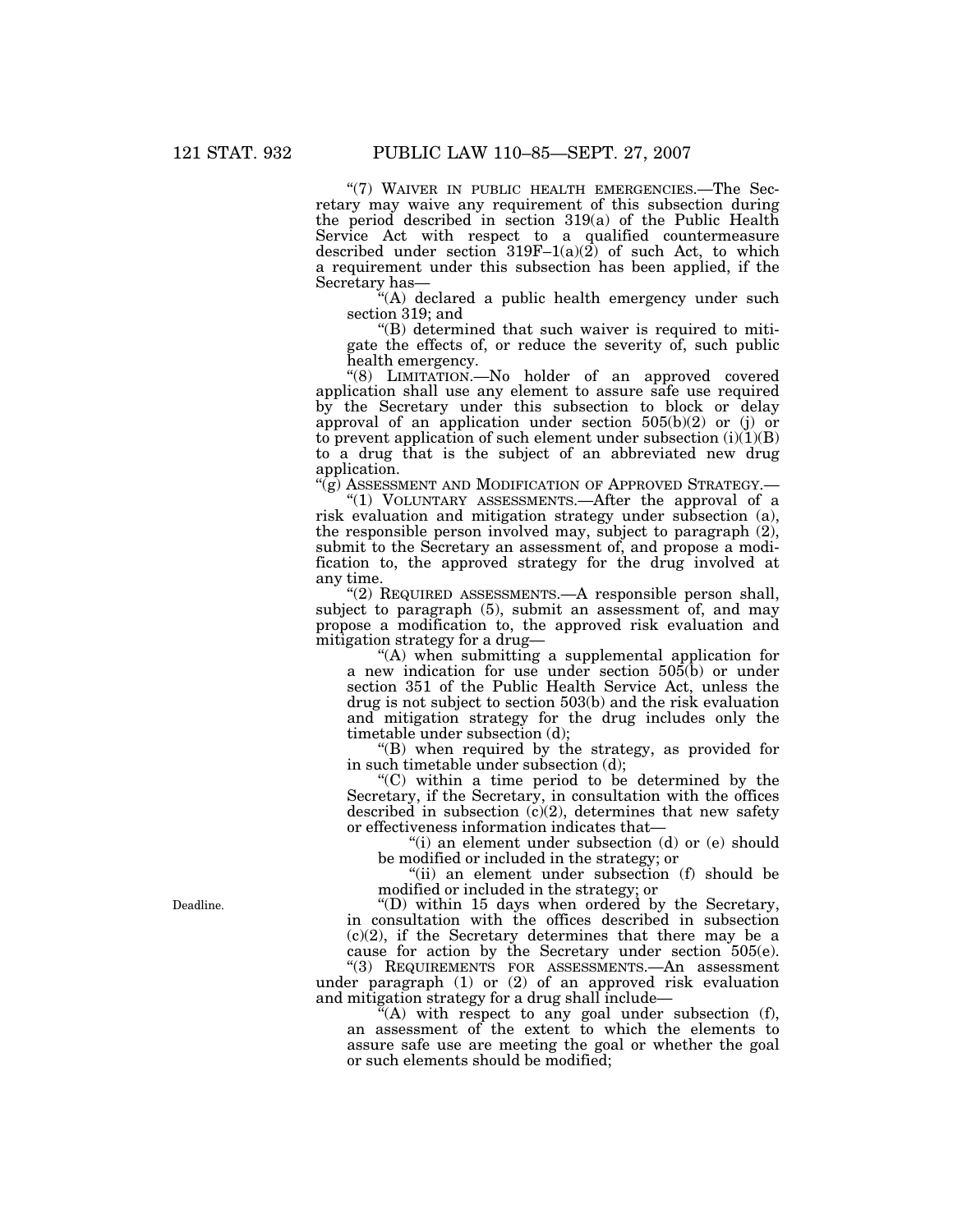"(7) WAIVER IN PUBLIC HEALTH EMERGENCIES.—The Secretary may waive any requirement of this subsection during the period described in section 319(a) of the Public Health Service Act with respect to a qualified countermeasure described under section 319F–1(a)(2) of such Act, to which a requirement under this subsection has been applied, if the Secretary has—

"(A) declared a public health emergency under such section 319; and

"(B) determined that such waiver is required to mitigate the effects of, or reduce the severity of, such public health emergency.

"(8) LIMITATION.—No holder of an approved covered application shall use any element to assure safe use required by the Secretary under this subsection to block or delay approval of an application under section 505(b)(2) or (j) or to prevent application of such element under subsection (i)(1)(B) to a drug that is the subject of an abbreviated new drug application.

"(g) ASSESSMENT AND MODIFICATION OF APPROVED STRATEGY.—

"(1) VOLUNTARY ASSESSMENTS.—After the approval of a risk evaluation and mitigation strategy under subsection (a), the responsible person involved may, subject to paragraph (2), submit to the Secretary an assessment of, and propose a modification to, the approved strategy for the drug involved at any time.

"(2) REQUIRED ASSESSMENTS.—A responsible person shall, subject to paragraph (5), submit an assessment of, and may propose a modification to, the approved risk evaluation and mitigation strategy for a drug—

"(A) when submitting a supplemental application for a new indication for use under section 505(b) or under section 351 of the Public Health Service Act, unless the drug is not subject to section 503(b) and the risk evaluation and mitigation strategy for the drug includes only the timetable under subsection (d);

"(B) when required by the strategy, as provided for in such timetable under subsection (d);

"(C) within a time period to be determined by the Secretary, if the Secretary, in consultation with the offices described in subsection (c)(2), determines that new safety or effectiveness information indicates that—

"(i) an element under subsection (d) or (e) should be modified or included in the strategy; or

"(ii) an element under subsection (f) should be modified or included in the strategy; or

Deadline.

"(D) within 15 days when ordered by the Secretary, in consultation with the offices described in subsection (c)(2), if the Secretary determines that there may be a cause for action by the Secretary under section 505(e).

"(3) REQUIREMENTS FOR ASSESSMENTS.—An assessment under paragraph (1) or (2) of an approved risk evaluation and mitigation strategy for a drug shall include—

"(A) with respect to any goal under subsection (f), an assessment of the extent to which the elements to assure safe use are meeting the goal or whether the goal or such elements should be modified;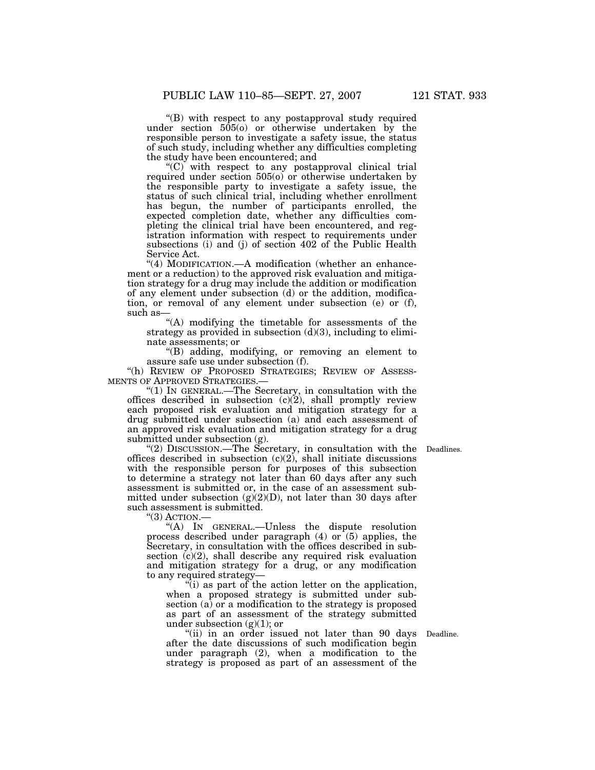"(B) with respect to any postapproval study required under section 505(o) or otherwise undertaken by the responsible person to investigate a safety issue, the status of such study, including whether any difficulties completing the study have been encountered; and

"(C) with respect to any postapproval clinical trial required under section 505(o) or otherwise undertaken by the responsible party to investigate a safety issue, the status of such clinical trial, including whether enrollment has begun, the number of participants enrolled, the expected completion date, whether any difficulties completing the clinical trial have been encountered, and registration information with respect to requirements under subsections (i) and (j) of section 402 of the Public Health Service Act.

"(4) MODIFICATION.—A modification (whether an enhancement or a reduction) to the approved risk evaluation and mitigation strategy for a drug may include the addition or modification of any element under subsection (d) or the addition, modification, or removal of any element under subsection (e) or (f), such as—

"(A) modifying the timetable for assessments of the strategy as provided in subsection (d)(3), including to eliminate assessments; or

"(B) adding, modifying, or removing an element to assure safe use under subsection (f).

"(h) REVIEW OF PROPOSED STRATEGIES; REVIEW OF ASSESSMENTS OF APPROVED STRATEGIES.—

"(1) IN GENERAL.—The Secretary, in consultation with the offices described in subsection (c)(2), shall promptly review each proposed risk evaluation and mitigation strategy for a drug submitted under subsection (a) and each assessment of an approved risk evaluation and mitigation strategy for a drug submitted under subsection (g).

Deadlines.

"(2) DISCUSSION.—The Secretary, in consultation with the offices described in subsection (c)(2), shall initiate discussions with the responsible person for purposes of this subsection to determine a strategy not later than 60 days after any such assessment is submitted or, in the case of an assessment submitted under subsection (g)(2)(D), not later than 30 days after such assessment is submitted.

"(3) ACTION.—

"(A) IN GENERAL.—Unless the dispute resolution process described under paragraph (4) or (5) applies, the Secretary, in consultation with the offices described in subsection (c)(2), shall describe any required risk evaluation and mitigation strategy for a drug, or any modification to any required strategy—

"(i) as part of the action letter on the application, when a proposed strategy is submitted under subsection (a) or a modification to the strategy is proposed as part of an assessment of the strategy submitted under subsection (g)(1); or

Deadline.

"(ii) in an order issued not later than 90 days after the date discussions of such modification begin under paragraph (2), when a modification to the strategy is proposed as part of an assessment of the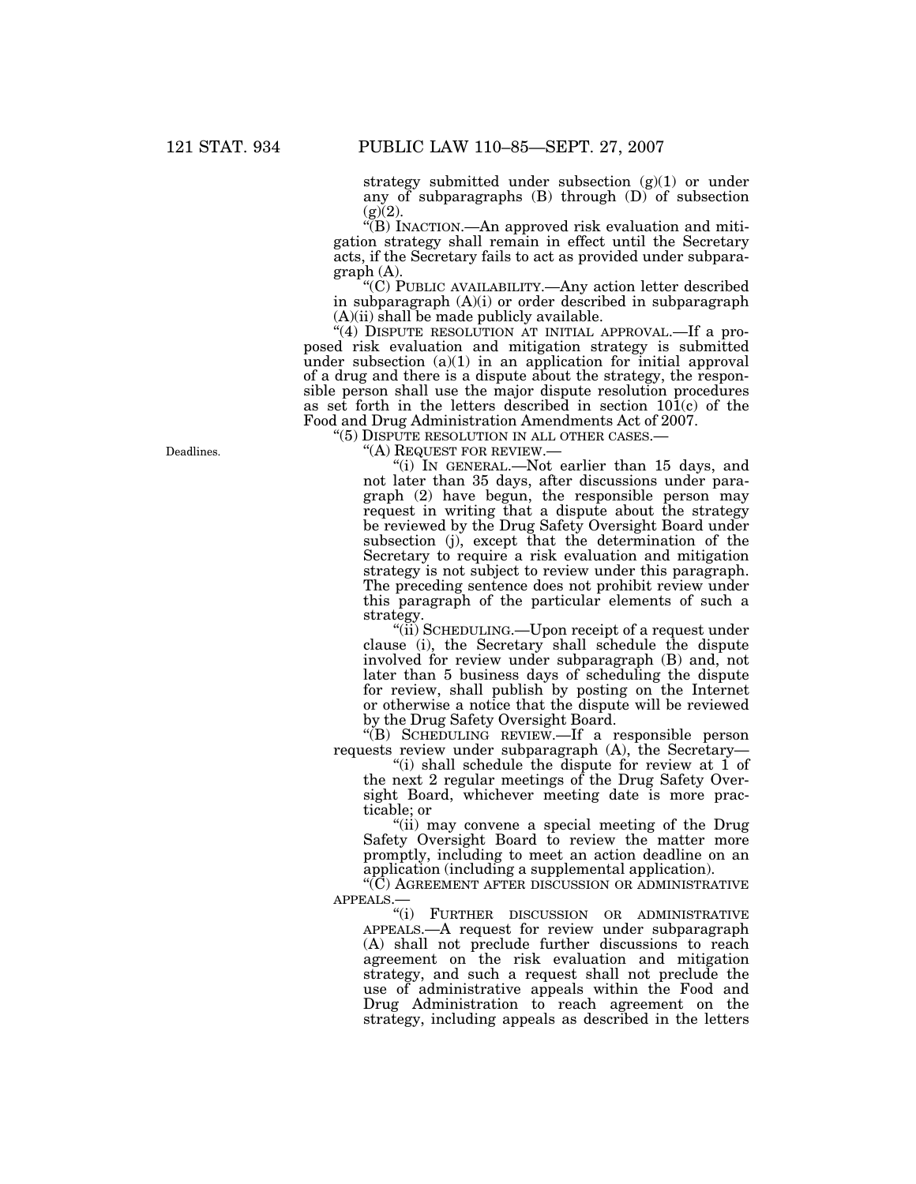strategy submitted under subsection (g)(1) or under any of subparagraphs (B) through (D) of subsection (g)(2).

"(B) INACTION.—An approved risk evaluation and mitigation strategy shall remain in effect until the Secretary acts, if the Secretary fails to act as provided under subparagraph (A).

"(C) PUBLIC AVAILABILITY.—Any action letter described in subparagraph (A)(i) or order described in subparagraph (A)(ii) shall be made publicly available.

"(4) DISPUTE RESOLUTION AT INITIAL APPROVAL.—If a proposed risk evaluation and mitigation strategy is submitted under subsection (a)(1) in an application for initial approval of a drug and there is a dispute about the strategy, the responsible person shall use the major dispute resolution procedures as set forth in the letters described in section 101(c) of the Food and Drug Administration Amendments Act of 2007.

"(5) DISPUTE RESOLUTION IN ALL OTHER CASES.—

Deadlines.

"(A) REQUEST FOR REVIEW.—

"(i) IN GENERAL.—Not earlier than 15 days, and not later than 35 days, after discussions under paragraph (2) have begun, the responsible person may request in writing that a dispute about the strategy be reviewed by the Drug Safety Oversight Board under subsection (j), except that the determination of the Secretary to require a risk evaluation and mitigation strategy is not subject to review under this paragraph. The preceding sentence does not prohibit review under this paragraph of the particular elements of such a strategy.

"(ii) SCHEDULING.—Upon receipt of a request under clause (i), the Secretary shall schedule the dispute involved for review under subparagraph (B) and, not later than 5 business days of scheduling the dispute for review, shall publish by posting on the Internet or otherwise a notice that the dispute will be reviewed by the Drug Safety Oversight Board.

"(B) SCHEDULING REVIEW.—If a responsible person requests review under subparagraph (A), the Secretary—

"(i) shall schedule the dispute for review at 1 of the next 2 regular meetings of the Drug Safety Oversight Board, whichever meeting date is more practicable; or

"(ii) may convene a special meeting of the Drug Safety Oversight Board to review the matter more promptly, including to meet an action deadline on an application (including a supplemental application).

"(C) AGREEMENT AFTER DISCUSSION OR ADMINISTRATIVE APPEALS.—

"(i) FURTHER DISCUSSION OR ADMINISTRATIVE APPEALS.—A request for review under subparagraph (A) shall not preclude further discussions to reach agreement on the risk evaluation and mitigation strategy, and such a request shall not preclude the use of administrative appeals within the Food and Drug Administration to reach agreement on the strategy, including appeals as described in the letters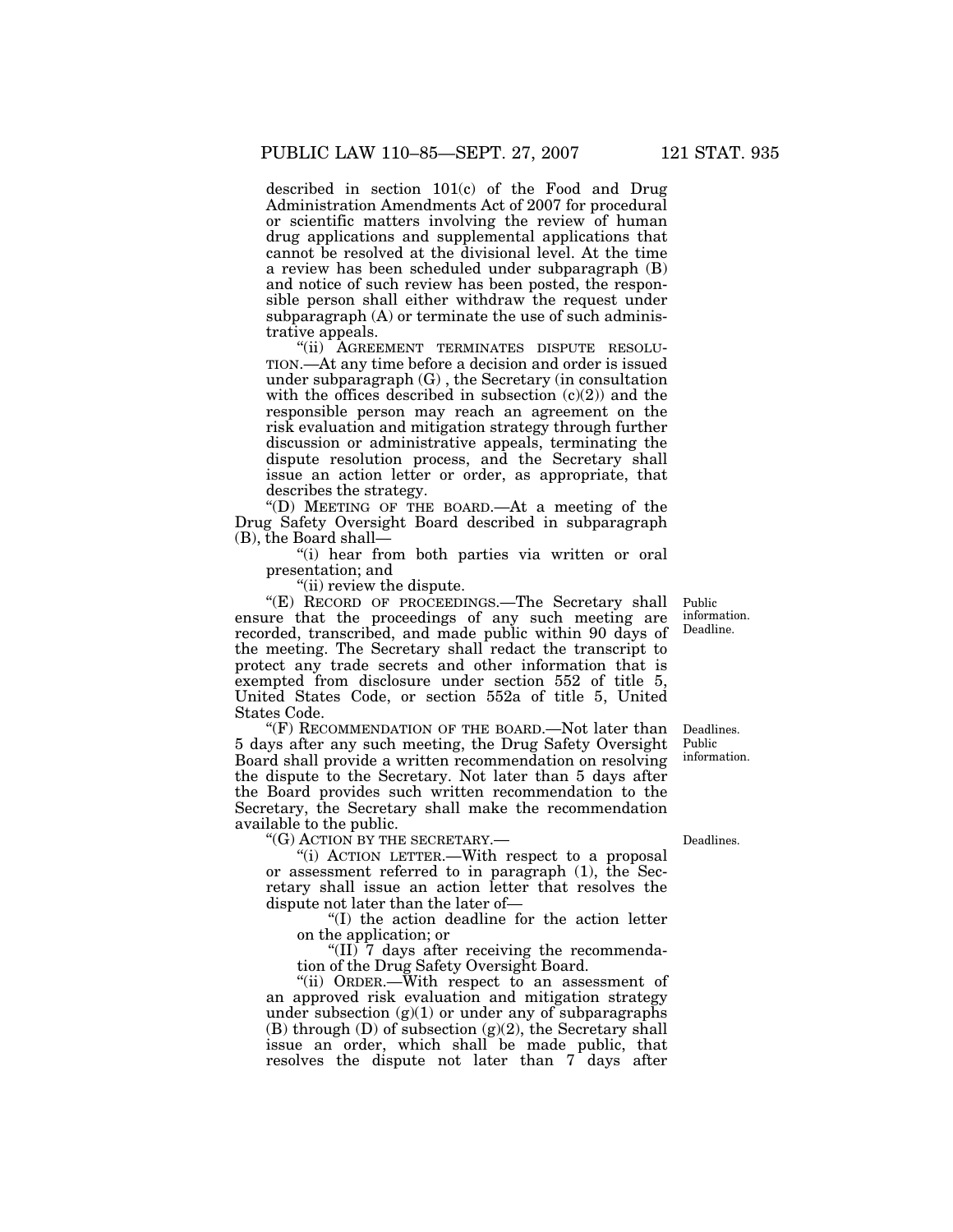described in section 101(c) of the Food and Drug Administration Amendments Act of 2007 for procedural or scientific matters involving the review of human drug applications and supplemental applications that cannot be resolved at the divisional level. At the time a review has been scheduled under subparagraph (B) and notice of such review has been posted, the responsible person shall either withdraw the request under subparagraph (A) or terminate the use of such administrative appeals.

"(ii) AGREEMENT TERMINATES DISPUTE RESOLUTION.—At any time before a decision and order is issued under subparagraph (G) , the Secretary (in consultation with the offices described in subsection (c)(2)) and the responsible person may reach an agreement on the risk evaluation and mitigation strategy through further discussion or administrative appeals, terminating the dispute resolution process, and the Secretary shall issue an action letter or order, as appropriate, that describes the strategy.

"(D) MEETING OF THE BOARD.—At a meeting of the Drug Safety Oversight Board described in subparagraph (B), the Board shall—

"(i) hear from both parties via written or oral presentation; and

"(ii) review the dispute.

Public information. Deadline.

"(E) RECORD OF PROCEEDINGS.—The Secretary shall ensure that the proceedings of any such meeting are recorded, transcribed, and made public within 90 days of the meeting. The Secretary shall redact the transcript to protect any trade secrets and other information that is exempted from disclosure under section 552 of title 5, United States Code, or section 552a of title 5, United States Code.

Deadlines. Public information.

"(F) RECOMMENDATION OF THE BOARD.—Not later than 5 days after any such meeting, the Drug Safety Oversight Board shall provide a written recommendation on resolving the dispute to the Secretary. Not later than 5 days after the Board provides such written recommendation to the Secretary, the Secretary shall make the recommendation available to the public.

Deadlines.

"(G) ACTION BY THE SECRETARY.—

"(i) ACTION LETTER.—With respect to a proposal or assessment referred to in paragraph (1), the Secretary shall issue an action letter that resolves the dispute not later than the later of—

"(I) the action deadline for the action letter on the application; or

"(II) 7 days after receiving the recommendation of the Drug Safety Oversight Board.

"(ii) ORDER.—With respect to an assessment of an approved risk evaluation and mitigation strategy under subsection (g)(1) or under any of subparagraphs (B) through (D) of subsection (g)(2), the Secretary shall issue an order, which shall be made public, that resolves the dispute not later than 7 days after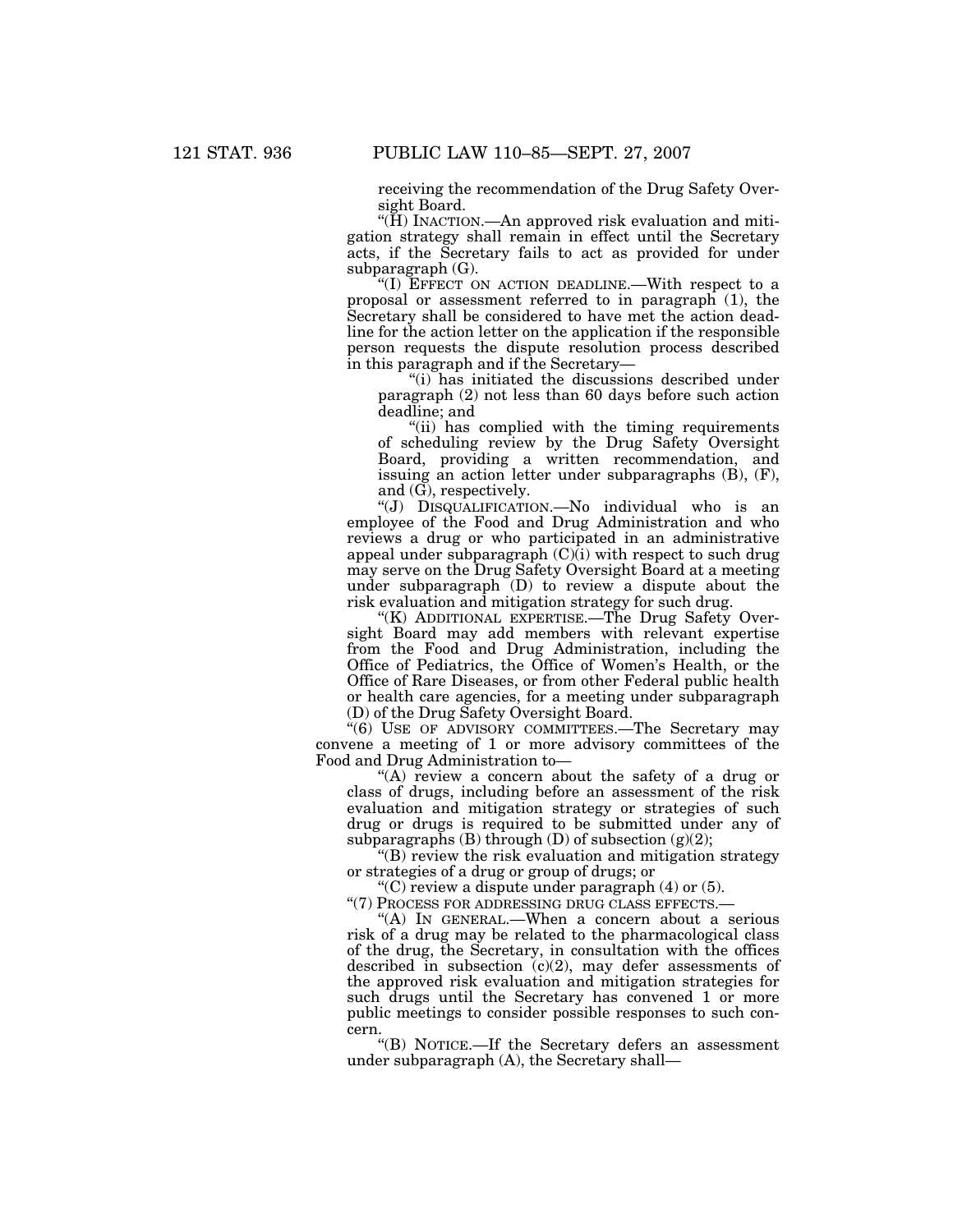receiving the recommendation of the Drug Safety Oversight Board.

"(H) INACTION.—An approved risk evaluation and mitigation strategy shall remain in effect until the Secretary acts, if the Secretary fails to act as provided for under subparagraph (G).

"(I) EFFECT ON ACTION DEADLINE.—With respect to a proposal or assessment referred to in paragraph (1), the Secretary shall be considered to have met the action deadline for the action letter on the application if the responsible person requests the dispute resolution process described in this paragraph and if the Secretary—

"(i) has initiated the discussions described under paragraph (2) not less than 60 days before such action deadline; and

"(ii) has complied with the timing requirements of scheduling review by the Drug Safety Oversight Board, providing a written recommendation, and issuing an action letter under subparagraphs (B), (F), and (G), respectively.

"(J) DISQUALIFICATION.—No individual who is an employee of the Food and Drug Administration and who reviews a drug or who participated in an administrative appeal under subparagraph (C)(i) with respect to such drug may serve on the Drug Safety Oversight Board at a meeting under subparagraph (D) to review a dispute about the risk evaluation and mitigation strategy for such drug.

"(K) ADDITIONAL EXPERTISE.—The Drug Safety Oversight Board may add members with relevant expertise from the Food and Drug Administration, including the Office of Pediatrics, the Office of Women's Health, or the Office of Rare Diseases, or from other Federal public health or health care agencies, for a meeting under subparagraph (D) of the Drug Safety Oversight Board.

"(6) USE OF ADVISORY COMMITTEES.—The Secretary may convene a meeting of 1 or more advisory committees of the Food and Drug Administration to—

"(A) review a concern about the safety of a drug or class of drugs, including before an assessment of the risk evaluation and mitigation strategy or strategies of such drug or drugs is required to be submitted under any of subparagraphs (B) through (D) of subsection (g)(2);

"(B) review the risk evaluation and mitigation strategy or strategies of a drug or group of drugs; or

"(C) review a dispute under paragraph (4) or (5).

"(7) PROCESS FOR ADDRESSING DRUG CLASS EFFECTS.—

"(A) IN GENERAL.—When a concern about a serious risk of a drug may be related to the pharmacological class of the drug, the Secretary, in consultation with the offices described in subsection (c)(2), may defer assessments of the approved risk evaluation and mitigation strategies for such drugs until the Secretary has convened 1 or more public meetings to consider possible responses to such concern.

"(B) NOTICE.—If the Secretary defers an assessment under subparagraph (A), the Secretary shall—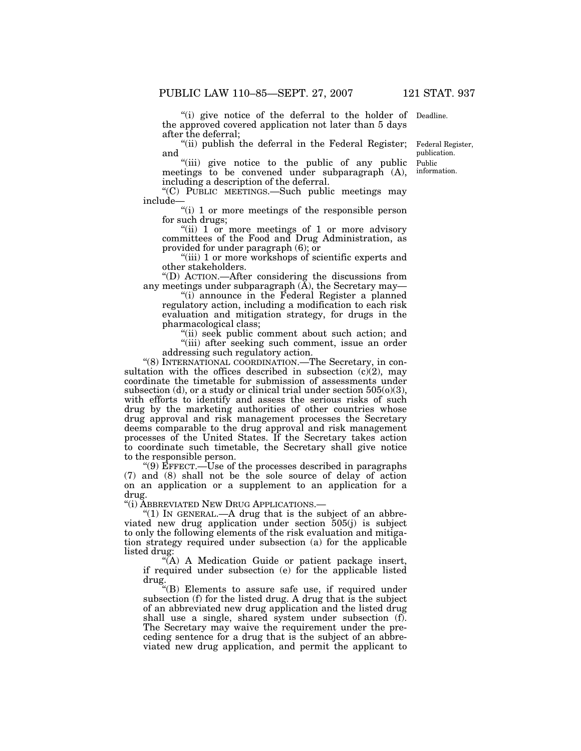"(i) give notice of the deferral to the holder of the approved covered application not later than 5 days after the deferral;

"(ii) publish the deferral in the Federal Register; and

"(iii) give notice to the public of any public meetings to be convened under subparagraph (A), including a description of the deferral.

"(C) PUBLIC MEETINGS.—Such public meetings may include—

"(i) 1 or more meetings of the responsible person for such drugs;

"(ii) 1 or more meetings of 1 or more advisory committees of the Food and Drug Administration, as provided for under paragraph (6); or

"(iii) 1 or more workshops of scientific experts and other stakeholders.

"(D) ACTION.—After considering the discussions from any meetings under subparagraph (A), the Secretary may—

"(i) announce in the Federal Register a planned regulatory action, including a modification to each risk evaluation and mitigation strategy, for drugs in the pharmacological class;

"(ii) seek public comment about such action; and

"(iii) after seeking such comment, issue an order addressing such regulatory action.

"(8) INTERNATIONAL COORDINATION.—The Secretary, in consultation with the offices described in subsection (c)(2), may coordinate the timetable for submission of assessments under subsection (d), or a study or clinical trial under section 505(o)(3), with efforts to identify and assess the serious risks of such drug by the marketing authorities of other countries whose drug approval and risk management processes the Secretary deems comparable to the drug approval and risk management processes of the United States. If the Secretary takes action to coordinate such timetable, the Secretary shall give notice to the responsible person.

"(9) EFFECT.—Use of the processes described in paragraphs (7) and (8) shall not be the sole source of delay of action on an application or a supplement to an application for a drug.

"(i) ABBREVIATED NEW DRUG APPLICATIONS.—

"(1) IN GENERAL.—A drug that is the subject of an abbreviated new drug application under section 505(j) is subject to only the following elements of the risk evaluation and mitigation strategy required under subsection (a) for the applicable listed drug:

"(A) A Medication Guide or patient package insert, if required under subsection (e) for the applicable listed drug.

"(B) Elements to assure safe use, if required under subsection (f) for the listed drug. A drug that is the subject of an abbreviated new drug application and the listed drug shall use a single, shared system under subsection (f). The Secretary may waive the requirement under the preceding sentence for a drug that is the subject of an abbreviated new drug application, and permit the applicant to

Deadline.

Federal Register, publication.

Public information.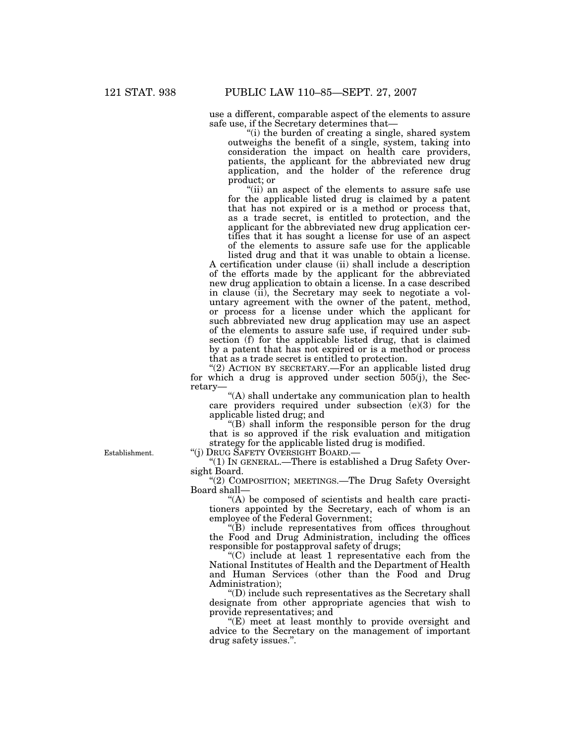use a different, comparable aspect of the elements to assure safe use, if the Secretary determines that—

"(i) the burden of creating a single, shared system outweighs the benefit of a single, system, taking into consideration the impact on health care providers, patients, the applicant for the abbreviated new drug application, and the holder of the reference drug product; or

"(ii) an aspect of the elements to assure safe use for the applicable listed drug is claimed by a patent that has not expired or is a method or process that, as a trade secret, is entitled to protection, and the applicant for the abbreviated new drug application certifies that it has sought a license for use of an aspect of the elements to assure safe use for the applicable listed drug and that it was unable to obtain a license.

A certification under clause (ii) shall include a description of the efforts made by the applicant for the abbreviated new drug application to obtain a license. In a case described in clause (ii), the Secretary may seek to negotiate a voluntary agreement with the owner of the patent, method, or process for a license under which the applicant for such abbreviated new drug application may use an aspect of the elements to assure safe use, if required under subsection (f) for the applicable listed drug, that is claimed by a patent that has not expired or is a method or process that as a trade secret is entitled to protection.

"(2) ACTION BY SECRETARY.—For an applicable listed drug for which a drug is approved under section 505(j), the Secretary—

"(A) shall undertake any communication plan to health care providers required under subsection (e)(3) for the applicable listed drug; and

"(B) shall inform the responsible person for the drug that is so approved if the risk evaluation and mitigation strategy for the applicable listed drug is modified.

Establishment.

"(j) DRUG SAFETY OVERSIGHT BOARD.—

"(1) IN GENERAL.—There is established a Drug Safety Oversight Board.

"(2) COMPOSITION; MEETINGS.—The Drug Safety Oversight Board shall—

"(A) be composed of scientists and health care practitioners appointed by the Secretary, each of whom is an employee of the Federal Government;

"(B) include representatives from offices throughout the Food and Drug Administration, including the offices responsible for postapproval safety of drugs;

"(C) include at least 1 representative each from the National Institutes of Health and the Department of Health and Human Services (other than the Food and Drug Administration);

"(D) include such representatives as the Secretary shall designate from other appropriate agencies that wish to provide representatives; and

"(E) meet at least monthly to provide oversight and advice to the Secretary on the management of important drug safety issues.".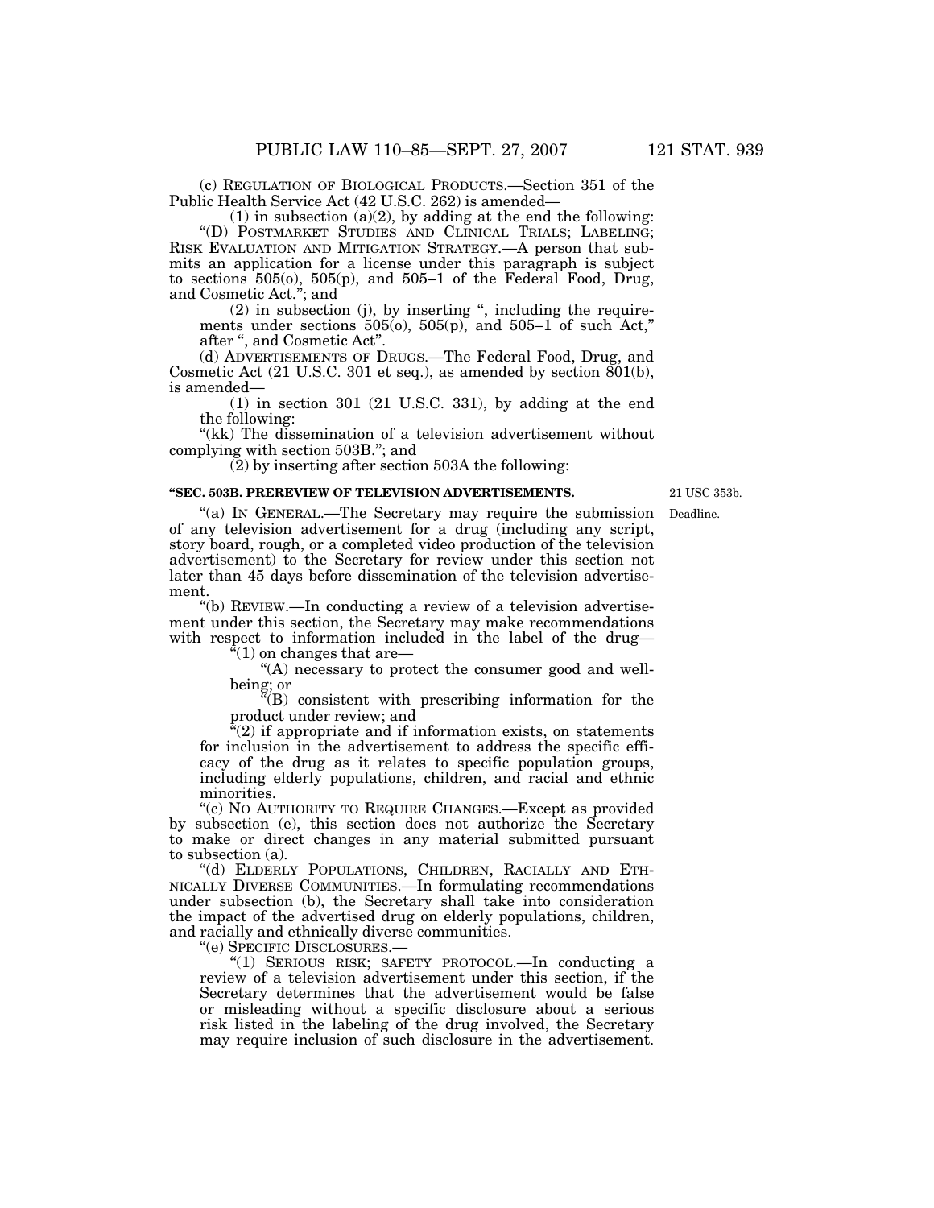(c) REGULATION OF BIOLOGICAL PRODUCTS.—Section 351 of the Public Health Service Act (42 U.S.C. 262) is amended—

(1) in subsection (a)(2), by adding at the end the following:

"(D) POSTMARKET STUDIES AND CLINICAL TRIALS; LABELING; RISK EVALUATION AND MITIGATION STRATEGY.—A person that submits an application for a license under this paragraph is subject to sections 505(o), 505(p), and 505–1 of the Federal Food, Drug, and Cosmetic Act."; and

(2) in subsection (j), by inserting ", including the requirements under sections 505(o), 505(p), and 505–1 of such Act," after ", and Cosmetic Act".

(d) ADVERTISEMENTS OF DRUGS.—The Federal Food, Drug, and Cosmetic Act (21 U.S.C. 301 et seq.), as amended by section 801(b), is amended—

(1) in section 301 (21 U.S.C. 331), by adding at the end the following:

"(kk) The dissemination of a television advertisement without complying with section 503B."; and

(2) by inserting after section 503A the following:

**"SEC. 503B. PREREVIEW OF TELEVISION ADVERTISEMENTS.**

21 USC 353b.

Deadline.

"(a) IN GENERAL.—The Secretary may require the submission of any television advertisement for a drug (including any script, story board, rough, or a completed video production of the television advertisement) to the Secretary for review under this section not later than 45 days before dissemination of the television advertisement.

"(b) REVIEW.—In conducting a review of a television advertisement under this section, the Secretary may make recommendations with respect to information included in the label of the drug—

"(1) on changes that are—

"(A) necessary to protect the consumer good and well-being; or

"(B) consistent with prescribing information for the product under review; and

"(2) if appropriate and if information exists, on statements for inclusion in the advertisement to address the specific efficacy of the drug as it relates to specific population groups, including elderly populations, children, and racial and ethnic minorities.

"(c) NO AUTHORITY TO REQUIRE CHANGES.—Except as provided by subsection (e), this section does not authorize the Secretary to make or direct changes in any material submitted pursuant to subsection (a).

"(d) ELDERLY POPULATIONS, CHILDREN, RACIALLY AND ETHNICALLY DIVERSE COMMUNITIES.—In formulating recommendations under subsection (b), the Secretary shall take into consideration the impact of the advertised drug on elderly populations, children, and racially and ethnically diverse communities.

"(e) SPECIFIC DISCLOSURES.—

"(1) SERIOUS RISK; SAFETY PROTOCOL.—In conducting a review of a television advertisement under this section, if the Secretary determines that the advertisement would be false or misleading without a specific disclosure about a serious risk listed in the labeling of the drug involved, the Secretary may require inclusion of such disclosure in the advertisement.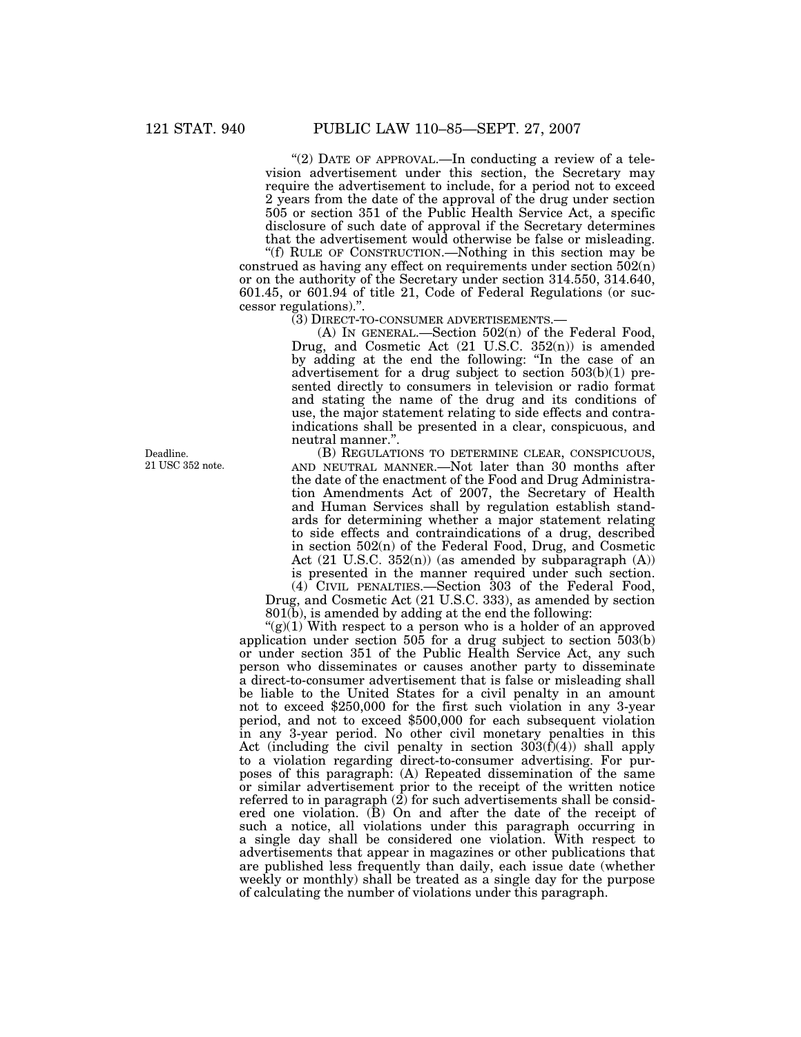"(2) DATE OF APPROVAL.—In conducting a review of a television advertisement under this section, the Secretary may require the advertisement to include, for a period not to exceed 2 years from the date of the approval of the drug under section 505 or section 351 of the Public Health Service Act, a specific disclosure of such date of approval if the Secretary determines that the advertisement would otherwise be false or misleading.

"(f) RULE OF CONSTRUCTION.—Nothing in this section may be construed as having any effect on requirements under section 502(n) or on the authority of the Secretary under section 314.550, 314.640, 601.45, or 601.94 of title 21, Code of Federal Regulations (or successor regulations).".

(3) DIRECT-TO-CONSUMER ADVERTISEMENTS.—

(A) IN GENERAL.—Section 502(n) of the Federal Food, Drug, and Cosmetic Act (21 U.S.C. 352(n)) is amended by adding at the end the following: "In the case of an advertisement for a drug subject to section 503(b)(1) presented directly to consumers in television or radio format and stating the name of the drug and its conditions of use, the major statement relating to side effects and contraindications shall be presented in a clear, conspicuous, and neutral manner.".

Deadline.
21 USC 352 note.

(B) REGULATIONS TO DETERMINE CLEAR, CONSPICUOUS, AND NEUTRAL MANNER.—Not later than 30 months after the date of the enactment of the Food and Drug Administration Amendments Act of 2007, the Secretary of Health and Human Services shall by regulation establish standards for determining whether a major statement relating to side effects and contraindications of a drug, described in section 502(n) of the Federal Food, Drug, and Cosmetic Act (21 U.S.C. 352(n)) (as amended by subparagraph (A)) is presented in the manner required under such section.

(4) CIVIL PENALTIES.—Section 303 of the Federal Food, Drug, and Cosmetic Act (21 U.S.C. 333), as amended by section 801(b), is amended by adding at the end the following:

"(g)(1) With respect to a person who is a holder of an approved application under section 505 for a drug subject to section 503(b) or under section 351 of the Public Health Service Act, any such person who disseminates or causes another party to disseminate a direct-to-consumer advertisement that is false or misleading shall be liable to the United States for a civil penalty in an amount not to exceed $250,000 for the first such violation in any 3-year period, and not to exceed $500,000 for each subsequent violation in any 3-year period. No other civil monetary penalties in this Act (including the civil penalty in section 303(f)(4)) shall apply to a violation regarding direct-to-consumer advertising. For purposes of this paragraph: (A) Repeated dissemination of the same or similar advertisement prior to the receipt of the written notice referred to in paragraph (2) for such advertisements shall be considered one violation. (B) On and after the date of the receipt of such a notice, all violations under this paragraph occurring in a single day shall be considered one violation. With respect to advertisements that appear in magazines or other publications that are published less frequently than daily, each issue date (whether weekly or monthly) shall be treated as a single day for the purpose of calculating the number of violations under this paragraph.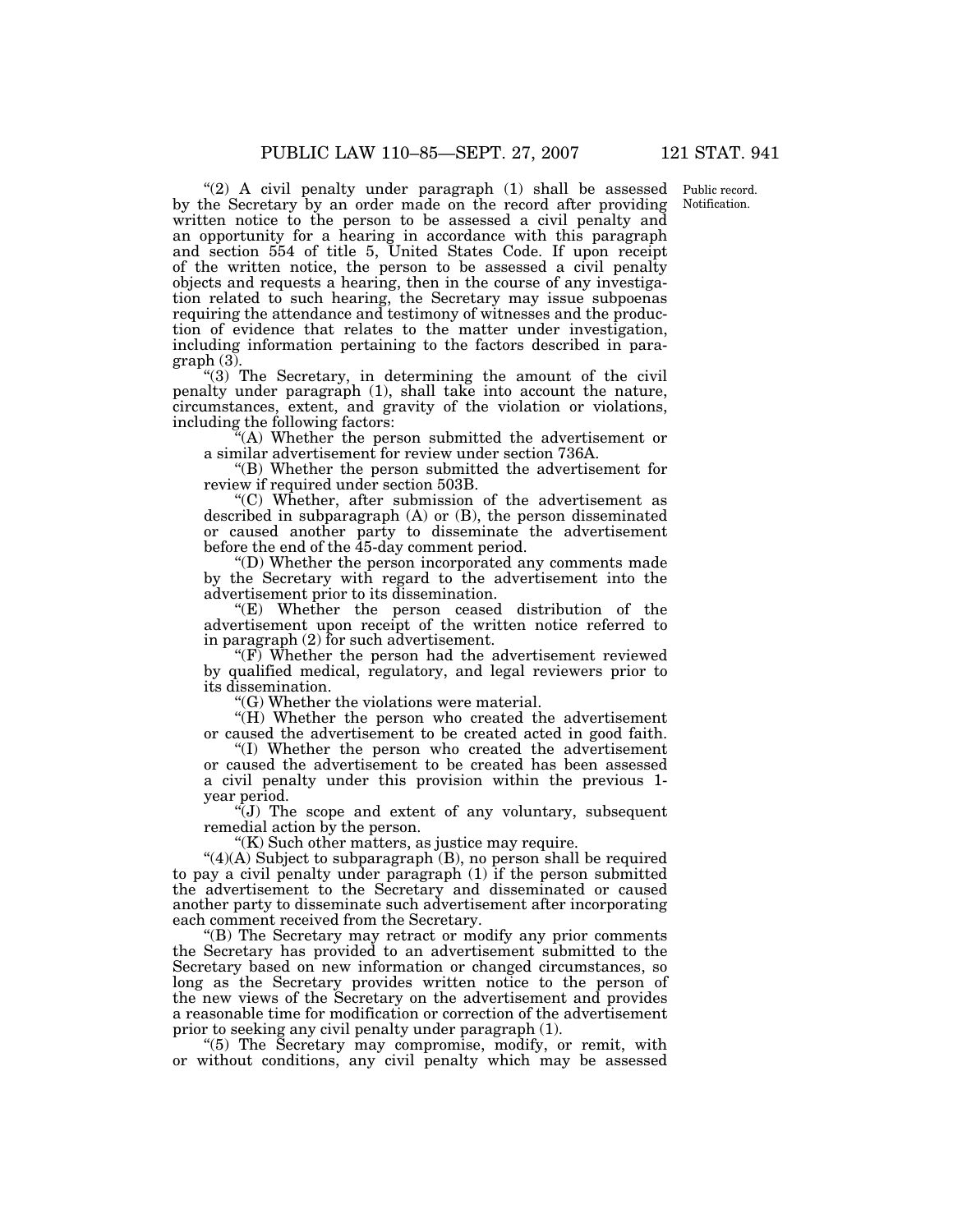Public record. Notification.

"(2) A civil penalty under paragraph (1) shall be assessed by the Secretary by an order made on the record after providing written notice to the person to be assessed a civil penalty and an opportunity for a hearing in accordance with this paragraph and section 554 of title 5, United States Code. If upon receipt of the written notice, the person to be assessed a civil penalty objects and requests a hearing, then in the course of any investigation related to such hearing, the Secretary may issue subpoenas requiring the attendance and testimony of witnesses and the production of evidence that relates to the matter under investigation, including information pertaining to the factors described in paragraph (3).

"(3) The Secretary, in determining the amount of the civil penalty under paragraph (1), shall take into account the nature, circumstances, extent, and gravity of the violation or violations, including the following factors:

"(A) Whether the person submitted the advertisement or a similar advertisement for review under section 736A.

"(B) Whether the person submitted the advertisement for review if required under section 503B.

"(C) Whether, after submission of the advertisement as described in subparagraph (A) or (B), the person disseminated or caused another party to disseminate the advertisement before the end of the 45-day comment period.

"(D) Whether the person incorporated any comments made by the Secretary with regard to the advertisement into the advertisement prior to its dissemination.

"(E) Whether the person ceased distribution of the advertisement upon receipt of the written notice referred to in paragraph (2) for such advertisement.

"(F) Whether the person had the advertisement reviewed by qualified medical, regulatory, and legal reviewers prior to its dissemination.

"(G) Whether the violations were material.

"(H) Whether the person who created the advertisement or caused the advertisement to be created acted in good faith.

"(I) Whether the person who created the advertisement or caused the advertisement to be created has been assessed a civil penalty under this provision within the previous 1-year period.

"(J) The scope and extent of any voluntary, subsequent remedial action by the person.

"(K) Such other matters, as justice may require.

"(4)(A) Subject to subparagraph (B), no person shall be required to pay a civil penalty under paragraph (1) if the person submitted the advertisement to the Secretary and disseminated or caused another party to disseminate such advertisement after incorporating each comment received from the Secretary.

"(B) The Secretary may retract or modify any prior comments the Secretary has provided to an advertisement submitted to the Secretary based on new information or changed circumstances, so long as the Secretary provides written notice to the person of the new views of the Secretary on the advertisement and provides a reasonable time for modification or correction of the advertisement prior to seeking any civil penalty under paragraph (1).

"(5) The Secretary may compromise, modify, or remit, with or without conditions, any civil penalty which may be assessed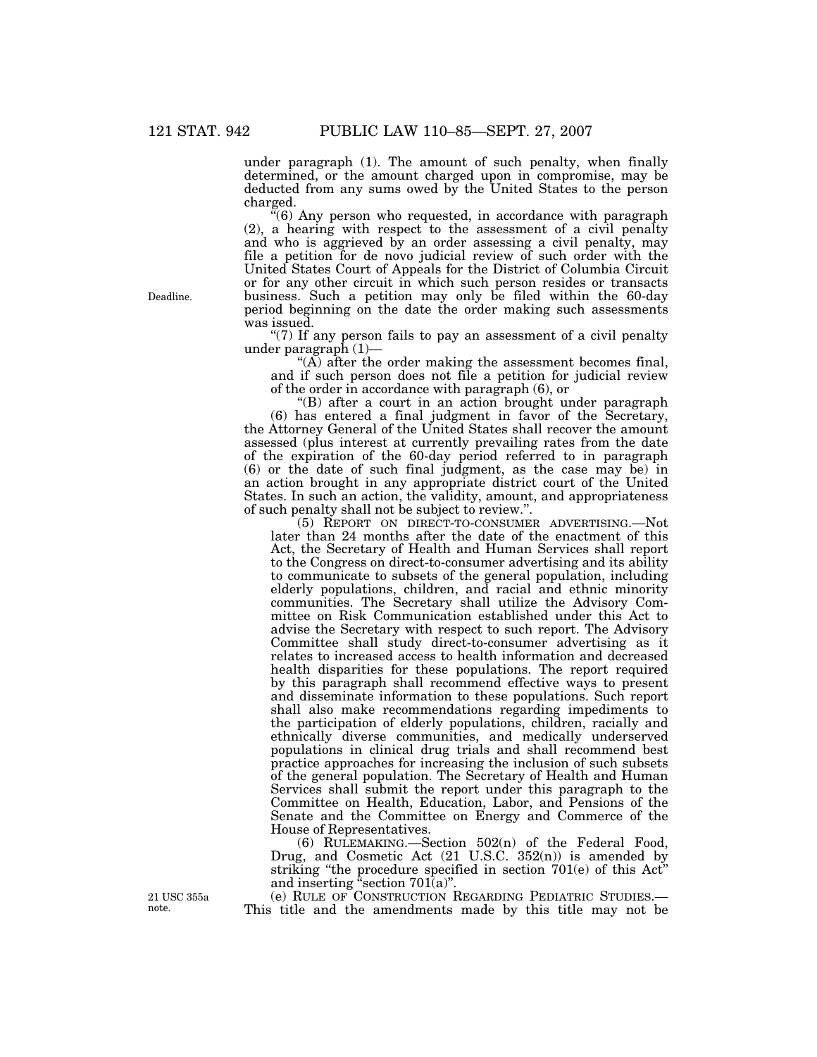under paragraph (1). The amount of such penalty, when finally determined, or the amount charged upon in compromise, may be deducted from any sums owed by the United States to the person charged.

"(6) Any person who requested, in accordance with paragraph (2), a hearing with respect to the assessment of a civil penalty and who is aggrieved by an order assessing a civil penalty, may file a petition for de novo judicial review of such order with the United States Court of Appeals for the District of Columbia Circuit or for any other circuit in which such person resides or transacts business. Such a petition may only be filed within the 60-day period beginning on the date the order making such assessments was issued.

Deadline.

"(7) If any person fails to pay an assessment of a civil penalty under paragraph (1)—

"(A) after the order making the assessment becomes final, and if such person does not file a petition for judicial review of the order in accordance with paragraph (6), or

"(B) after a court in an action brought under paragraph (6) has entered a final judgment in favor of the Secretary,

the Attorney General of the United States shall recover the amount assessed (plus interest at currently prevailing rates from the date of the expiration of the 60-day period referred to in paragraph (6) or the date of such final judgment, as the case may be) in an action brought in any appropriate district court of the United States. In such an action, the validity, amount, and appropriateness of such penalty shall not be subject to review.".

(5) REPORT ON DIRECT-TO-CONSUMER ADVERTISING.—Not later than 24 months after the date of the enactment of this Act, the Secretary of Health and Human Services shall report to the Congress on direct-to-consumer advertising and its ability to communicate to subsets of the general population, including elderly populations, children, and racial and ethnic minority communities. The Secretary shall utilize the Advisory Committee on Risk Communication established under this Act to advise the Secretary with respect to such report. The Advisory Committee shall study direct-to-consumer advertising as it relates to increased access to health information and decreased health disparities for these populations. The report required by this paragraph shall recommend effective ways to present and disseminate information to these populations. Such report shall also make recommendations regarding impediments to the participation of elderly populations, children, racially and ethnically diverse communities, and medically underserved populations in clinical drug trials and shall recommend best practice approaches for increasing the inclusion of such subsets of the general population. The Secretary of Health and Human Services shall submit the report under this paragraph to the Committee on Health, Education, Labor, and Pensions of the Senate and the Committee on Energy and Commerce of the House of Representatives.

(6) RULEMAKING.—Section 502(n) of the Federal Food, Drug, and Cosmetic Act (21 U.S.C. 352(n)) is amended by striking "the procedure specified in section 701(e) of this Act" and inserting "section 701(a)".

21 USC 355a note.

(e) RULE OF CONSTRUCTION REGARDING PEDIATRIC STUDIES.—This title and the amendments made by this title may not be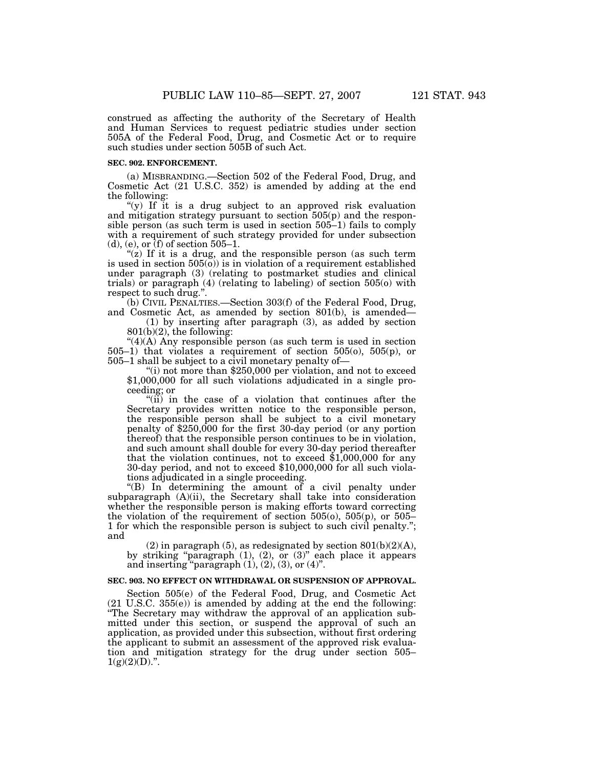construed as affecting the authority of the Secretary of Health and Human Services to request pediatric studies under section 505A of the Federal Food, Drug, and Cosmetic Act or to require such studies under section 505B of such Act.

**SEC. 902. ENFORCEMENT.**

(a) MISBRANDING.—Section 502 of the Federal Food, Drug, and Cosmetic Act (21 U.S.C. 352) is amended by adding at the end the following:

"(y) If it is a drug subject to an approved risk evaluation and mitigation strategy pursuant to section 505(p) and the responsible person (as such term is used in section 505–1) fails to comply with a requirement of such strategy provided for under subsection (d), (e), or (f) of section 505–1.

"(z) If it is a drug, and the responsible person (as such term is used in section 505(o)) is in violation of a requirement established under paragraph (3) (relating to postmarket studies and clinical trials) or paragraph (4) (relating to labeling) of section 505(o) with respect to such drug.".

(b) CIVIL PENALTIES.—Section 303(f) of the Federal Food, Drug, and Cosmetic Act, as amended by section 801(b), is amended—

(1) by inserting after paragraph (3), as added by section 801(b)(2), the following:

"(4)(A) Any responsible person (as such term is used in section 505–1) that violates a requirement of section 505(o), 505(p), or 505–1 shall be subject to a civil monetary penalty of—

"(i) not more than $250,000 per violation, and not to exceed $1,000,000 for all such violations adjudicated in a single proceeding; or

"(ii) in the case of a violation that continues after the Secretary provides written notice to the responsible person, the responsible person shall be subject to a civil monetary penalty of $250,000 for the first 30-day period (or any portion thereof) that the responsible person continues to be in violation, and such amount shall double for every 30-day period thereafter that the violation continues, not to exceed $1,000,000 for any 30-day period, and not to exceed $10,000,000 for all such violations adjudicated in a single proceeding.

"(B) In determining the amount of a civil penalty under subparagraph (A)(ii), the Secretary shall take into consideration whether the responsible person is making efforts toward correcting the violation of the requirement of section 505(o), 505(p), or 505–1 for which the responsible person is subject to such civil penalty."; and

(2) in paragraph (5), as redesignated by section 801(b)(2)(A), by striking "paragraph (1), (2), or (3)" each place it appears and inserting "paragraph (1), (2), (3), or (4)".

**SEC. 903. NO EFFECT ON WITHDRAWAL OR SUSPENSION OF APPROVAL.**

Section 505(e) of the Federal Food, Drug, and Cosmetic Act (21 U.S.C. 355(e)) is amended by adding at the end the following: "The Secretary may withdraw the approval of an application submitted under this section, or suspend the approval of such an application, as provided under this subsection, without first ordering the applicant to submit an assessment of the approved risk evaluation and mitigation strategy for the drug under section 505–1(g)(2)(D).".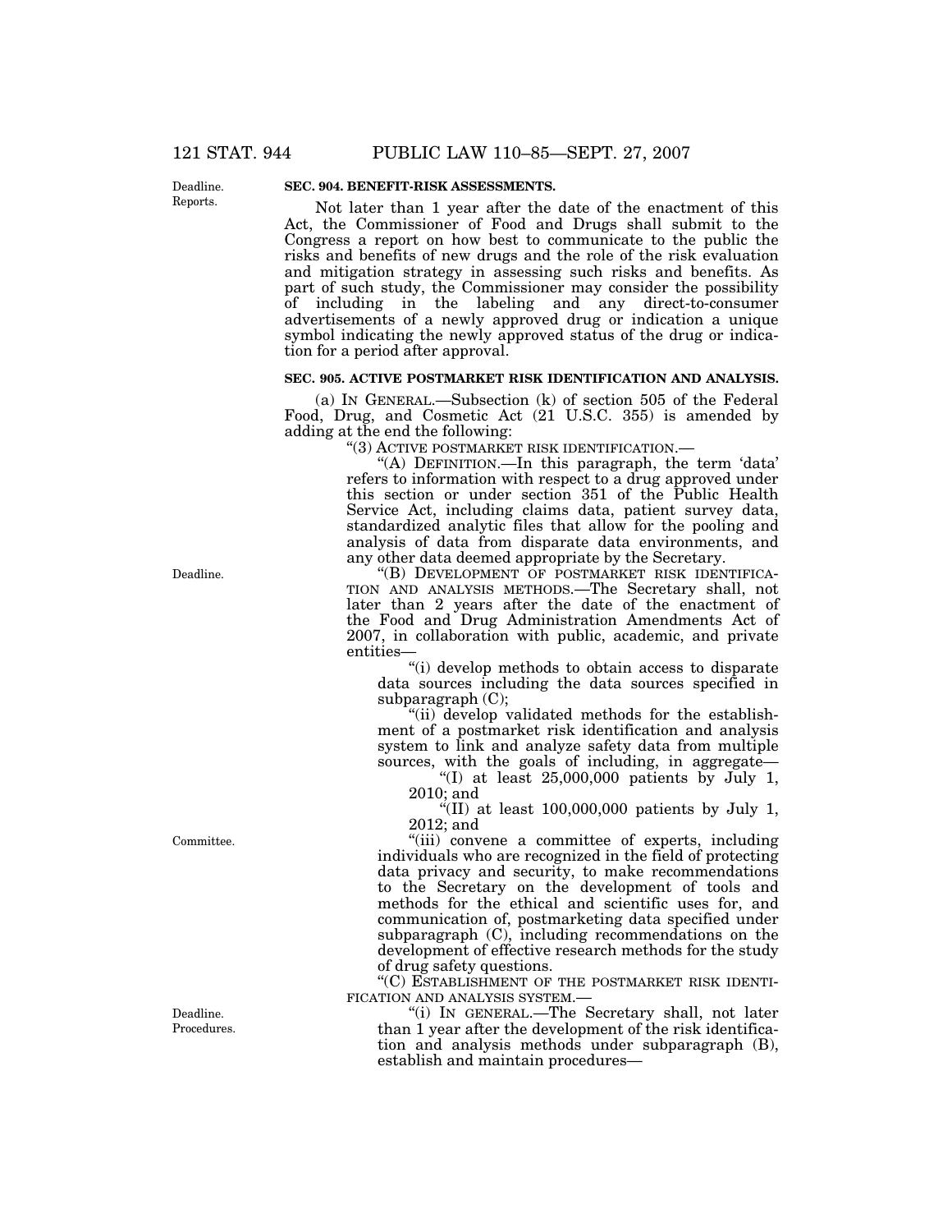**SEC. 904. BENEFIT-RISK ASSESSMENTS.**

Deadline. Reports.

Not later than 1 year after the date of the enactment of this Act, the Commissioner of Food and Drugs shall submit to the Congress a report on how best to communicate to the public the risks and benefits of new drugs and the role of the risk evaluation and mitigation strategy in assessing such risks and benefits. As part of such study, the Commissioner may consider the possibility of including in the labeling and any direct-to-consumer advertisements of a newly approved drug or indication a unique symbol indicating the newly approved status of the drug or indication for a period after approval.

**SEC. 905. ACTIVE POSTMARKET RISK IDENTIFICATION AND ANALYSIS.**

(a) IN GENERAL.—Subsection (k) of section 505 of the Federal Food, Drug, and Cosmetic Act (21 U.S.C. 355) is amended by adding at the end the following:

"(3) ACTIVE POSTMARKET RISK IDENTIFICATION.—

"(A) DEFINITION.—In this paragraph, the term 'data' refers to information with respect to a drug approved under this section or under section 351 of the Public Health Service Act, including claims data, patient survey data, standardized analytic files that allow for the pooling and analysis of data from disparate data environments, and any other data deemed appropriate by the Secretary.

Deadline.

"(B) DEVELOPMENT OF POSTMARKET RISK IDENTIFICATION AND ANALYSIS METHODS.—The Secretary shall, not later than 2 years after the date of the enactment of the Food and Drug Administration Amendments Act of 2007, in collaboration with public, academic, and private entities—

"(i) develop methods to obtain access to disparate data sources including the data sources specified in subparagraph (C);

"(ii) develop validated methods for the establishment of a postmarket risk identification and analysis system to link and analyze safety data from multiple sources, with the goals of including, in aggregate—

"(I) at least 25,000,000 patients by July 1, 2010; and

"(II) at least 100,000,000 patients by July 1, 2012; and

Committee.

"(iii) convene a committee of experts, including individuals who are recognized in the field of protecting data privacy and security, to make recommendations to the Secretary on the development of tools and methods for the ethical and scientific uses for, and communication of, postmarketing data specified under subparagraph (C), including recommendations on the development of effective research methods for the study of drug safety questions.

"(C) ESTABLISHMENT OF THE POSTMARKET RISK IDENTIFICATION AND ANALYSIS SYSTEM.—

Deadline. Procedures.

"(i) IN GENERAL.—The Secretary shall, not later than 1 year after the development of the risk identification and analysis methods under subparagraph (B), establish and maintain procedures—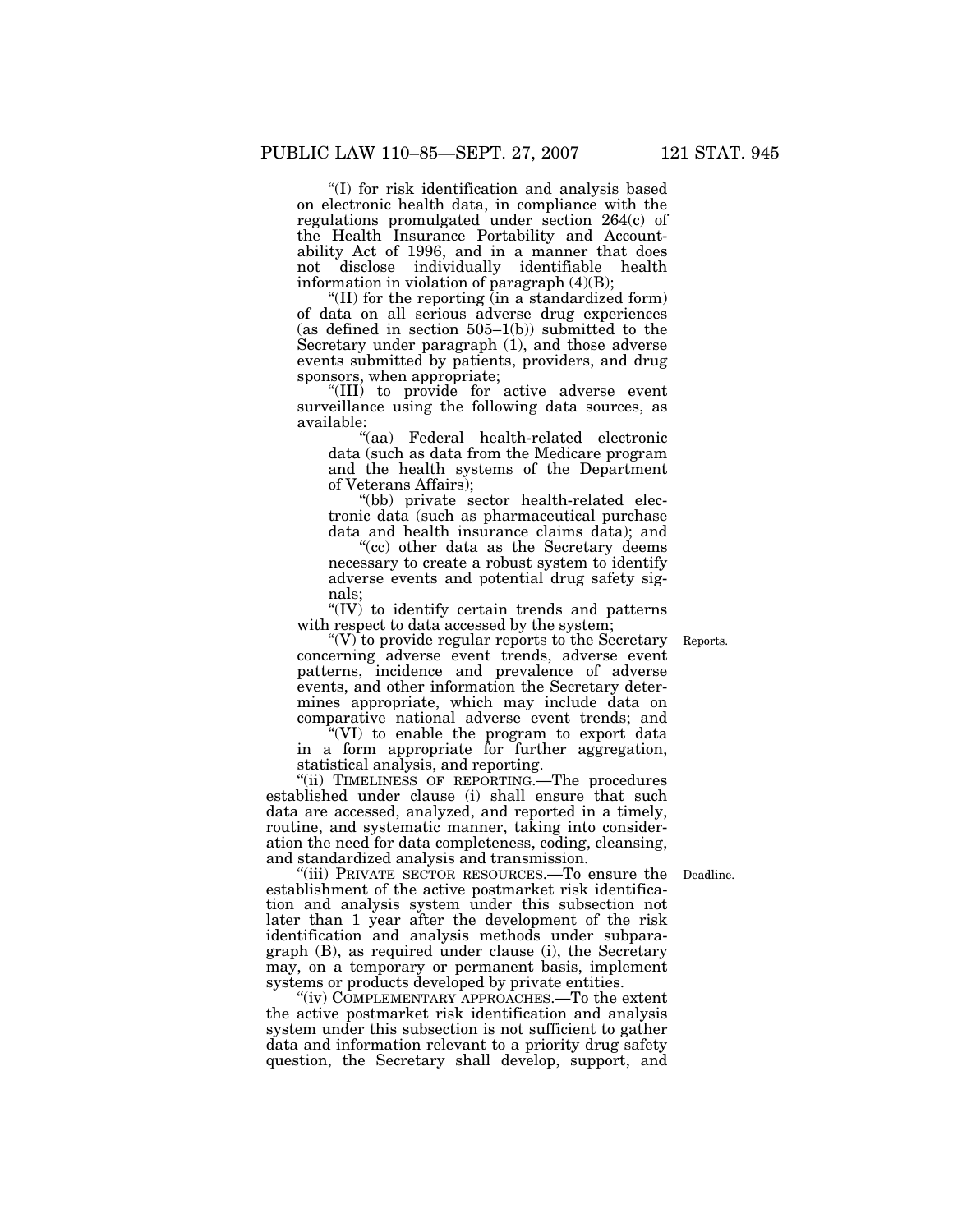"(I) for risk identification and analysis based on electronic health data, in compliance with the regulations promulgated under section 264(c) of the Health Insurance Portability and Accountability Act of 1996, and in a manner that does not disclose individually identifiable health information in violation of paragraph (4)(B);

"(II) for the reporting (in a standardized form) of data on all serious adverse drug experiences (as defined in section 505–1(b)) submitted to the Secretary under paragraph (1), and those adverse events submitted by patients, providers, and drug sponsors, when appropriate;

"(III) to provide for active adverse event surveillance using the following data sources, as available:

"(aa) Federal health-related electronic data (such as data from the Medicare program and the health systems of the Department of Veterans Affairs);

"(bb) private sector health-related electronic data (such as pharmaceutical purchase data and health insurance claims data); and

"(cc) other data as the Secretary deems necessary to create a robust system to identify adverse events and potential drug safety signals;

"(IV) to identify certain trends and patterns with respect to data accessed by the system;

Reports.

"(V) to provide regular reports to the Secretary concerning adverse event trends, adverse event patterns, incidence and prevalence of adverse events, and other information the Secretary determines appropriate, which may include data on comparative national adverse event trends; and

"(VI) to enable the program to export data in a form appropriate for further aggregation, statistical analysis, and reporting.

"(ii) TIMELINESS OF REPORTING.—The procedures established under clause (i) shall ensure that such data are accessed, analyzed, and reported in a timely, routine, and systematic manner, taking into consideration the need for data completeness, coding, cleansing, and standardized analysis and transmission.

Deadline.

"(iii) PRIVATE SECTOR RESOURCES.—To ensure the establishment of the active postmarket risk identification and analysis system under this subsection not later than 1 year after the development of the risk identification and analysis methods under subparagraph (B), as required under clause (i), the Secretary may, on a temporary or permanent basis, implement systems or products developed by private entities.

"(iv) COMPLEMENTARY APPROACHES.—To the extent the active postmarket risk identification and analysis system under this subsection is not sufficient to gather data and information relevant to a priority drug safety question, the Secretary shall develop, support, and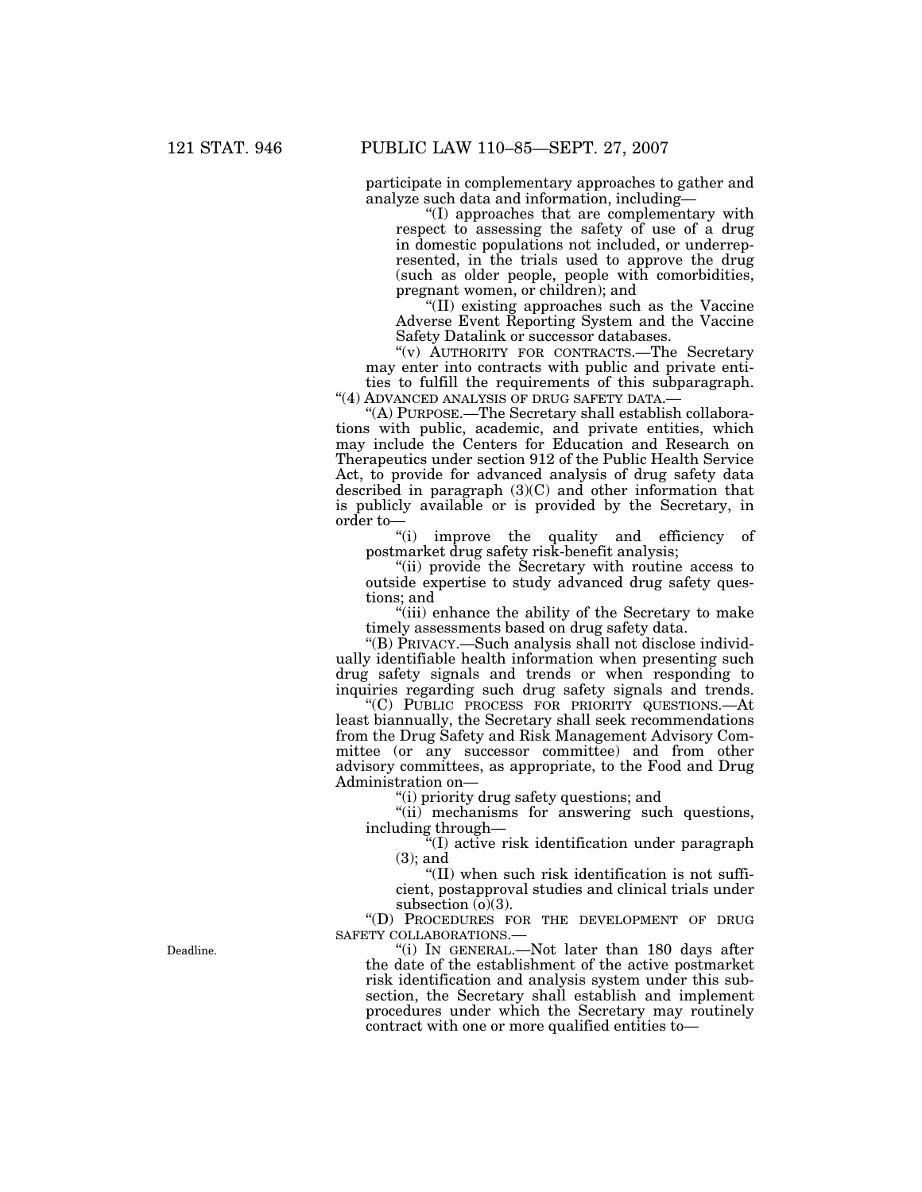participate in complementary approaches to gather and analyze such data and information, including—

"(I) approaches that are complementary with respect to assessing the safety of use of a drug in domestic populations not included, or underrepresented, in the trials used to approve the drug (such as older people, people with comorbidities, pregnant women, or children); and

"(II) existing approaches such as the Vaccine Adverse Event Reporting System and the Vaccine Safety Datalink or successor databases.

"(v) AUTHORITY FOR CONTRACTS.—The Secretary may enter into contracts with public and private entities to fulfill the requirements of this subparagraph.

"(4) ADVANCED ANALYSIS OF DRUG SAFETY DATA.—

"(A) PURPOSE.—The Secretary shall establish collaborations with public, academic, and private entities, which may include the Centers for Education and Research on Therapeutics under section 912 of the Public Health Service Act, to provide for advanced analysis of drug safety data described in paragraph (3)(C) and other information that is publicly available or is provided by the Secretary, in order to—

"(i) improve the quality and efficiency of postmarket drug safety risk-benefit analysis;

"(ii) provide the Secretary with routine access to outside expertise to study advanced drug safety questions; and

"(iii) enhance the ability of the Secretary to make timely assessments based on drug safety data.

"(B) PRIVACY.—Such analysis shall not disclose individually identifiable health information when presenting such drug safety signals and trends or when responding to inquiries regarding such drug safety signals and trends.

"(C) PUBLIC PROCESS FOR PRIORITY QUESTIONS.—At least biannually, the Secretary shall seek recommendations from the Drug Safety and Risk Management Advisory Committee (or any successor committee) and from other advisory committees, as appropriate, to the Food and Drug Administration on—

"(i) priority drug safety questions; and

"(ii) mechanisms for answering such questions, including through—

"(I) active risk identification under paragraph (3); and

"(II) when such risk identification is not sufficient, postapproval studies and clinical trials under subsection (o)(3).

"(D) PROCEDURES FOR THE DEVELOPMENT OF DRUG SAFETY COLLABORATIONS.—

Deadline.

"(i) IN GENERAL.—Not later than 180 days after the date of the establishment of the active postmarket risk identification and analysis system under this subsection, the Secretary shall establish and implement procedures under which the Secretary may routinely contract with one or more qualified entities to—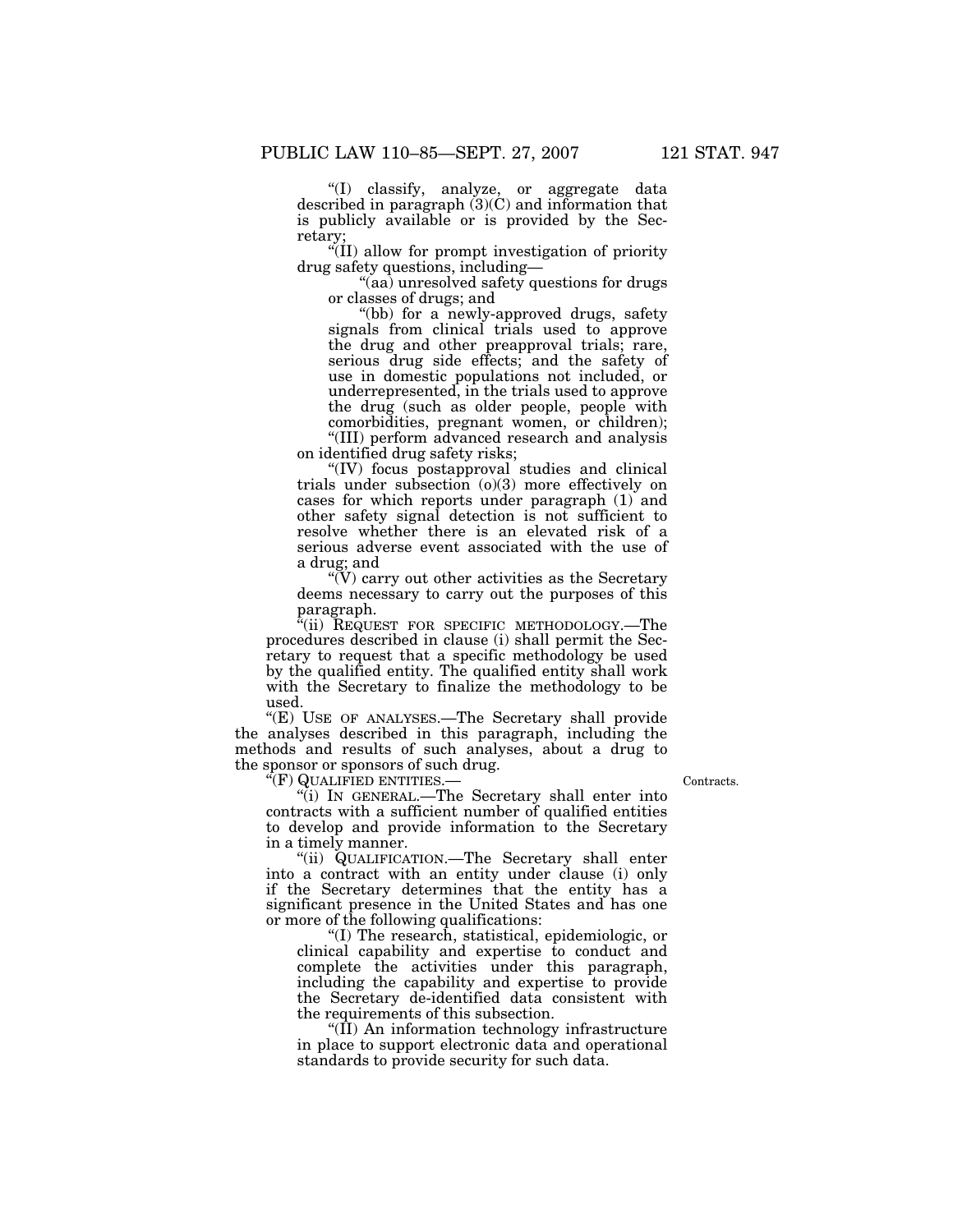"(I) classify, analyze, or aggregate data described in paragraph (3)(C) and information that is publicly available or is provided by the Secretary;

"(II) allow for prompt investigation of priority drug safety questions, including—

"(aa) unresolved safety questions for drugs or classes of drugs; and

"(bb) for a newly-approved drugs, safety signals from clinical trials used to approve the drug and other preapproval trials; rare, serious drug side effects; and the safety of use in domestic populations not included, or underrepresented, in the trials used to approve the drug (such as older people, people with comorbidities, pregnant women, or children);

"(III) perform advanced research and analysis on identified drug safety risks;

"(IV) focus postapproval studies and clinical trials under subsection (o)(3) more effectively on cases for which reports under paragraph (1) and other safety signal detection is not sufficient to resolve whether there is an elevated risk of a serious adverse event associated with the use of a drug; and

"(V) carry out other activities as the Secretary deems necessary to carry out the purposes of this paragraph.

"(ii) REQUEST FOR SPECIFIC METHODOLOGY.—The procedures described in clause (i) shall permit the Secretary to request that a specific methodology be used by the qualified entity. The qualified entity shall work with the Secretary to finalize the methodology to be used.

"(E) USE OF ANALYSES.—The Secretary shall provide the analyses described in this paragraph, including the methods and results of such analyses, about a drug to the sponsor or sponsors of such drug.

"(F) QUALIFIED ENTITIES.—

Contracts.

"(i) IN GENERAL.—The Secretary shall enter into contracts with a sufficient number of qualified entities to develop and provide information to the Secretary in a timely manner.

"(ii) QUALIFICATION.—The Secretary shall enter into a contract with an entity under clause (i) only if the Secretary determines that the entity has a significant presence in the United States and has one or more of the following qualifications:

"(I) The research, statistical, epidemiologic, or clinical capability and expertise to conduct and complete the activities under this paragraph, including the capability and expertise to provide the Secretary de-identified data consistent with the requirements of this subsection.

"(II) An information technology infrastructure in place to support electronic data and operational standards to provide security for such data.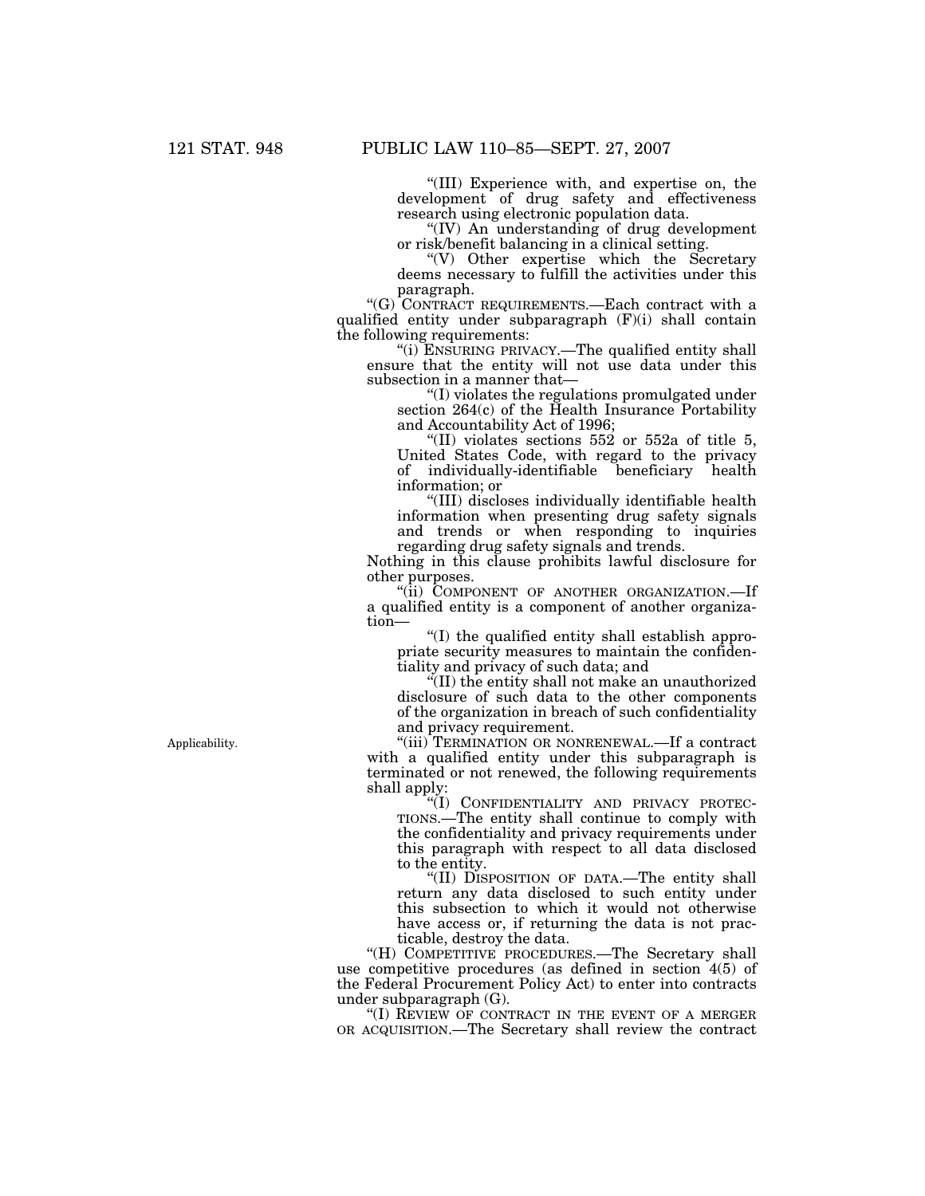"(III) Experience with, and expertise on, the development of drug safety and effectiveness research using electronic population data.

"(IV) An understanding of drug development or risk/benefit balancing in a clinical setting.

"(V) Other expertise which the Secretary deems necessary to fulfill the activities under this paragraph.

"(G) CONTRACT REQUIREMENTS.—Each contract with a qualified entity under subparagraph (F)(i) shall contain the following requirements:

"(i) ENSURING PRIVACY.—The qualified entity shall ensure that the entity will not use data under this subsection in a manner that—

"(I) violates the regulations promulgated under section 264(c) of the Health Insurance Portability and Accountability Act of 1996;

"(II) violates sections 552 or 552a of title 5, United States Code, with regard to the privacy of individually-identifiable beneficiary health information; or

"(III) discloses individually identifiable health information when presenting drug safety signals and trends or when responding to inquiries regarding drug safety signals and trends.

Nothing in this clause prohibits lawful disclosure for other purposes.

"(ii) COMPONENT OF ANOTHER ORGANIZATION.—If a qualified entity is a component of another organization—

"(I) the qualified entity shall establish appropriate security measures to maintain the confidentiality and privacy of such data; and

"(II) the entity shall not make an unauthorized disclosure of such data to the other components of the organization in breach of such confidentiality and privacy requirement.

Applicability.

"(iii) TERMINATION OR NONRENEWAL.—If a contract with a qualified entity under this subparagraph is terminated or not renewed, the following requirements shall apply:

"(I) CONFIDENTIALITY AND PRIVACY PROTECTIONS.—The entity shall continue to comply with the confidentiality and privacy requirements under this paragraph with respect to all data disclosed to the entity.

"(II) DISPOSITION OF DATA.—The entity shall return any data disclosed to such entity under this subsection to which it would not otherwise have access or, if returning the data is not practicable, destroy the data.

"(H) COMPETITIVE PROCEDURES.—The Secretary shall use competitive procedures (as defined in section 4(5) of the Federal Procurement Policy Act) to enter into contracts under subparagraph (G).

"(I) REVIEW OF CONTRACT IN THE EVENT OF A MERGER OR ACQUISITION.—The Secretary shall review the contract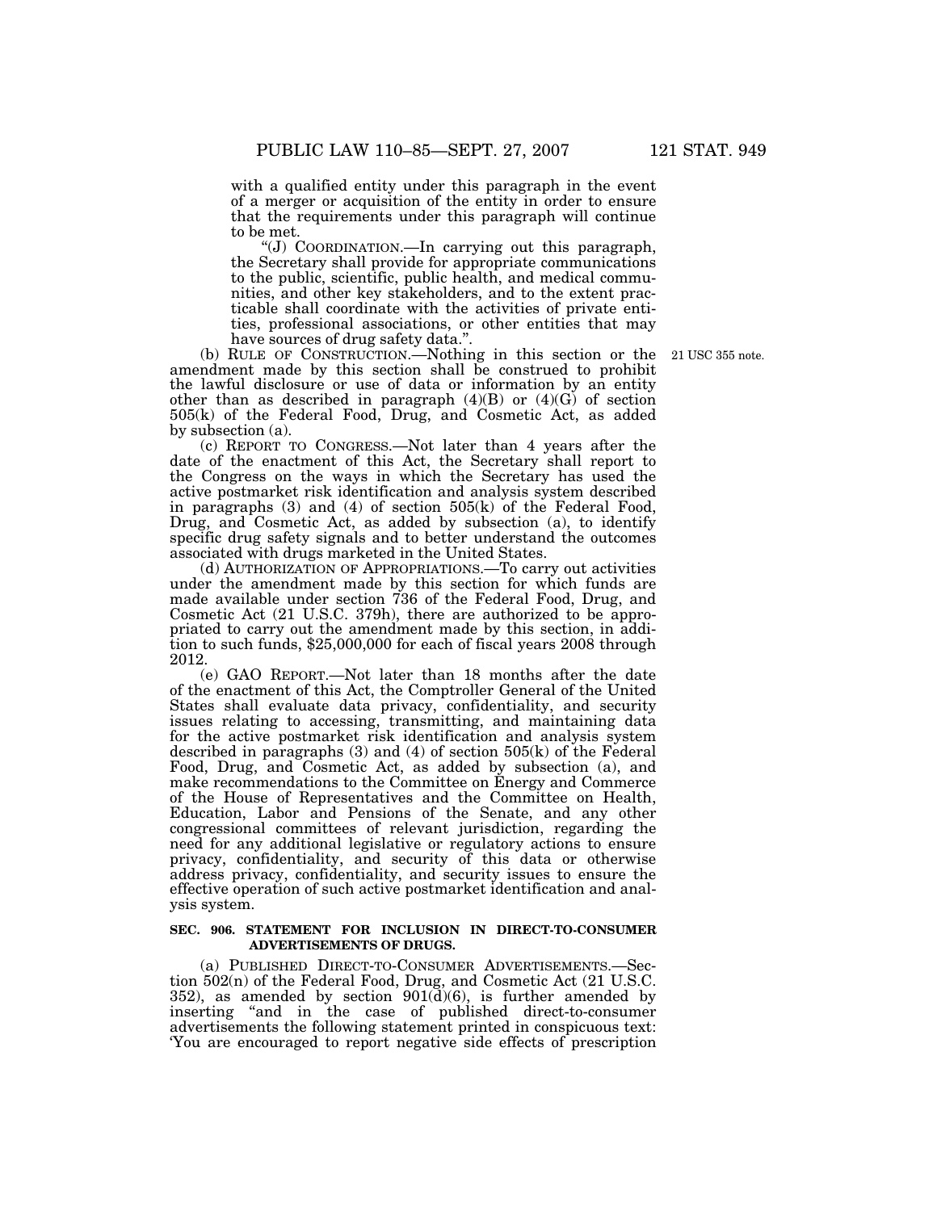with a qualified entity under this paragraph in the event of a merger or acquisition of the entity in order to ensure that the requirements under this paragraph will continue to be met.

"(J) COORDINATION.—In carrying out this paragraph, the Secretary shall provide for appropriate communications to the public, scientific, public health, and medical communities, and other key stakeholders, and to the extent practicable shall coordinate with the activities of private entities, professional associations, or other entities that may have sources of drug safety data.".

21 USC 355 note.

(b) RULE OF CONSTRUCTION.—Nothing in this section or the amendment made by this section shall be construed to prohibit the lawful disclosure or use of data or information by an entity other than as described in paragraph (4)(B) or (4)(G) of section 505(k) of the Federal Food, Drug, and Cosmetic Act, as added by subsection (a).

(c) REPORT TO CONGRESS.—Not later than 4 years after the date of the enactment of this Act, the Secretary shall report to the Congress on the ways in which the Secretary has used the active postmarket risk identification and analysis system described in paragraphs (3) and (4) of section 505(k) of the Federal Food, Drug, and Cosmetic Act, as added by subsection (a), to identify specific drug safety signals and to better understand the outcomes associated with drugs marketed in the United States.

(d) AUTHORIZATION OF APPROPRIATIONS.—To carry out activities under the amendment made by this section for which funds are made available under section 736 of the Federal Food, Drug, and Cosmetic Act (21 U.S.C. 379h), there are authorized to be appropriated to carry out the amendment made by this section, in addition to such funds, $25,000,000 for each of fiscal years 2008 through 2012.

(e) GAO REPORT.—Not later than 18 months after the date of the enactment of this Act, the Comptroller General of the United States shall evaluate data privacy, confidentiality, and security issues relating to accessing, transmitting, and maintaining data for the active postmarket risk identification and analysis system described in paragraphs (3) and (4) of section 505(k) of the Federal Food, Drug, and Cosmetic Act, as added by subsection (a), and make recommendations to the Committee on Energy and Commerce of the House of Representatives and the Committee on Health, Education, Labor and Pensions of the Senate, and any other congressional committees of relevant jurisdiction, regarding the need for any additional legislative or regulatory actions to ensure privacy, confidentiality, and security of this data or otherwise address privacy, confidentiality, and security issues to ensure the effective operation of such active postmarket identification and analysis system.

**SEC. 906. STATEMENT FOR INCLUSION IN DIRECT-TO-CONSUMER ADVERTISEMENTS OF DRUGS.**

(a) PUBLISHED DIRECT-TO-CONSUMER ADVERTISEMENTS.—Section 502(n) of the Federal Food, Drug, and Cosmetic Act (21 U.S.C. 352), as amended by section 901(d)(6), is further amended by inserting "and in the case of published direct-to-consumer advertisements the following statement printed in conspicuous text: 'You are encouraged to report negative side effects of prescription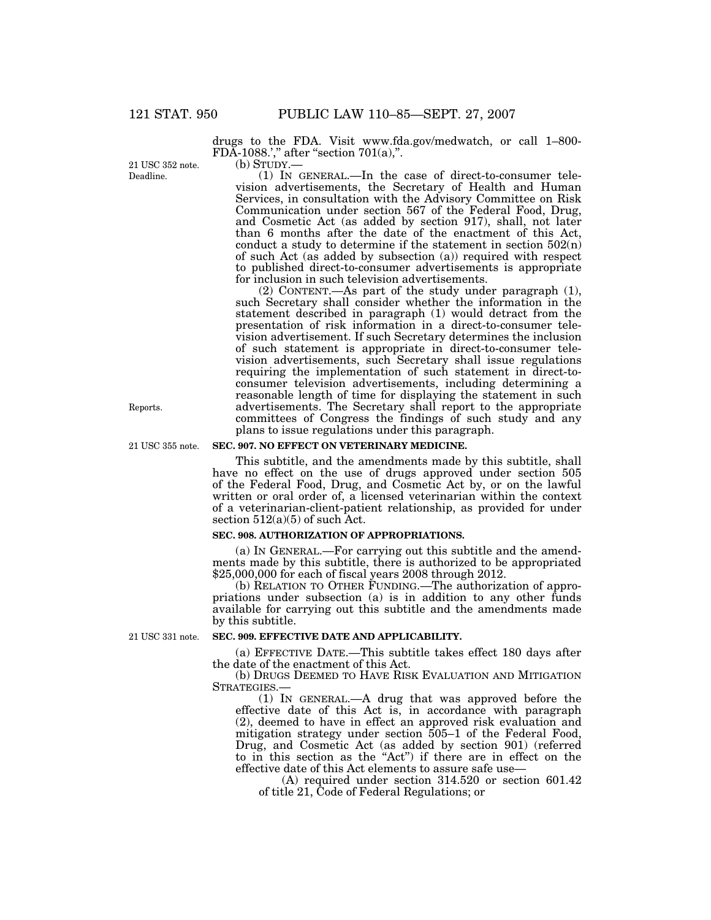drugs to the FDA. Visit www.fda.gov/medwatch, or call 1–800-FDA-1088.'," after "section 701(a),".

21 USC 352 note. Deadline.

(b) STUDY.—

(1) IN GENERAL.—In the case of direct-to-consumer television advertisements, the Secretary of Health and Human Services, in consultation with the Advisory Committee on Risk Communication under section 567 of the Federal Food, Drug, and Cosmetic Act (as added by section 917), shall, not later than 6 months after the date of the enactment of this Act, conduct a study to determine if the statement in section 502(n) of such Act (as added by subsection (a)) required with respect to published direct-to-consumer advertisements is appropriate for inclusion in such television advertisements.

(2) CONTENT.—As part of the study under paragraph (1), such Secretary shall consider whether the information in the statement described in paragraph (1) would detract from the presentation of risk information in a direct-to-consumer television advertisement. If such Secretary determines the inclusion of such statement is appropriate in direct-to-consumer television advertisements, such Secretary shall issue regulations requiring the implementation of such statement in direct-to-consumer television advertisements, including determining a reasonable length of time for displaying the statement in such advertisements. The Secretary shall report to the appropriate committees of Congress the findings of such study and any plans to issue regulations under this paragraph.

Reports.

21 USC 355 note.

**SEC. 907. NO EFFECT ON VETERINARY MEDICINE.**

This subtitle, and the amendments made by this subtitle, shall have no effect on the use of drugs approved under section 505 of the Federal Food, Drug, and Cosmetic Act by, or on the lawful written or oral order of, a licensed veterinarian within the context of a veterinarian-client-patient relationship, as provided for under section 512(a)(5) of such Act.

**SEC. 908. AUTHORIZATION OF APPROPRIATIONS.**

(a) IN GENERAL.—For carrying out this subtitle and the amendments made by this subtitle, there is authorized to be appropriated $25,000,000 for each of fiscal years 2008 through 2012.

(b) RELATION TO OTHER FUNDING.—The authorization of appropriations under subsection (a) is in addition to any other funds available for carrying out this subtitle and the amendments made by this subtitle.

21 USC 331 note.

**SEC. 909. EFFECTIVE DATE AND APPLICABILITY.**

(a) EFFECTIVE DATE.—This subtitle takes effect 180 days after the date of the enactment of this Act.

(b) DRUGS DEEMED TO HAVE RISK EVALUATION AND MITIGATION STRATEGIES.—

(1) IN GENERAL.—A drug that was approved before the effective date of this Act is, in accordance with paragraph (2), deemed to have in effect an approved risk evaluation and mitigation strategy under section 505–1 of the Federal Food, Drug, and Cosmetic Act (as added by section 901) (referred to in this section as the "Act") if there are in effect on the effective date of this Act elements to assure safe use—

(A) required under section 314.520 or section 601.42 of title 21, Code of Federal Regulations; or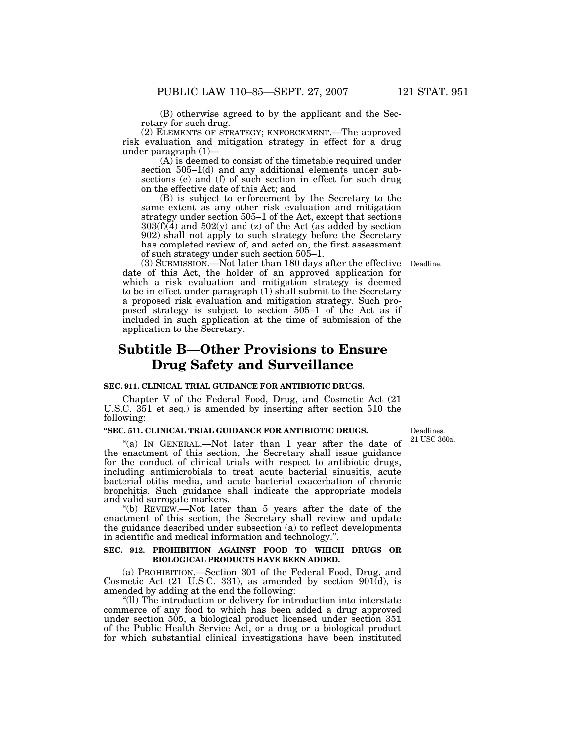(B) otherwise agreed to by the applicant and the Secretary for such drug.

(2) ELEMENTS OF STRATEGY; ENFORCEMENT.—The approved risk evaluation and mitigation strategy in effect for a drug under paragraph (1)—

(A) is deemed to consist of the timetable required under section 505–1(d) and any additional elements under subsections (e) and (f) of such section in effect for such drug on the effective date of this Act; and

(B) is subject to enforcement by the Secretary to the same extent as any other risk evaluation and mitigation strategy under section 505–1 of the Act, except that sections 303(f)(4) and 502(y) and (z) of the Act (as added by section 902) shall not apply to such strategy before the Secretary has completed review of, and acted on, the first assessment of such strategy under such section 505–1.

(3) SUBMISSION.—Not later than 180 days after the effective date of this Act, the holder of an approved application for which a risk evaluation and mitigation strategy is deemed to be in effect under paragraph (1) shall submit to the Secretary a proposed risk evaluation and mitigation strategy. Such proposed strategy is subject to section 505–1 of the Act as if included in such application at the time of submission of the application to the Secretary.

Deadline.

## Subtitle B—Other Provisions to Ensure Drug Safety and Surveillance

**SEC. 911. CLINICAL TRIAL GUIDANCE FOR ANTIBIOTIC DRUGS.**

Chapter V of the Federal Food, Drug, and Cosmetic Act (21 U.S.C. 351 et seq.) is amended by inserting after section 510 the following:

**"SEC. 511. CLINICAL TRIAL GUIDANCE FOR ANTIBIOTIC DRUGS.**

Deadlines.
21 USC 360a.

"(a) IN GENERAL.—Not later than 1 year after the date of the enactment of this section, the Secretary shall issue guidance for the conduct of clinical trials with respect to antibiotic drugs, including antimicrobials to treat acute bacterial sinusitis, acute bacterial otitis media, and acute bacterial exacerbation of chronic bronchitis. Such guidance shall indicate the appropriate models and valid surrogate markers.

"(b) REVIEW.—Not later than 5 years after the date of the enactment of this section, the Secretary shall review and update the guidance described under subsection (a) to reflect developments in scientific and medical information and technology.".

**SEC. 912. PROHIBITION AGAINST FOOD TO WHICH DRUGS OR BIOLOGICAL PRODUCTS HAVE BEEN ADDED.**

(a) PROHIBITION.—Section 301 of the Federal Food, Drug, and Cosmetic Act (21 U.S.C. 331), as amended by section 901(d), is amended by adding at the end the following:

"(ll) The introduction or delivery for introduction into interstate commerce of any food to which has been added a drug approved under section 505, a biological product licensed under section 351 of the Public Health Service Act, or a drug or a biological product for which substantial clinical investigations have been instituted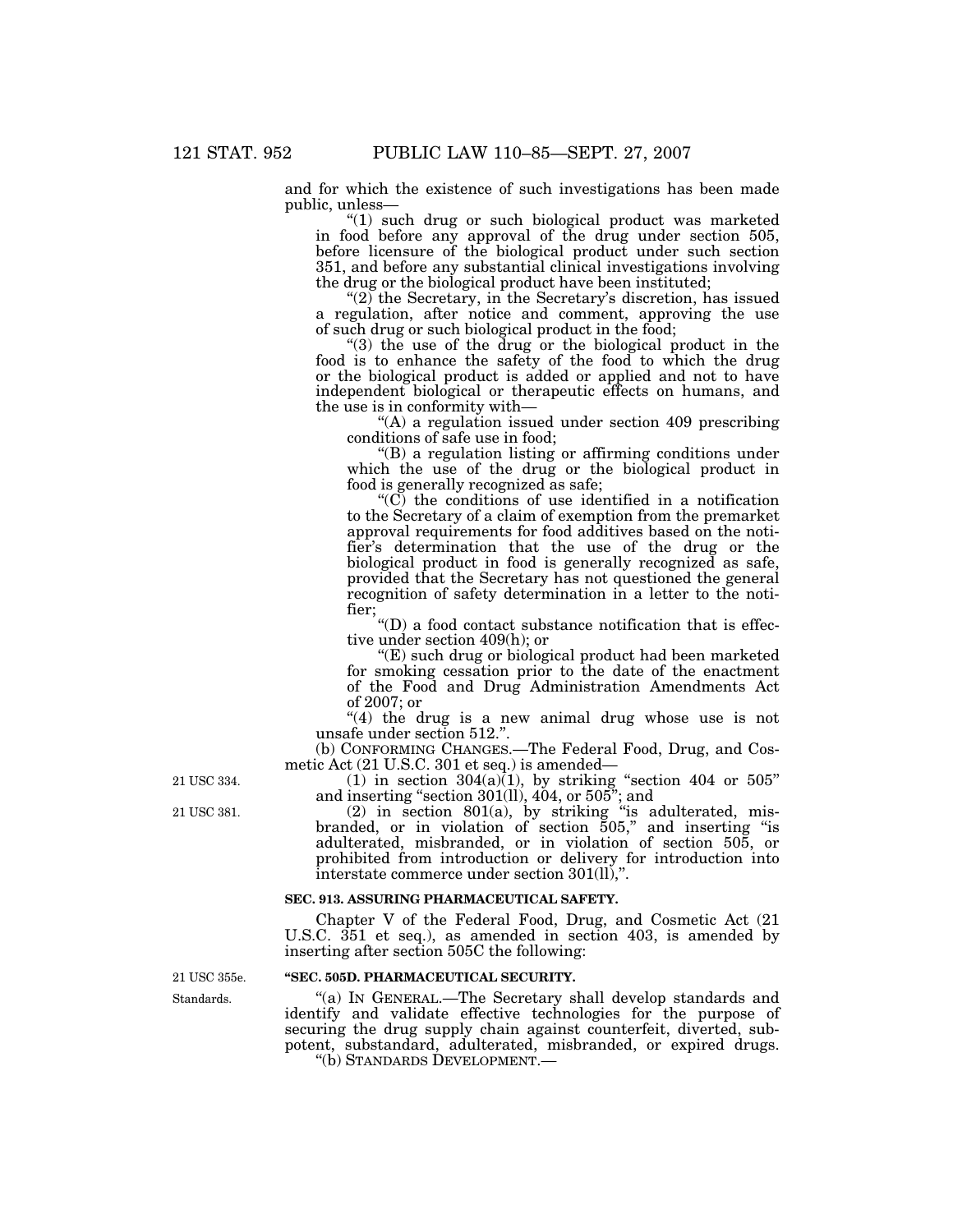and for which the existence of such investigations has been made public, unless—

"(1) such drug or such biological product was marketed in food before any approval of the drug under section 505, before licensure of the biological product under such section 351, and before any substantial clinical investigations involving the drug or the biological product have been instituted;

"(2) the Secretary, in the Secretary's discretion, has issued a regulation, after notice and comment, approving the use of such drug or such biological product in the food;

"(3) the use of the drug or the biological product in the food is to enhance the safety of the food to which the drug or the biological product is added or applied and not to have independent biological or therapeutic effects on humans, and the use is in conformity with—

"(A) a regulation issued under section 409 prescribing conditions of safe use in food;

"(B) a regulation listing or affirming conditions under which the use of the drug or the biological product in food is generally recognized as safe;

"(C) the conditions of use identified in a notification to the Secretary of a claim of exemption from the premarket approval requirements for food additives based on the notifier's determination that the use of the drug or the biological product in food is generally recognized as safe, provided that the Secretary has not questioned the general recognition of safety determination in a letter to the notifier;

"(D) a food contact substance notification that is effective under section 409(h); or

"(E) such drug or biological product had been marketed for smoking cessation prior to the date of the enactment of the Food and Drug Administration Amendments Act of 2007; or

"(4) the drug is a new animal drug whose use is not unsafe under section 512.".

(b) CONFORMING CHANGES.—The Federal Food, Drug, and Cosmetic Act (21 U.S.C. 301 et seq.) is amended—

21 USC 334.

(1) in section 304(a)(1), by striking "section 404 or 505" and inserting "section 301(ll), 404, or 505"; and

21 USC 381.

(2) in section 801(a), by striking "is adulterated, misbranded, or in violation of section 505," and inserting "is adulterated, misbranded, or in violation of section 505, or prohibited from introduction or delivery for introduction into interstate commerce under section 301(ll),".

### SEC. 913. ASSURING PHARMACEUTICAL SAFETY.

Chapter V of the Federal Food, Drug, and Cosmetic Act (21 U.S.C. 351 et seq.), as amended in section 403, is amended by inserting after section 505C the following:

21 USC 355e.

### "SEC. 505D. PHARMACEUTICAL SECURITY.

Standards.

"(a) IN GENERAL.—The Secretary shall develop standards and identify and validate effective technologies for the purpose of securing the drug supply chain against counterfeit, diverted, subpotent, substandard, adulterated, misbranded, or expired drugs.

"(b) STANDARDS DEVELOPMENT.—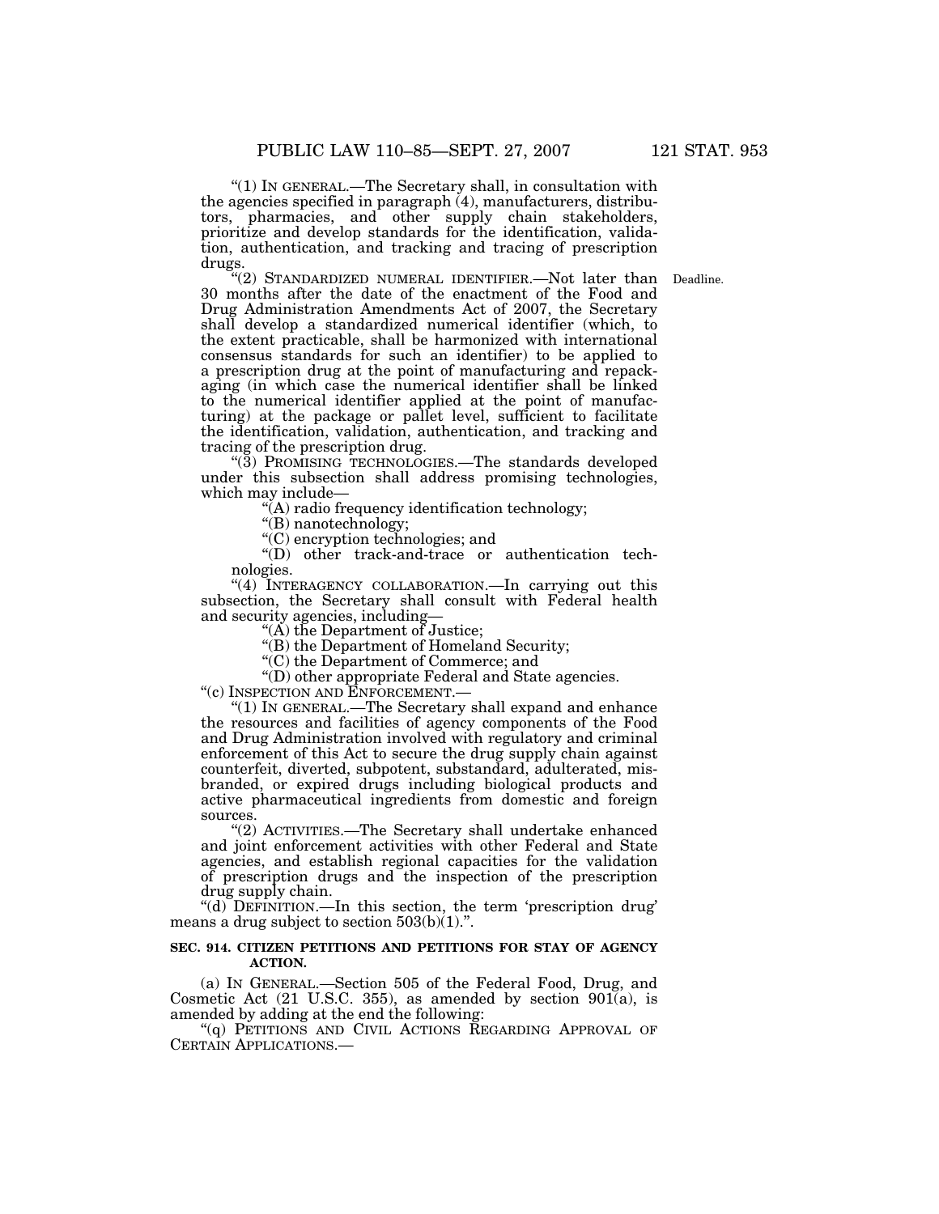"(1) IN GENERAL.—The Secretary shall, in consultation with the agencies specified in paragraph (4), manufacturers, distributors, pharmacies, and other supply chain stakeholders, prioritize and develop standards for the identification, validation, authentication, and tracking and tracing of prescription drugs.

"(2) STANDARDIZED NUMERAL IDENTIFIER.—Not later than 30 months after the date of the enactment of the Food and Drug Administration Amendments Act of 2007, the Secretary shall develop a standardized numerical identifier (which, to the extent practicable, shall be harmonized with international consensus standards for such an identifier) to be applied to a prescription drug at the point of manufacturing and repackaging (in which case the numerical identifier shall be linked to the numerical identifier applied at the point of manufacturing) at the package or pallet level, sufficient to facilitate the identification, validation, authentication, and tracking and tracing of the prescription drug.

Deadline.

"(3) PROMISING TECHNOLOGIES.—The standards developed under this subsection shall address promising technologies, which may include—

"(A) radio frequency identification technology;

"(B) nanotechnology;

"(C) encryption technologies; and

"(D) other track-and-trace or authentication technologies.

"(4) INTERAGENCY COLLABORATION.—In carrying out this subsection, the Secretary shall consult with Federal health and security agencies, including—

"(A) the Department of Justice;

"(B) the Department of Homeland Security;

"(C) the Department of Commerce; and

"(D) other appropriate Federal and State agencies.

"(c) INSPECTION AND ENFORCEMENT.—

"(1) IN GENERAL.—The Secretary shall expand and enhance the resources and facilities of agency components of the Food and Drug Administration involved with regulatory and criminal enforcement of this Act to secure the drug supply chain against counterfeit, diverted, subpotent, substandard, adulterated, misbranded, or expired drugs including biological products and active pharmaceutical ingredients from domestic and foreign sources.

"(2) ACTIVITIES.—The Secretary shall undertake enhanced and joint enforcement activities with other Federal and State agencies, and establish regional capacities for the validation of prescription drugs and the inspection of the prescription drug supply chain.

"(d) DEFINITION.—In this section, the term 'prescription drug' means a drug subject to section 503(b)(1).".

**SEC. 914. CITIZEN PETITIONS AND PETITIONS FOR STAY OF AGENCY ACTION.**

(a) IN GENERAL.—Section 505 of the Federal Food, Drug, and Cosmetic Act (21 U.S.C. 355), as amended by section 901(a), is amended by adding at the end the following:

"(q) PETITIONS AND CIVIL ACTIONS REGARDING APPROVAL OF CERTAIN APPLICATIONS.—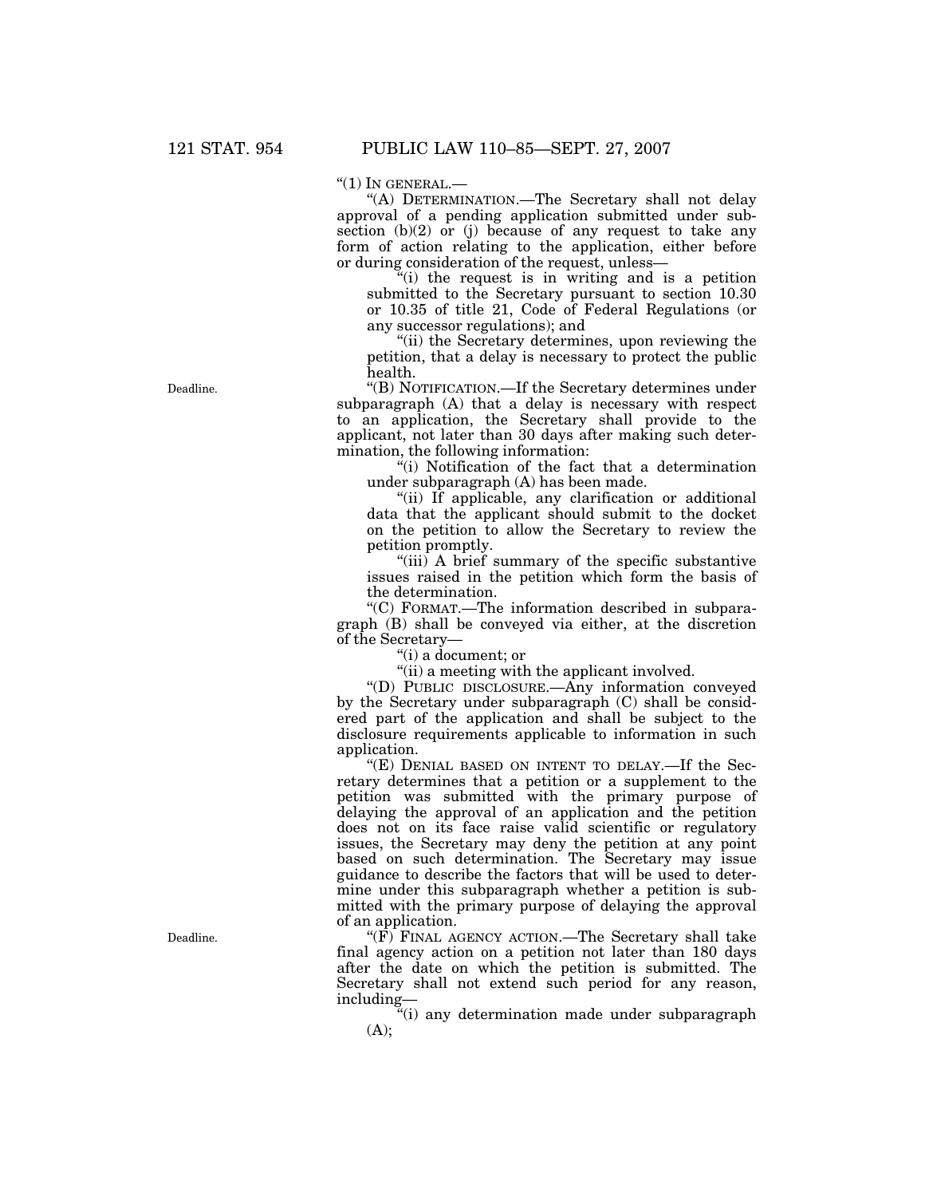"(1) IN GENERAL.—

"(A) DETERMINATION.—The Secretary shall not delay approval of a pending application submitted under subsection (b)(2) or (j) because of any request to take any form of action relating to the application, either before or during consideration of the request, unless—

"(i) the request is in writing and is a petition submitted to the Secretary pursuant to section 10.30 or 10.35 of title 21, Code of Federal Regulations (or any successor regulations); and

"(ii) the Secretary determines, upon reviewing the petition, that a delay is necessary to protect the public health.

Deadline.

"(B) NOTIFICATION.—If the Secretary determines under subparagraph (A) that a delay is necessary with respect to an application, the Secretary shall provide to the applicant, not later than 30 days after making such determination, the following information:

"(i) Notification of the fact that a determination under subparagraph (A) has been made.

"(ii) If applicable, any clarification or additional data that the applicant should submit to the docket on the petition to allow the Secretary to review the petition promptly.

"(iii) A brief summary of the specific substantive issues raised in the petition which form the basis of the determination.

"(C) FORMAT.—The information described in subparagraph (B) shall be conveyed via either, at the discretion of the Secretary—

"(i) a document; or

"(ii) a meeting with the applicant involved.

"(D) PUBLIC DISCLOSURE.—Any information conveyed by the Secretary under subparagraph (C) shall be considered part of the application and shall be subject to the disclosure requirements applicable to information in such application.

"(E) DENIAL BASED ON INTENT TO DELAY.—If the Secretary determines that a petition or a supplement to the petition was submitted with the primary purpose of delaying the approval of an application and the petition does not on its face raise valid scientific or regulatory issues, the Secretary may deny the petition at any point based on such determination. The Secretary may issue guidance to describe the factors that will be used to determine under this subparagraph whether a petition is submitted with the primary purpose of delaying the approval of an application.

Deadline.

"(F) FINAL AGENCY ACTION.—The Secretary shall take final agency action on a petition not later than 180 days after the date on which the petition is submitted. The Secretary shall not extend such period for any reason, including—

"(i) any determination made under subparagraph (A);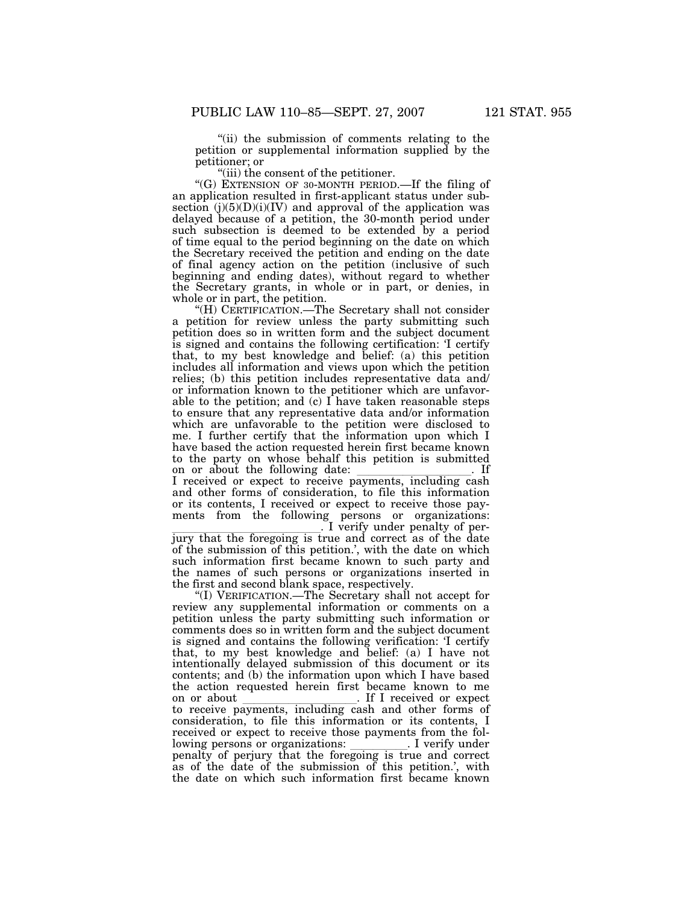"(ii) the submission of comments relating to the petition or supplemental information supplied by the petitioner; or

"(iii) the consent of the petitioner.

"(G) EXTENSION OF 30-MONTH PERIOD.—If the filing of an application resulted in first-applicant status under subsection (j)(5)(D)(i)(IV) and approval of the application was delayed because of a petition, the 30-month period under such subsection is deemed to be extended by a period of time equal to the period beginning on the date on which the Secretary received the petition and ending on the date of final agency action on the petition (inclusive of such beginning and ending dates), without regard to whether the Secretary grants, in whole or in part, or denies, in whole or in part, the petition.

"(H) CERTIFICATION.—The Secretary shall not consider a petition for review unless the party submitting such petition does so in written form and the subject document is signed and contains the following certification: 'I certify that, to my best knowledge and belief: (a) this petition includes all information and views upon which the petition relies; (b) this petition includes representative data and/or information known to the petitioner which are unfavorable to the petition; and (c) I have taken reasonable steps to ensure that any representative data and/or information which are unfavorable to the petition were disclosed to me. I further certify that the information upon which I have based the action requested herein first became known to the party on whose behalf this petition is submitted on or about the following date: \_\_\_\_\_\_\_\_\_\_\_\_\_\_\_\_\_\_. If I received or expect to receive payments, including cash and other forms of consideration, to file this information or its contents, I received or expect to receive those payments from the following persons or organizations: \_\_\_\_\_\_\_\_\_\_\_\_\_\_\_\_\_\_\_\_\_\_\_\_. I verify under penalty of perjury that the foregoing is true and correct as of the date of the submission of this petition.', with the date on which such information first became known to such party and the names of such persons or organizations inserted in the first and second blank space, respectively.

"(I) VERIFICATION.—The Secretary shall not accept for review any supplemental information or comments on a petition unless the party submitting such information or comments does so in written form and the subject document is signed and contains the following verification: 'I certify that, to my best knowledge and belief: (a) I have not intentionally delayed submission of this document or its contents; and (b) the information upon which I have based the action requested herein first became known to me on or about \_\_\_\_\_\_\_\_\_\_\_\_\_\_\_\_\_\_. If I received or expect to receive payments, including cash and other forms of consideration, to file this information or its contents, I received or expect to receive those payments from the following persons or organizations: \_\_\_\_\_\_\_\_\_\_. I verify under penalty of perjury that the foregoing is true and correct as of the date of the submission of this petition.', with the date on which such information first became known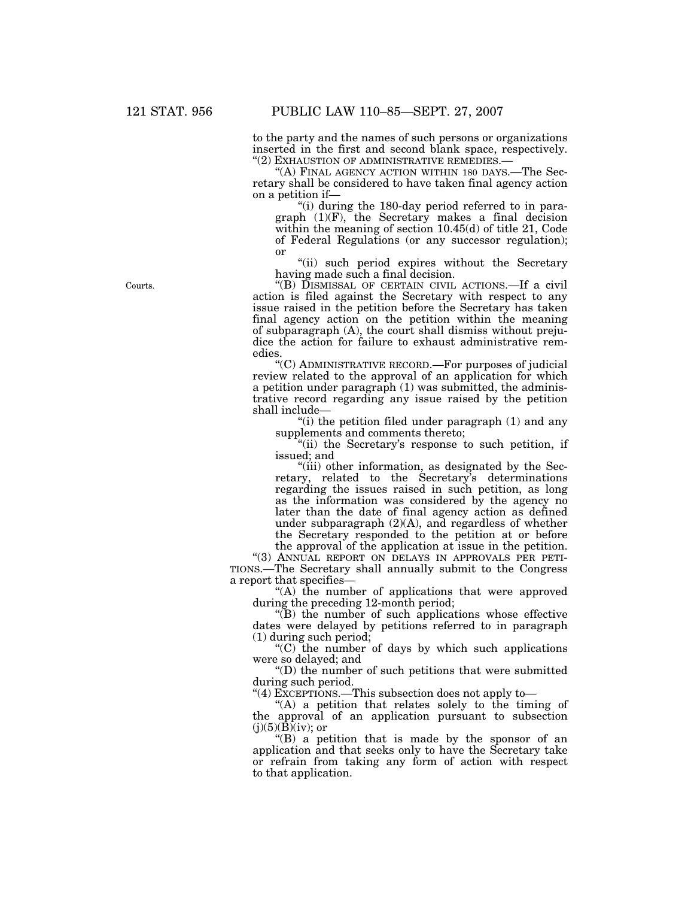to the party and the names of such persons or organizations inserted in the first and second blank space, respectively.

“(2) EXHAUSTION OF ADMINISTRATIVE REMEDIES.—

“(A) FINAL AGENCY ACTION WITHIN 180 DAYS.—The Secretary shall be considered to have taken final agency action on a petition if—

“(i) during the 180-day period referred to in paragraph (1)(F), the Secretary makes a final decision within the meaning of section 10.45(d) of title 21, Code of Federal Regulations (or any successor regulation); or

“(ii) such period expires without the Secretary having made such a final decision.

Courts.

“(B) DISMISSAL OF CERTAIN CIVIL ACTIONS.—If a civil action is filed against the Secretary with respect to any issue raised in the petition before the Secretary has taken final agency action on the petition within the meaning of subparagraph (A), the court shall dismiss without prejudice the action for failure to exhaust administrative remedies.

“(C) ADMINISTRATIVE RECORD.—For purposes of judicial review related to the approval of an application for which a petition under paragraph (1) was submitted, the administrative record regarding any issue raised by the petition shall include—

“(i) the petition filed under paragraph (1) and any supplements and comments thereto;

“(ii) the Secretary’s response to such petition, if issued; and

“(iii) other information, as designated by the Secretary, related to the Secretary’s determinations regarding the issues raised in such petition, as long as the information was considered by the agency no later than the date of final agency action as defined under subparagraph (2)(A), and regardless of whether the Secretary responded to the petition at or before the approval of the application at issue in the petition.

“(3) ANNUAL REPORT ON DELAYS IN APPROVALS PER PETITIONS.—The Secretary shall annually submit to the Congress a report that specifies—

“(A) the number of applications that were approved during the preceding 12-month period;

“(B) the number of such applications whose effective dates were delayed by petitions referred to in paragraph (1) during such period;

“(C) the number of days by which such applications were so delayed; and

“(D) the number of such petitions that were submitted during such period.

“(4) EXCEPTIONS.—This subsection does not apply to—

“(A) a petition that relates solely to the timing of the approval of an application pursuant to subsection (j)(5)(B)(iv); or

“(B) a petition that is made by the sponsor of an application and that seeks only to have the Secretary take or refrain from taking any form of action with respect to that application.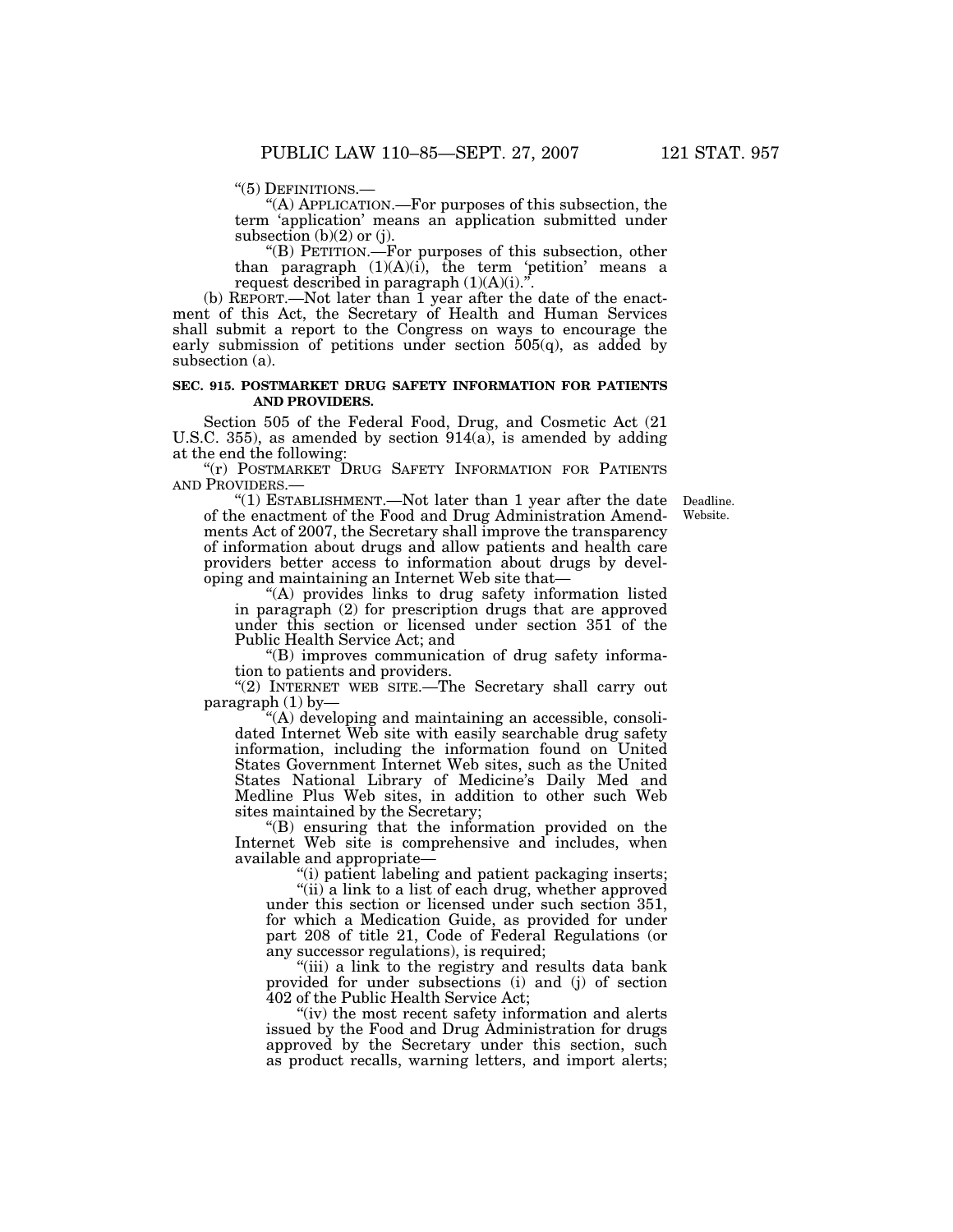"(5) DEFINITIONS.—

"(A) APPLICATION.—For purposes of this subsection, the term 'application' means an application submitted under subsection (b)(2) or (j).

"(B) PETITION.—For purposes of this subsection, other than paragraph (1)(A)(i), the term 'petition' means a request described in paragraph (1)(A)(i).".

(b) REPORT.—Not later than 1 year after the date of the enactment of this Act, the Secretary of Health and Human Services shall submit a report to the Congress on ways to encourage the early submission of petitions under section 505(q), as added by subsection (a).

**SEC. 915. POSTMARKET DRUG SAFETY INFORMATION FOR PATIENTS AND PROVIDERS.**

Section 505 of the Federal Food, Drug, and Cosmetic Act (21 U.S.C. 355), as amended by section 914(a), is amended by adding at the end the following:

"(r) POSTMARKET DRUG SAFETY INFORMATION FOR PATIENTS AND PROVIDERS.—

"(1) ESTABLISHMENT.—Not later than 1 year after the date of the enactment of the Food and Drug Administration Amendments Act of 2007, the Secretary shall improve the transparency of information about drugs and allow patients and health care providers better access to information about drugs by developing and maintaining an Internet Web site that—

Deadline. Website.

"(A) provides links to drug safety information listed in paragraph (2) for prescription drugs that are approved under this section or licensed under section 351 of the Public Health Service Act; and

"(B) improves communication of drug safety information to patients and providers.

"(2) INTERNET WEB SITE.—The Secretary shall carry out paragraph (1) by—

"(A) developing and maintaining an accessible, consolidated Internet Web site with easily searchable drug safety information, including the information found on United States Government Internet Web sites, such as the United States National Library of Medicine's Daily Med and Medline Plus Web sites, in addition to other such Web sites maintained by the Secretary;

"(B) ensuring that the information provided on the Internet Web site is comprehensive and includes, when available and appropriate—

"(i) patient labeling and patient packaging inserts;

"(ii) a link to a list of each drug, whether approved under this section or licensed under such section 351, for which a Medication Guide, as provided for under part 208 of title 21, Code of Federal Regulations (or any successor regulations), is required;

"(iii) a link to the registry and results data bank provided for under subsections (i) and (j) of section 402 of the Public Health Service Act;

"(iv) the most recent safety information and alerts issued by the Food and Drug Administration for drugs approved by the Secretary under this section, such as product recalls, warning letters, and import alerts;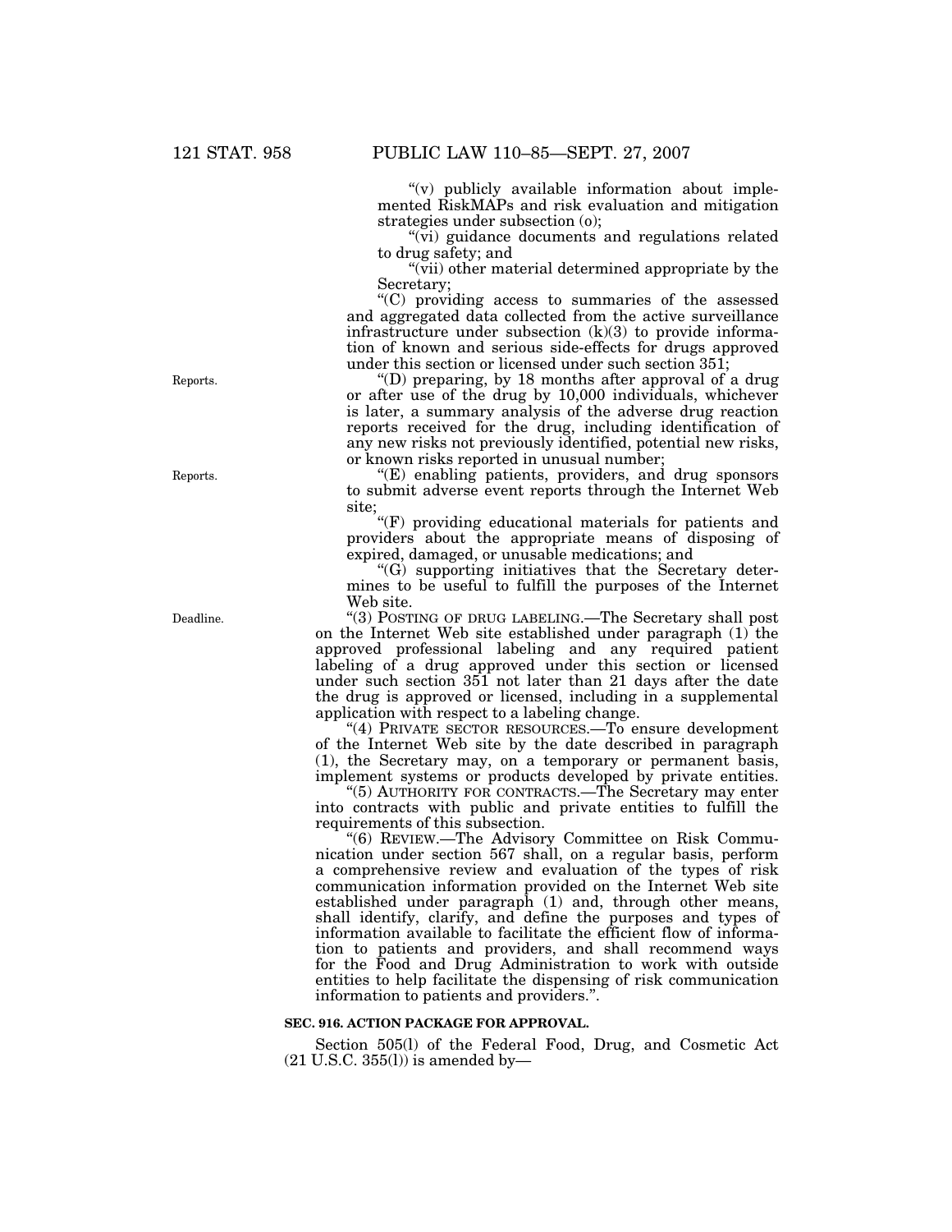"(v) publicly available information about implemented RiskMAPs and risk evaluation and mitigation strategies under subsection (o);

"(vi) guidance documents and regulations related to drug safety; and

"(vii) other material determined appropriate by the Secretary;

"(C) providing access to summaries of the assessed and aggregated data collected from the active surveillance infrastructure under subsection (k)(3) to provide information of known and serious side-effects for drugs approved under this section or licensed under such section 351;

Reports.

"(D) preparing, by 18 months after approval of a drug or after use of the drug by 10,000 individuals, whichever is later, a summary analysis of the adverse drug reaction reports received for the drug, including identification of any new risks not previously identified, potential new risks, or known risks reported in unusual number;

Reports.

"(E) enabling patients, providers, and drug sponsors to submit adverse event reports through the Internet Web site;

"(F) providing educational materials for patients and providers about the appropriate means of disposing of expired, damaged, or unusable medications; and

"(G) supporting initiatives that the Secretary determines to be useful to fulfill the purposes of the Internet Web site.

Deadline.

"(3) POSTING OF DRUG LABELING.—The Secretary shall post on the Internet Web site established under paragraph (1) the approved professional labeling and any required patient labeling of a drug approved under this section or licensed under such section 351 not later than 21 days after the date the drug is approved or licensed, including in a supplemental application with respect to a labeling change.

"(4) PRIVATE SECTOR RESOURCES.—To ensure development of the Internet Web site by the date described in paragraph (1), the Secretary may, on a temporary or permanent basis, implement systems or products developed by private entities.

"(5) AUTHORITY FOR CONTRACTS.—The Secretary may enter into contracts with public and private entities to fulfill the requirements of this subsection.

"(6) REVIEW.—The Advisory Committee on Risk Communication under section 567 shall, on a regular basis, perform a comprehensive review and evaluation of the types of risk communication information provided on the Internet Web site established under paragraph (1) and, through other means, shall identify, clarify, and define the purposes and types of information available to facilitate the efficient flow of information to patients and providers, and shall recommend ways for the Food and Drug Administration to work with outside entities to help facilitate the dispensing of risk communication information to patients and providers.".

**SEC. 916. ACTION PACKAGE FOR APPROVAL.**

Section 505(l) of the Federal Food, Drug, and Cosmetic Act (21 U.S.C. 355(l)) is amended by—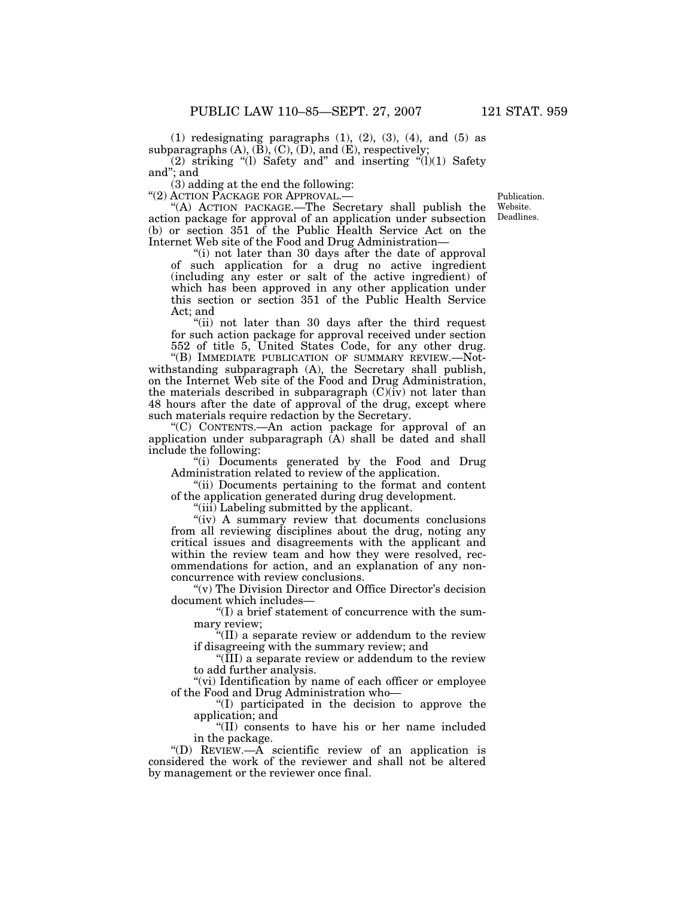(1) redesignating paragraphs (1), (2), (3), (4), and (5) as subparagraphs (A), (B), (C), (D), and (E), respectively;

(2) striking "(l) Safety and" and inserting "(l)(1) Safety and"; and

(3) adding at the end the following:

"(2) ACTION PACKAGE FOR APPROVAL.—

Publication. Website. Deadlines.

"(A) ACTION PACKAGE.—The Secretary shall publish the action package for approval of an application under subsection (b) or section 351 of the Public Health Service Act on the Internet Web site of the Food and Drug Administration—

"(i) not later than 30 days after the date of approval of such application for a drug no active ingredient (including any ester or salt of the active ingredient) of which has been approved in any other application under this section or section 351 of the Public Health Service Act; and

"(ii) not later than 30 days after the third request for such action package for approval received under section 552 of title 5, United States Code, for any other drug.

"(B) IMMEDIATE PUBLICATION OF SUMMARY REVIEW.—Notwithstanding subparagraph (A), the Secretary shall publish, on the Internet Web site of the Food and Drug Administration, the materials described in subparagraph (C)(iv) not later than 48 hours after the date of approval of the drug, except where such materials require redaction by the Secretary.

"(C) CONTENTS.—An action package for approval of an application under subparagraph (A) shall be dated and shall include the following:

"(i) Documents generated by the Food and Drug Administration related to review of the application.

"(ii) Documents pertaining to the format and content of the application generated during drug development.

"(iii) Labeling submitted by the applicant.

"(iv) A summary review that documents conclusions from all reviewing disciplines about the drug, noting any critical issues and disagreements with the applicant and within the review team and how they were resolved, recommendations for action, and an explanation of any non-concurrence with review conclusions.

"(v) The Division Director and Office Director's decision document which includes—

"(I) a brief statement of concurrence with the summary review;

"(II) a separate review or addendum to the review if disagreeing with the summary review; and

"(III) a separate review or addendum to the review to add further analysis.

"(vi) Identification by name of each officer or employee of the Food and Drug Administration who—

"(I) participated in the decision to approve the application; and

"(II) consents to have his or her name included in the package.

"(D) REVIEW.—A scientific review of an application is considered the work of the reviewer and shall not be altered by management or the reviewer once final.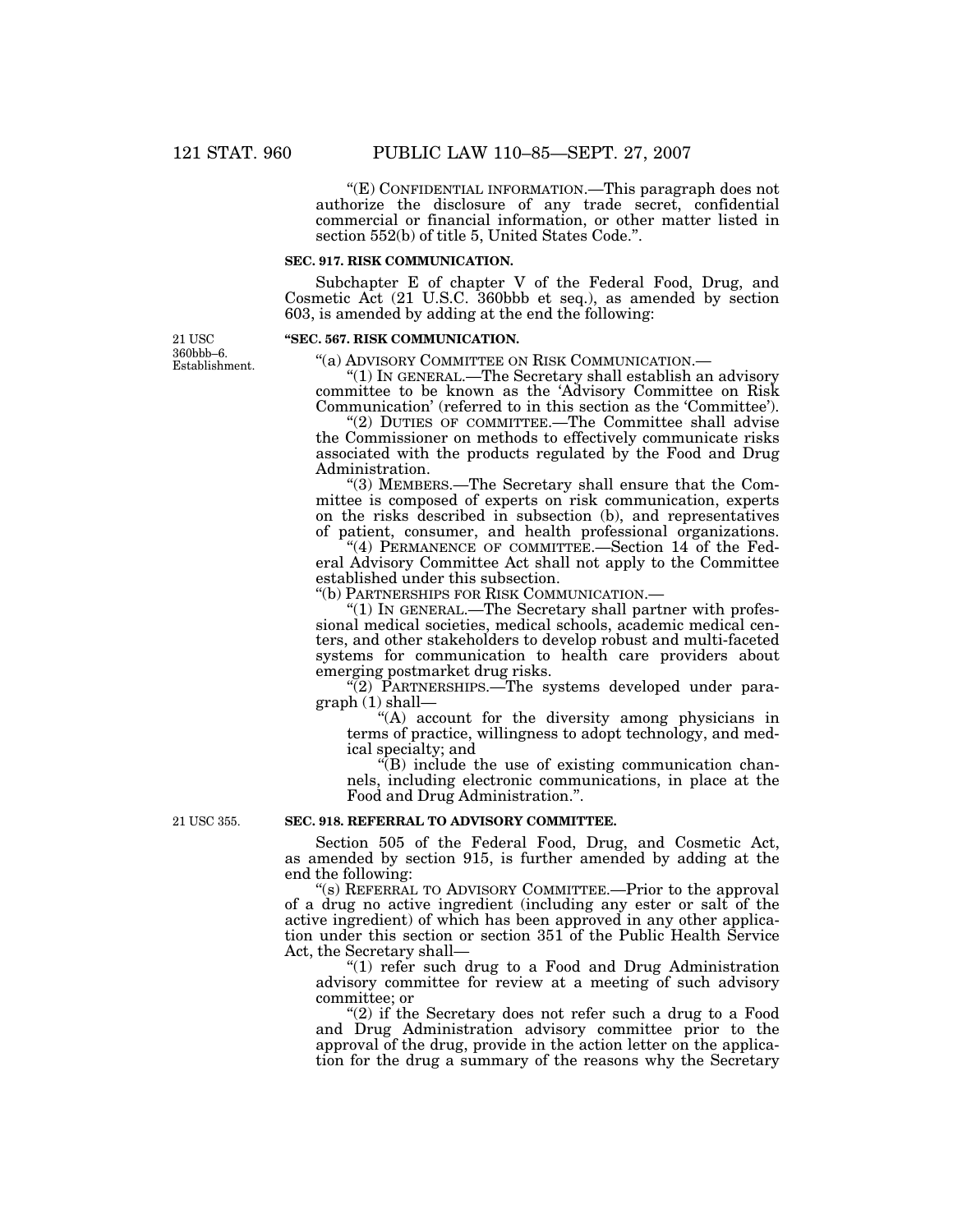"(E) CONFIDENTIAL INFORMATION.—This paragraph does not authorize the disclosure of any trade secret, confidential commercial or financial information, or other matter listed in section 552(b) of title 5, United States Code.".

**SEC. 917. RISK COMMUNICATION.**

Subchapter E of chapter V of the Federal Food, Drug, and Cosmetic Act (21 U.S.C. 360bbb et seq.), as amended by section 603, is amended by adding at the end the following:

21 USC 360bbb–6. Establishment.

**"SEC. 567. RISK COMMUNICATION.**

"(a) ADVISORY COMMITTEE ON RISK COMMUNICATION.—

"(1) IN GENERAL.—The Secretary shall establish an advisory committee to be known as the 'Advisory Committee on Risk Communication' (referred to in this section as the 'Committee').

"(2) DUTIES OF COMMITTEE.—The Committee shall advise the Commissioner on methods to effectively communicate risks associated with the products regulated by the Food and Drug Administration.

"(3) MEMBERS.—The Secretary shall ensure that the Committee is composed of experts on risk communication, experts on the risks described in subsection (b), and representatives of patient, consumer, and health professional organizations.

"(4) PERMANENCE OF COMMITTEE.—Section 14 of the Federal Advisory Committee Act shall not apply to the Committee established under this subsection.

"(b) PARTNERSHIPS FOR RISK COMMUNICATION.—

"(1) IN GENERAL.—The Secretary shall partner with professional medical societies, medical schools, academic medical centers, and other stakeholders to develop robust and multi-faceted systems for communication to health care providers about emerging postmarket drug risks.

"(2) PARTNERSHIPS.—The systems developed under paragraph (1) shall—

"(A) account for the diversity among physicians in terms of practice, willingness to adopt technology, and medical specialty; and

"(B) include the use of existing communication channels, including electronic communications, in place at the Food and Drug Administration.".

21 USC 355.

**SEC. 918. REFERRAL TO ADVISORY COMMITTEE.**

Section 505 of the Federal Food, Drug, and Cosmetic Act, as amended by section 915, is further amended by adding at the end the following:

"(s) REFERRAL TO ADVISORY COMMITTEE.—Prior to the approval of a drug no active ingredient (including any ester or salt of the active ingredient) of which has been approved in any other application under this section or section 351 of the Public Health Service Act, the Secretary shall—

"(1) refer such drug to a Food and Drug Administration advisory committee for review at a meeting of such advisory committee; or

"(2) if the Secretary does not refer such a drug to a Food and Drug Administration advisory committee prior to the approval of the drug, provide in the action letter on the application for the drug a summary of the reasons why the Secretary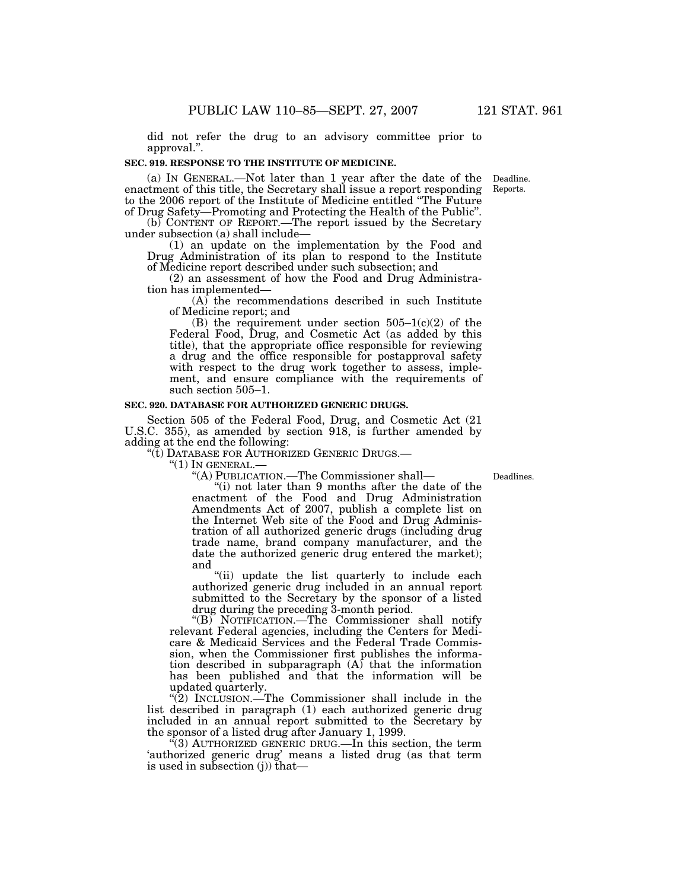did not refer the drug to an advisory committee prior to approval.".

**SEC. 919. RESPONSE TO THE INSTITUTE OF MEDICINE.**

(a) IN GENERAL.—Not later than 1 year after the date of the enactment of this title, the Secretary shall issue a report responding to the 2006 report of the Institute of Medicine entitled "The Future of Drug Safety—Promoting and Protecting the Health of the Public".

Deadline. Reports.

(b) CONTENT OF REPORT.—The report issued by the Secretary under subsection (a) shall include—

(1) an update on the implementation by the Food and Drug Administration of its plan to respond to the Institute of Medicine report described under such subsection; and

(2) an assessment of how the Food and Drug Administration has implemented—

(A) the recommendations described in such Institute of Medicine report; and

(B) the requirement under section 505–1(c)(2) of the Federal Food, Drug, and Cosmetic Act (as added by this title), that the appropriate office responsible for reviewing a drug and the office responsible for postapproval safety with respect to the drug work together to assess, implement, and ensure compliance with the requirements of such section 505–1.

**SEC. 920. DATABASE FOR AUTHORIZED GENERIC DRUGS.**

Section 505 of the Federal Food, Drug, and Cosmetic Act (21 U.S.C. 355), as amended by section 918, is further amended by adding at the end the following:

"(t) DATABASE FOR AUTHORIZED GENERIC DRUGS.—

"(1) IN GENERAL.—

"(A) PUBLICATION.—The Commissioner shall—

Deadlines.

"(i) not later than 9 months after the date of the enactment of the Food and Drug Administration Amendments Act of 2007, publish a complete list on the Internet Web site of the Food and Drug Administration of all authorized generic drugs (including drug trade name, brand company manufacturer, and the date the authorized generic drug entered the market); and

"(ii) update the list quarterly to include each authorized generic drug included in an annual report submitted to the Secretary by the sponsor of a listed drug during the preceding 3-month period.

"(B) NOTIFICATION.—The Commissioner shall notify relevant Federal agencies, including the Centers for Medicare & Medicaid Services and the Federal Trade Commission, when the Commissioner first publishes the information described in subparagraph (A) that the information has been published and that the information will be updated quarterly.

"(2) INCLUSION.—The Commissioner shall include in the list described in paragraph (1) each authorized generic drug included in an annual report submitted to the Secretary by the sponsor of a listed drug after January 1, 1999.

"(3) AUTHORIZED GENERIC DRUG.—In this section, the term 'authorized generic drug' means a listed drug (as that term is used in subsection (j)) that—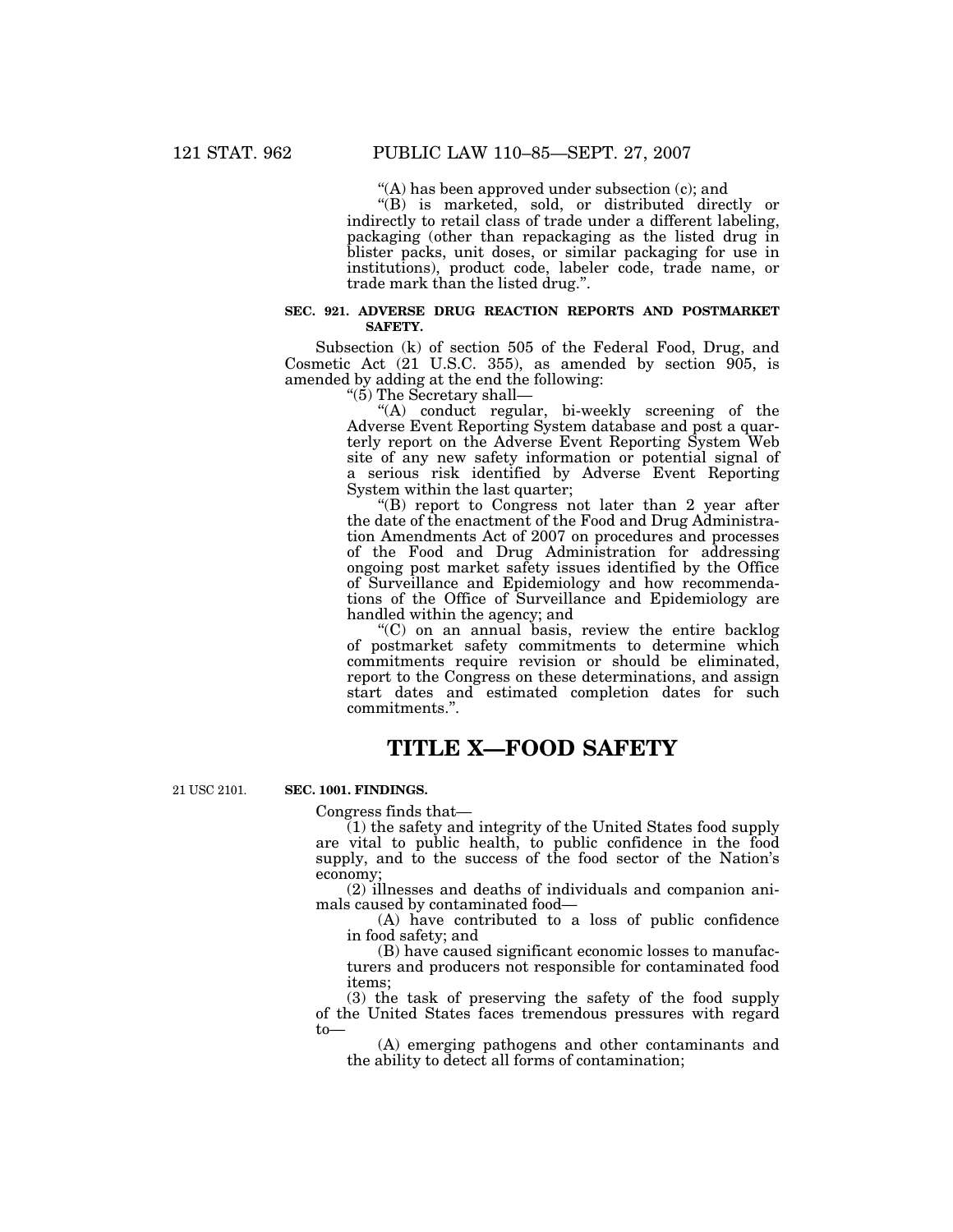"(A) has been approved under subsection (c); and

"(B) is marketed, sold, or distributed directly or indirectly to retail class of trade under a different labeling, packaging (other than repackaging as the listed drug in blister packs, unit doses, or similar packaging for use in institutions), product code, labeler code, trade name, or trade mark than the listed drug.".

**SEC. 921. ADVERSE DRUG REACTION REPORTS AND POSTMARKET SAFETY.**

Subsection (k) of section 505 of the Federal Food, Drug, and Cosmetic Act (21 U.S.C. 355), as amended by section 905, is amended by adding at the end the following:

"(5) The Secretary shall—

"(A) conduct regular, bi-weekly screening of the Adverse Event Reporting System database and post a quarterly report on the Adverse Event Reporting System Web site of any new safety information or potential signal of a serious risk identified by Adverse Event Reporting System within the last quarter;

"(B) report to Congress not later than 2 year after the date of the enactment of the Food and Drug Administration Amendments Act of 2007 on procedures and processes of the Food and Drug Administration for addressing ongoing post market safety issues identified by the Office of Surveillance and Epidemiology and how recommendations of the Office of Surveillance and Epidemiology are handled within the agency; and

"(C) on an annual basis, review the entire backlog of postmarket safety commitments to determine which commitments require revision or should be eliminated, report to the Congress on these determinations, and assign start dates and estimated completion dates for such commitments.".

# TITLE X—FOOD SAFETY

21 USC 2101.

**SEC. 1001. FINDINGS.**

Congress finds that—

(1) the safety and integrity of the United States food supply are vital to public health, to public confidence in the food supply, and to the success of the food sector of the Nation's economy;

(2) illnesses and deaths of individuals and companion animals caused by contaminated food—

(A) have contributed to a loss of public confidence in food safety; and

(B) have caused significant economic losses to manufacturers and producers not responsible for contaminated food items;

(3) the task of preserving the safety of the food supply of the United States faces tremendous pressures with regard to—

(A) emerging pathogens and other contaminants and the ability to detect all forms of contamination;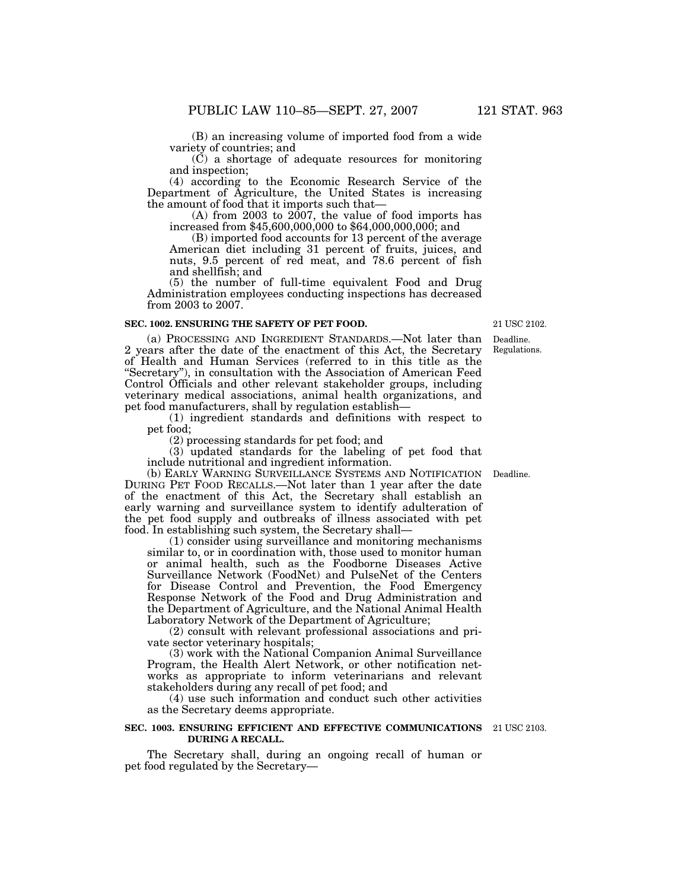(B) an increasing volume of imported food from a wide variety of countries; and

(C) a shortage of adequate resources for monitoring and inspection;

(4) according to the Economic Research Service of the Department of Agriculture, the United States is increasing the amount of food that it imports such that—

(A) from 2003 to 2007, the value of food imports has increased from $45,600,000,000 to $64,000,000,000; and

(B) imported food accounts for 13 percent of the average American diet including 31 percent of fruits, juices, and nuts, 9.5 percent of red meat, and 78.6 percent of fish and shellfish; and

(5) the number of full-time equivalent Food and Drug Administration employees conducting inspections has decreased from 2003 to 2007.

**SEC. 1002. ENSURING THE SAFETY OF PET FOOD.**

21 USC 2102.

Deadline. Regulations.

(a) PROCESSING AND INGREDIENT STANDARDS.—Not later than 2 years after the date of the enactment of this Act, the Secretary of Health and Human Services (referred to in this title as the "Secretary"), in consultation with the Association of American Feed Control Officials and other relevant stakeholder groups, including veterinary medical associations, animal health organizations, and pet food manufacturers, shall by regulation establish—

(1) ingredient standards and definitions with respect to pet food;

(2) processing standards for pet food; and

(3) updated standards for the labeling of pet food that include nutritional and ingredient information.

Deadline.

(b) EARLY WARNING SURVEILLANCE SYSTEMS AND NOTIFICATION DURING PET FOOD RECALLS.—Not later than 1 year after the date of the enactment of this Act, the Secretary shall establish an early warning and surveillance system to identify adulteration of the pet food supply and outbreaks of illness associated with pet food. In establishing such system, the Secretary shall—

(1) consider using surveillance and monitoring mechanisms similar to, or in coordination with, those used to monitor human or animal health, such as the Foodborne Diseases Active Surveillance Network (FoodNet) and PulseNet of the Centers for Disease Control and Prevention, the Food Emergency Response Network of the Food and Drug Administration and the Department of Agriculture, and the National Animal Health Laboratory Network of the Department of Agriculture;

(2) consult with relevant professional associations and private sector veterinary hospitals;

(3) work with the National Companion Animal Surveillance Program, the Health Alert Network, or other notification networks as appropriate to inform veterinarians and relevant stakeholders during any recall of pet food; and

(4) use such information and conduct such other activities as the Secretary deems appropriate.

**SEC. 1003. ENSURING EFFICIENT AND EFFECTIVE COMMUNICATIONS DURING A RECALL.**

21 USC 2103.

The Secretary shall, during an ongoing recall of human or pet food regulated by the Secretary—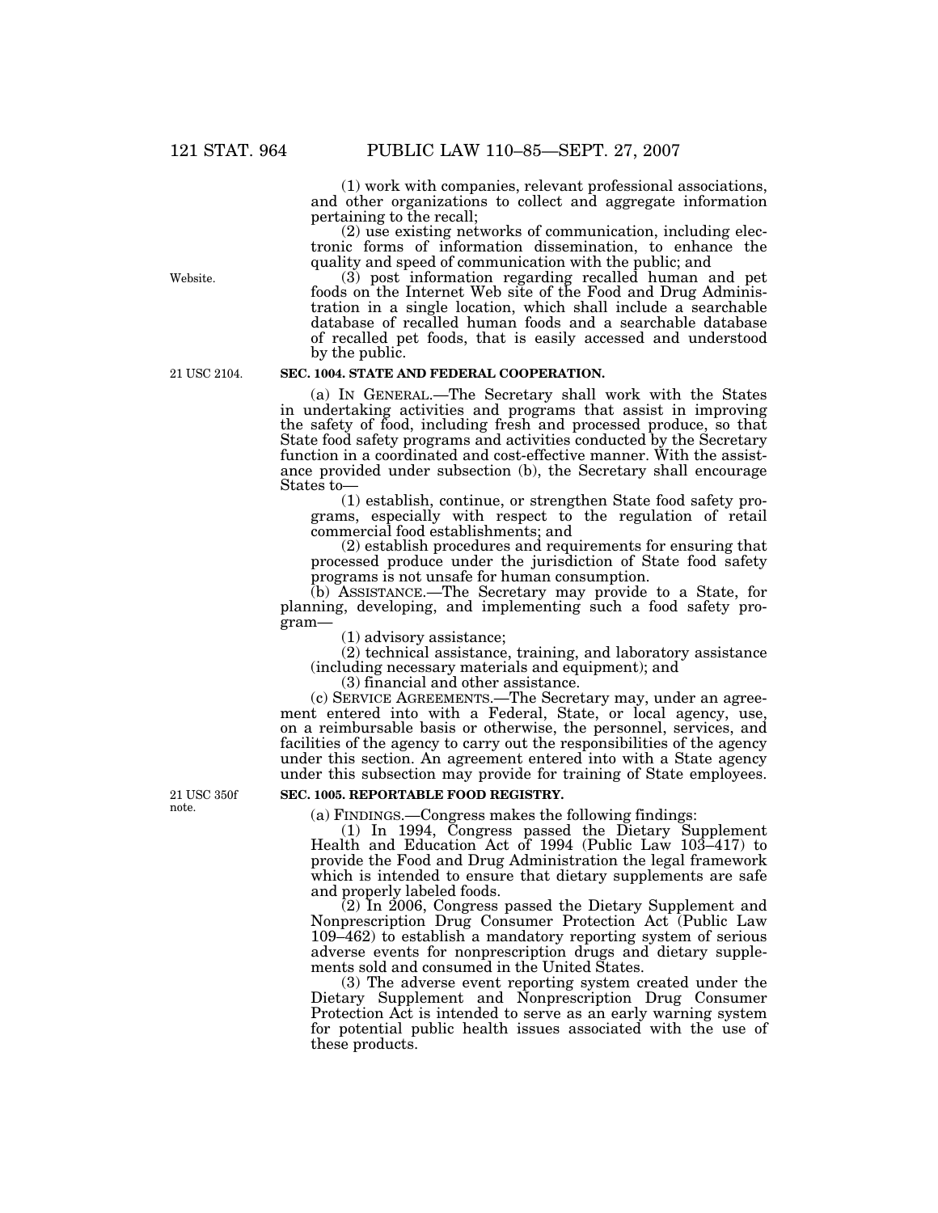(1) work with companies, relevant professional associations, and other organizations to collect and aggregate information pertaining to the recall;

(2) use existing networks of communication, including electronic forms of information dissemination, to enhance the quality and speed of communication with the public; and

Website.

(3) post information regarding recalled human and pet foods on the Internet Web site of the Food and Drug Administration in a single location, which shall include a searchable database of recalled human foods and a searchable database of recalled pet foods, that is easily accessed and understood by the public.

21 USC 2104.

**SEC. 1004. STATE AND FEDERAL COOPERATION.**

(a) IN GENERAL.—The Secretary shall work with the States in undertaking activities and programs that assist in improving the safety of food, including fresh and processed produce, so that State food safety programs and activities conducted by the Secretary function in a coordinated and cost-effective manner. With the assistance provided under subsection (b), the Secretary shall encourage States to—

(1) establish, continue, or strengthen State food safety programs, especially with respect to the regulation of retail commercial food establishments; and

(2) establish procedures and requirements for ensuring that processed produce under the jurisdiction of State food safety programs is not unsafe for human consumption.

(b) ASSISTANCE.—The Secretary may provide to a State, for planning, developing, and implementing such a food safety program—

(1) advisory assistance;

(2) technical assistance, training, and laboratory assistance (including necessary materials and equipment); and

(3) financial and other assistance.

(c) SERVICE AGREEMENTS.—The Secretary may, under an agreement entered into with a Federal, State, or local agency, use, on a reimbursable basis or otherwise, the personnel, services, and facilities of the agency to carry out the responsibilities of the agency under this section. An agreement entered into with a State agency under this subsection may provide for training of State employees.

21 USC 350f note.

**SEC. 1005. REPORTABLE FOOD REGISTRY.**

(a) FINDINGS.—Congress makes the following findings:

(1) In 1994, Congress passed the Dietary Supplement Health and Education Act of 1994 (Public Law 103–417) to provide the Food and Drug Administration the legal framework which is intended to ensure that dietary supplements are safe and properly labeled foods.

(2) In 2006, Congress passed the Dietary Supplement and Nonprescription Drug Consumer Protection Act (Public Law 109–462) to establish a mandatory reporting system of serious adverse events for nonprescription drugs and dietary supplements sold and consumed in the United States.

(3) The adverse event reporting system created under the Dietary Supplement and Nonprescription Drug Consumer Protection Act is intended to serve as an early warning system for potential public health issues associated with the use of these products.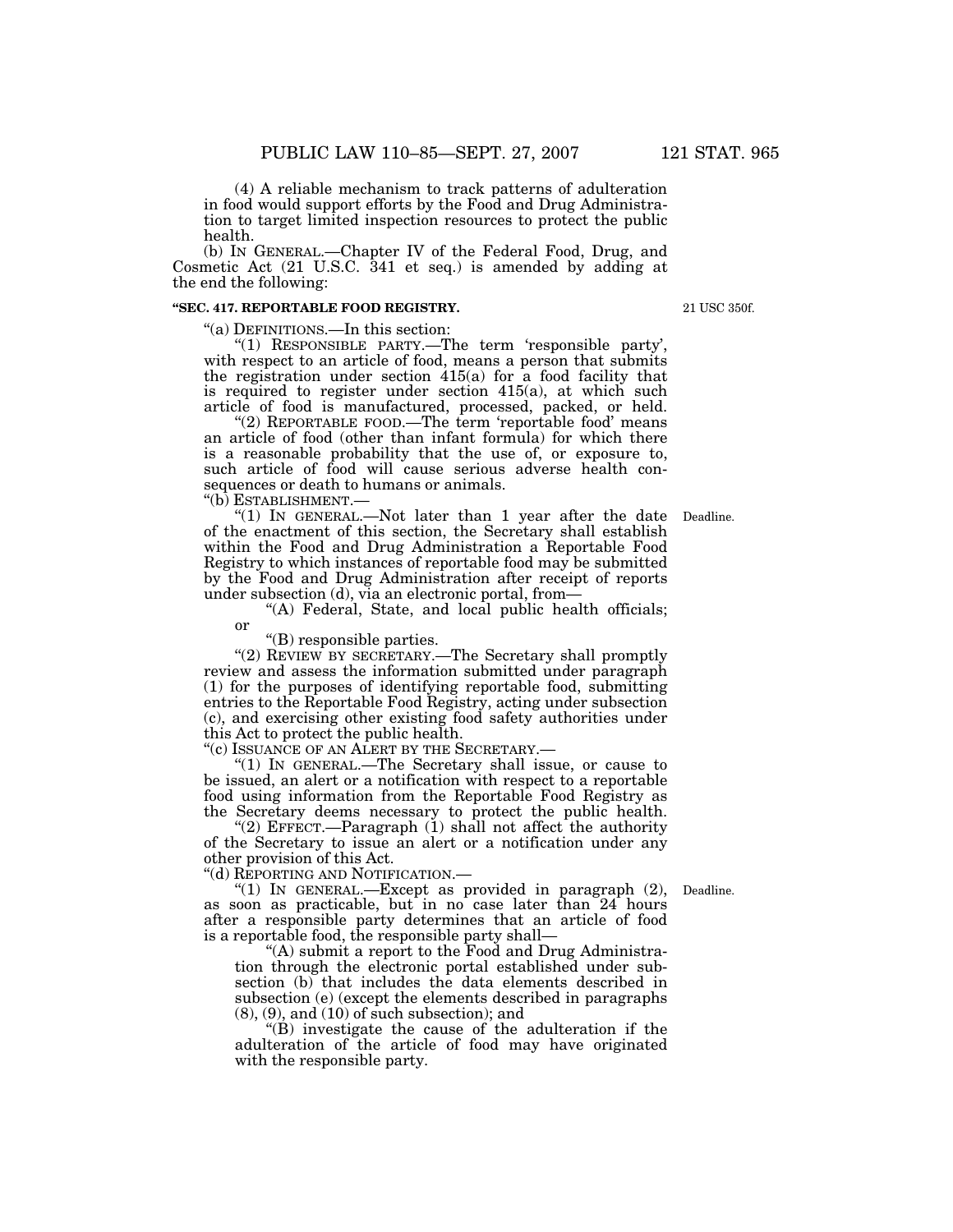(4) A reliable mechanism to track patterns of adulteration in food would support efforts by the Food and Drug Administration to target limited inspection resources to protect the public health.

(b) IN GENERAL.—Chapter IV of the Federal Food, Drug, and Cosmetic Act (21 U.S.C. 341 et seq.) is amended by adding at the end the following:

**"SEC. 417. REPORTABLE FOOD REGISTRY.**

21 USC 350f.

"(a) DEFINITIONS.—In this section:

"(1) RESPONSIBLE PARTY.—The term 'responsible party', with respect to an article of food, means a person that submits the registration under section 415(a) for a food facility that is required to register under section 415(a), at which such article of food is manufactured, processed, packed, or held.

"(2) REPORTABLE FOOD.—The term 'reportable food' means an article of food (other than infant formula) for which there is a reasonable probability that the use of, or exposure to, such article of food will cause serious adverse health consequences or death to humans or animals.

"(b) ESTABLISHMENT.—

Deadline.

"(1) IN GENERAL.—Not later than 1 year after the date of the enactment of this section, the Secretary shall establish within the Food and Drug Administration a Reportable Food Registry to which instances of reportable food may be submitted by the Food and Drug Administration after receipt of reports under subsection (d), via an electronic portal, from—

"(A) Federal, State, and local public health officials; or

"(B) responsible parties.

"(2) REVIEW BY SECRETARY.—The Secretary shall promptly review and assess the information submitted under paragraph (1) for the purposes of identifying reportable food, submitting entries to the Reportable Food Registry, acting under subsection (c), and exercising other existing food safety authorities under this Act to protect the public health.

"(c) ISSUANCE OF AN ALERT BY THE SECRETARY.—

"(1) IN GENERAL.—The Secretary shall issue, or cause to be issued, an alert or a notification with respect to a reportable food using information from the Reportable Food Registry as the Secretary deems necessary to protect the public health.

"(2) EFFECT.—Paragraph (1) shall not affect the authority of the Secretary to issue an alert or a notification under any other provision of this Act.

"(d) REPORTING AND NOTIFICATION.—

Deadline.

"(1) IN GENERAL.—Except as provided in paragraph (2), as soon as practicable, but in no case later than 24 hours after a responsible party determines that an article of food is a reportable food, the responsible party shall—

"(A) submit a report to the Food and Drug Administration through the electronic portal established under subsection (b) that includes the data elements described in subsection (e) (except the elements described in paragraphs (8), (9), and (10) of such subsection); and

"(B) investigate the cause of the adulteration if the adulteration of the article of food may have originated with the responsible party.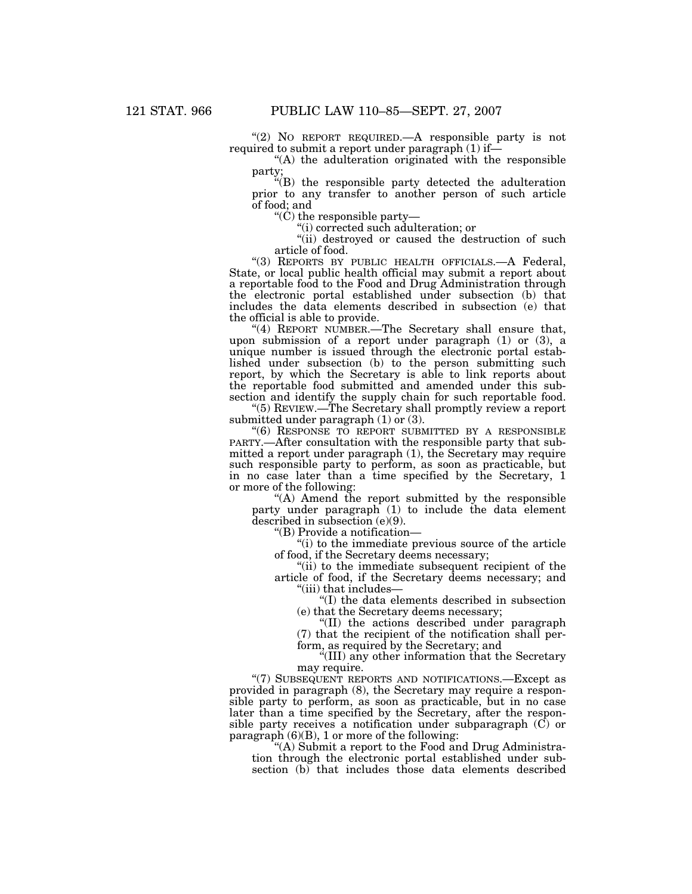"(2) NO REPORT REQUIRED.—A responsible party is not required to submit a report under paragraph (1) if—

"(A) the adulteration originated with the responsible party;

"(B) the responsible party detected the adulteration prior to any transfer to another person of such article of food; and

"(C) the responsible party—

"(i) corrected such adulteration; or

"(ii) destroyed or caused the destruction of such article of food.

"(3) REPORTS BY PUBLIC HEALTH OFFICIALS.—A Federal, State, or local public health official may submit a report about a reportable food to the Food and Drug Administration through the electronic portal established under subsection (b) that includes the data elements described in subsection (e) that the official is able to provide.

"(4) REPORT NUMBER.—The Secretary shall ensure that, upon submission of a report under paragraph (1) or (3), a unique number is issued through the electronic portal established under subsection (b) to the person submitting such report, by which the Secretary is able to link reports about the reportable food submitted and amended under this subsection and identify the supply chain for such reportable food.

"(5) REVIEW.—The Secretary shall promptly review a report submitted under paragraph (1) or (3).

"(6) RESPONSE TO REPORT SUBMITTED BY A RESPONSIBLE PARTY.—After consultation with the responsible party that submitted a report under paragraph (1), the Secretary may require such responsible party to perform, as soon as practicable, but in no case later than a time specified by the Secretary, 1 or more of the following:

"(A) Amend the report submitted by the responsible party under paragraph (1) to include the data element described in subsection (e)(9).

"(B) Provide a notification—

"(i) to the immediate previous source of the article of food, if the Secretary deems necessary;

"(ii) to the immediate subsequent recipient of the article of food, if the Secretary deems necessary; and

"(iii) that includes—

"(I) the data elements described in subsection (e) that the Secretary deems necessary;

"(II) the actions described under paragraph (7) that the recipient of the notification shall perform, as required by the Secretary; and

"(III) any other information that the Secretary may require.

"(7) SUBSEQUENT REPORTS AND NOTIFICATIONS.—Except as provided in paragraph (8), the Secretary may require a responsible party to perform, as soon as practicable, but in no case later than a time specified by the Secretary, after the responsible party receives a notification under subparagraph (C) or paragraph (6)(B), 1 or more of the following:

"(A) Submit a report to the Food and Drug Administration through the electronic portal established under subsection (b) that includes those data elements described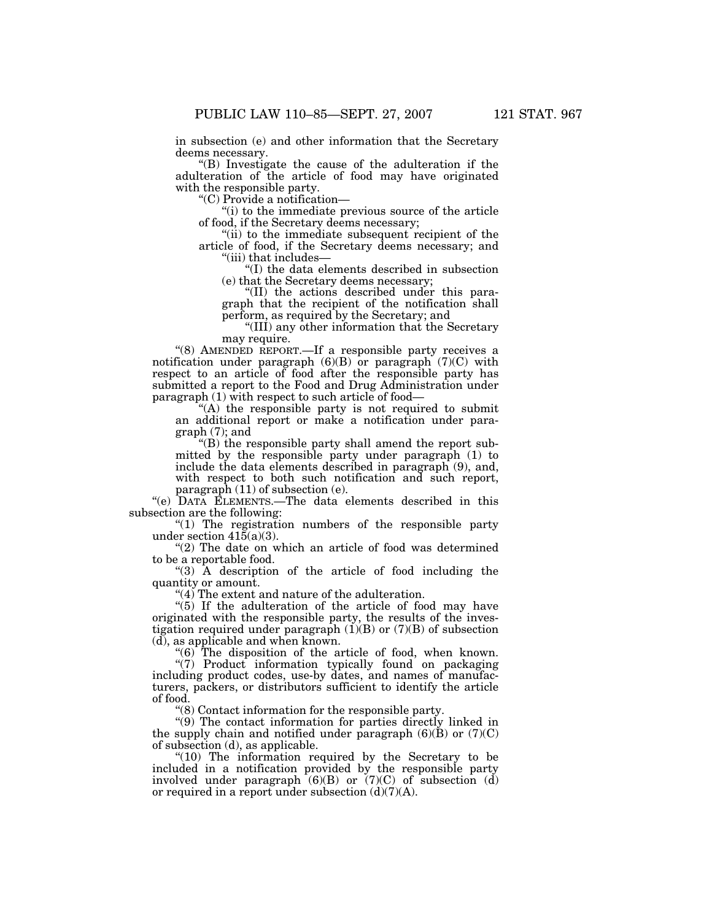in subsection (e) and other information that the Secretary deems necessary.

"(B) Investigate the cause of the adulteration if the adulteration of the article of food may have originated with the responsible party.

"(C) Provide a notification—

"(i) to the immediate previous source of the article of food, if the Secretary deems necessary;

"(ii) to the immediate subsequent recipient of the article of food, if the Secretary deems necessary; and

"(iii) that includes—

"(I) the data elements described in subsection (e) that the Secretary deems necessary;

"(II) the actions described under this paragraph that the recipient of the notification shall perform, as required by the Secretary; and

"(III) any other information that the Secretary may require.

"(8) AMENDED REPORT.—If a responsible party receives a notification under paragraph (6)(B) or paragraph (7)(C) with respect to an article of food after the responsible party has submitted a report to the Food and Drug Administration under paragraph (1) with respect to such article of food—

"(A) the responsible party is not required to submit an additional report or make a notification under paragraph (7); and

"(B) the responsible party shall amend the report submitted by the responsible party under paragraph (1) to include the data elements described in paragraph (9), and, with respect to both such notification and such report, paragraph (11) of subsection (e).

"(e) DATA ELEMENTS.—The data elements described in this subsection are the following:

"(1) The registration numbers of the responsible party under section 415(a)(3).

"(2) The date on which an article of food was determined to be a reportable food.

"(3) A description of the article of food including the quantity or amount.

"(4) The extent and nature of the adulteration.

"(5) If the adulteration of the article of food may have originated with the responsible party, the results of the investigation required under paragraph (1)(B) or (7)(B) of subsection (d), as applicable and when known.

"(6) The disposition of the article of food, when known.

"(7) Product information typically found on packaging including product codes, use-by dates, and names of manufacturers, packers, or distributors sufficient to identify the article of food.

"(8) Contact information for the responsible party.

"(9) The contact information for parties directly linked in the supply chain and notified under paragraph (6)(B) or (7)(C) of subsection (d), as applicable.

"(10) The information required by the Secretary to be included in a notification provided by the responsible party involved under paragraph (6)(B) or (7)(C) of subsection (d) or required in a report under subsection (d)(7)(A).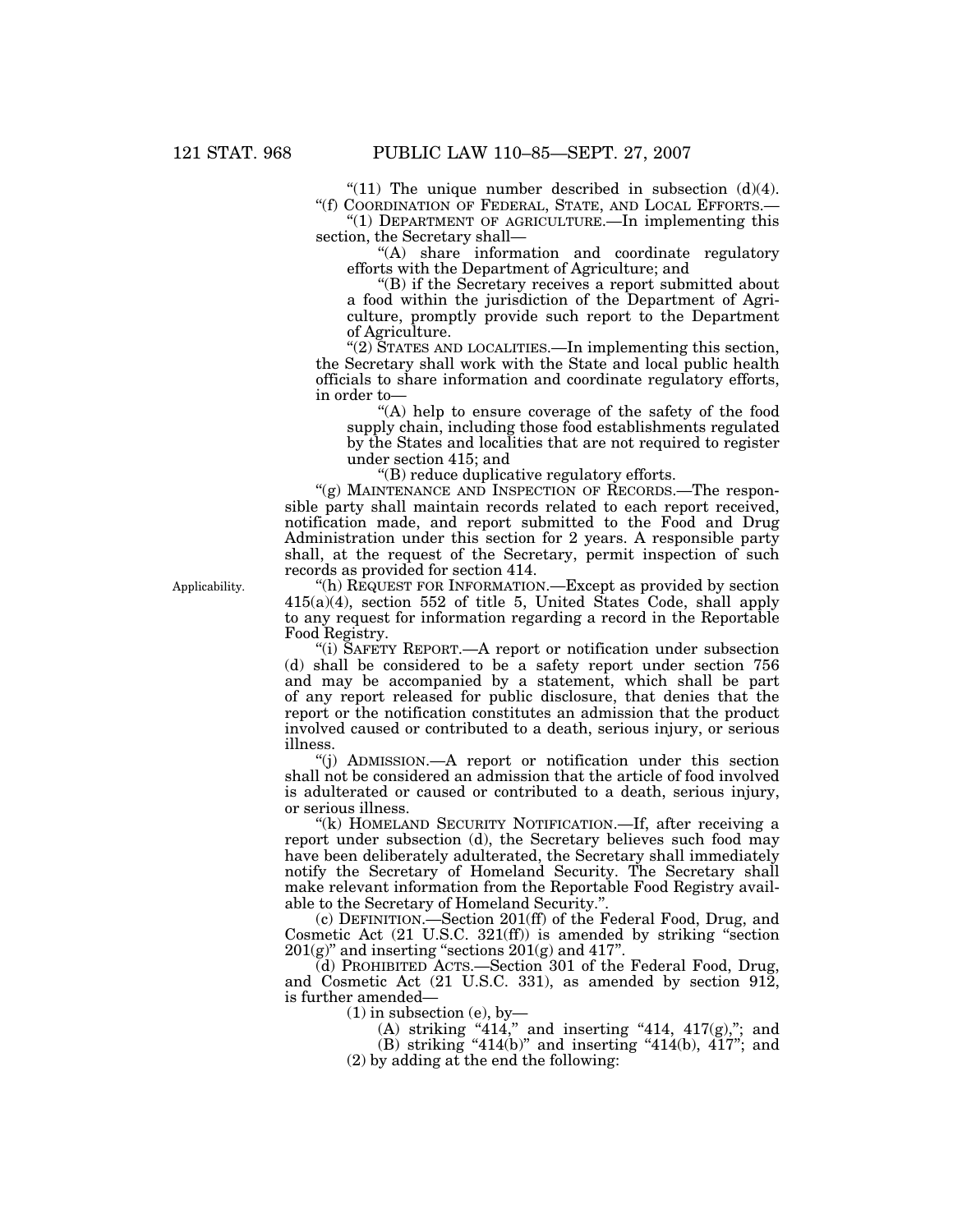"(11) The unique number described in subsection (d)(4).

"(f) COORDINATION OF FEDERAL, STATE, AND LOCAL EFFORTS.—

"(1) DEPARTMENT OF AGRICULTURE.—In implementing this section, the Secretary shall—

"(A) share information and coordinate regulatory efforts with the Department of Agriculture; and

"(B) if the Secretary receives a report submitted about a food within the jurisdiction of the Department of Agriculture, promptly provide such report to the Department of Agriculture.

"(2) STATES AND LOCALITIES.—In implementing this section, the Secretary shall work with the State and local public health officials to share information and coordinate regulatory efforts, in order to—

"(A) help to ensure coverage of the safety of the food supply chain, including those food establishments regulated by the States and localities that are not required to register under section 415; and

"(B) reduce duplicative regulatory efforts.

"(g) MAINTENANCE AND INSPECTION OF RECORDS.—The responsible party shall maintain records related to each report received, notification made, and report submitted to the Food and Drug Administration under this section for 2 years. A responsible party shall, at the request of the Secretary, permit inspection of such records as provided for section 414.

Applicability.

"(h) REQUEST FOR INFORMATION.—Except as provided by section 415(a)(4), section 552 of title 5, United States Code, shall apply to any request for information regarding a record in the Reportable Food Registry.

"(i) SAFETY REPORT.—A report or notification under subsection (d) shall be considered to be a safety report under section 756 and may be accompanied by a statement, which shall be part of any report released for public disclosure, that denies that the report or the notification constitutes an admission that the product involved caused or contributed to a death, serious injury, or serious illness.

"(j) ADMISSION.—A report or notification under this section shall not be considered an admission that the article of food involved is adulterated or caused or contributed to a death, serious injury, or serious illness.

"(k) HOMELAND SECURITY NOTIFICATION.—If, after receiving a report under subsection (d), the Secretary believes such food may have been deliberately adulterated, the Secretary shall immediately notify the Secretary of Homeland Security. The Secretary shall make relevant information from the Reportable Food Registry available to the Secretary of Homeland Security.".

(c) DEFINITION.—Section 201(ff) of the Federal Food, Drug, and Cosmetic Act (21 U.S.C. 321(ff)) is amended by striking "section 201(g)" and inserting "sections 201(g) and 417".

(d) PROHIBITED ACTS.—Section 301 of the Federal Food, Drug, and Cosmetic Act (21 U.S.C. 331), as amended by section 912, is further amended—

(1) in subsection (e), by—

(A) striking "414," and inserting "414, 417(g),"; and

(B) striking "414(b)" and inserting "414(b), 417"; and

(2) by adding at the end the following: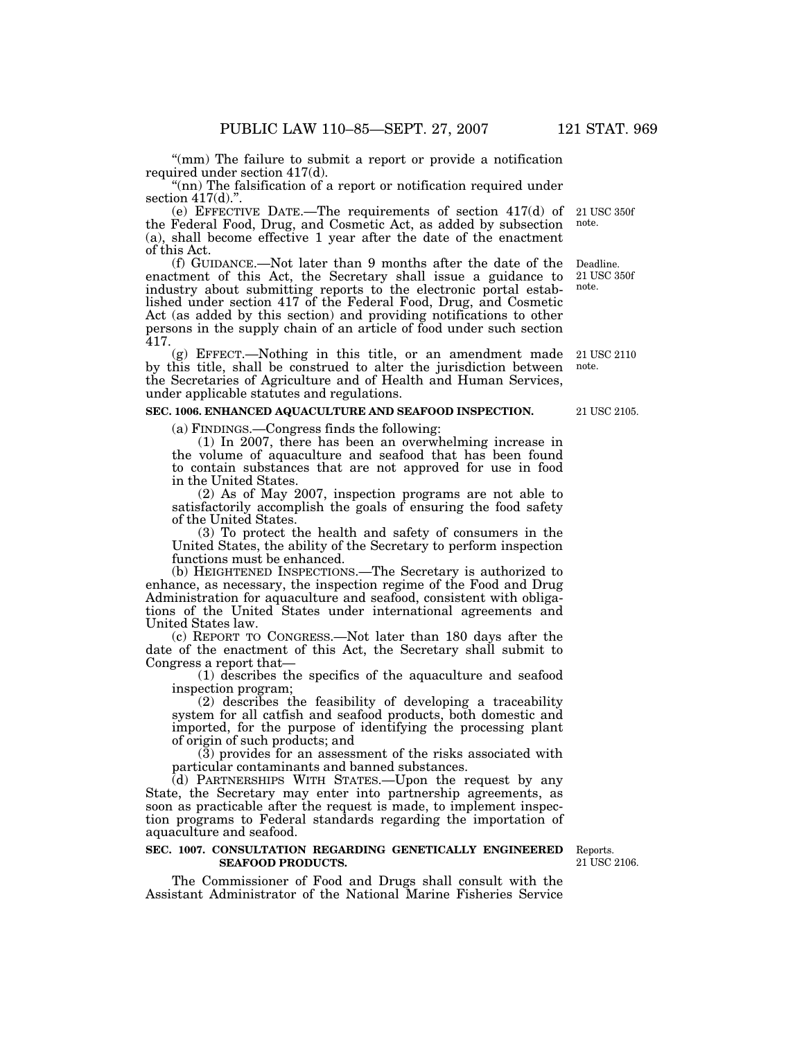"(mm) The failure to submit a report or provide a notification required under section 417(d).

"(nn) The falsification of a report or notification required under section 417(d).".

(e) EFFECTIVE DATE.—The requirements of section 417(d) of the Federal Food, Drug, and Cosmetic Act, as added by subsection (a), shall become effective 1 year after the date of the enactment of this Act.

21 USC 350f note.

(f) GUIDANCE.—Not later than 9 months after the date of the enactment of this Act, the Secretary shall issue a guidance to industry about submitting reports to the electronic portal established under section 417 of the Federal Food, Drug, and Cosmetic Act (as added by this section) and providing notifications to other persons in the supply chain of an article of food under such section 417.

Deadline. 21 USC 350f note.

(g) EFFECT.—Nothing in this title, or an amendment made by this title, shall be construed to alter the jurisdiction between the Secretaries of Agriculture and of Health and Human Services, under applicable statutes and regulations.

21 USC 2110 note.

**SEC. 1006. ENHANCED AQUACULTURE AND SEAFOOD INSPECTION.**

21 USC 2105.

(a) FINDINGS.—Congress finds the following:

(1) In 2007, there has been an overwhelming increase in the volume of aquaculture and seafood that has been found to contain substances that are not approved for use in food in the United States.

(2) As of May 2007, inspection programs are not able to satisfactorily accomplish the goals of ensuring the food safety of the United States.

(3) To protect the health and safety of consumers in the United States, the ability of the Secretary to perform inspection functions must be enhanced.

(b) HEIGHTENED INSPECTIONS.—The Secretary is authorized to enhance, as necessary, the inspection regime of the Food and Drug Administration for aquaculture and seafood, consistent with obligations of the United States under international agreements and United States law.

(c) REPORT TO CONGRESS.—Not later than 180 days after the date of the enactment of this Act, the Secretary shall submit to Congress a report that—

(1) describes the specifics of the aquaculture and seafood inspection program;

(2) describes the feasibility of developing a traceability system for all catfish and seafood products, both domestic and imported, for the purpose of identifying the processing plant of origin of such products; and

(3) provides for an assessment of the risks associated with particular contaminants and banned substances.

(d) PARTNERSHIPS WITH STATES.—Upon the request by any State, the Secretary may enter into partnership agreements, as soon as practicable after the request is made, to implement inspection programs to Federal standards regarding the importation of aquaculture and seafood.

**SEC. 1007. CONSULTATION REGARDING GENETICALLY ENGINEERED SEAFOOD PRODUCTS.**

Reports. 21 USC 2106.

The Commissioner of Food and Drugs shall consult with the Assistant Administrator of the National Marine Fisheries Service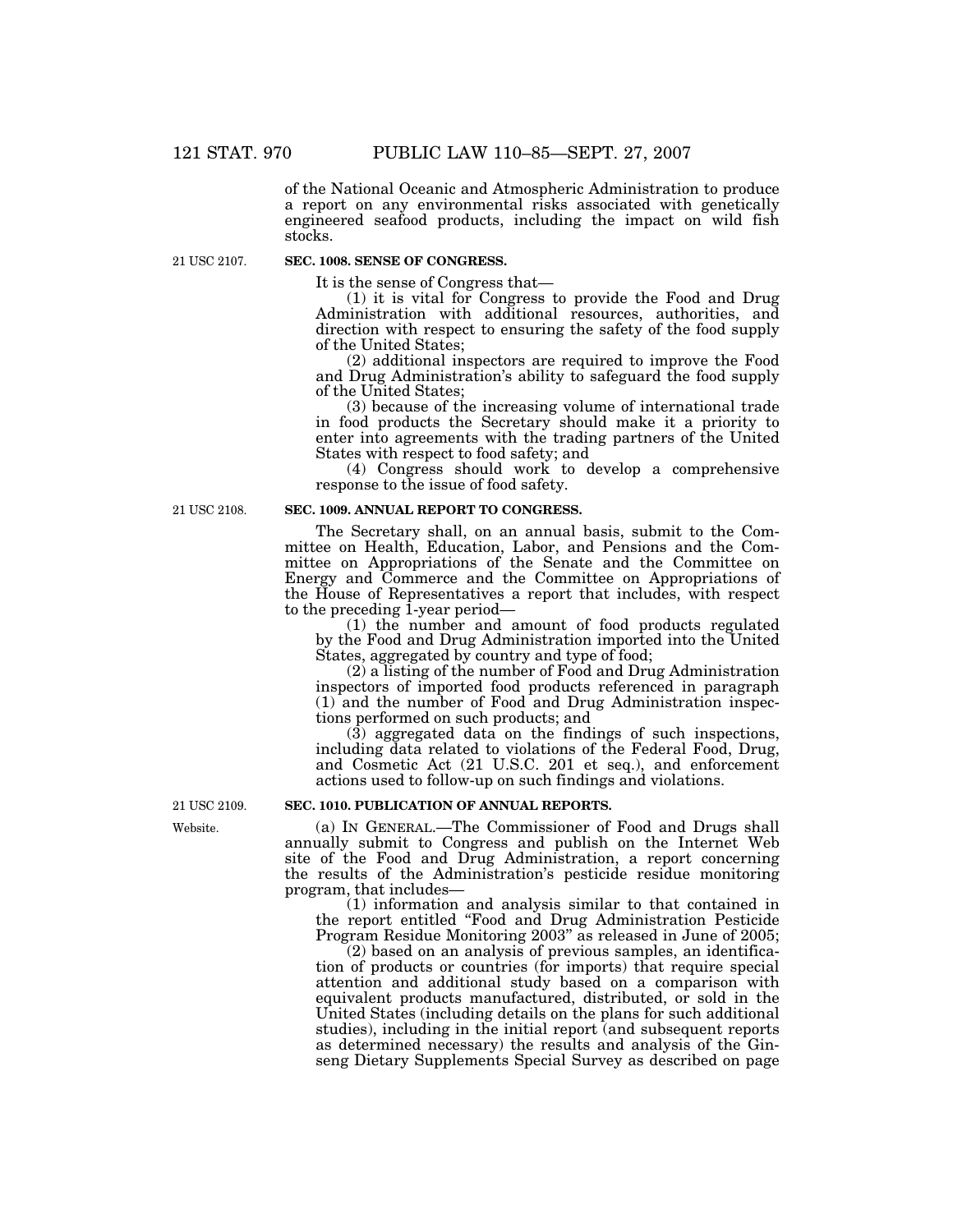of the National Oceanic and Atmospheric Administration to produce a report on any environmental risks associated with genetically engineered seafood products, including the impact on wild fish stocks.

21 USC 2107.

**SEC. 1008. SENSE OF CONGRESS.**

It is the sense of Congress that—

(1) it is vital for Congress to provide the Food and Drug Administration with additional resources, authorities, and direction with respect to ensuring the safety of the food supply of the United States;

(2) additional inspectors are required to improve the Food and Drug Administration's ability to safeguard the food supply of the United States;

(3) because of the increasing volume of international trade in food products the Secretary should make it a priority to enter into agreements with the trading partners of the United States with respect to food safety; and

(4) Congress should work to develop a comprehensive response to the issue of food safety.

21 USC 2108.

**SEC. 1009. ANNUAL REPORT TO CONGRESS.**

The Secretary shall, on an annual basis, submit to the Committee on Health, Education, Labor, and Pensions and the Committee on Appropriations of the Senate and the Committee on Energy and Commerce and the Committee on Appropriations of the House of Representatives a report that includes, with respect to the preceding 1-year period—

(1) the number and amount of food products regulated by the Food and Drug Administration imported into the United States, aggregated by country and type of food;

(2) a listing of the number of Food and Drug Administration inspectors of imported food products referenced in paragraph (1) and the number of Food and Drug Administration inspections performed on such products; and

(3) aggregated data on the findings of such inspections, including data related to violations of the Federal Food, Drug, and Cosmetic Act (21 U.S.C. 201 et seq.), and enforcement actions used to follow-up on such findings and violations.

21 USC 2109.

**SEC. 1010. PUBLICATION OF ANNUAL REPORTS.**

Website.

(a) IN GENERAL.—The Commissioner of Food and Drugs shall annually submit to Congress and publish on the Internet Web site of the Food and Drug Administration, a report concerning the results of the Administration's pesticide residue monitoring program, that includes—

(1) information and analysis similar to that contained in the report entitled "Food and Drug Administration Pesticide Program Residue Monitoring 2003" as released in June of 2005;

(2) based on an analysis of previous samples, an identification of products or countries (for imports) that require special attention and additional study based on a comparison with equivalent products manufactured, distributed, or sold in the United States (including details on the plans for such additional studies), including in the initial report (and subsequent reports as determined necessary) the results and analysis of the Ginseng Dietary Supplements Special Survey as described on page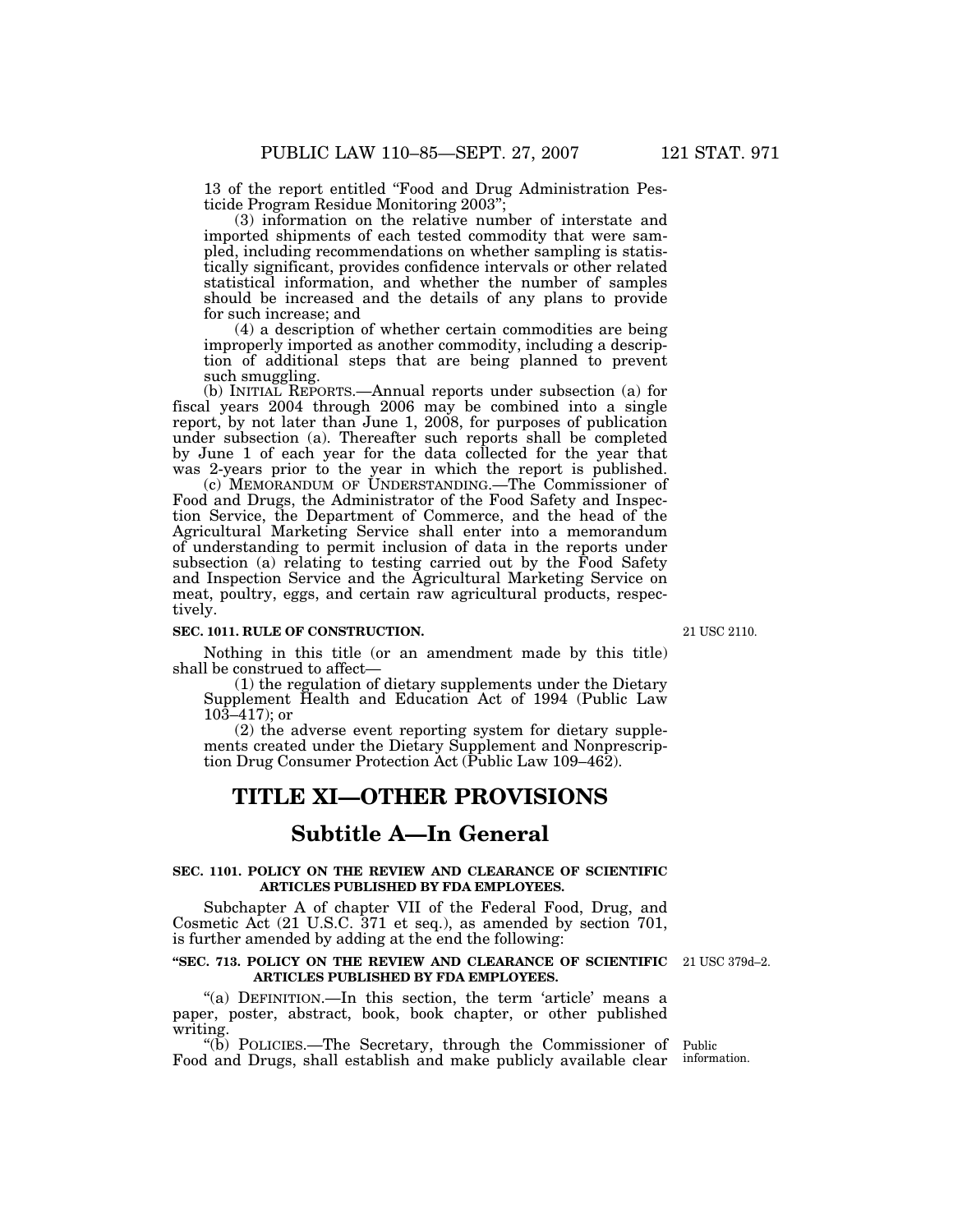13 of the report entitled "Food and Drug Administration Pesticide Program Residue Monitoring 2003";

(3) information on the relative number of interstate and imported shipments of each tested commodity that were sampled, including recommendations on whether sampling is statistically significant, provides confidence intervals or other related statistical information, and whether the number of samples should be increased and the details of any plans to provide for such increase; and

(4) a description of whether certain commodities are being improperly imported as another commodity, including a description of additional steps that are being planned to prevent such smuggling.

(b) INITIAL REPORTS.—Annual reports under subsection (a) for fiscal years 2004 through 2006 may be combined into a single report, by not later than June 1, 2008, for purposes of publication under subsection (a). Thereafter such reports shall be completed by June 1 of each year for the data collected for the year that was 2-years prior to the year in which the report is published.

(c) MEMORANDUM OF UNDERSTANDING.—The Commissioner of Food and Drugs, the Administrator of the Food Safety and Inspection Service, the Department of Commerce, and the head of the Agricultural Marketing Service shall enter into a memorandum of understanding to permit inclusion of data in the reports under subsection (a) relating to testing carried out by the Food Safety and Inspection Service and the Agricultural Marketing Service on meat, poultry, eggs, and certain raw agricultural products, respectively.

**SEC. 1011. RULE OF CONSTRUCTION.**

21 USC 2110.

Nothing in this title (or an amendment made by this title) shall be construed to affect—

(1) the regulation of dietary supplements under the Dietary Supplement Health and Education Act of 1994 (Public Law 103–417); or

(2) the adverse event reporting system for dietary supplements created under the Dietary Supplement and Nonprescription Drug Consumer Protection Act (Public Law 109–462).

# TITLE XI—OTHER PROVISIONS

## Subtitle A—In General

**SEC. 1101. POLICY ON THE REVIEW AND CLEARANCE OF SCIENTIFIC ARTICLES PUBLISHED BY FDA EMPLOYEES.**

Subchapter A of chapter VII of the Federal Food, Drug, and Cosmetic Act (21 U.S.C. 371 et seq.), as amended by section 701, is further amended by adding at the end the following:

**"SEC. 713. POLICY ON THE REVIEW AND CLEARANCE OF SCIENTIFIC ARTICLES PUBLISHED BY FDA EMPLOYEES.**

21 USC 379d–2.

"(a) DEFINITION.—In this section, the term 'article' means a paper, poster, abstract, book, book chapter, or other published writing.

"(b) POLICIES.—The Secretary, through the Commissioner of Food and Drugs, shall establish and make publicly available clear

Public information.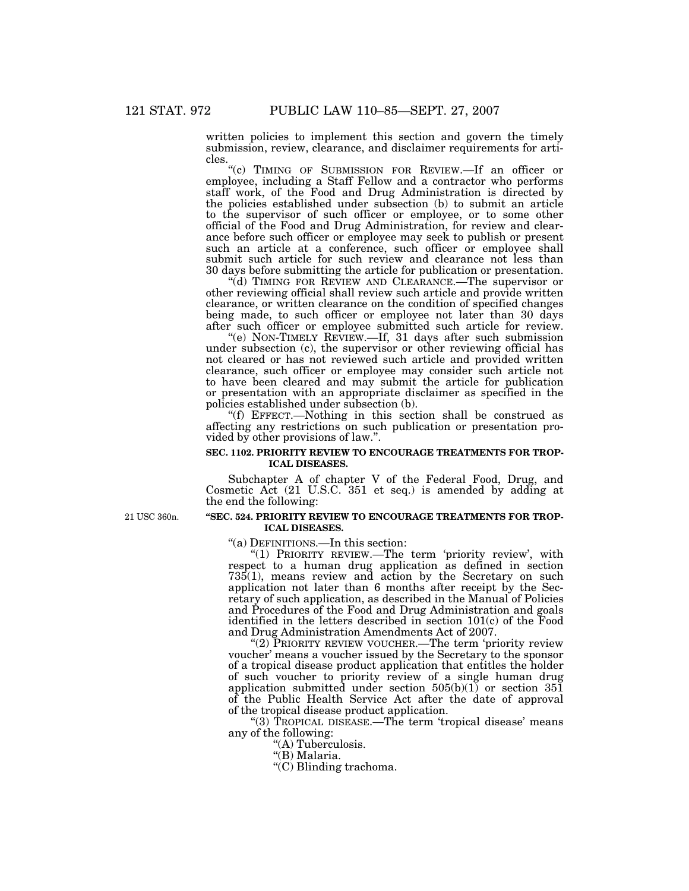written policies to implement this section and govern the timely submission, review, clearance, and disclaimer requirements for articles.

"(c) TIMING OF SUBMISSION FOR REVIEW.—If an officer or employee, including a Staff Fellow and a contractor who performs staff work, of the Food and Drug Administration is directed by the policies established under subsection (b) to submit an article to the supervisor of such officer or employee, or to some other official of the Food and Drug Administration, for review and clearance before such officer or employee may seek to publish or present such an article at a conference, such officer or employee shall submit such article for such review and clearance not less than 30 days before submitting the article for publication or presentation.

"(d) TIMING FOR REVIEW AND CLEARANCE.—The supervisor or other reviewing official shall review such article and provide written clearance, or written clearance on the condition of specified changes being made, to such officer or employee not later than 30 days after such officer or employee submitted such article for review.

"(e) NON-TIMELY REVIEW.—If, 31 days after such submission under subsection (c), the supervisor or other reviewing official has not cleared or has not reviewed such article and provided written clearance, such officer or employee may consider such article not to have been cleared and may submit the article for publication or presentation with an appropriate disclaimer as specified in the policies established under subsection (b).

"(f) EFFECT.—Nothing in this section shall be construed as affecting any restrictions on such publication or presentation provided by other provisions of law.".

**SEC. 1102. PRIORITY REVIEW TO ENCOURAGE TREATMENTS FOR TROPICAL DISEASES.**

Subchapter A of chapter V of the Federal Food, Drug, and Cosmetic Act (21 U.S.C. 351 et seq.) is amended by adding at the end the following:

21 USC 360n.

**"SEC. 524. PRIORITY REVIEW TO ENCOURAGE TREATMENTS FOR TROPICAL DISEASES.**

"(a) DEFINITIONS.—In this section:

"(1) PRIORITY REVIEW.—The term 'priority review', with respect to a human drug application as defined in section 735(1), means review and action by the Secretary on such application not later than 6 months after receipt by the Secretary of such application, as described in the Manual of Policies and Procedures of the Food and Drug Administration and goals identified in the letters described in section 101(c) of the Food and Drug Administration Amendments Act of 2007.

"(2) PRIORITY REVIEW VOUCHER.—The term 'priority review voucher' means a voucher issued by the Secretary to the sponsor of a tropical disease product application that entitles the holder of such voucher to priority review of a single human drug application submitted under section 505(b)(1) or section 351 of the Public Health Service Act after the date of approval of the tropical disease product application.

"(3) TROPICAL DISEASE.—The term 'tropical disease' means any of the following:

"(A) Tuberculosis.

"(B) Malaria.

"(C) Blinding trachoma.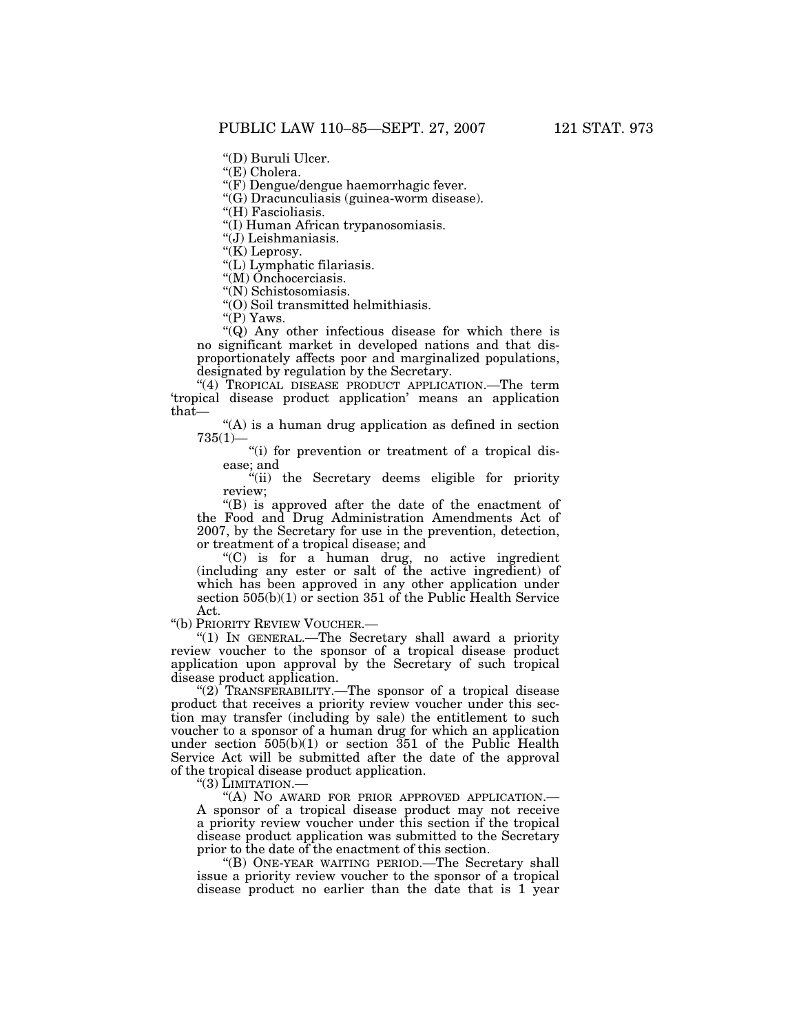"(D) Buruli Ulcer.

"(E) Cholera.

"(F) Dengue/dengue haemorrhagic fever.

"(G) Dracunculiasis (guinea-worm disease).

"(H) Fascioliasis.

"(I) Human African trypanosomiasis.

"(J) Leishmaniasis.

"(K) Leprosy.

"(L) Lymphatic filariasis.

"(M) Onchocerciasis.

"(N) Schistosomiasis.

"(O) Soil transmitted helmithiasis.

"(P) Yaws.

"(Q) Any other infectious disease for which there is no significant market in developed nations and that disproportionately affects poor and marginalized populations, designated by regulation by the Secretary.

"(4) TROPICAL DISEASE PRODUCT APPLICATION.—The term 'tropical disease product application' means an application that—

"(A) is a human drug application as defined in section 735(1)—

"(i) for prevention or treatment of a tropical disease; and

"(ii) the Secretary deems eligible for priority review;

"(B) is approved after the date of the enactment of the Food and Drug Administration Amendments Act of 2007, by the Secretary for use in the prevention, detection, or treatment of a tropical disease; and

"(C) is for a human drug, no active ingredient (including any ester or salt of the active ingredient) of which has been approved in any other application under section 505(b)(1) or section 351 of the Public Health Service Act.

"(b) PRIORITY REVIEW VOUCHER.—

"(1) IN GENERAL.—The Secretary shall award a priority review voucher to the sponsor of a tropical disease product application upon approval by the Secretary of such tropical disease product application.

"(2) TRANSFERABILITY.—The sponsor of a tropical disease product that receives a priority review voucher under this section may transfer (including by sale) the entitlement to such voucher to a sponsor of a human drug for which an application under section 505(b)(1) or section 351 of the Public Health Service Act will be submitted after the date of the approval of the tropical disease product application.

"(3) LIMITATION.—

"(A) NO AWARD FOR PRIOR APPROVED APPLICATION.—A sponsor of a tropical disease product may not receive a priority review voucher under this section if the tropical disease product application was submitted to the Secretary prior to the date of the enactment of this section.

"(B) ONE-YEAR WAITING PERIOD.—The Secretary shall issue a priority review voucher to the sponsor of a tropical disease product no earlier than the date that is 1 year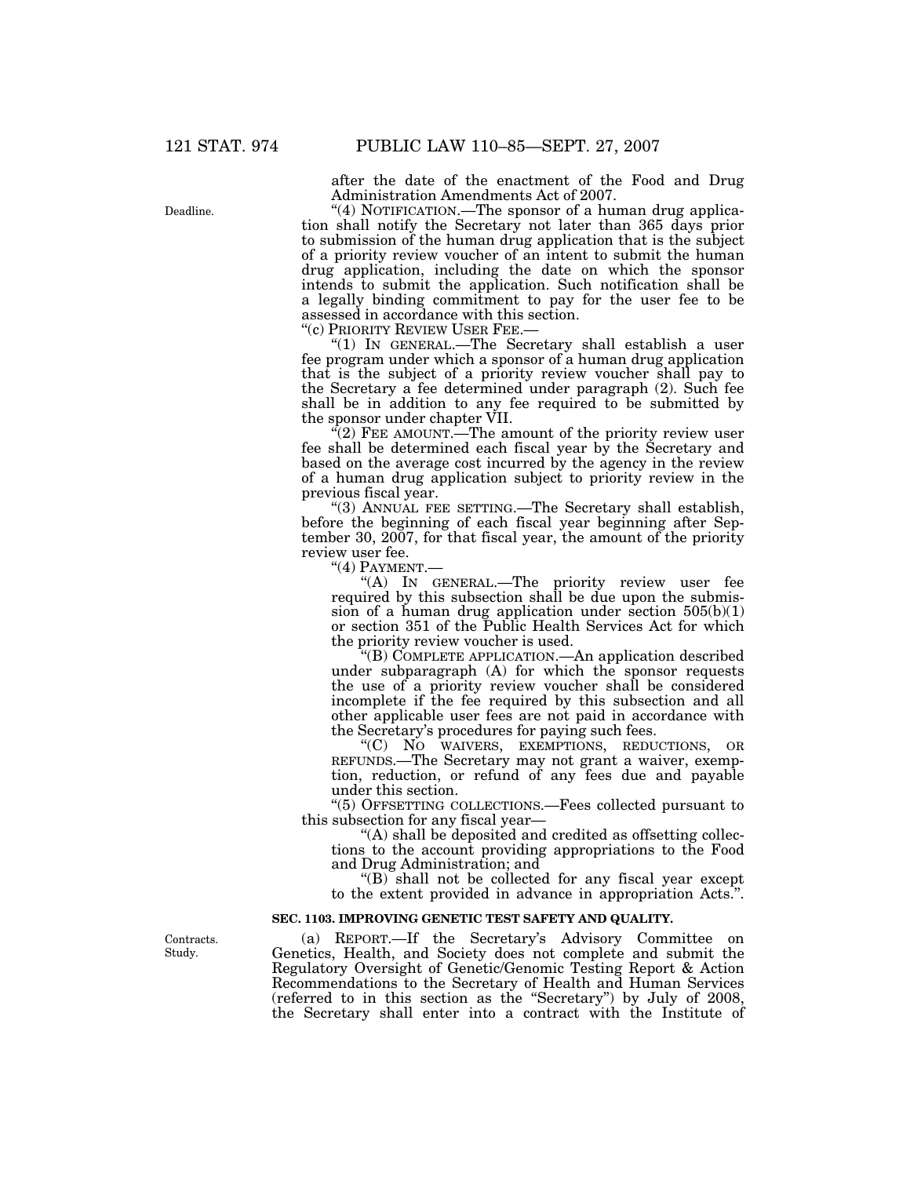after the date of the enactment of the Food and Drug Administration Amendments Act of 2007.

Deadline.

"(4) NOTIFICATION.—The sponsor of a human drug application shall notify the Secretary not later than 365 days prior to submission of the human drug application that is the subject of a priority review voucher of an intent to submit the human drug application, including the date on which the sponsor intends to submit the application. Such notification shall be a legally binding commitment to pay for the user fee to be assessed in accordance with this section.

"(c) PRIORITY REVIEW USER FEE.—

"(1) IN GENERAL.—The Secretary shall establish a user fee program under which a sponsor of a human drug application that is the subject of a priority review voucher shall pay to the Secretary a fee determined under paragraph (2). Such fee shall be in addition to any fee required to be submitted by the sponsor under chapter VII.

"(2) FEE AMOUNT.—The amount of the priority review user fee shall be determined each fiscal year by the Secretary and based on the average cost incurred by the agency in the review of a human drug application subject to priority review in the previous fiscal year.

"(3) ANNUAL FEE SETTING.—The Secretary shall establish, before the beginning of each fiscal year beginning after September 30, 2007, for that fiscal year, the amount of the priority review user fee.

"(4) PAYMENT.—

"(A) IN GENERAL.—The priority review user fee required by this subsection shall be due upon the submission of a human drug application under section 505(b)(1) or section 351 of the Public Health Services Act for which the priority review voucher is used.

"(B) COMPLETE APPLICATION.—An application described under subparagraph (A) for which the sponsor requests the use of a priority review voucher shall be considered incomplete if the fee required by this subsection and all other applicable user fees are not paid in accordance with the Secretary's procedures for paying such fees.

"(C) NO WAIVERS, EXEMPTIONS, REDUCTIONS, OR REFUNDS.—The Secretary may not grant a waiver, exemption, reduction, or refund of any fees due and payable under this section.

"(5) OFFSETTING COLLECTIONS.—Fees collected pursuant to this subsection for any fiscal year—

"(A) shall be deposited and credited as offsetting collections to the account providing appropriations to the Food and Drug Administration; and

"(B) shall not be collected for any fiscal year except to the extent provided in advance in appropriation Acts.".

### SEC. 1103. IMPROVING GENETIC TEST SAFETY AND QUALITY.

Contracts.
Study.

(a) REPORT.—If the Secretary's Advisory Committee on Genetics, Health, and Society does not complete and submit the Regulatory Oversight of Genetic/Genomic Testing Report & Action Recommendations to the Secretary of Health and Human Services (referred to in this section as the "Secretary") by July of 2008, the Secretary shall enter into a contract with the Institute of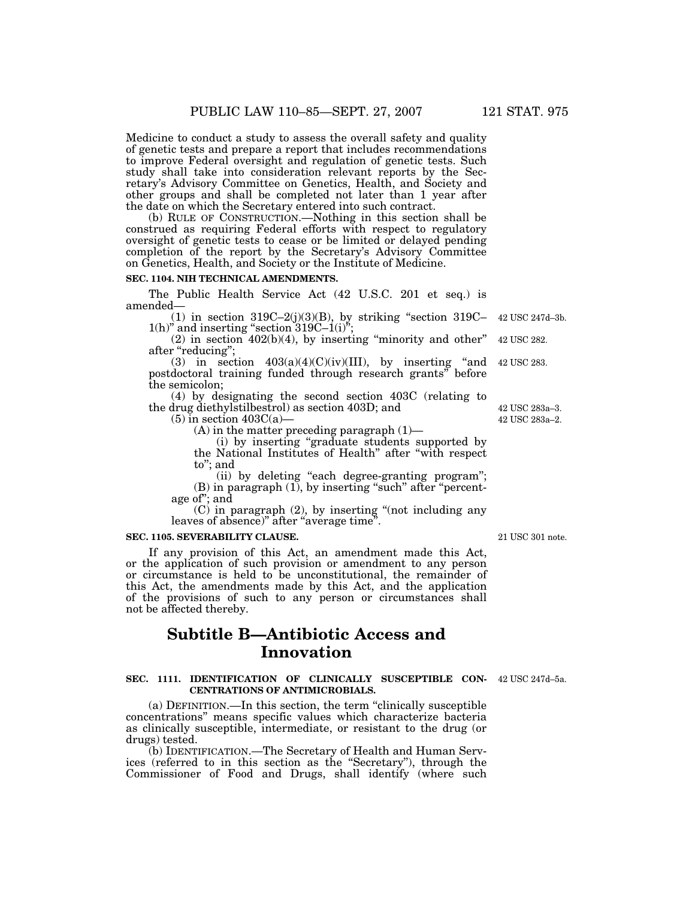Medicine to conduct a study to assess the overall safety and quality of genetic tests and prepare a report that includes recommendations to improve Federal oversight and regulation of genetic tests. Such study shall take into consideration relevant reports by the Secretary's Advisory Committee on Genetics, Health, and Society and other groups and shall be completed not later than 1 year after the date on which the Secretary entered into such contract.

(b) RULE OF CONSTRUCTION.—Nothing in this section shall be construed as requiring Federal efforts with respect to regulatory oversight of genetic tests to cease or be limited or delayed pending completion of the report by the Secretary's Advisory Committee on Genetics, Health, and Society or the Institute of Medicine.

**SEC. 1104. NIH TECHNICAL AMENDMENTS.**

The Public Health Service Act (42 U.S.C. 201 et seq.) is amended—

(1) in section 319C–2(j)(3)(B), by striking "section 319C–1(h)" and inserting "section 319C–1(i)"; 42 USC 247d–3b.

(2) in section 402(b)(4), by inserting "minority and other" after "reducing"; 42 USC 282.

(3) in section 403(a)(4)(C)(iv)(III), by inserting "and postdoctoral training funded through research grants" before the semicolon; 42 USC 283.

(4) by designating the second section 403C (relating to the drug diethylstilbestrol) as section 403D; and 42 USC 283a–3.

(5) in section 403C(a)— 42 USC 283a–2.

(A) in the matter preceding paragraph (1)—

(i) by inserting "graduate students supported by the National Institutes of Health" after "with respect to"; and

(ii) by deleting "each degree-granting program";

(B) in paragraph (1), by inserting "such" after "percentage of"; and

(C) in paragraph (2), by inserting "(not including any leaves of absence)" after "average time".

**SEC. 1105. SEVERABILITY CLAUSE.**

21 USC 301 note.

If any provision of this Act, an amendment made this Act, or the application of such provision or amendment to any person or circumstance is held to be unconstitutional, the remainder of this Act, the amendments made by this Act, and the application of the provisions of such to any person or circumstances shall not be affected thereby.

# Subtitle B—Antibiotic Access and Innovation

**SEC. 1111. IDENTIFICATION OF CLINICALLY SUSCEPTIBLE CONCENTRATIONS OF ANTIMICROBIALS.**

42 USC 247d–5a.

(a) DEFINITION.—In this section, the term "clinically susceptible concentrations" means specific values which characterize bacteria as clinically susceptible, intermediate, or resistant to the drug (or drugs) tested.

(b) IDENTIFICATION.—The Secretary of Health and Human Services (referred to in this section as the "Secretary"), through the Commissioner of Food and Drugs, shall identify (where such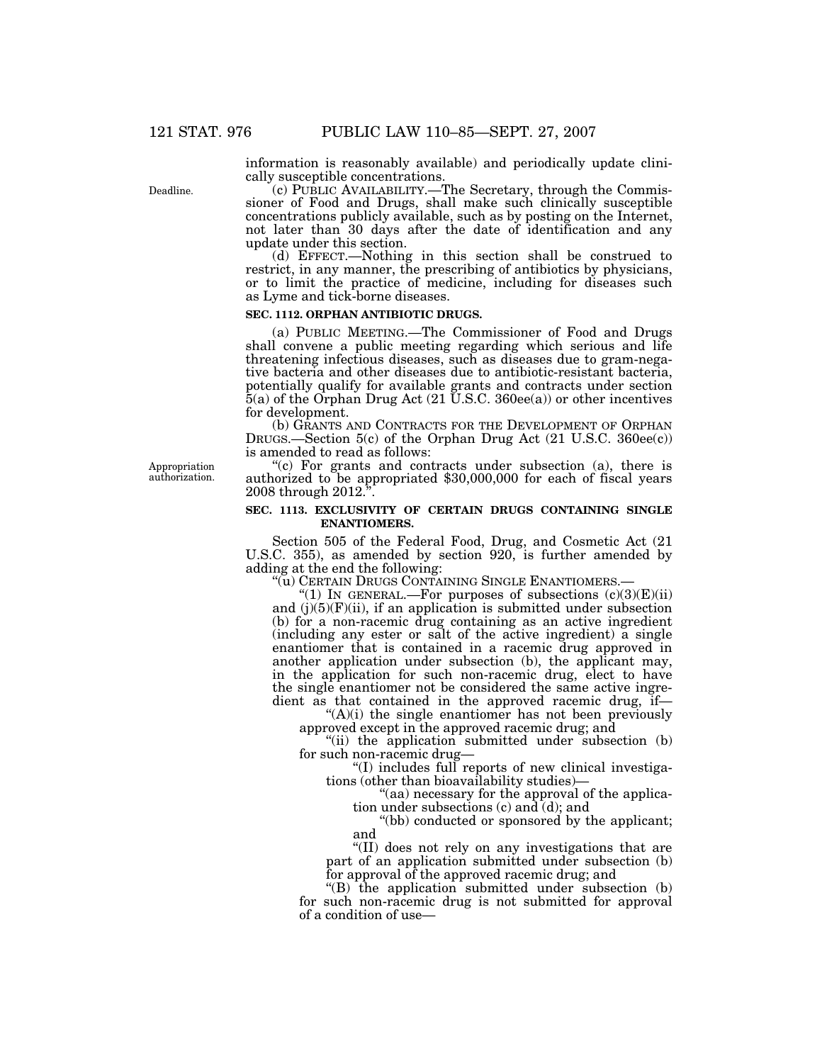information is reasonably available) and periodically update clinically susceptible concentrations.

Deadline.

(c) PUBLIC AVAILABILITY.—The Secretary, through the Commissioner of Food and Drugs, shall make such clinically susceptible concentrations publicly available, such as by posting on the Internet, not later than 30 days after the date of identification and any update under this section.

(d) EFFECT.—Nothing in this section shall be construed to restrict, in any manner, the prescribing of antibiotics by physicians, or to limit the practice of medicine, including for diseases such as Lyme and tick-borne diseases.

**SEC. 1112. ORPHAN ANTIBIOTIC DRUGS.**

(a) PUBLIC MEETING.—The Commissioner of Food and Drugs shall convene a public meeting regarding which serious and life threatening infectious diseases, such as diseases due to gram-negative bacteria and other diseases due to antibiotic-resistant bacteria, potentially qualify for available grants and contracts under section 5(a) of the Orphan Drug Act (21 U.S.C. 360ee(a)) or other incentives for development.

(b) GRANTS AND CONTRACTS FOR THE DEVELOPMENT OF ORPHAN DRUGS.—Section 5(c) of the Orphan Drug Act (21 U.S.C. 360ee(c)) is amended to read as follows:

Appropriation authorization.

"(c) For grants and contracts under subsection (a), there is authorized to be appropriated $30,000,000 for each of fiscal years 2008 through 2012.".

**SEC. 1113. EXCLUSIVITY OF CERTAIN DRUGS CONTAINING SINGLE ENANTIOMERS.**

Section 505 of the Federal Food, Drug, and Cosmetic Act (21 U.S.C. 355), as amended by section 920, is further amended by adding at the end the following:

"(u) CERTAIN DRUGS CONTAINING SINGLE ENANTIOMERS.—

"(1) IN GENERAL.—For purposes of subsections (c)(3)(E)(ii) and (j)(5)(F)(ii), if an application is submitted under subsection (b) for a non-racemic drug containing as an active ingredient (including any ester or salt of the active ingredient) a single enantiomer that is contained in a racemic drug approved in another application under subsection (b), the applicant may, in the application for such non-racemic drug, elect to have the single enantiomer not be considered the same active ingredient as that contained in the approved racemic drug, if—

"(A)(i) the single enantiomer has not been previously approved except in the approved racemic drug; and

"(ii) the application submitted under subsection (b) for such non-racemic drug—

"(I) includes full reports of new clinical investigations (other than bioavailability studies)—

"(aa) necessary for the approval of the application under subsections (c) and (d); and

"(bb) conducted or sponsored by the applicant; and

"(II) does not rely on any investigations that are part of an application submitted under subsection (b) for approval of the approved racemic drug; and

"(B) the application submitted under subsection (b) for such non-racemic drug is not submitted for approval of a condition of use—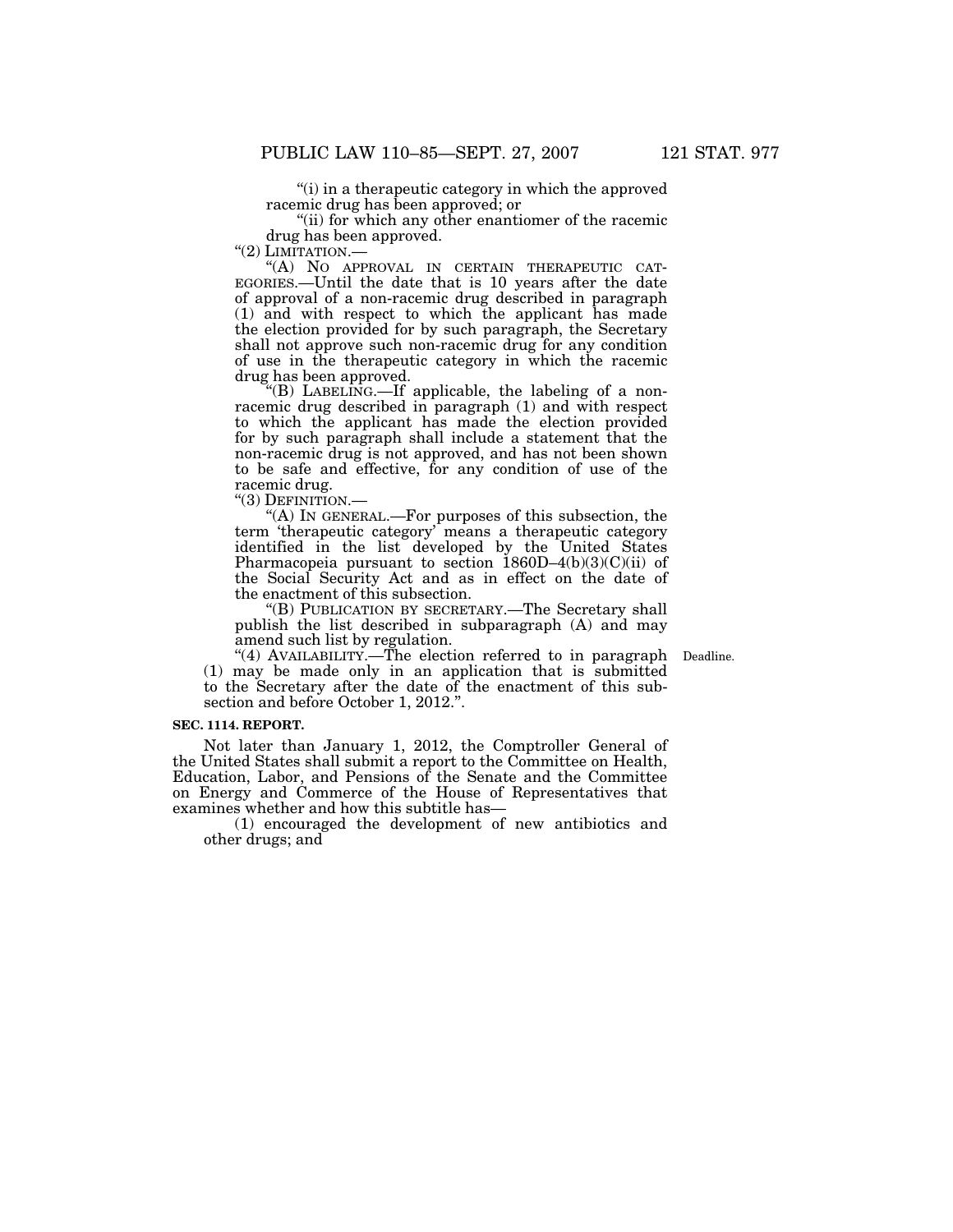"(i) in a therapeutic category in which the approved racemic drug has been approved; or

"(ii) for which any other enantiomer of the racemic drug has been approved.

"(2) LIMITATION.—

"(A) NO APPROVAL IN CERTAIN THERAPEUTIC CATEGORIES.—Until the date that is 10 years after the date of approval of a non-racemic drug described in paragraph (1) and with respect to which the applicant has made the election provided for by such paragraph, the Secretary shall not approve such non-racemic drug for any condition of use in the therapeutic category in which the racemic drug has been approved.

"(B) LABELING.—If applicable, the labeling of a non-racemic drug described in paragraph (1) and with respect to which the applicant has made the election provided for by such paragraph shall include a statement that the non-racemic drug is not approved, and has not been shown to be safe and effective, for any condition of use of the racemic drug.

"(3) DEFINITION.—

"(A) IN GENERAL.—For purposes of this subsection, the term 'therapeutic category' means a therapeutic category identified in the list developed by the United States Pharmacopeia pursuant to section 1860D–4(b)(3)(C)(ii) of the Social Security Act and as in effect on the date of the enactment of this subsection.

"(B) PUBLICATION BY SECRETARY.—The Secretary shall publish the list described in subparagraph (A) and may amend such list by regulation.

Deadline.

"(4) AVAILABILITY.—The election referred to in paragraph (1) may be made only in an application that is submitted to the Secretary after the date of the enactment of this subsection and before October 1, 2012.".

**SEC. 1114. REPORT.**

Not later than January 1, 2012, the Comptroller General of the United States shall submit a report to the Committee on Health, Education, Labor, and Pensions of the Senate and the Committee on Energy and Commerce of the House of Representatives that examines whether and how this subtitle has—

(1) encouraged the development of new antibiotics and other drugs; and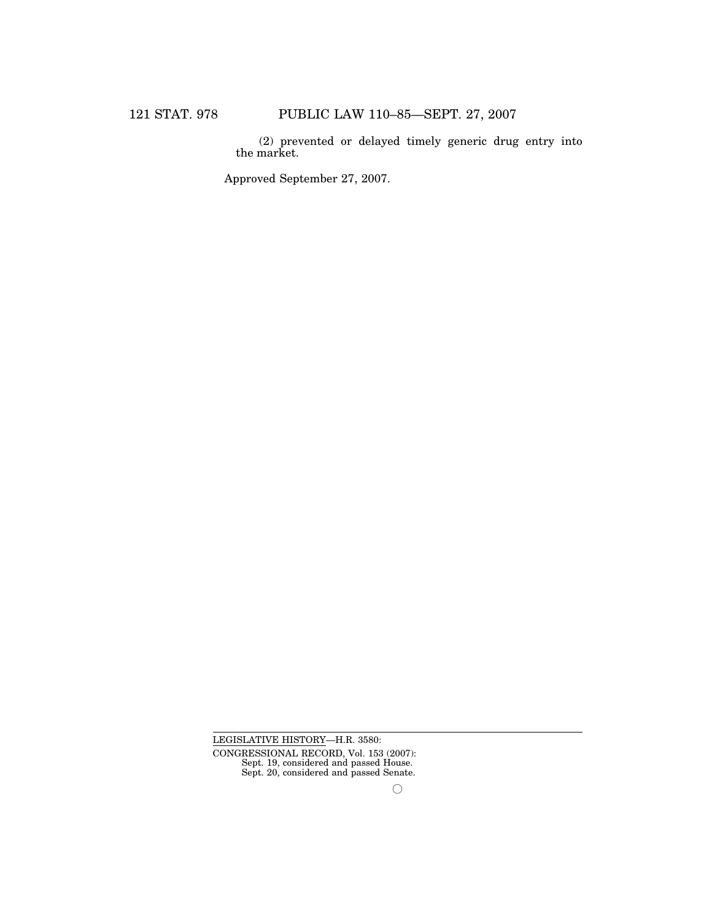(2) prevented or delayed timely generic drug entry into the market.

Approved September 27, 2007.

---

LEGISLATIVE HISTORY—H.R. 3580:

CONGRESSIONAL RECORD, Vol. 153 (2007):

Sept. 19, considered and passed House.
Sept. 20, considered and passed Senate.